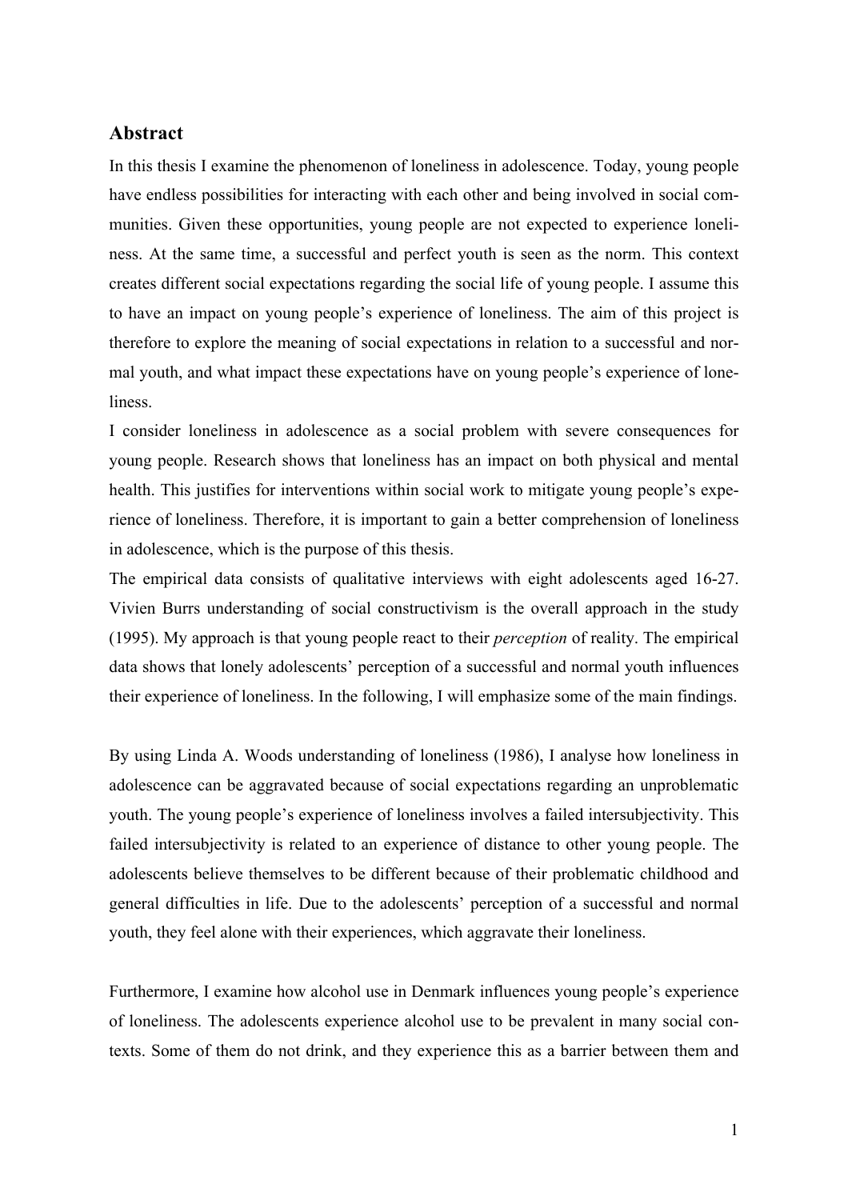## Abstract

In this thesis I examine the phenomenon of loneliness in adolescence. Today, young people have endless possibilities for interacting with each other and being involved in social communities. Given these opportunities, young people are not expected to experience loneliness. At the same time, a successful and perfect youth is seen as the norm. This context creates different social expectations regarding the social life of young people. I assume this to have an impact on young people's experience of loneliness. The aim of this project is therefore to explore the meaning of social expectations in relation to a successful and normal youth, and what impact these expectations have on young people's experience of loneliness.

I consider loneliness in adolescence as a social problem with severe consequences for young people. Research shows that loneliness has an impact on both physical and mental health. This justifies for interventions within social work to mitigate young people's experience of loneliness. Therefore, it is important to gain a better comprehension of loneliness in adolescence, which is the purpose of this thesis.

The empirical data consists of qualitative interviews with eight adolescents aged 16-27. Vivien Burrs understanding of social constructivism is the overall approach in the study (1995). My approach is that young people react to their *perception* of reality. The empirical data shows that lonely adolescents' perception of a successful and normal youth influences their experience of loneliness. In the following, I will emphasize some of the main findings.

By using Linda A. Woods understanding of loneliness (1986), I analyse how loneliness in adolescence can be aggravated because of social expectations regarding an unproblematic youth. The young people's experience of loneliness involves a failed intersubjectivity. This failed intersubjectivity is related to an experience of distance to other young people. The adolescents believe themselves to be different because of their problematic childhood and general difficulties in life. Due to the adolescents' perception of a successful and normal youth, they feel alone with their experiences, which aggravate their loneliness.

Furthermore, I examine how alcohol use in Denmark influences young people's experience of loneliness. The adolescents experience alcohol use to be prevalent in many social contexts. Some of them do not drink, and they experience this as a barrier between them and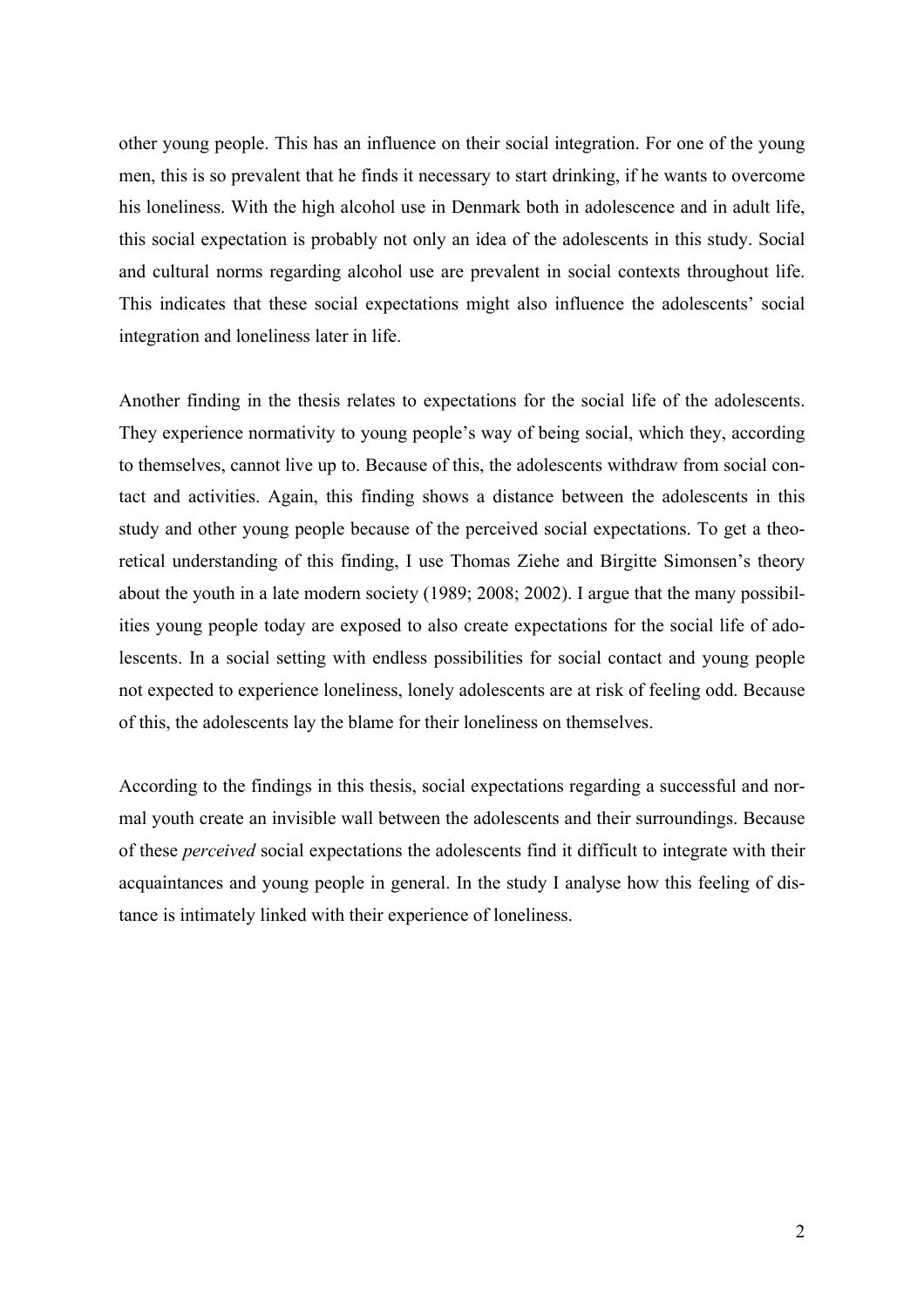other young people. This has an influence on their social integration. For one of the young men, this is so prevalent that he finds it necessary to start drinking, if he wants to overcome his loneliness. With the high alcohol use in Denmark both in adolescence and in adult life, this social expectation is probably not only an idea of the adolescents in this study. Social and cultural norms regarding alcohol use are prevalent in social contexts throughout life. This indicates that these social expectations might also influence the adolescents' social integration and loneliness later in life.

Another finding in the thesis relates to expectations for the social life of the adolescents. They experience normativity to young people's way of being social, which they, according to themselves, cannot live up to. Because of this, the adolescents withdraw from social contact and activities. Again, this finding shows a distance between the adolescents in this study and other young people because of the perceived social expectations. To get a theoretical understanding of this finding, I use Thomas Ziehe and Birgitte Simonsen's theory about the youth in a late modern society (1989; 2008; 2002). I argue that the many possibilities young people today are exposed to also create expectations for the social life of adolescents. In a social setting with endless possibilities for social contact and young people not expected to experience loneliness, lonely adolescents are at risk of feeling odd. Because of this, the adolescents lay the blame for their loneliness on themselves.

According to the findings in this thesis, social expectations regarding a successful and normal youth create an invisible wall between the adolescents and their surroundings. Because of these *perceived* social expectations the adolescents find it difficult to integrate with their acquaintances and young people in general. In the study I analyse how this feeling of distance is intimately linked with their experience of loneliness.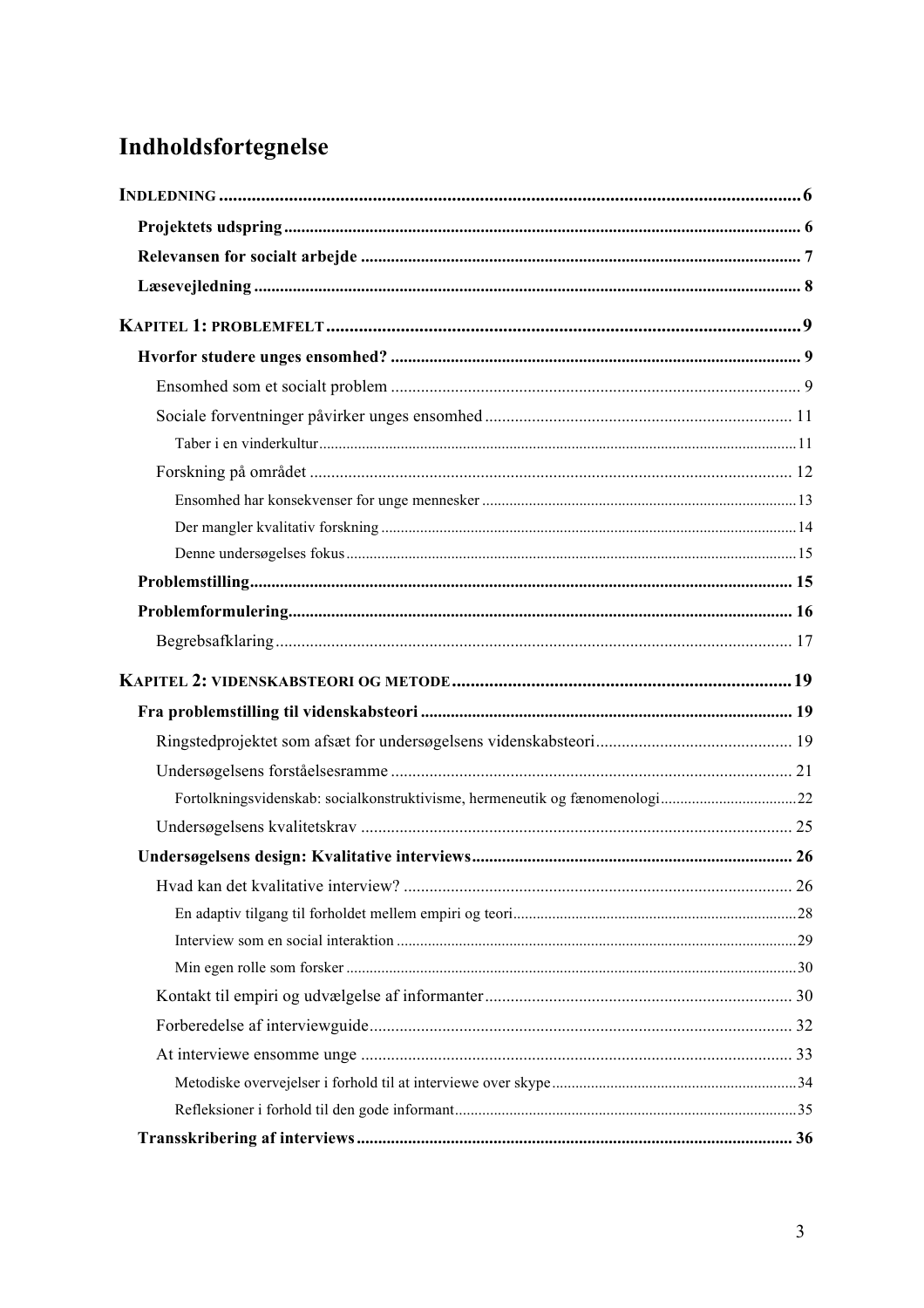# Indholdsfortegnelse

**INDLEDNING** ..... 6

- **Projektets udspring** ..... 6
- **Relevansen for socialt arbejde** ..... 7
- **Læsevejledning** ..... 8

**KAPITEL 1: PROBLEMFELT** ..... 9

- **Hvorfor studere unges ensomhed?** ..... 9
  - Ensomhed som et socialt problem ..... 9
  - Sociale forventninger påvirker unges ensomhed ..... 11
    - Taber i en vinderkultur ..... 11
  - Forskning på området ..... 12
    - Ensomhed har konsekvenser for unge mennesker ..... 13
    - Der mangler kvalitativ forskning ..... 14
    - Denne undersøgelses fokus ..... 15
- **Problemstilling** ..... 15
- **Problemformulering** ..... 16
  - Begrebsafklaring ..... 17

**KAPITEL 2: VIDENSKABSTEORI OG METODE** ..... 19

- **Fra problemstilling til videnskabsteori** ..... 19
  - Ringstedprojektet som afsæt for undersøgelsens videnskabsteori ..... 19
  - Undersøgelsens forståelsesramme ..... 21
    - Fortolkningsvidenskab: socialkonstruktivisme, hermeneutik og fænomenologi ..... 22
  - Undersøgelsens kvalitetskrav ..... 25
- **Undersøgelsens design: Kvalitative interviews** ..... 26
  - Hvad kan det kvalitative interview? ..... 26
    - En adaptiv tilgang til forholdet mellem empiri og teori ..... 28
    - Interview som en social interaktion ..... 29
    - Min egen rolle som forsker ..... 30
  - Kontakt til empiri og udvælgelse af informanter ..... 30
  - Forberedelse af interviewguide ..... 32
  - At interviewe ensomme unge ..... 33
    - Metodiske overvejelser i forhold til at interviewe over skype ..... 34
    - Refleksioner i forhold til den gode informant ..... 35
- **Transskribering af interviews** ..... 36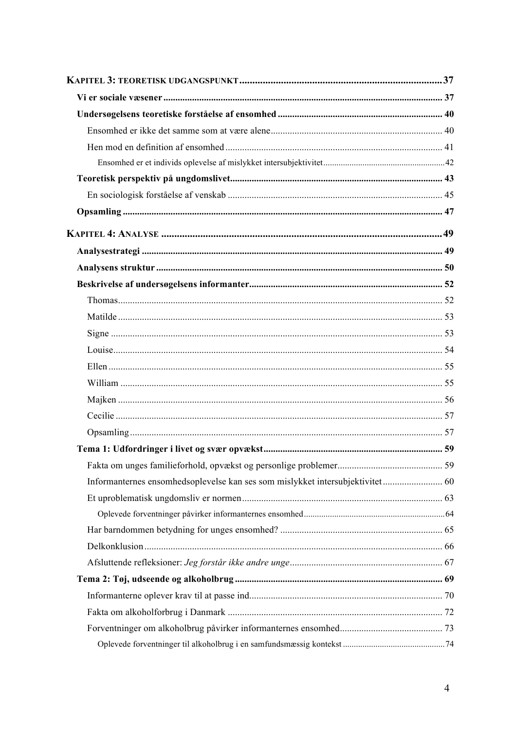**KAPITEL 3: TEORETISK UDGANGSPUNKT** .......... 37

- **Vi er sociale væsener** .......... 37
- **Undersøgelsens teoretiske forståelse af ensomhed** .......... 40
  - Ensomhed er ikke det samme som at være alene .......... 40
  - Hen mod en definition af ensomhed .......... 41
    - Ensomhed er et individs oplevelse af mislykket intersubjektivitet .......... 42
- **Teoretisk perspektiv på ungdomslivet** .......... 43
  - En sociologisk forståelse af venskab .......... 45
- **Opsamling** .......... 47

**KAPITEL 4: ANALYSE** .......... 49

- **Analysestrategi** .......... 49
- **Analysens struktur** .......... 50
- **Beskrivelse af undersøgelsens informanter** .......... 52
  - Thomas .......... 52
  - Matilde .......... 53
  - Signe .......... 53
  - Louise .......... 54
  - Ellen .......... 55
  - William .......... 55
  - Majken .......... 56
  - Cecilie .......... 57
  - Opsamling .......... 57
- **Tema 1: Udfordringer i livet og svær opvækst** .......... 59
  - Fakta om unges familieforhold, opvækst og personlige problemer .......... 59
  - Informanternes ensomhedsoplevelse kan ses som mislykket intersubjektivitet .......... 60
  - Et uproblematisk ungdomsliv er normen .......... 63
    - Oplevede forventninger påvirker informanternes ensomhed .......... 64
  - Har barndommen betydning for unges ensomhed? .......... 65
  - Delkonklusion .......... 66
  - Afsluttende refleksioner: *Jeg forstår ikke andre unge* .......... 67
- **Tema 2: Tøj, udseende og alkoholbrug** .......... 69
  - Informanterne oplever krav til at passe ind .......... 70
  - Fakta om alkoholforbrug i Danmark .......... 72
  - Forventninger om alkoholbrug påvirker informanternes ensomhed .......... 73
    - Oplevede forventninger til alkoholbrug i en samfundsmæssig kontekst .......... 74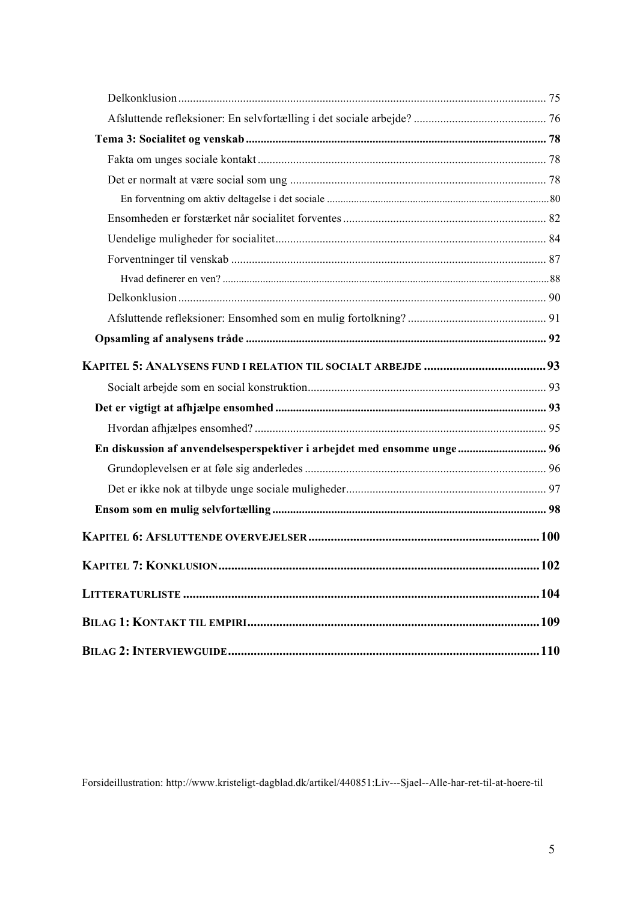Delkonklusion ............................................................................................................................. 75

Afsluttende refleksioner: En selvfortælling i det sociale arbejde? ............................................. 76

**Tema 3: Socialitet og venskab ..................................................................................................... 78**

Fakta om unges sociale kontakt .................................................................................................. 78

Det er normalt at være social som ung ....................................................................................... 78

En forventning om aktiv deltagelse i det sociale ..................................................................................... 80

Ensomheden er forstærket når socialitet forventes ..................................................................... 82

Uendelige muligheder for socialitet............................................................................................ 84

Forventninger til venskab ........................................................................................................... 87

Hvad definerer en ven? ............................................................................................................................. 88

Delkonklusion ............................................................................................................................. 90

Afsluttende refleksioner: Ensomhed som en mulig fortolkning? ............................................... 91

**Opsamling af analysens tråde ..................................................................................................... 92**

**KAPITEL 5: ANALYSENS FUND I RELATION TIL SOCIALT ARBEJDE ......................................93**

Socialt arbejde som en social konstruktion................................................................................. 93

**Det er vigtigt at afhjælpe ensomhed ........................................................................................... 93**

Hvordan afhjælpes ensomhed? ................................................................................................... 95

**En diskussion af anvendelsesperspektiver i arbejdet med ensomme unge ............................. 96**

Grundoplevelsen er at føle sig anderledes .................................................................................. 96

Det er ikke nok at tilbyde unge sociale muligheder.................................................................... 97

**Ensom som en mulig selvfortælling ............................................................................................. 98**

**KAPITEL 6: AFSLUTTENDE OVERVEJELSER ........................................................................100**

**KAPITEL 7: KONKLUSION ....................................................................................................102**

**LITTERATURLISTE ...............................................................................................................104**

**BILAG 1: KONTAKT TIL EMPIRI ...........................................................................................109**

**BILAG 2: INTERVIEWGUIDE .................................................................................................110**

Forsideillustration: http://www.kristeligt-dagblad.dk/artikel/440851:Liv---Sjael--Alle-har-ret-til-at-hoere-til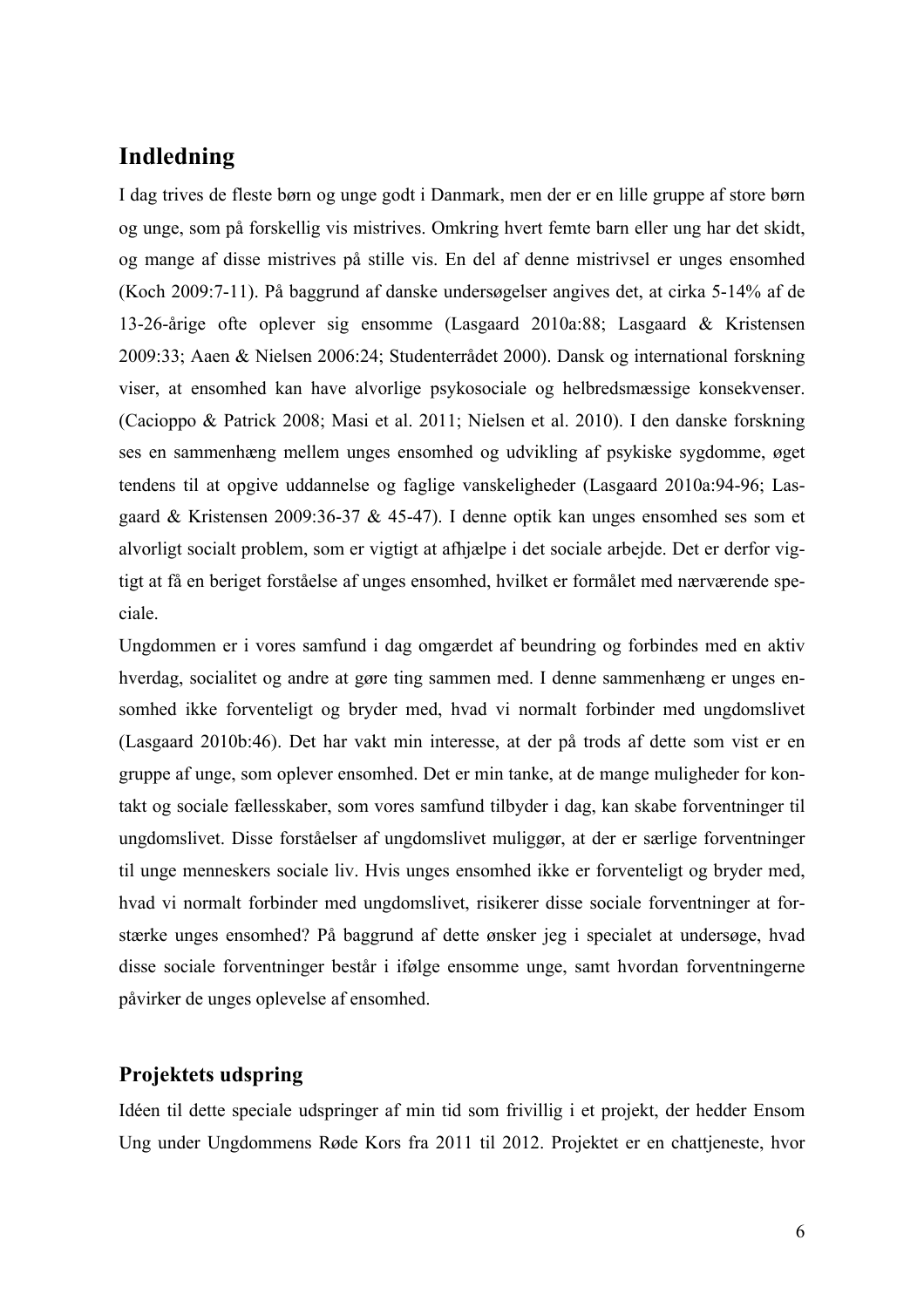## Indledning

I dag trives de fleste børn og unge godt i Danmark, men der er en lille gruppe af store børn og unge, som på forskellig vis mistrives. Omkring hvert femte barn eller ung har det skidt, og mange af disse mistrives på stille vis. En del af denne mistrivsel er unges ensomhed (Koch 2009:7-11). På baggrund af danske undersøgelser angives det, at cirka 5-14% af de 13-26-årige ofte oplever sig ensomme (Lasgaard 2010a:88; Lasgaard & Kristensen 2009:33; Aaen & Nielsen 2006:24; Studenterrådet 2000). Dansk og international forskning viser, at ensomhed kan have alvorlige psykosociale og helbredsmæssige konsekvenser. (Cacioppo & Patrick 2008; Masi et al. 2011; Nielsen et al. 2010). I den danske forskning ses en sammenhæng mellem unges ensomhed og udvikling af psykiske sygdomme, øget tendens til at opgive uddannelse og faglige vanskeligheder (Lasgaard 2010a:94-96; Lasgaard & Kristensen 2009:36-37 & 45-47). I denne optik kan unges ensomhed ses som et alvorligt socialt problem, som er vigtigt at afhjælpe i det sociale arbejde. Det er derfor vigtigt at få en beriget forståelse af unges ensomhed, hvilket er formålet med nærværende speciale.

Ungdommen er i vores samfund i dag omgærdet af beundring og forbindes med en aktiv hverdag, socialitet og andre at gøre ting sammen med. I denne sammenhæng er unges ensomhed ikke forventeligt og bryder med, hvad vi normalt forbinder med ungdomslivet (Lasgaard 2010b:46). Det har vakt min interesse, at der på trods af dette som vist er en gruppe af unge, som oplever ensomhed. Det er min tanke, at de mange muligheder for kontakt og sociale fællesskaber, som vores samfund tilbyder i dag, kan skabe forventninger til ungdomslivet. Disse forståelser af ungdomslivet muliggør, at der er særlige forventninger til unge menneskers sociale liv. Hvis unges ensomhed ikke er forventeligt og bryder med, hvad vi normalt forbinder med ungdomslivet, risikerer disse sociale forventninger at forstærke unges ensomhed? På baggrund af dette ønsker jeg i specialet at undersøge, hvad disse sociale forventninger består i ifølge ensomme unge, samt hvordan forventningerne påvirker de unges oplevelse af ensomhed.

## Projektets udspring

Idéen til dette speciale udspringer af min tid som frivillig i et projekt, der hedder Ensom Ung under Ungdommens Røde Kors fra 2011 til 2012. Projektet er en chattjeneste, hvor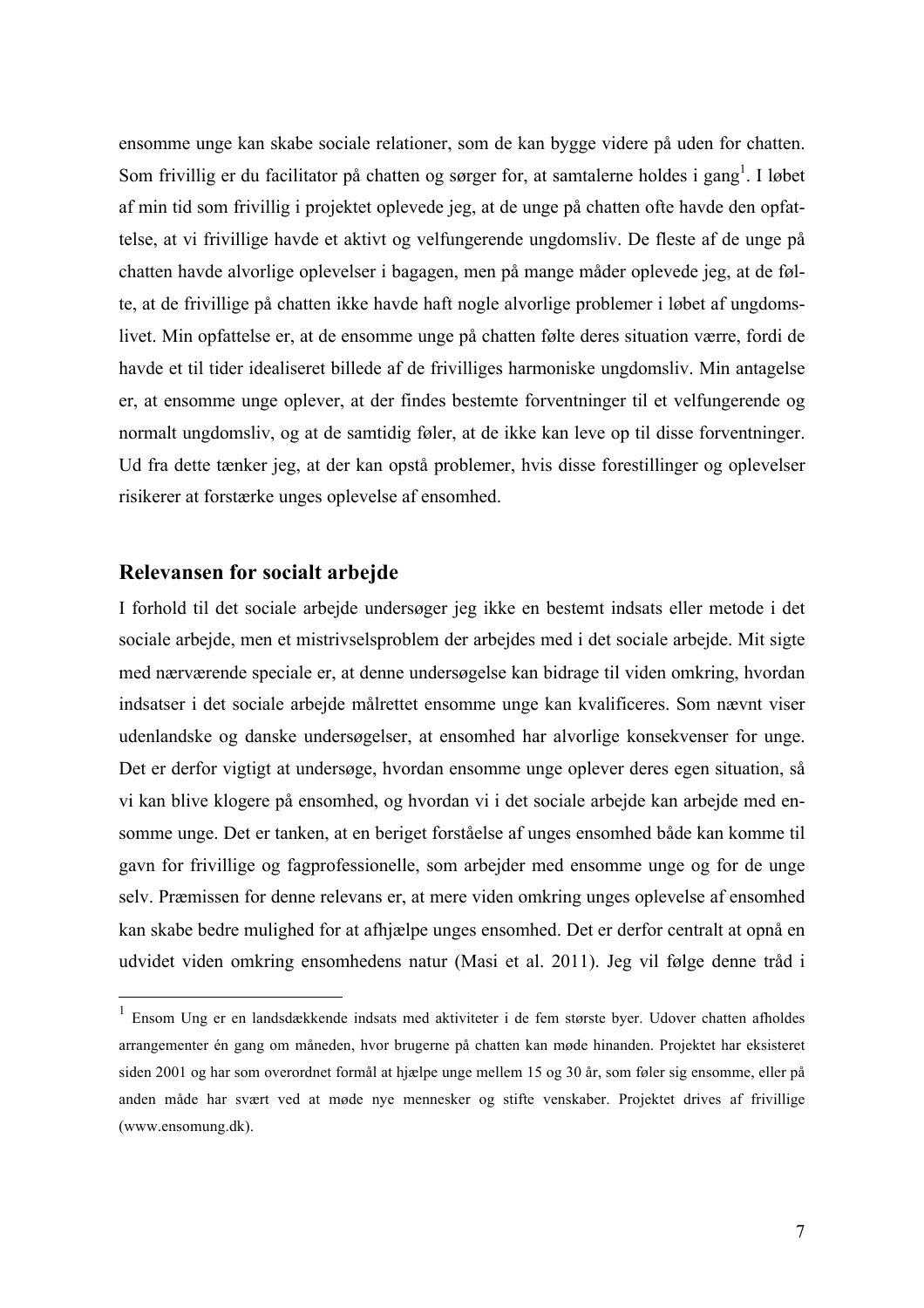ensomme unge kan skabe sociale relationer, som de kan bygge videre på uden for chatten. Som frivillig er du facilitator på chatten og sørger for, at samtalerne holdes i gang[1]. I løbet af min tid som frivillig i projektet oplevede jeg, at de unge på chatten ofte havde den opfattelse, at vi frivillige havde et aktivt og velfungerende ungdomsliv. De fleste af de unge på chatten havde alvorlige oplevelser i bagagen, men på mange måder oplevede jeg, at de følte, at de frivillige på chatten ikke havde haft nogle alvorlige problemer i løbet af ungdomslivet. Min opfattelse er, at de ensomme unge på chatten følte deres situation værre, fordi de havde et til tider idealiseret billede af de frivilliges harmoniske ungdomsliv. Min antagelse er, at ensomme unge oplever, at der findes bestemte forventninger til et velfungerende og normalt ungdomsliv, og at de samtidig føler, at de ikke kan leve op til disse forventninger. Ud fra dette tænker jeg, at der kan opstå problemer, hvis disse forestillinger og oplevelser risikerer at forstærke unges oplevelse af ensomhed.

## Relevansen for socialt arbejde

I forhold til det sociale arbejde undersøger jeg ikke en bestemt indsats eller metode i det sociale arbejde, men et mistrivselsproblem der arbejdes med i det sociale arbejde. Mit sigte med nærværende speciale er, at denne undersøgelse kan bidrage til viden omkring, hvordan indsatser i det sociale arbejde målrettet ensomme unge kan kvalificeres. Som nævnt viser udenlandske og danske undersøgelser, at ensomhed har alvorlige konsekvenser for unge. Det er derfor vigtigt at undersøge, hvordan ensomme unge oplever deres egen situation, så vi kan blive klogere på ensomhed, og hvordan vi i det sociale arbejde kan arbejde med ensomme unge. Det er tanken, at en beriget forståelse af unges ensomhed både kan komme til gavn for frivillige og fagprofessionelle, som arbejder med ensomme unge og for de unge selv. Præmissen for denne relevans er, at mere viden omkring unges oplevelse af ensomhed kan skabe bedre mulighed for at afhjælpe unges ensomhed. Det er derfor centralt at opnå en udvidet viden omkring ensomhedens natur (Masi et al. 2011). Jeg vil følge denne tråd i

---

[1] Ensom Ung er en landsdækkende indsats med aktiviteter i de fem største byer. Udover chatten afholdes arrangementer én gang om måneden, hvor brugerne på chatten kan møde hinanden. Projektet har eksisteret siden 2001 og har som overordnet formål at hjælpe unge mellem 15 og 30 år, som føler sig ensomme, eller på anden måde har svært ved at møde nye mennesker og stifte venskaber. Projektet drives af frivillige (www.ensomung.dk).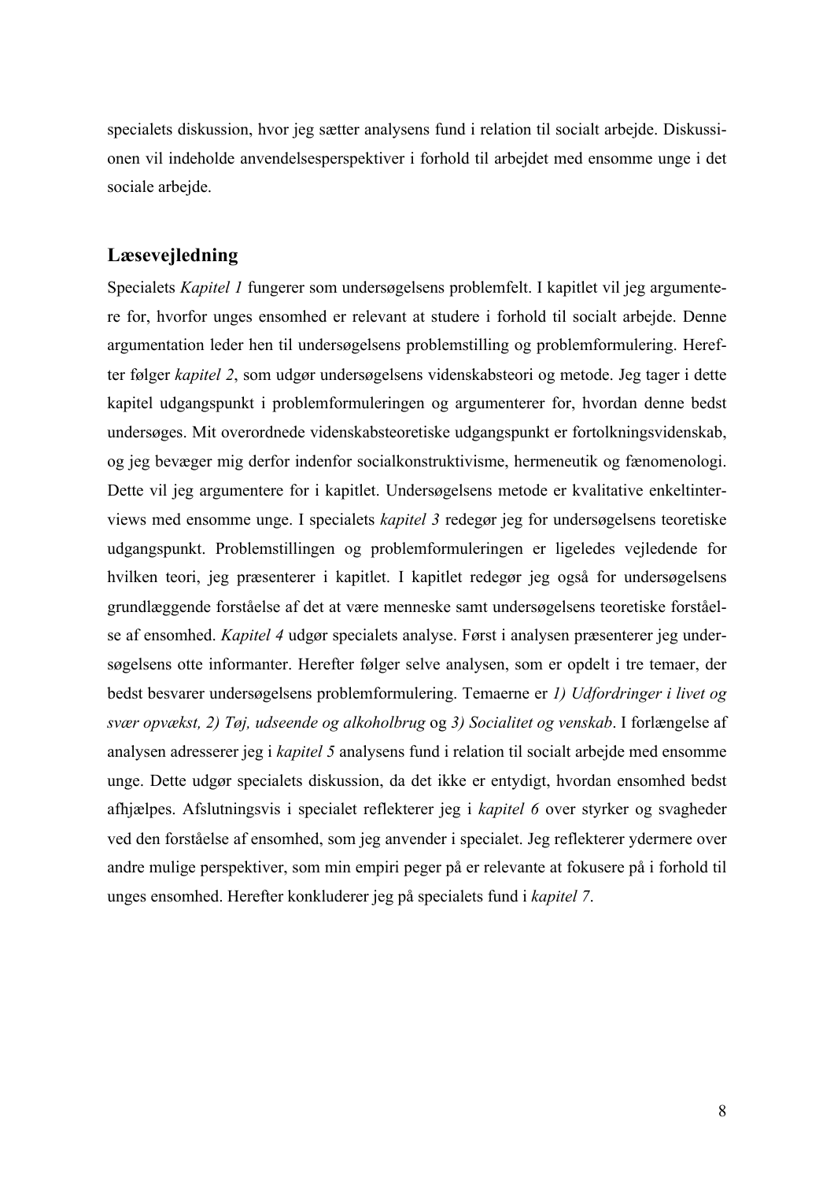specialets diskussion, hvor jeg sætter analysens fund i relation til socialt arbejde. Diskussionen vil indeholde anvendelsesperspektiver i forhold til arbejdet med ensomme unge i det sociale arbejde.

## Læsevejledning

Specialets *Kapitel 1* fungerer som undersøgelsens problemfelt. I kapitlet vil jeg argumentere for, hvorfor unges ensomhed er relevant at studere i forhold til socialt arbejde. Denne argumentation leder hen til undersøgelsens problemstilling og problemformulering. Herefter følger *kapitel 2*, som udgør undersøgelsens videnskabsteori og metode. Jeg tager i dette kapitel udgangspunkt i problemformuleringen og argumenterer for, hvordan denne bedst undersøges. Mit overordnede videnskabsteoretiske udgangspunkt er fortolkningsvidenskab, og jeg bevæger mig derfor indenfor socialkonstruktivisme, hermeneutik og fænomenologi. Dette vil jeg argumentere for i kapitlet. Undersøgelsens metode er kvalitative enkeltinterviews med ensomme unge. I specialets *kapitel 3* redegør jeg for undersøgelsens teoretiske udgangspunkt. Problemstillingen og problemformuleringen er ligeledes vejledende for hvilken teori, jeg præsenterer i kapitlet. I kapitlet redegør jeg også for undersøgelsens grundlæggende forståelse af det at være menneske samt undersøgelsens teoretiske forståelse af ensomhed. *Kapitel 4* udgør specialets analyse. Først i analysen præsenterer jeg undersøgelsens otte informanter. Herefter følger selve analysen, som er opdelt i tre temaer, der bedst besvarer undersøgelsens problemformulering. Temaerne er *1) Udfordringer i livet og svær opvækst, 2) Tøj, udseende og alkoholbrug* og *3) Socialitet og venskab*. I forlængelse af analysen adresserer jeg i *kapitel 5* analysens fund i relation til socialt arbejde med ensomme unge. Dette udgør specialets diskussion, da det ikke er entydigt, hvordan ensomhed bedst afhjælpes. Afslutningsvis i specialet reflekterer jeg i *kapitel 6* over styrker og svagheder ved den forståelse af ensomhed, som jeg anvender i specialet. Jeg reflekterer ydermere over andre mulige perspektiver, som min empiri peger på er relevante at fokusere på i forhold til unges ensomhed. Herefter konkluderer jeg på specialets fund i *kapitel 7*.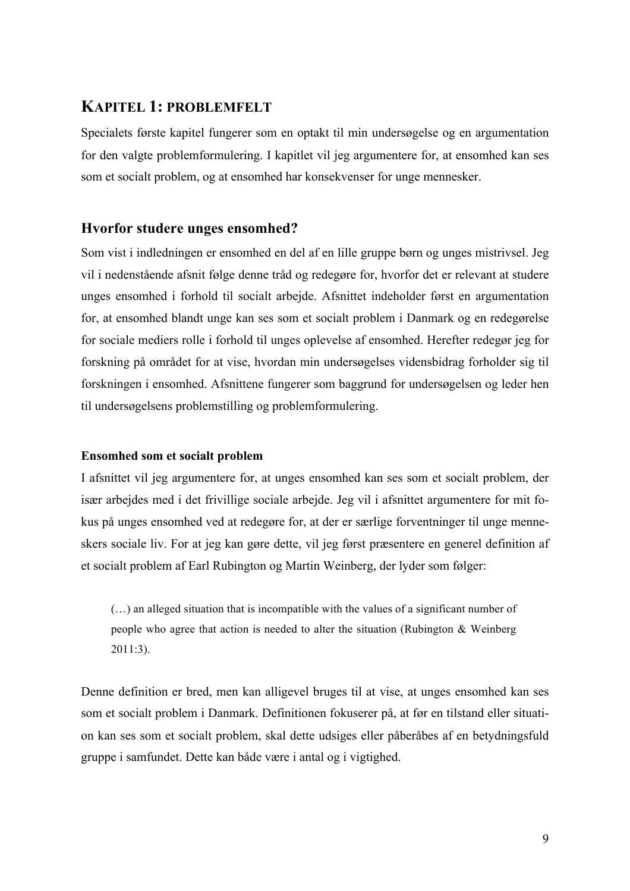# KAPITEL 1: PROBLEMFELT

Specialets første kapitel fungerer som en optakt til min undersøgelse og en argumentation for den valgte problemformulering. I kapitlet vil jeg argumentere for, at ensomhed kan ses som et socialt problem, og at ensomhed har konsekvenser for unge mennesker.

## Hvorfor studere unges ensomhed?

Som vist i indledningen er ensomhed en del af en lille gruppe børn og unges mistrivsel. Jeg vil i nedenstående afsnit følge denne tråd og redegøre for, hvorfor det er relevant at studere unges ensomhed i forhold til socialt arbejde. Afsnittet indeholder først en argumentation for, at ensomhed blandt unge kan ses som et socialt problem i Danmark og en redegørelse for sociale mediers rolle i forhold til unges oplevelse af ensomhed. Herefter redegør jeg for forskning på området for at vise, hvordan min undersøgelses vidensbidrag forholder sig til forskningen i ensomhed. Afsnittene fungerer som baggrund for undersøgelsen og leder hen til undersøgelsens problemstilling og problemformulering.

### Ensomhed som et socialt problem

I afsnittet vil jeg argumentere for, at unges ensomhed kan ses som et socialt problem, der især arbejdes med i det frivillige sociale arbejde. Jeg vil i afsnittet argumentere for mit fokus på unges ensomhed ved at redegøre for, at der er særlige forventninger til unge menneskers sociale liv. For at jeg kan gøre dette, vil jeg først præsentere en generel definition af et socialt problem af Earl Rubington og Martin Weinberg, der lyder som følger:

> (…) an alleged situation that is incompatible with the values of a significant number of people who agree that action is needed to alter the situation (Rubington & Weinberg 2011:3).

Denne definition er bred, men kan alligevel bruges til at vise, at unges ensomhed kan ses som et socialt problem i Danmark. Definitionen fokuserer på, at før en tilstand eller situation kan ses som et socialt problem, skal dette udsiges eller påberåbes af en betydningsfuld gruppe i samfundet. Dette kan både være i antal og i vigtighed.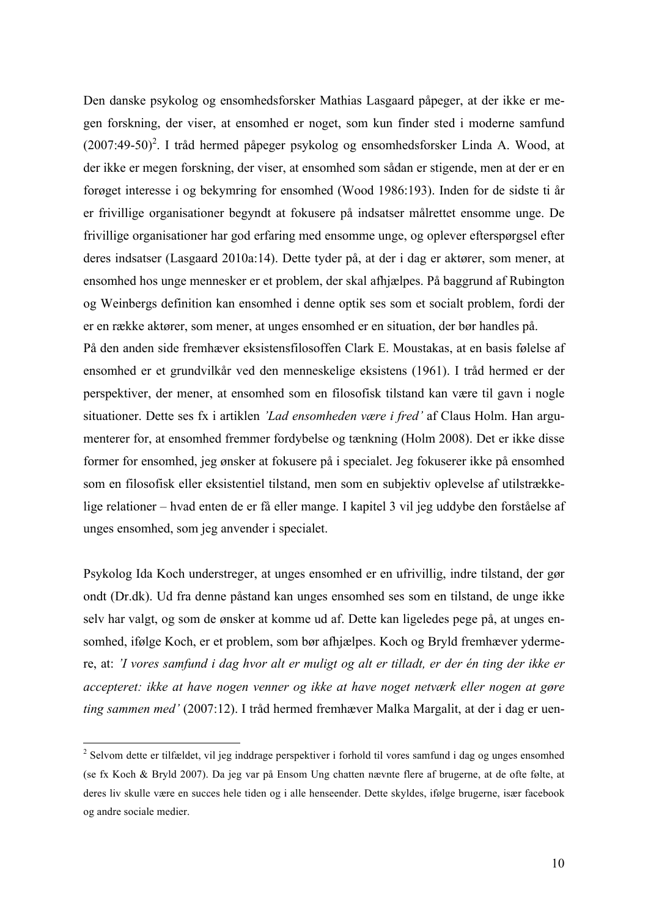Den danske psykolog og ensomhedsforsker Mathias Lasgaard påpeger, at der ikke er megen forskning, der viser, at ensomhed er noget, som kun finder sted i moderne samfund (2007:49-50)[2]. I tråd hermed påpeger psykolog og ensomhedsforsker Linda A. Wood, at der ikke er megen forskning, der viser, at ensomhed som sådan er stigende, men at der er en forøget interesse i og bekymring for ensomhed (Wood 1986:193). Inden for de sidste ti år er frivillige organisationer begyndt at fokusere på indsatser målrettet ensomme unge. De frivillige organisationer har god erfaring med ensomme unge, og oplever efterspørgsel efter deres indsatser (Lasgaard 2010a:14). Dette tyder på, at der i dag er aktører, som mener, at ensomhed hos unge mennesker er et problem, der skal afhjælpes. På baggrund af Rubington og Weinbergs definition kan ensomhed i denne optik ses som et socialt problem, fordi der er en række aktører, som mener, at unges ensomhed er en situation, der bør handles på.
På den anden side fremhæver eksistensfilosoffen Clark E. Moustakas, at en basis følelse af ensomhed er et grundvilkår ved den menneskelige eksistens (1961). I tråd hermed er der perspektiver, der mener, at ensomhed som en filosofisk tilstand kan være til gavn i nogle situationer. Dette ses fx i artiklen *'Lad ensomheden være i fred'* af Claus Holm. Han argumenterer for, at ensomhed fremmer fordybelse og tænkning (Holm 2008). Det er ikke disse former for ensomhed, jeg ønsker at fokusere på i specialet. Jeg fokuserer ikke på ensomhed som en filosofisk eller eksistentiel tilstand, men som en subjektiv oplevelse af utilstrækkelige relationer – hvad enten de er få eller mange. I kapitel 3 vil jeg uddybe den forståelse af unges ensomhed, som jeg anvender i specialet.

Psykolog Ida Koch understreger, at unges ensomhed er en ufrivillig, indre tilstand, der gør ondt (Dr.dk). Ud fra denne påstand kan unges ensomhed ses som en tilstand, de unge ikke selv har valgt, og som de ønsker at komme ud af. Dette kan ligeledes pege på, at unges ensomhed, ifølge Koch, er et problem, som bør afhjælpes. Koch og Bryld fremhæver ydermere, at: *'I vores samfund i dag hvor alt er muligt og alt er tilladt, er der én ting der ikke er accepteret: ikke at have nogen venner og ikke at have noget netværk eller nogen at gøre ting sammen med'* (2007:12). I tråd hermed fremhæver Malka Margalit, at der i dag er uen-

[2] Selvom dette er tilfældet, vil jeg inddrage perspektiver i forhold til vores samfund i dag og unges ensomhed (se fx Koch & Bryld 2007). Da jeg var på Ensom Ung chatten nævnte flere af brugerne, at de ofte følte, at deres liv skulle være en succes hele tiden og i alle henseender. Dette skyldes, ifølge brugerne, især facebook og andre sociale medier.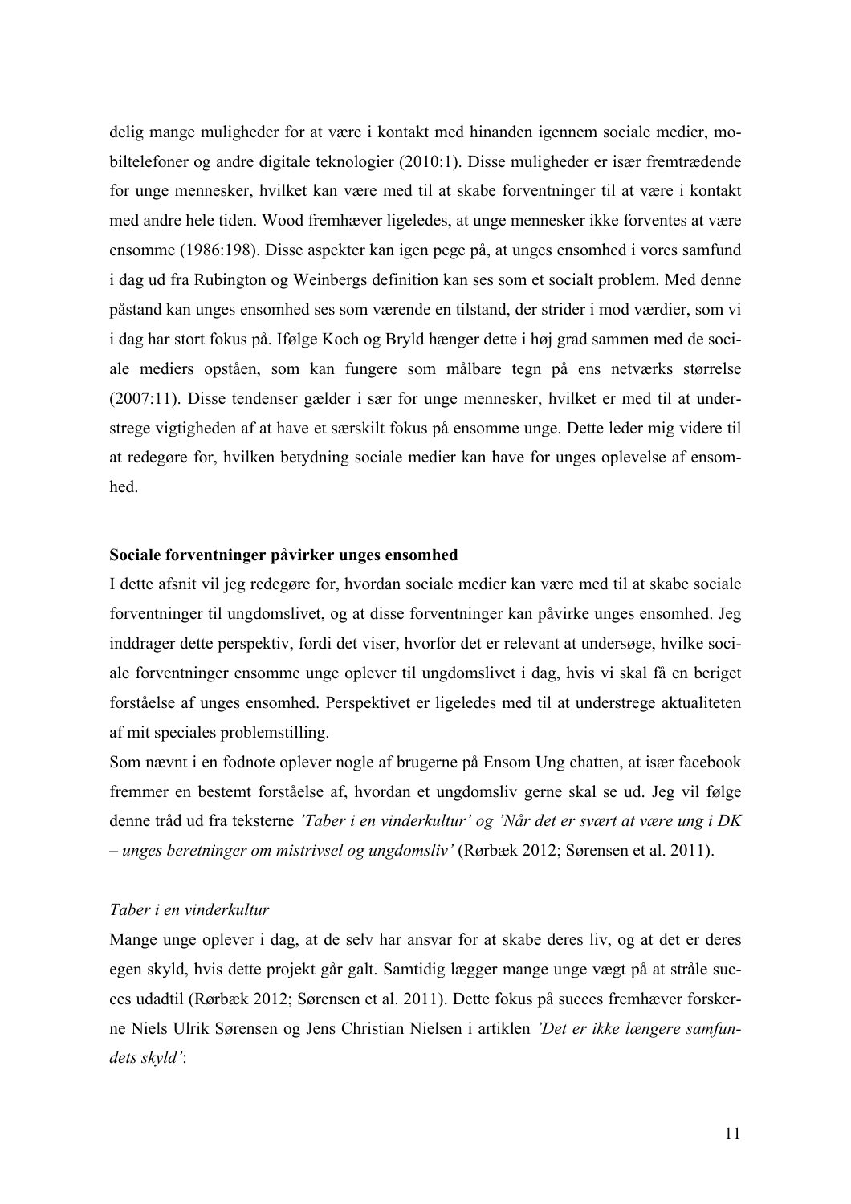delig mange muligheder for at være i kontakt med hinanden igennem sociale medier, mobiltelefoner og andre digitale teknologier (2010:1). Disse muligheder er især fremtrædende for unge mennesker, hvilket kan være med til at skabe forventninger til at være i kontakt med andre hele tiden. Wood fremhæver ligeledes, at unge mennesker ikke forventes at være ensomme (1986:198). Disse aspekter kan igen pege på, at unges ensomhed i vores samfund i dag ud fra Rubington og Weinbergs definition kan ses som et socialt problem. Med denne påstand kan unges ensomhed ses som værende en tilstand, der strider i mod værdier, som vi i dag har stort fokus på. Ifølge Koch og Bryld hænger dette i høj grad sammen med de sociale mediers opståen, som kan fungere som målbare tegn på ens netværks størrelse (2007:11). Disse tendenser gælder i sær for unge mennesker, hvilket er med til at understrege vigtigheden af at have et særskilt fokus på ensomme unge. Dette leder mig videre til at redegøre for, hvilken betydning sociale medier kan have for unges oplevelse af ensomhed.

**Sociale forventninger påvirker unges ensomhed**

I dette afsnit vil jeg redegøre for, hvordan sociale medier kan være med til at skabe sociale forventninger til ungdomslivet, og at disse forventninger kan påvirke unges ensomhed. Jeg inddrager dette perspektiv, fordi det viser, hvorfor det er relevant at undersøge, hvilke sociale forventninger ensomme unge oplever til ungdomslivet i dag, hvis vi skal få en beriget forståelse af unges ensomhed. Perspektivet er ligeledes med til at understrege aktualiteten af mit speciales problemstilling.

Som nævnt i en fodnote oplever nogle af brugerne på Ensom Ung chatten, at især facebook fremmer en bestemt forståelse af, hvordan et ungdomsliv gerne skal se ud. Jeg vil følge denne tråd ud fra teksterne *'Taber i en vinderkultur' og 'Når det er svært at være ung i DK – unges beretninger om mistrivsel og ungdomsliv'* (Rørbæk 2012; Sørensen et al. 2011).

*Taber i en vinderkultur*

Mange unge oplever i dag, at de selv har ansvar for at skabe deres liv, og at det er deres egen skyld, hvis dette projekt går galt. Samtidig lægger mange unge vægt på at stråle succes udadtil (Rørbæk 2012; Sørensen et al. 2011). Dette fokus på succes fremhæver forskerne Niels Ulrik Sørensen og Jens Christian Nielsen i artiklen *'Det er ikke længere samfundets skyld'*: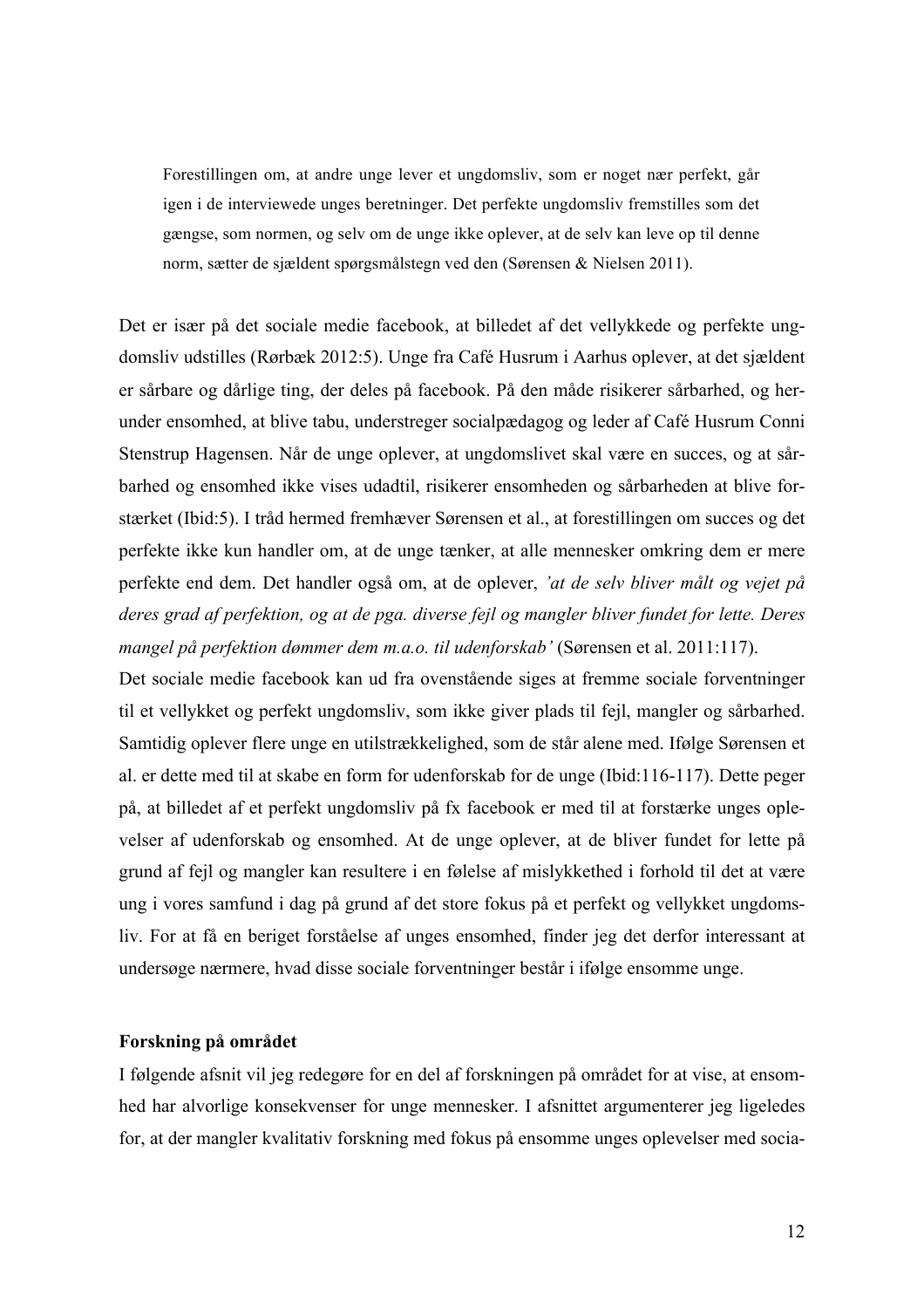> Forestillingen om, at andre unge lever et ungdomsliv, som er noget nær perfekt, går igen i de interviewede unges beretninger. Det perfekte ungdomsliv fremstilles som det gængse, som normen, og selv om de unge ikke oplever, at de selv kan leve op til denne norm, sætter de sjældent spørgsmålstegn ved den (Sørensen & Nielsen 2011).

Det er især på det sociale medie facebook, at billedet af det vellykkede og perfekte ungdomsliv udstilles (Rørbæk 2012:5). Unge fra Café Husrum i Aarhus oplever, at det sjældent er sårbare og dårlige ting, der deles på facebook. På den måde risikerer sårbarhed, og herunder ensomhed, at blive tabu, understreger socialpædagog og leder af Café Husrum Conni Stenstrup Hagensen. Når de unge oplever, at ungdomslivet skal være en succes, og at sårbarhed og ensomhed ikke vises udadtil, risikerer ensomheden og sårbarheden at blive forstærket (Ibid:5). I tråd hermed fremhæver Sørensen et al., at forestillingen om succes og det perfekte ikke kun handler om, at de unge tænker, at alle mennesker omkring dem er mere perfekte end dem. Det handler også om, at de oplever, *'at de selv bliver målt og vejet på deres grad af perfektion, og at de pga. diverse fejl og mangler bliver fundet for lette. Deres mangel på perfektion dømmer dem m.a.o. til udenforskab'* (Sørensen et al. 2011:117).

Det sociale medie facebook kan ud fra ovenstående siges at fremme sociale forventninger til et vellykket og perfekt ungdomsliv, som ikke giver plads til fejl, mangler og sårbarhed. Samtidig oplever flere unge en utilstrækkelighed, som de står alene med. Ifølge Sørensen et al. er dette med til at skabe en form for udenforskab for de unge (Ibid:116-117). Dette peger på, at billedet af et perfekt ungdomsliv på fx facebook er med til at forstærke unges oplevelser af udenforskab og ensomhed. At de unge oplever, at de bliver fundet for lette på grund af fejl og mangler kan resultere i en følelse af mislykkethed i forhold til det at være ung i vores samfund i dag på grund af det store fokus på et perfekt og vellykket ungdomsliv. For at få en beriget forståelse af unges ensomhed, finder jeg det derfor interessant at undersøge nærmere, hvad disse sociale forventninger består i ifølge ensomme unge.

**Forskning på området**

I følgende afsnit vil jeg redegøre for en del af forskningen på området for at vise, at ensomhed har alvorlige konsekvenser for unge mennesker. I afsnittet argumenterer jeg ligeledes for, at der mangler kvalitativ forskning med fokus på ensomme unges oplevelser med socia-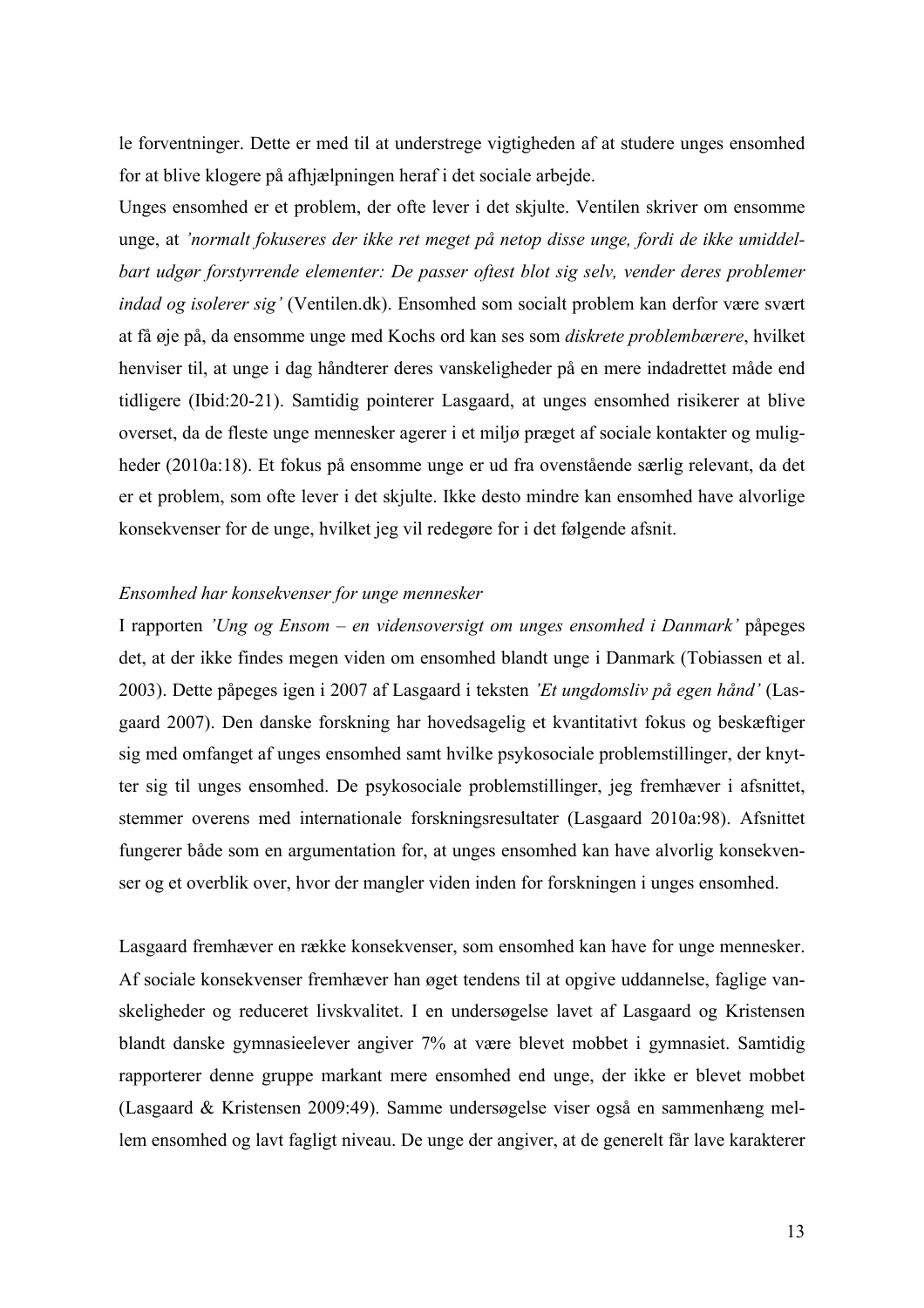le forventninger. Dette er med til at understrege vigtigheden af at studere unges ensomhed for at blive klogere på afhjælpningen heraf i det sociale arbejde.
Unges ensomhed er et problem, der ofte lever i det skjulte. Ventilen skriver om ensomme unge, at *'normalt fokuseres der ikke ret meget på netop disse unge, fordi de ikke umiddelbart udgør forstyrrende elementer: De passer oftest blot sig selv, vender deres problemer indad og isolerer sig'* (Ventilen.dk). Ensomhed som socialt problem kan derfor være svært at få øje på, da ensomme unge med Kochs ord kan ses som *diskrete problembærere*, hvilket henviser til, at unge i dag håndterer deres vanskeligheder på en mere indadrettet måde end tidligere (Ibid:20-21). Samtidig pointerer Lasgaard, at unges ensomhed risikerer at blive overset, da de fleste unge mennesker agerer i et miljø præget af sociale kontakter og muligheder (2010a:18). Et fokus på ensomme unge er ud fra ovenstående særlig relevant, da det er et problem, som ofte lever i det skjulte. Ikke desto mindre kan ensomhed have alvorlige konsekvenser for de unge, hvilket jeg vil redegøre for i det følgende afsnit.

*Ensomhed har konsekvenser for unge mennesker*

I rapporten *'Ung og Ensom – en vidensoversigt om unges ensomhed i Danmark'* påpeges det, at der ikke findes megen viden om ensomhed blandt unge i Danmark (Tobiassen et al. 2003). Dette påpeges igen i 2007 af Lasgaard i teksten *'Et ungdomsliv på egen hånd'* (Lasgaard 2007). Den danske forskning har hovedsagelig et kvantitativt fokus og beskæftiger sig med omfanget af unges ensomhed samt hvilke psykosociale problemstillinger, der knytter sig til unges ensomhed. De psykosociale problemstillinger, jeg fremhæver i afsnittet, stemmer overens med internationale forskningsresultater (Lasgaard 2010a:98). Afsnittet fungerer både som en argumentation for, at unges ensomhed kan have alvorlig konsekvenser og et overblik over, hvor der mangler viden inden for forskningen i unges ensomhed.

Lasgaard fremhæver en række konsekvenser, som ensomhed kan have for unge mennesker. Af sociale konsekvenser fremhæver han øget tendens til at opgive uddannelse, faglige vanskeligheder og reduceret livskvalitet. I en undersøgelse lavet af Lasgaard og Kristensen blandt danske gymnasieelever angiver 7% at være blevet mobbet i gymnasiet. Samtidig rapporterer denne gruppe markant mere ensomhed end unge, der ikke er blevet mobbet (Lasgaard & Kristensen 2009:49). Samme undersøgelse viser også en sammenhæng mellem ensomhed og lavt fagligt niveau. De unge der angiver, at de generelt får lave karakterer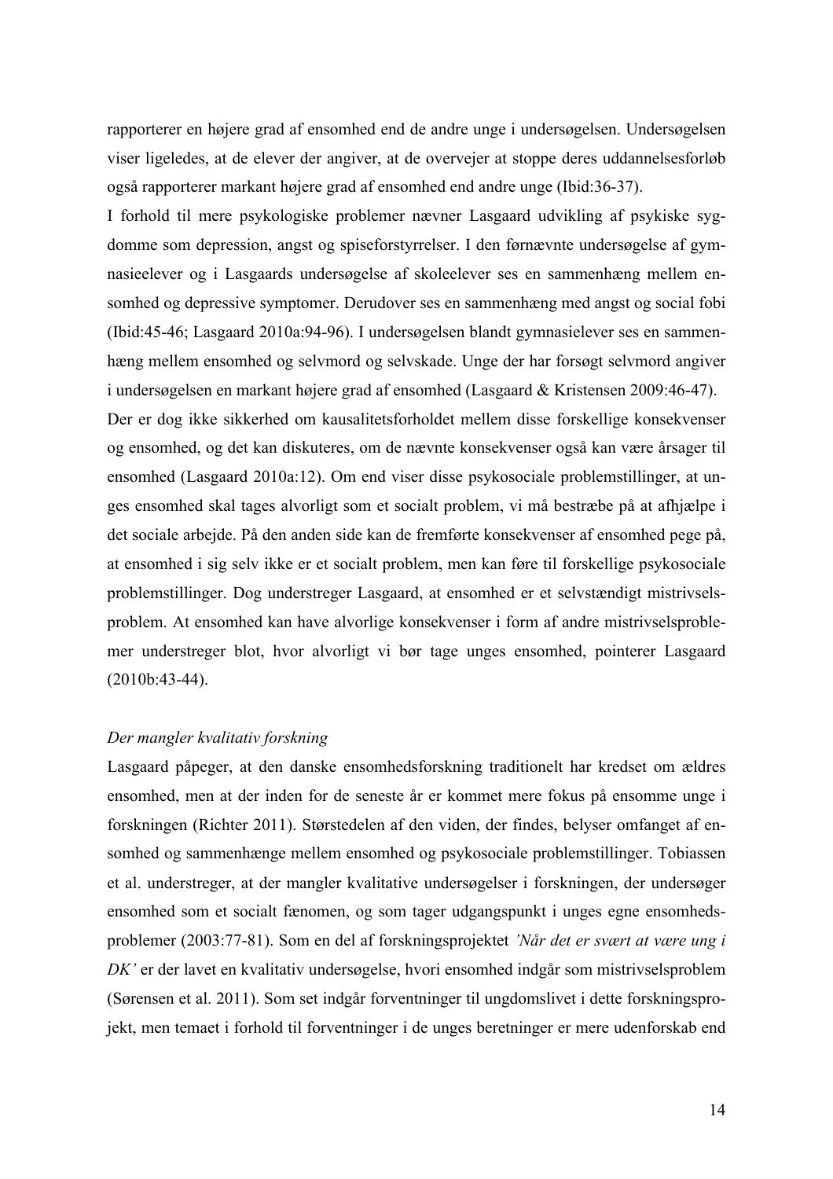rapporterer en højere grad af ensomhed end de andre unge i undersøgelsen. Undersøgelsen viser ligeledes, at de elever der angiver, at de overvejer at stoppe deres uddannelsesforløb også rapporterer markant højere grad af ensomhed end andre unge (Ibid:36-37).

I forhold til mere psykologiske problemer nævner Lasgaard udvikling af psykiske sygdomme som depression, angst og spiseforstyrrelser. I den førnævnte undersøgelse af gymnasieelever og i Lasgaards undersøgelse af skoleelever ses en sammenhæng mellem ensomhed og depressive symptomer. Derudover ses en sammenhæng med angst og social fobi (Ibid:45-46; Lasgaard 2010a:94-96). I undersøgelsen blandt gymnasielever ses en sammenhæng mellem ensomhed og selvmord og selvskade. Unge der har forsøgt selvmord angiver i undersøgelsen en markant højere grad af ensomhed (Lasgaard & Kristensen 2009:46-47). Der er dog ikke sikkerhed om kausalitetsforholdet mellem disse forskellige konsekvenser og ensomhed, og det kan diskuteres, om de nævnte konsekvenser også kan være årsager til ensomhed (Lasgaard 2010a:12). Om end viser disse psykosociale problemstillinger, at unges ensomhed skal tages alvorligt som et socialt problem, vi må bestræbe på at afhjælpe i det sociale arbejde. På den anden side kan de fremførte konsekvenser af ensomhed pege på, at ensomhed i sig selv ikke er et socialt problem, men kan føre til forskellige psykosociale problemstillinger. Dog understreger Lasgaard, at ensomhed er et selvstændigt mistrivselsproblem. At ensomhed kan have alvorlige konsekvenser i form af andre mistrivselsproblemer understreger blot, hvor alvorligt vi bør tage unges ensomhed, pointerer Lasgaard (2010b:43-44).

*Der mangler kvalitativ forskning*

Lasgaard påpeger, at den danske ensomhedsforskning traditionelt har kredset om ældres ensomhed, men at der inden for de seneste år er kommet mere fokus på ensomme unge i forskningen (Richter 2011). Størstedelen af den viden, der findes, belyser omfanget af ensomhed og sammenhænge mellem ensomhed og psykosociale problemstillinger. Tobiassen et al. understreger, at der mangler kvalitative undersøgelser i forskningen, der undersøger ensomhed som et socialt fænomen, og som tager udgangspunkt i unges egne ensomhedsproblemer (2003:77-81). Som en del af forskningsprojektet *'Når det er svært at være ung i DK'* er der lavet en kvalitativ undersøgelse, hvori ensomhed indgår som mistrivselsproblem (Sørensen et al. 2011). Som set indgår forventninger til ungdomslivet i dette forskningsprojekt, men temaet i forhold til forventninger i de unges beretninger er mere udenforskab end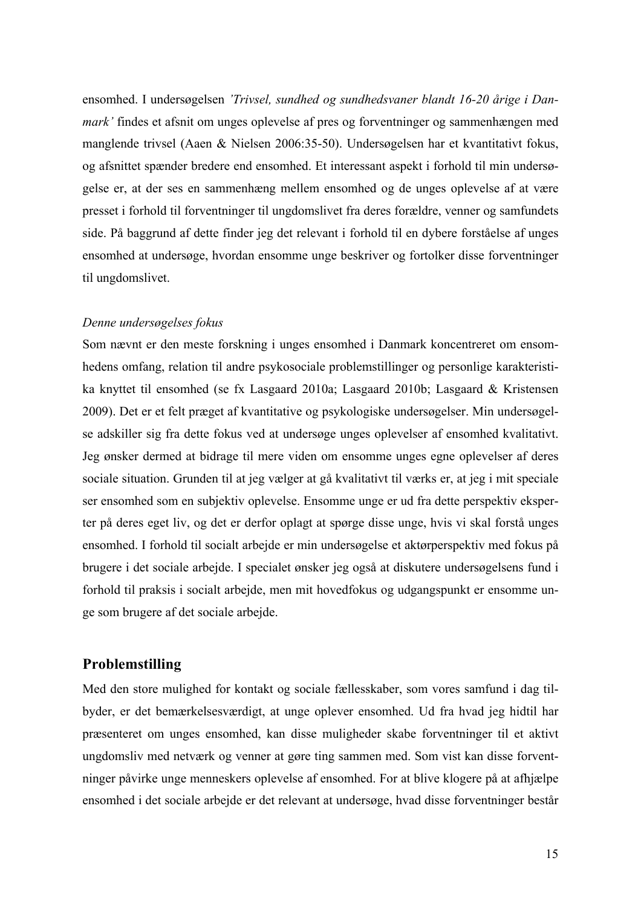ensomhed. I undersøgelsen *'Trivsel, sundhed og sundhedsvaner blandt 16-20 årige i Danmark'* findes et afsnit om unges oplevelse af pres og forventninger og sammenhængen med manglende trivsel (Aaen & Nielsen 2006:35-50). Undersøgelsen har et kvantitativt fokus, og afsnittet spænder bredere end ensomhed. Et interessant aspekt i forhold til min undersøgelse er, at der ses en sammenhæng mellem ensomhed og de unges oplevelse af at være presset i forhold til forventninger til ungdomslivet fra deres forældre, venner og samfundets side. På baggrund af dette finder jeg det relevant i forhold til en dybere forståelse af unges ensomhed at undersøge, hvordan ensomme unge beskriver og fortolker disse forventninger til ungdomslivet.

*Denne undersøgelses fokus*

Som nævnt er den meste forskning i unges ensomhed i Danmark koncentreret om ensomhedens omfang, relation til andre psykosociale problemstillinger og personlige karakteristika knyttet til ensomhed (se fx Lasgaard 2010a; Lasgaard 2010b; Lasgaard & Kristensen 2009). Det er et felt præget af kvantitative og psykologiske undersøgelser. Min undersøgelse adskiller sig fra dette fokus ved at undersøge unges oplevelser af ensomhed kvalitativt. Jeg ønsker dermed at bidrage til mere viden om ensomme unges egne oplevelser af deres sociale situation. Grunden til at jeg vælger at gå kvalitativt til værks er, at jeg i mit speciale ser ensomhed som en subjektiv oplevelse. Ensomme unge er ud fra dette perspektiv eksperter på deres eget liv, og det er derfor oplagt at spørge disse unge, hvis vi skal forstå unges ensomhed. I forhold til socialt arbejde er min undersøgelse et aktørperspektiv med fokus på brugere i det sociale arbejde. I specialet ønsker jeg også at diskutere undersøgelsens fund i forhold til praksis i socialt arbejde, men mit hovedfokus og udgangspunkt er ensomme unge som brugere af det sociale arbejde.

## Problemstilling

Med den store mulighed for kontakt og sociale fællesskaber, som vores samfund i dag tilbyder, er det bemærkelsesværdigt, at unge oplever ensomhed. Ud fra hvad jeg hidtil har præsenteret om unges ensomhed, kan disse muligheder skabe forventninger til et aktivt ungdomsliv med netværk og venner at gøre ting sammen med. Som vist kan disse forventninger påvirke unge menneskers oplevelse af ensomhed. For at blive klogere på at afhjælpe ensomhed i det sociale arbejde er det relevant at undersøge, hvad disse forventninger består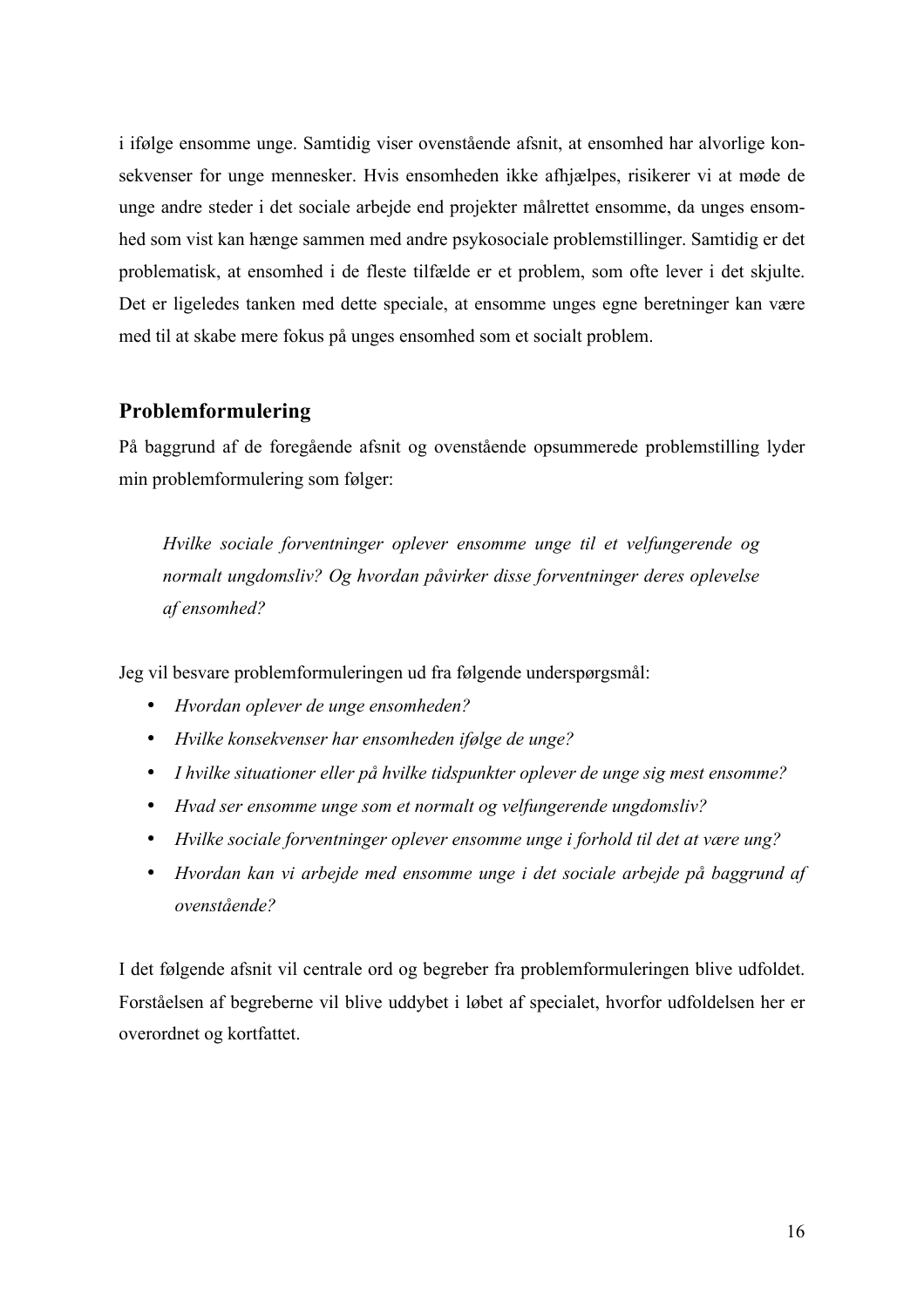i ifølge ensomme unge. Samtidig viser ovenstående afsnit, at ensomhed har alvorlige konsekvenser for unge mennesker. Hvis ensomheden ikke afhjælpes, risikerer vi at møde de unge andre steder i det sociale arbejde end projekter målrettet ensomme, da unges ensomhed som vist kan hænge sammen med andre psykosociale problemstillinger. Samtidig er det problematisk, at ensomhed i de fleste tilfælde er et problem, som ofte lever i det skjulte. Det er ligeledes tanken med dette speciale, at ensomme unges egne beretninger kan være med til at skabe mere fokus på unges ensomhed som et socialt problem.

## Problemformulering

På baggrund af de foregående afsnit og ovenstående opsummerede problemstilling lyder min problemformulering som følger:

> *Hvilke sociale forventninger oplever ensomme unge til et velfungerende og normalt ungdomsliv? Og hvordan påvirker disse forventninger deres oplevelse af ensomhed?*

Jeg vil besvare problemformuleringen ud fra følgende underspørgsmål:

- *Hvordan oplever de unge ensomheden?*
- *Hvilke konsekvenser har ensomheden ifølge de unge?*
- *I hvilke situationer eller på hvilke tidspunkter oplever de unge sig mest ensomme?*
- *Hvad ser ensomme unge som et normalt og velfungerende ungdomsliv?*
- *Hvilke sociale forventninger oplever ensomme unge i forhold til det at være ung?*
- *Hvordan kan vi arbejde med ensomme unge i det sociale arbejde på baggrund af ovenstående?*

I det følgende afsnit vil centrale ord og begreber fra problemformuleringen blive udfoldet. Forståelsen af begreberne vil blive uddybet i løbet af specialet, hvorfor udfoldelsen her er overordnet og kortfattet.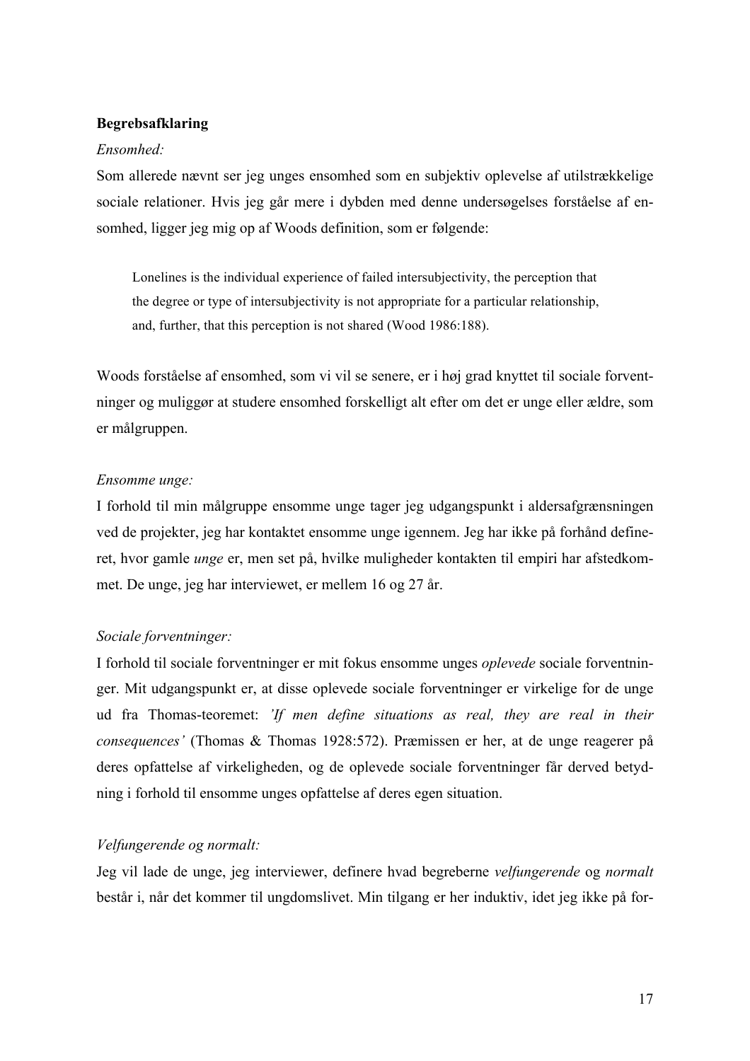**Begrebsafklaring**

*Ensomhed:*

Som allerede nævnt ser jeg unges ensomhed som en subjektiv oplevelse af utilstrækkelige sociale relationer. Hvis jeg går mere i dybden med denne undersøgelses forståelse af ensomhed, ligger jeg mig op af Woods definition, som er følgende:

> Lonelines is the individual experience of failed intersubjectivity, the perception that the degree or type of intersubjectivity is not appropriate for a particular relationship, and, further, that this perception is not shared (Wood 1986:188).

Woods forståelse af ensomhed, som vi vil se senere, er i høj grad knyttet til sociale forventninger og muliggør at studere ensomhed forskelligt alt efter om det er unge eller ældre, som er målgruppen.

*Ensomme unge:*

I forhold til min målgruppe ensomme unge tager jeg udgangspunkt i aldersafgrænsningen ved de projekter, jeg har kontaktet ensomme unge igennem. Jeg har ikke på forhånd defineret, hvor gamle *unge* er, men set på, hvilke muligheder kontakten til empiri har afstedkommet. De unge, jeg har interviewet, er mellem 16 og 27 år.

*Sociale forventninger:*

I forhold til sociale forventninger er mit fokus ensomme unges *oplevede* sociale forventninger. Mit udgangspunkt er, at disse oplevede sociale forventninger er virkelige for de unge ud fra Thomas-teoremet: *'If men define situations as real, they are real in their consequences'* (Thomas & Thomas 1928:572). Præmissen er her, at de unge reagerer på deres opfattelse af virkeligheden, og de oplevede sociale forventninger får derved betydning i forhold til ensomme unges opfattelse af deres egen situation.

*Velfungerende og normalt:*

Jeg vil lade de unge, jeg interviewer, definere hvad begreberne *velfungerende* og *normalt* består i, når det kommer til ungdomslivet. Min tilgang er her induktiv, idet jeg ikke på for-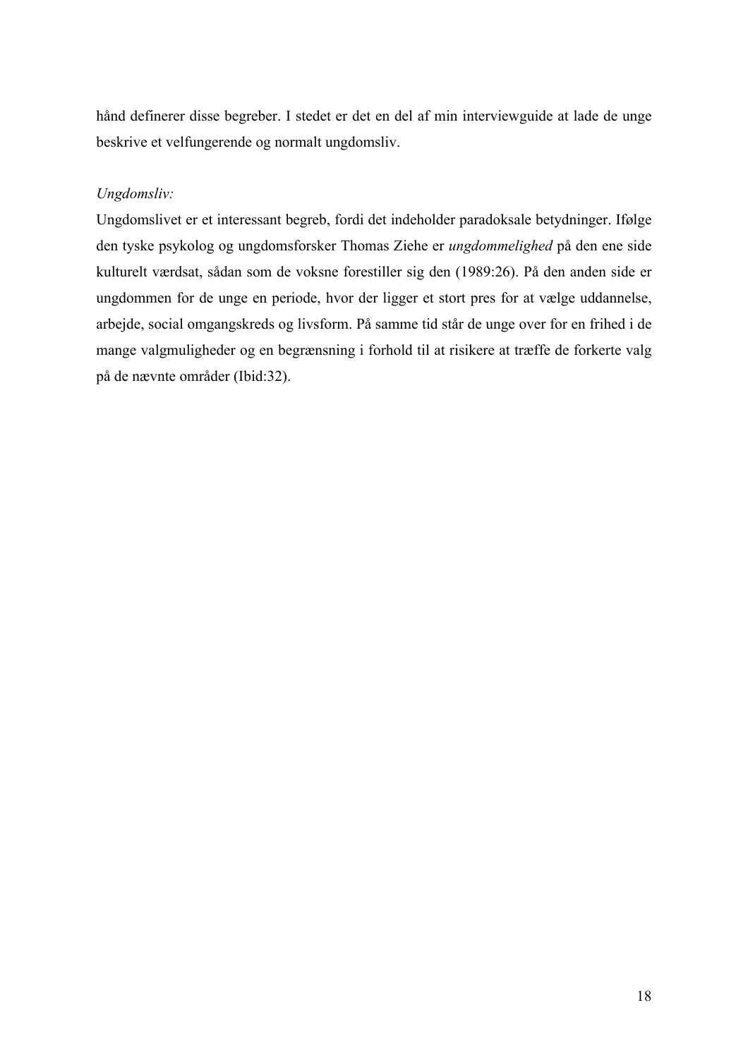hånd definerer disse begreber. I stedet er det en del af min interviewguide at lade de unge beskrive et velfungerende og normalt ungdomsliv.

*Ungdomsliv:*

Ungdomslivet er et interessant begreb, fordi det indeholder paradoksale betydninger. Ifølge den tyske psykolog og ungdomsforsker Thomas Ziehe er *ungdommelighed* på den ene side kulturelt værdsat, sådan som de voksne forestiller sig den (1989:26). På den anden side er ungdommen for de unge en periode, hvor der ligger et stort pres for at vælge uddannelse, arbejde, social omgangskreds og livsform. På samme tid står de unge over for en frihed i de mange valgmuligheder og en begrænsning i forhold til at risikere at træffe de forkerte valg på de nævnte områder (Ibid:32).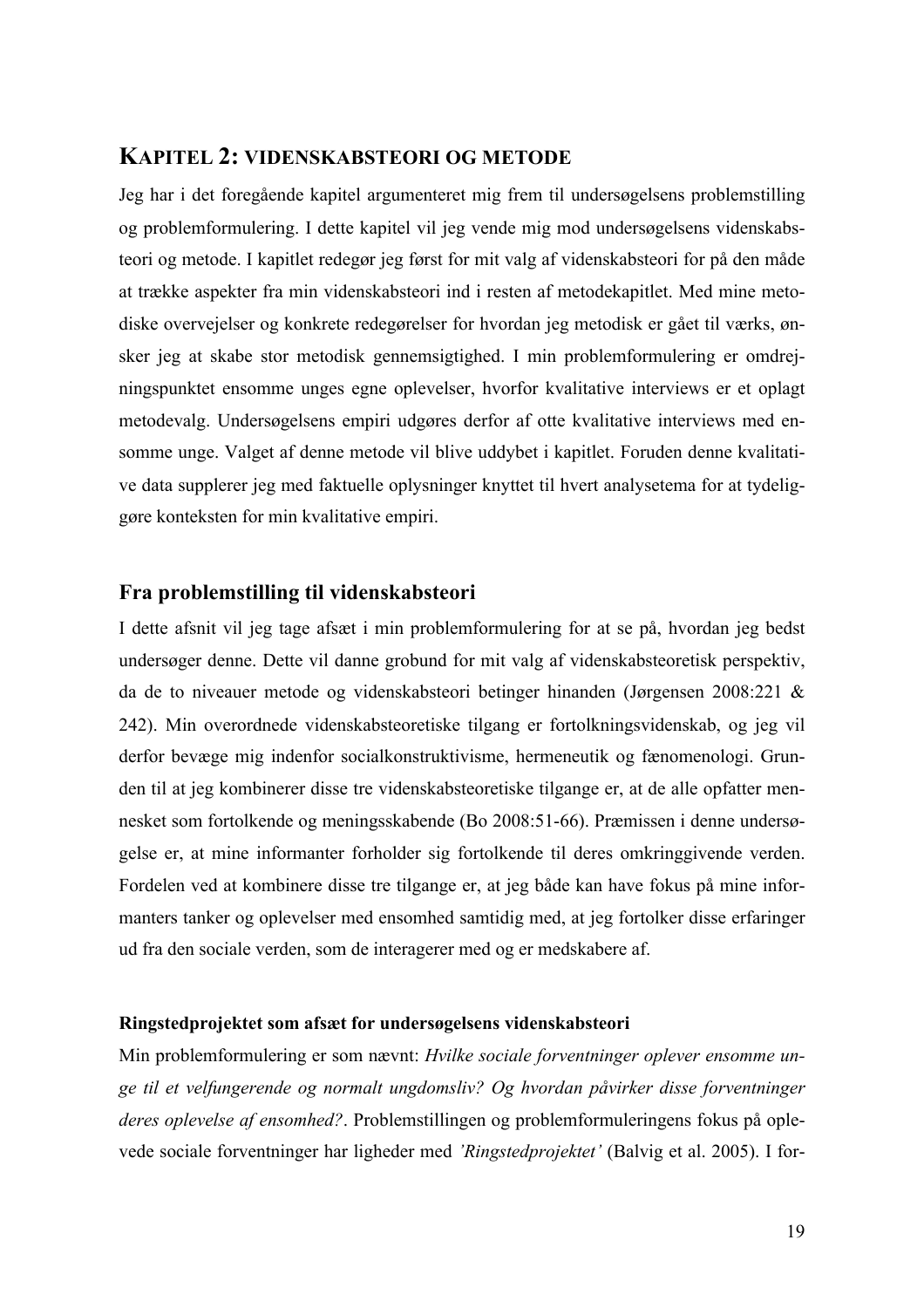# KAPITEL 2: VIDENSKABSTEORI OG METODE

Jeg har i det foregående kapitel argumenteret mig frem til undersøgelsens problemstilling og problemformulering. I dette kapitel vil jeg vende mig mod undersøgelsens videnskabsteori og metode. I kapitlet redegør jeg først for mit valg af videnskabsteori for på den måde at trække aspekter fra min videnskabsteori ind i resten af metodekapitlet. Med mine metodiske overvejelser og konkrete redegørelser for hvordan jeg metodisk er gået til værks, ønsker jeg at skabe stor metodisk gennemsigtighed. I min problemformulering er omdrejningspunktet ensomme unges egne oplevelser, hvorfor kvalitative interviews er et oplagt metodevalg. Undersøgelsens empiri udgøres derfor af otte kvalitative interviews med ensomme unge. Valget af denne metode vil blive uddybet i kapitlet. Foruden denne kvalitative data supplerer jeg med faktuelle oplysninger knyttet til hvert analysetema for at tydeliggøre konteksten for min kvalitative empiri.

## Fra problemstilling til videnskabsteori

I dette afsnit vil jeg tage afsæt i min problemformulering for at se på, hvordan jeg bedst undersøger denne. Dette vil danne grobund for mit valg af videnskabsteoretisk perspektiv, da de to niveauer metode og videnskabsteori betinger hinanden (Jørgensen 2008:221 & 242). Min overordnede videnskabsteoretiske tilgang er fortolkningsvidenskab, og jeg vil derfor bevæge mig indenfor socialkonstruktivisme, hermeneutik og fænomenologi. Grunden til at jeg kombinerer disse tre videnskabsteoretiske tilgange er, at de alle opfatter mennesket som fortolkende og meningsskabende (Bo 2008:51-66). Præmissen i denne undersøgelse er, at mine informanter forholder sig fortolkende til deres omkringgivende verden. Fordelen ved at kombinere disse tre tilgange er, at jeg både kan have fokus på mine informanters tanker og oplevelser med ensomhed samtidig med, at jeg fortolker disse erfaringer ud fra den sociale verden, som de interagerer med og er medskabere af.

### Ringstedprojektet som afsæt for undersøgelsens videnskabsteori

Min problemformulering er som nævnt: *Hvilke sociale forventninger oplever ensomme unge til et velfungerende og normalt ungdomsliv? Og hvordan påvirker disse forventninger deres oplevelse af ensomhed?*. Problemstillingen og problemformuleringens fokus på oplevede sociale forventninger har ligheder med *'Ringstedprojektet'* (Balvig et al. 2005). I for-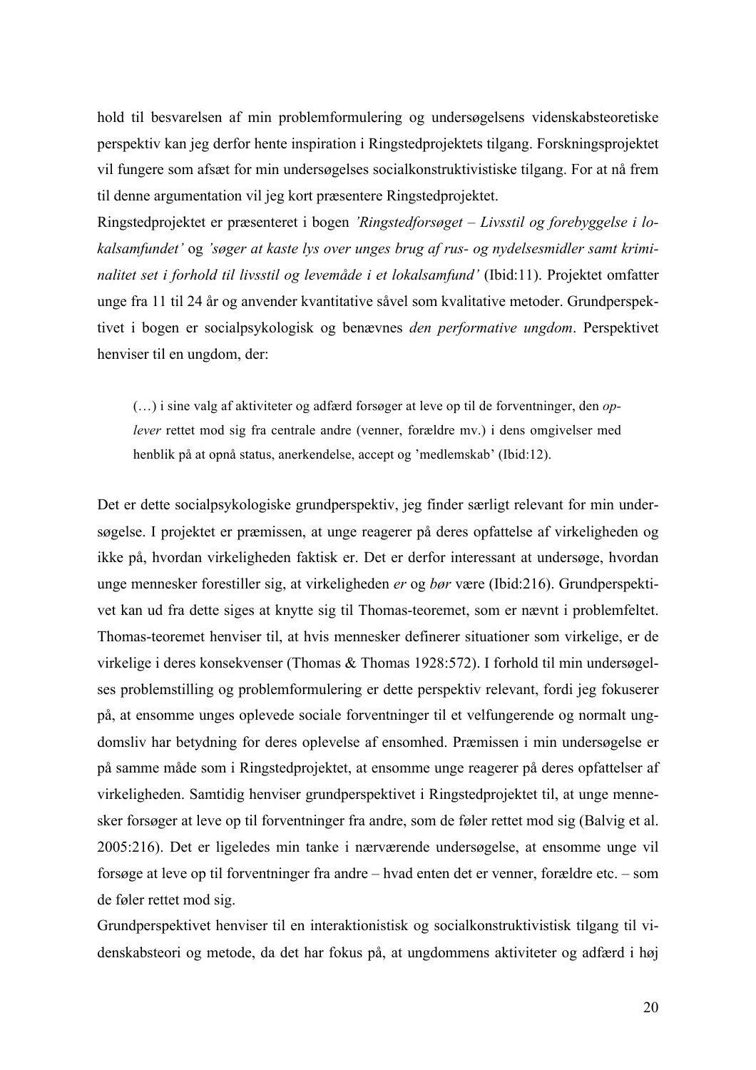hold til besvarelsen af min problemformulering og undersøgelsens videnskabsteoretiske perspektiv kan jeg derfor hente inspiration i Ringstedprojektets tilgang. Forskningsprojektet vil fungere som afsæt for min undersøgelses socialkonstruktivistiske tilgang. For at nå frem til denne argumentation vil jeg kort præsentere Ringstedprojektet.

Ringstedprojektet er præsenteret i bogen *'Ringstedforsøget – Livsstil og forebyggelse i lokalsamfundet'* og *'søger at kaste lys over unges brug af rus- og nydelsesmidler samt kriminalitet set i forhold til livsstil og levemåde i et lokalsamfund'* (Ibid:11). Projektet omfatter unge fra 11 til 24 år og anvender kvantitative såvel som kvalitative metoder. Grundperspektivet i bogen er socialpsykologisk og benævnes *den performative ungdom*. Perspektivet henviser til en ungdom, der:

> (…) i sine valg af aktiviteter og adfærd forsøger at leve op til de forventninger, den *oplever* rettet mod sig fra centrale andre (venner, forældre mv.) i dens omgivelser med henblik på at opnå status, anerkendelse, accept og 'medlemskab' (Ibid:12).

Det er dette socialpsykologiske grundperspektiv, jeg finder særligt relevant for min undersøgelse. I projektet er præmissen, at unge reagerer på deres opfattelse af virkeligheden og ikke på, hvordan virkeligheden faktisk er. Det er derfor interessant at undersøge, hvordan unge mennesker forestiller sig, at virkeligheden *er* og *bør* være (Ibid:216). Grundperspektivet kan ud fra dette siges at knytte sig til Thomas-teoremet, som er nævnt i problemfeltet. Thomas-teoremet henviser til, at hvis mennesker definerer situationer som virkelige, er de virkelige i deres konsekvenser (Thomas & Thomas 1928:572). I forhold til min undersøgelses problemstilling og problemformulering er dette perspektiv relevant, fordi jeg fokuserer på, at ensomme unges oplevede sociale forventninger til et velfungerende og normalt ungdomsliv har betydning for deres oplevelse af ensomhed. Præmissen i min undersøgelse er på samme måde som i Ringstedprojektet, at ensomme unge reagerer på deres opfattelser af virkeligheden. Samtidig henviser grundperspektivet i Ringstedprojektet til, at unge mennesker forsøger at leve op til forventninger fra andre, som de føler rettet mod sig (Balvig et al. 2005:216). Det er ligeledes min tanke i nærværende undersøgelse, at ensomme unge vil forsøge at leve op til forventninger fra andre – hvad enten det er venner, forældre etc. – som de føler rettet mod sig.

Grundperspektivet henviser til en interaktionistisk og socialkonstruktivistisk tilgang til videnskabsteori og metode, da det har fokus på, at ungdommens aktiviteter og adfærd i høj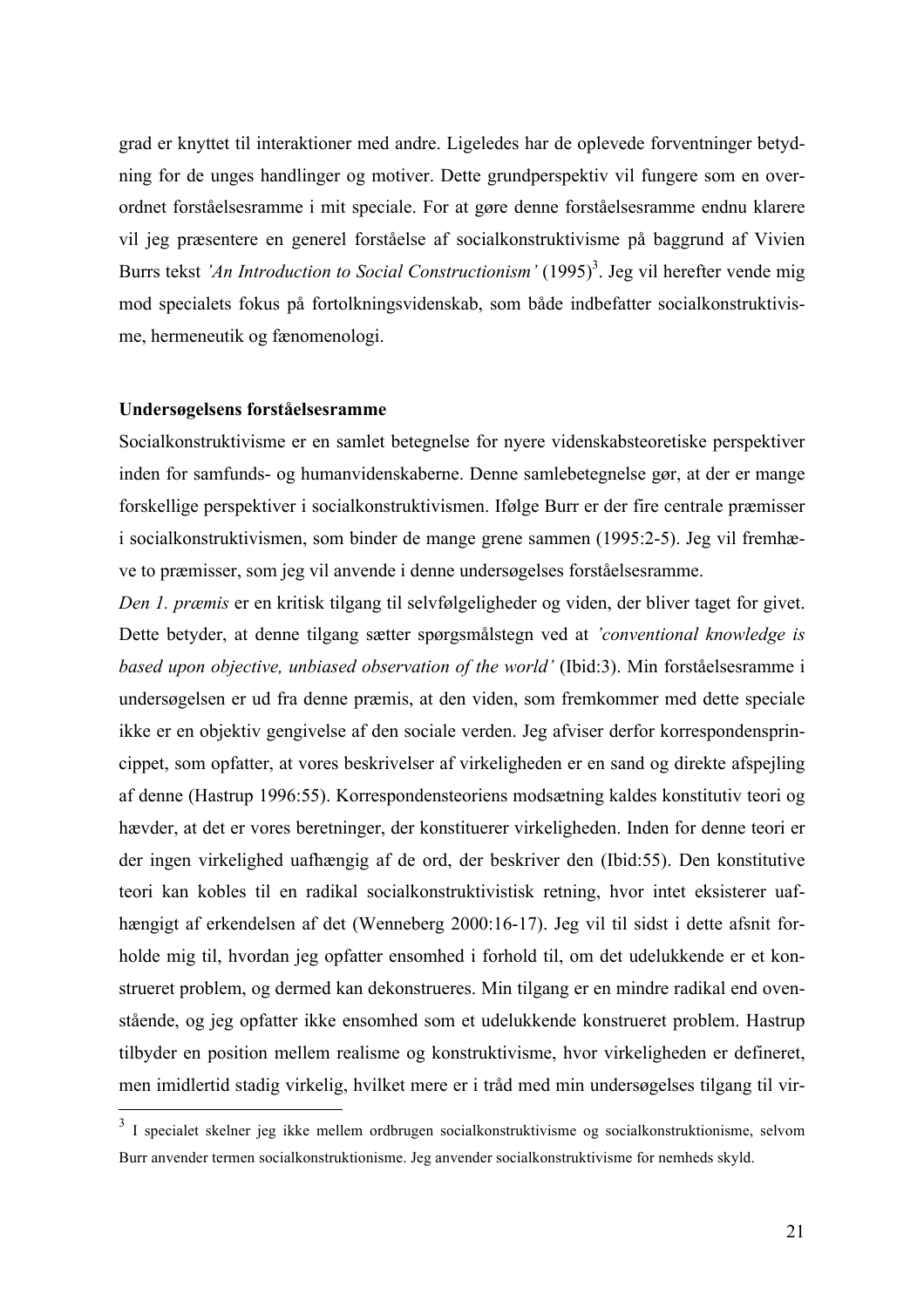grad er knyttet til interaktioner med andre. Ligeledes har de oplevede forventninger betydning for de unges handlinger og motiver. Dette grundperspektiv vil fungere som en overordnet forståelsesramme i mit speciale. For at gøre denne forståelsesramme endnu klarere vil jeg præsentere en generel forståelse af socialkonstruktivisme på baggrund af Vivien Burrs tekst *'An Introduction to Social Constructionism'* (1995)[3]. Jeg vil herefter vende mig mod specialets fokus på fortolkningsvidenskab, som både indbefatter socialkonstruktivisme, hermeneutik og fænomenologi.

**Undersøgelsens forståelsesramme**

Socialkonstruktivisme er en samlet betegnelse for nyere videnskabsteoretiske perspektiver inden for samfunds- og humanvidenskaberne. Denne samlebetegnelse gør, at der er mange forskellige perspektiver i socialkonstruktivismen. Ifølge Burr er der fire centrale præmisser i socialkonstruktivismen, som binder de mange grene sammen (1995:2-5). Jeg vil fremhæve to præmisser, som jeg vil anvende i denne undersøgelses forståelsesramme.

*Den 1. præmis* er en kritisk tilgang til selvfølgeligheder og viden, der bliver taget for givet. Dette betyder, at denne tilgang sætter spørgsmålstegn ved at *'conventional knowledge is based upon objective, unbiased observation of the world'* (Ibid:3). Min forståelsesramme i undersøgelsen er ud fra denne præmis, at den viden, som fremkommer med dette speciale ikke er en objektiv gengivelse af den sociale verden. Jeg afviser derfor korrespondensprincippet, som opfatter, at vores beskrivelser af virkeligheden er en sand og direkte afspejling af denne (Hastrup 1996:55). Korrespondensteoriens modsætning kaldes konstitutiv teori og hævder, at det er vores beretninger, der konstituerer virkeligheden. Inden for denne teori er der ingen virkelighed uafhængig af de ord, der beskriver den (Ibid:55). Den konstitutive teori kan kobles til en radikal socialkonstruktivistisk retning, hvor intet eksisterer uafhængigt af erkendelsen af det (Wenneberg 2000:16-17). Jeg vil til sidst i dette afsnit forholde mig til, hvordan jeg opfatter ensomhed i forhold til, om det udelukkende er et konstrueret problem, og dermed kan dekonstrueres. Min tilgang er en mindre radikal end ovenstående, og jeg opfatter ikke ensomhed som et udelukkende konstrueret problem. Hastrup tilbyder en position mellem realisme og konstruktivisme, hvor virkeligheden er defineret, men imidlertid stadig virkelig, hvilket mere er i tråd med min undersøgelses tilgang til vir-

[3] I specialet skelner jeg ikke mellem ordbrugen socialkonstruktivisme og socialkonstruktionisme, selvom Burr anvender termen socialkonstruktionisme. Jeg anvender socialkonstruktivisme for nemheds skyld.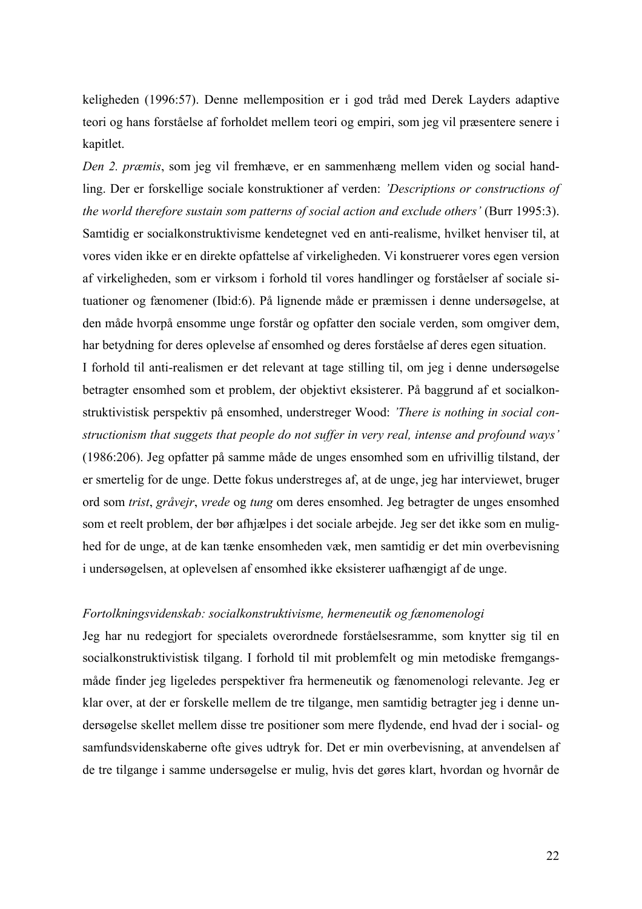keligheden (1996:57). Denne mellemposition er i god tråd med Derek Layders adaptive teori og hans forståelse af forholdet mellem teori og empiri, som jeg vil præsentere senere i kapitlet.

*Den 2. præmis*, som jeg vil fremhæve, er en sammenhæng mellem viden og social handling. Der er forskellige sociale konstruktioner af verden: *'Descriptions or constructions of the world therefore sustain som patterns of social action and exclude others'* (Burr 1995:3). Samtidig er socialkonstruktivisme kendetegnet ved en anti-realisme, hvilket henviser til, at vores viden ikke er en direkte opfattelse af virkeligheden. Vi konstruerer vores egen version af virkeligheden, som er virksom i forhold til vores handlinger og forståelser af sociale situationer og fænomener (Ibid:6). På lignende måde er præmissen i denne undersøgelse, at den måde hvorpå ensomme unge forstår og opfatter den sociale verden, som omgiver dem, har betydning for deres oplevelse af ensomhed og deres forståelse af deres egen situation.

I forhold til anti-realismen er det relevant at tage stilling til, om jeg i denne undersøgelse betragter ensomhed som et problem, der objektivt eksisterer. På baggrund af et socialkonstruktivistisk perspektiv på ensomhed, understreger Wood: *'There is nothing in social constructionism that suggets that people do not suffer in very real, intense and profound ways'* (1986:206). Jeg opfatter på samme måde de unges ensomhed som en ufrivillig tilstand, der er smertelig for de unge. Dette fokus understreges af, at de unge, jeg har interviewet, bruger ord som *trist*, *gråvejr*, *vrede* og *tung* om deres ensomhed. Jeg betragter de unges ensomhed som et reelt problem, der bør afhjælpes i det sociale arbejde. Jeg ser det ikke som en mulighed for de unge, at de kan tænke ensomheden væk, men samtidig er det min overbevisning i undersøgelsen, at oplevelsen af ensomhed ikke eksisterer uafhængigt af de unge.

*Fortolkningsvidenskab: socialkonstruktivisme, hermeneutik og fænomenologi*

Jeg har nu redegjort for specialets overordnede forståelsesramme, som knytter sig til en socialkonstruktivistisk tilgang. I forhold til mit problemfelt og min metodiske fremgangsmåde finder jeg ligeledes perspektiver fra hermeneutik og fænomenologi relevante. Jeg er klar over, at der er forskelle mellem de tre tilgange, men samtidig betragter jeg i denne undersøgelse skellet mellem disse tre positioner som mere flydende, end hvad der i social- og samfundsvidenskaberne ofte gives udtryk for. Det er min overbevisning, at anvendelsen af de tre tilgange i samme undersøgelse er mulig, hvis det gøres klart, hvordan og hvornår de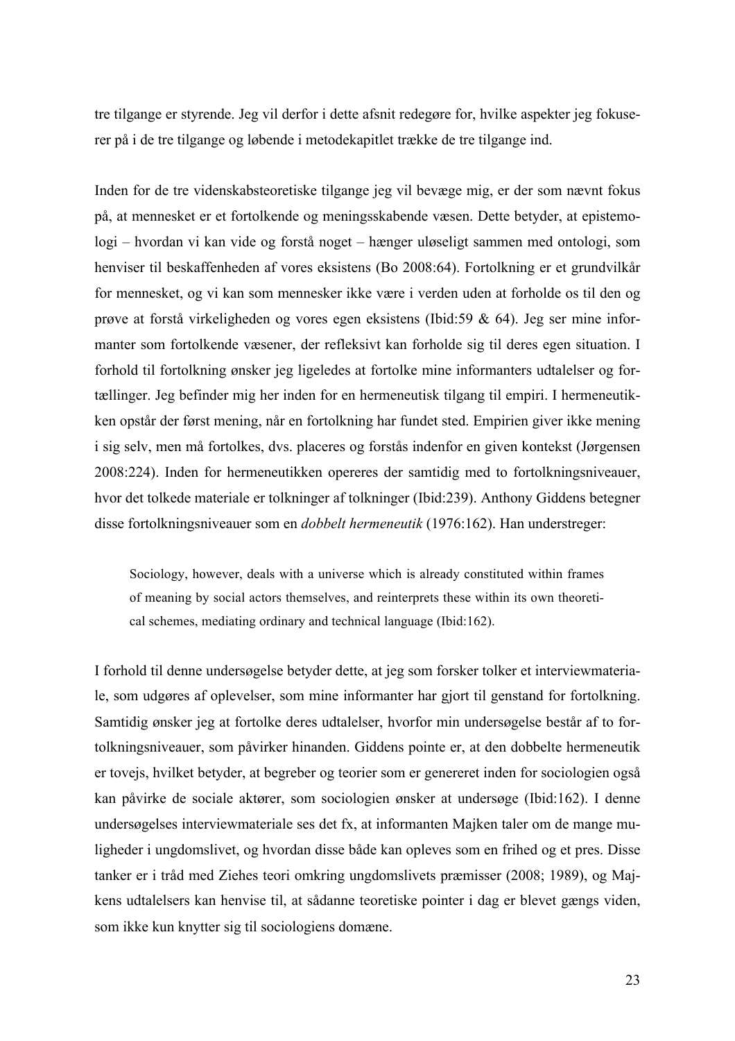tre tilgange er styrende. Jeg vil derfor i dette afsnit redegøre for, hvilke aspekter jeg fokuserer på i de tre tilgange og løbende i metodekapitlet trække de tre tilgange ind.

Inden for de tre videnskabsteoretiske tilgange jeg vil bevæge mig, er der som nævnt fokus på, at mennesket er et fortolkende og meningsskabende væsen. Dette betyder, at epistemologi – hvordan vi kan vide og forstå noget – hænger uløseligt sammen med ontologi, som henviser til beskaffenheden af vores eksistens (Bo 2008:64). Fortolkning er et grundvilkår for mennesket, og vi kan som mennesker ikke være i verden uden at forholde os til den og prøve at forstå virkeligheden og vores egen eksistens (Ibid:59 & 64). Jeg ser mine informanter som fortolkende væsener, der refleksivt kan forholde sig til deres egen situation. I forhold til fortolkning ønsker jeg ligeledes at fortolke mine informanters udtalelser og fortællinger. Jeg befinder mig her inden for en hermeneutisk tilgang til empiri. I hermeneutikken opstår der først mening, når en fortolkning har fundet sted. Empirien giver ikke mening i sig selv, men må fortolkes, dvs. placeres og forstås indenfor en given kontekst (Jørgensen 2008:224). Inden for hermeneutikken opereres der samtidig med to fortolkningsniveauer, hvor det tolkede materiale er tolkninger af tolkninger (Ibid:239). Anthony Giddens betegner disse fortolkningsniveauer som en *dobbelt hermeneutik* (1976:162). Han understreger:

> Sociology, however, deals with a universe which is already constituted within frames of meaning by social actors themselves, and reinterprets these within its own theoretical schemes, mediating ordinary and technical language (Ibid:162).

I forhold til denne undersøgelse betyder dette, at jeg som forsker tolker et interviewmateriale, som udgøres af oplevelser, som mine informanter har gjort til genstand for fortolkning. Samtidig ønsker jeg at fortolke deres udtalelser, hvorfor min undersøgelse består af to fortolkningsniveauer, som påvirker hinanden. Giddens pointe er, at den dobbelte hermeneutik er tovejs, hvilket betyder, at begreber og teorier som er genereret inden for sociologien også kan påvirke de sociale aktører, som sociologien ønsker at undersøge (Ibid:162). I denne undersøgelses interviewmateriale ses det fx, at informanten Majken taler om de mange muligheder i ungdomslivet, og hvordan disse både kan opleves som en frihed og et pres. Disse tanker er i tråd med Ziehes teori omkring ungdomslivets præmisser (2008; 1989), og Majkens udtalelsers kan henvise til, at sådanne teoretiske pointer i dag er blevet gængs viden, som ikke kun knytter sig til sociologiens domæne.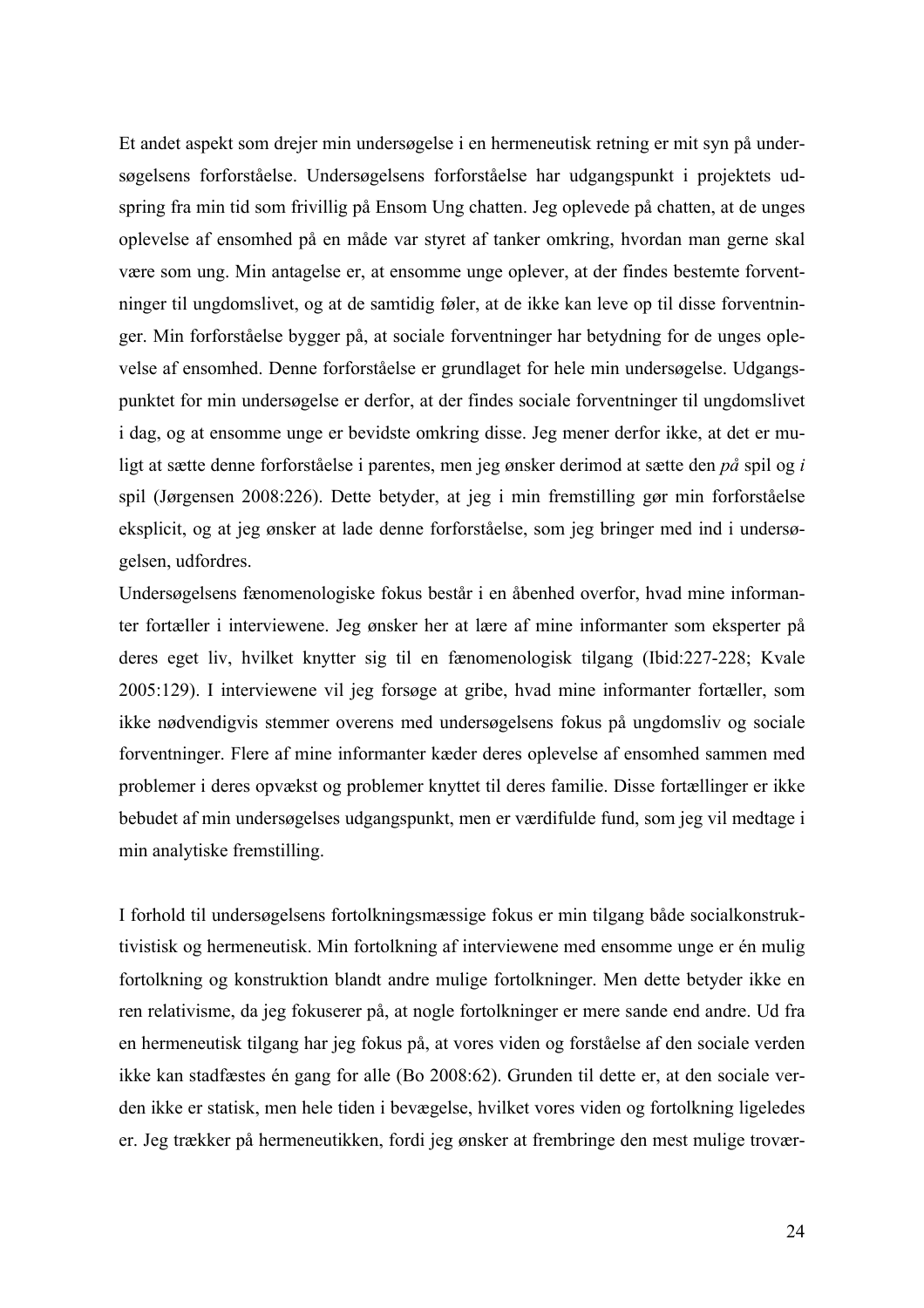Et andet aspekt som drejer min undersøgelse i en hermeneutisk retning er mit syn på undersøgelsens forforståelse. Undersøgelsens forforståelse har udgangspunkt i projektets udspring fra min tid som frivillig på Ensom Ung chatten. Jeg oplevede på chatten, at de unges oplevelse af ensomhed på en måde var styret af tanker omkring, hvordan man gerne skal være som ung. Min antagelse er, at ensomme unge oplever, at der findes bestemte forventninger til ungdomslivet, og at de samtidig føler, at de ikke kan leve op til disse forventninger. Min forforståelse bygger på, at sociale forventninger har betydning for de unges oplevelse af ensomhed. Denne forforståelse er grundlaget for hele min undersøgelse. Udgangspunktet for min undersøgelse er derfor, at der findes sociale forventninger til ungdomslivet i dag, og at ensomme unge er bevidste omkring disse. Jeg mener derfor ikke, at det er muligt at sætte denne forforståelse i parentes, men jeg ønsker derimod at sætte den *på* spil og *i* spil (Jørgensen 2008:226). Dette betyder, at jeg i min fremstilling gør min forforståelse eksplicit, og at jeg ønsker at lade denne forforståelse, som jeg bringer med ind i undersøgelsen, udfordres.
Undersøgelsens fænomenologiske fokus består i en åbenhed overfor, hvad mine informanter fortæller i interviewene. Jeg ønsker her at lære af mine informanter som eksperter på deres eget liv, hvilket knytter sig til en fænomenologisk tilgang (Ibid:227-228; Kvale 2005:129). I interviewene vil jeg forsøge at gribe, hvad mine informanter fortæller, som ikke nødvendigvis stemmer overens med undersøgelsens fokus på ungdomsliv og sociale forventninger. Flere af mine informanter kæder deres oplevelse af ensomhed sammen med problemer i deres opvækst og problemer knyttet til deres familie. Disse fortællinger er ikke bebudet af min undersøgelses udgangspunkt, men er værdifulde fund, som jeg vil medtage i min analytiske fremstilling.

I forhold til undersøgelsens fortolkningsmæssige fokus er min tilgang både socialkonstruktivistisk og hermeneutisk. Min fortolkning af interviewene med ensomme unge er én mulig fortolkning og konstruktion blandt andre mulige fortolkninger. Men dette betyder ikke en ren relativisme, da jeg fokuserer på, at nogle fortolkninger er mere sande end andre. Ud fra en hermeneutisk tilgang har jeg fokus på, at vores viden og forståelse af den sociale verden ikke kan stadfæstes én gang for alle (Bo 2008:62). Grunden til dette er, at den sociale verden ikke er statisk, men hele tiden i bevægelse, hvilket vores viden og fortolkning ligeledes er. Jeg trækker på hermeneutikken, fordi jeg ønsker at frembringe den mest mulige trovær-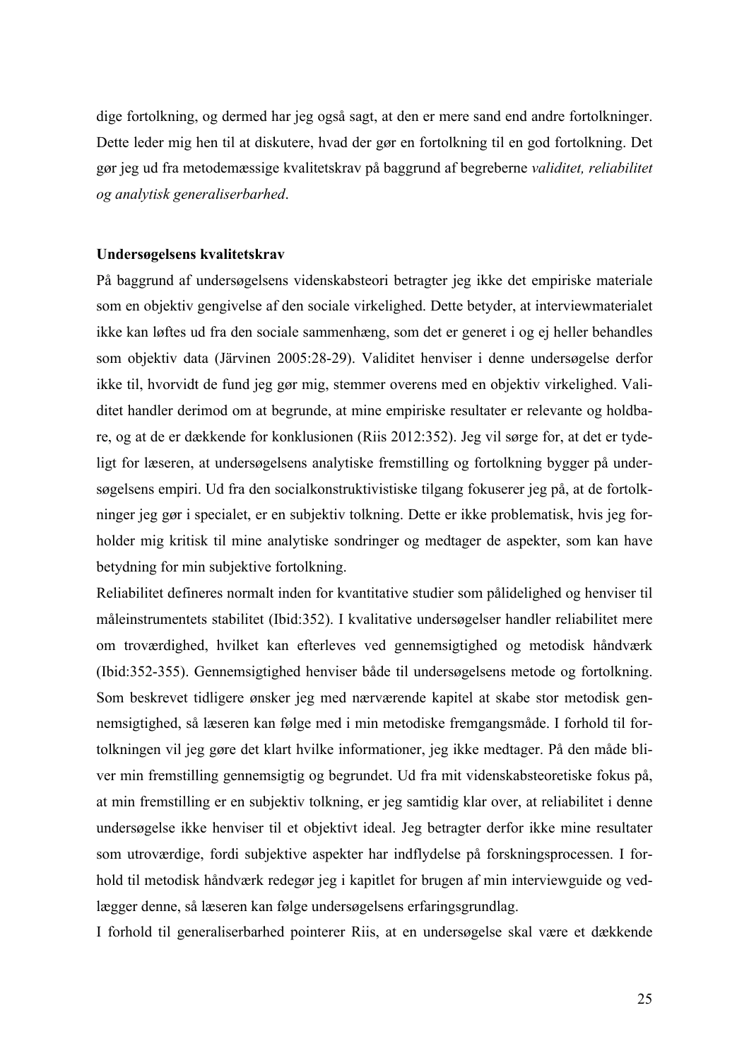dige fortolkning, og dermed har jeg også sagt, at den er mere sand end andre fortolkninger. Dette leder mig hen til at diskutere, hvad der gør en fortolkning til en god fortolkning. Det gør jeg ud fra metodemæssige kvalitetskrav på baggrund af begreberne *validitet, reliabilitet og analytisk generaliserbarhed*.

**Undersøgelsens kvalitetskrav**

På baggrund af undersøgelsens videnskabsteori betragter jeg ikke det empiriske materiale som en objektiv gengivelse af den sociale virkelighed. Dette betyder, at interviewmaterialet ikke kan løftes ud fra den sociale sammenhæng, som det er generet i og ej heller behandles som objektiv data (Järvinen 2005:28-29). Validitet henviser i denne undersøgelse derfor ikke til, hvorvidt de fund jeg gør mig, stemmer overens med en objektiv virkelighed. Validitet handler derimod om at begrunde, at mine empiriske resultater er relevante og holdbare, og at de er dækkende for konklusionen (Riis 2012:352). Jeg vil sørge for, at det er tydeligt for læseren, at undersøgelsens analytiske fremstilling og fortolkning bygger på undersøgelsens empiri. Ud fra den socialkonstruktivistiske tilgang fokuserer jeg på, at de fortolkninger jeg gør i specialet, er en subjektiv tolkning. Dette er ikke problematisk, hvis jeg forholder mig kritisk til mine analytiske sondringer og medtager de aspekter, som kan have betydning for min subjektive fortolkning.

Reliabilitet defineres normalt inden for kvantitative studier som pålidelighed og henviser til måleinstrumentets stabilitet (Ibid:352). I kvalitative undersøgelser handler reliabilitet mere om troværdighed, hvilket kan efterleves ved gennemsigtighed og metodisk håndværk (Ibid:352-355). Gennemsigtighed henviser både til undersøgelsens metode og fortolkning. Som beskrevet tidligere ønsker jeg med nærværende kapitel at skabe stor metodisk gennemsigtighed, så læseren kan følge med i min metodiske fremgangsmåde. I forhold til fortolkningen vil jeg gøre det klart hvilke informationer, jeg ikke medtager. På den måde bliver min fremstilling gennemsigtig og begrundet. Ud fra mit videnskabsteoretiske fokus på, at min fremstilling er en subjektiv tolkning, er jeg samtidig klar over, at reliabilitet i denne undersøgelse ikke henviser til et objektivt ideal. Jeg betragter derfor ikke mine resultater som utroværdige, fordi subjektive aspekter har indflydelse på forskningsprocessen. I forhold til metodisk håndværk redegør jeg i kapitlet for brugen af min interviewguide og vedlægger denne, så læseren kan følge undersøgelsens erfaringsgrundlag.

I forhold til generaliserbarhed pointerer Riis, at en undersøgelse skal være et dækkende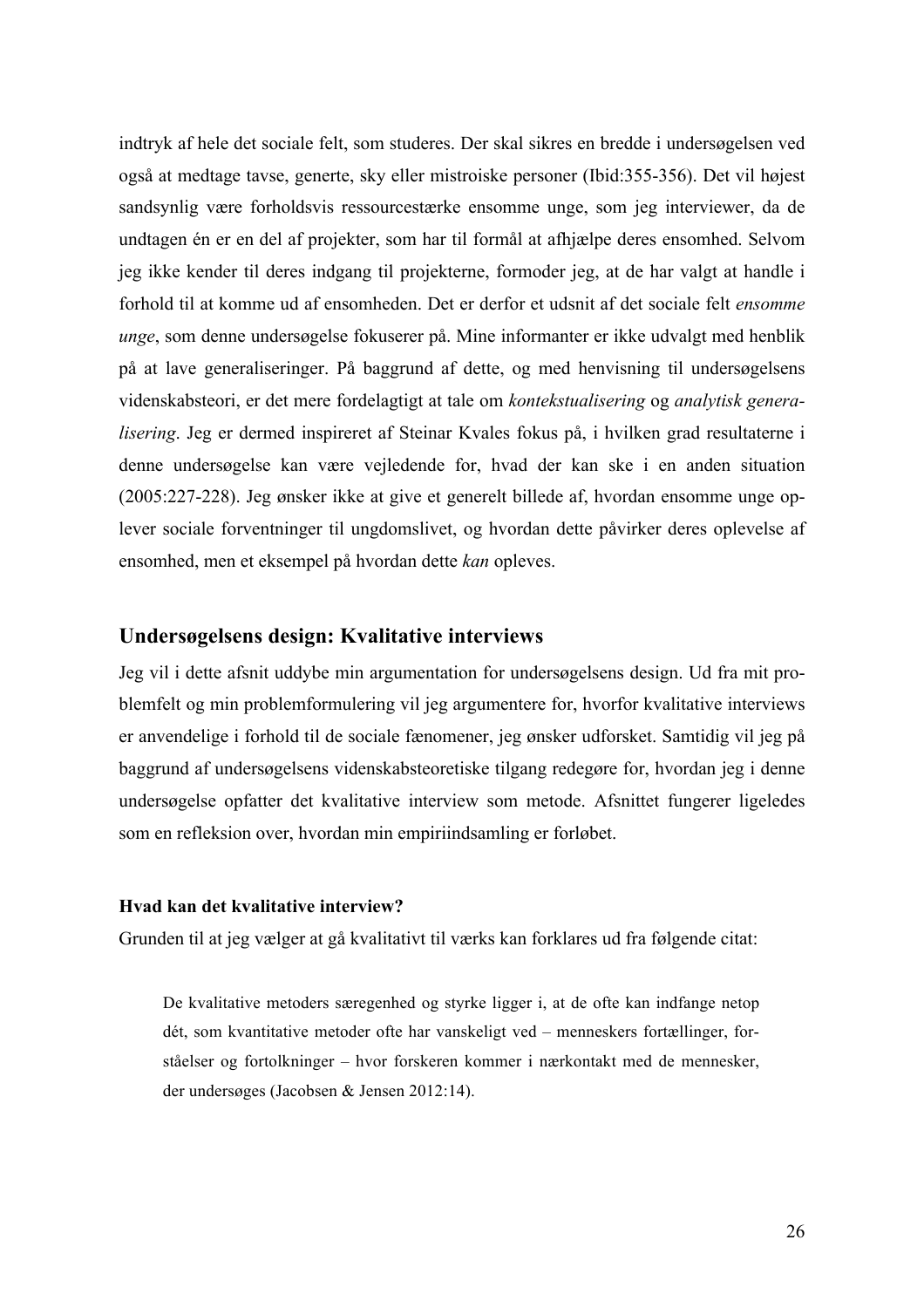indtryk af hele det sociale felt, som studeres. Der skal sikres en bredde i undersøgelsen ved også at medtage tavse, generte, sky eller mistroiske personer (Ibid:355-356). Det vil højest sandsynlig være forholdsvis ressourcestærke ensomme unge, som jeg interviewer, da de undtagen én er en del af projekter, som har til formål at afhjælpe deres ensomhed. Selvom jeg ikke kender til deres indgang til projekterne, formoder jeg, at de har valgt at handle i forhold til at komme ud af ensomheden. Det er derfor et udsnit af det sociale felt *ensomme unge*, som denne undersøgelse fokuserer på. Mine informanter er ikke udvalgt med henblik på at lave generaliseringer. På baggrund af dette, og med henvisning til undersøgelsens videnskabsteori, er det mere fordelagtigt at tale om *kontekstualisering* og *analytisk generalisering*. Jeg er dermed inspireret af Steinar Kvales fokus på, i hvilken grad resultaterne i denne undersøgelse kan være vejledende for, hvad der kan ske i en anden situation (2005:227-228). Jeg ønsker ikke at give et generelt billede af, hvordan ensomme unge oplever sociale forventninger til ungdomslivet, og hvordan dette påvirker deres oplevelse af ensomhed, men et eksempel på hvordan dette *kan* opleves.

## Undersøgelsens design: Kvalitative interviews

Jeg vil i dette afsnit uddybe min argumentation for undersøgelsens design. Ud fra mit problemfelt og min problemformulering vil jeg argumentere for, hvorfor kvalitative interviews er anvendelige i forhold til de sociale fænomener, jeg ønsker udforsket. Samtidig vil jeg på baggrund af undersøgelsens videnskabsteoretiske tilgang redegøre for, hvordan jeg i denne undersøgelse opfatter det kvalitative interview som metode. Afsnittet fungerer ligeledes som en refleksion over, hvordan min empiriindsamling er forløbet.

### Hvad kan det kvalitative interview?

Grunden til at jeg vælger at gå kvalitativt til værks kan forklares ud fra følgende citat:

> De kvalitative metoders særegenhed og styrke ligger i, at de ofte kan indfange netop dét, som kvantitative metoder ofte har vanskeligt ved – menneskers fortællinger, forståelser og fortolkninger – hvor forskeren kommer i nærkontakt med de mennesker, der undersøges (Jacobsen & Jensen 2012:14).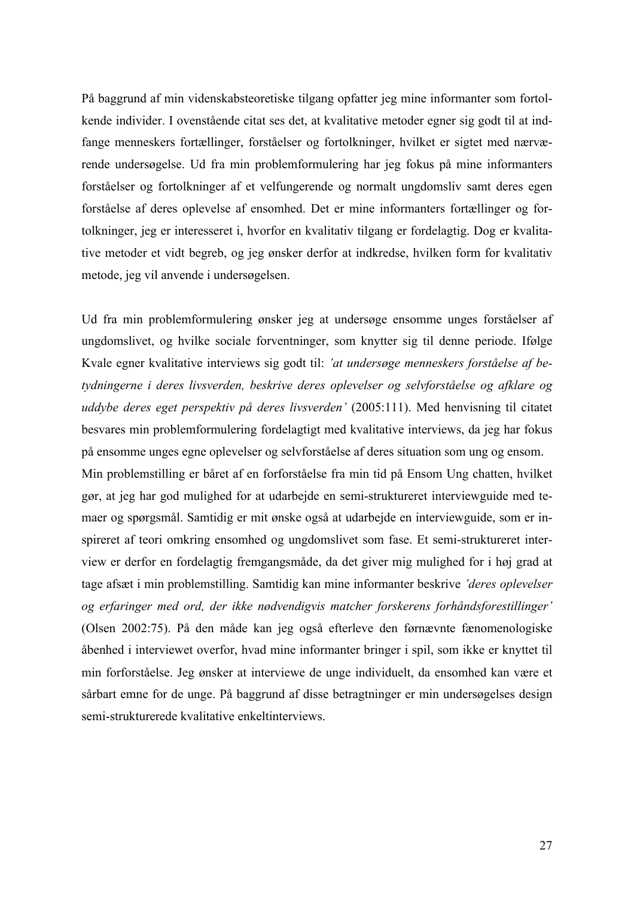På baggrund af min videnskabsteoretiske tilgang opfatter jeg mine informanter som fortolkende individer. I ovenstående citat ses det, at kvalitative metoder egner sig godt til at indfange menneskers fortællinger, forståelser og fortolkninger, hvilket er sigtet med nærværende undersøgelse. Ud fra min problemformulering har jeg fokus på mine informanters forståelser og fortolkninger af et velfungerende og normalt ungdomsliv samt deres egen forståelse af deres oplevelse af ensomhed. Det er mine informanters fortællinger og fortolkninger, jeg er interesseret i, hvorfor en kvalitativ tilgang er fordelagtig. Dog er kvalitative metoder et vidt begreb, og jeg ønsker derfor at indkredse, hvilken form for kvalitativ metode, jeg vil anvende i undersøgelsen.

Ud fra min problemformulering ønsker jeg at undersøge ensomme unges forståelser af ungdomslivet, og hvilke sociale forventninger, som knytter sig til denne periode. Ifølge Kvale egner kvalitative interviews sig godt til: *'at undersøge menneskers forståelse af betydningerne i deres livsverden, beskrive deres oplevelser og selvforståelse og afklare og uddybe deres eget perspektiv på deres livsverden'* (2005:111). Med henvisning til citatet besvares min problemformulering fordelagtigt med kvalitative interviews, da jeg har fokus på ensomme unges egne oplevelser og selvforståelse af deres situation som ung og ensom.
Min problemstilling er båret af en forforståelse fra min tid på Ensom Ung chatten, hvilket gør, at jeg har god mulighed for at udarbejde en semi-struktureret interviewguide med temaer og spørgsmål. Samtidig er mit ønske også at udarbejde en interviewguide, som er inspireret af teori omkring ensomhed og ungdomslivet som fase. Et semi-struktureret interview er derfor en fordelagtig fremgangsmåde, da det giver mig mulighed for i høj grad at tage afsæt i min problemstilling. Samtidig kan mine informanter beskrive *'deres oplevelser og erfaringer med ord, der ikke nødvendigvis matcher forskerens forhåndsforestillinger'* (Olsen 2002:75). På den måde kan jeg også efterleve den førnævnte fænomenologiske åbenhed i interviewet overfor, hvad mine informanter bringer i spil, som ikke er knyttet til min forforståelse. Jeg ønsker at interviewe de unge individuelt, da ensomhed kan være et sårbart emne for de unge. På baggrund af disse betragtninger er min undersøgelses design semi-strukturerede kvalitative enkeltinterviews.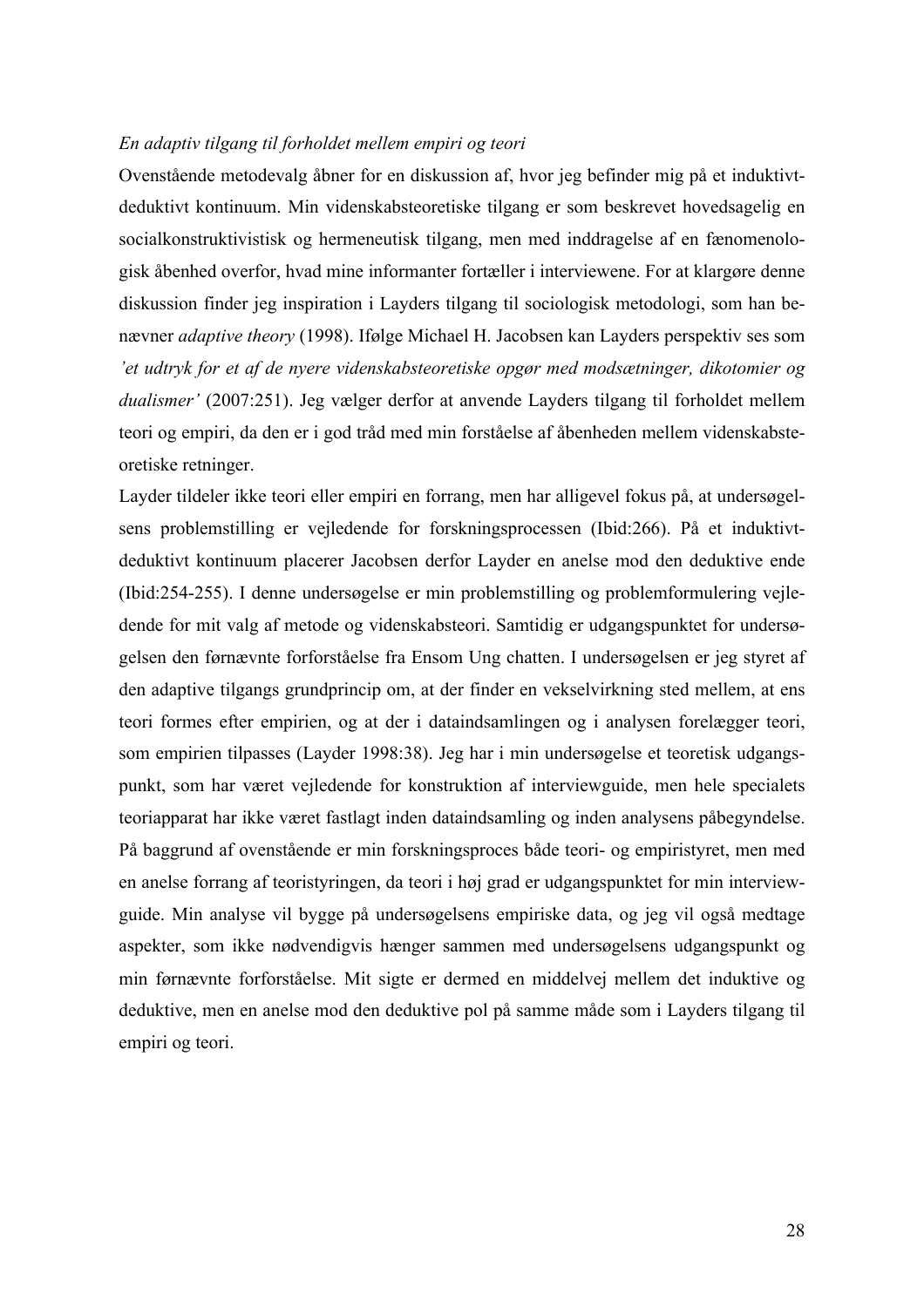*En adaptiv tilgang til forholdet mellem empiri og teori*

Ovenstående metodevalg åbner for en diskussion af, hvor jeg befinder mig på et induktivt-deduktivt kontinuum. Min videnskabsteoretiske tilgang er som beskrevet hovedsagelig en socialkonstruktivistisk og hermeneutisk tilgang, men med inddragelse af en fænomenologisk åbenhed overfor, hvad mine informanter fortæller i interviewene. For at klargøre denne diskussion finder jeg inspiration i Layders tilgang til sociologisk metodologi, som han benævner *adaptive theory* (1998). Ifølge Michael H. Jacobsen kan Layders perspektiv ses som *'et udtryk for et af de nyere videnskabsteoretiske opgør med modsætninger, dikotomier og dualismer'* (2007:251). Jeg vælger derfor at anvende Layders tilgang til forholdet mellem teori og empiri, da den er i god tråd med min forståelse af åbenheden mellem videnskabsteoretiske retninger.

Layder tildeler ikke teori eller empiri en forrang, men har alligevel fokus på, at undersøgelsens problemstilling er vejledende for forskningsprocessen (Ibid:266). På et induktivt-deduktivt kontinuum placerer Jacobsen derfor Layder en anelse mod den deduktive ende (Ibid:254-255). I denne undersøgelse er min problemstilling og problemformulering vejledende for mit valg af metode og videnskabsteori. Samtidig er udgangspunktet for undersøgelsen den førnævnte forforståelse fra Ensom Ung chatten. I undersøgelsen er jeg styret af den adaptive tilgangs grundprincip om, at der finder en vekselvirkning sted mellem, at ens teori formes efter empirien, og at der i dataindsamlingen og i analysen forelægger teori, som empirien tilpasses (Layder 1998:38). Jeg har i min undersøgelse et teoretisk udgangspunkt, som har været vejledende for konstruktion af interviewguide, men hele specialets teoriapparat har ikke været fastlagt inden dataindsamling og inden analysens påbegyndelse. På baggrund af ovenstående er min forskningsproces både teori- og empiristyret, men med en anelse forrang af teoristyringen, da teori i høj grad er udgangspunktet for min interviewguide. Min analyse vil bygge på undersøgelsens empiriske data, og jeg vil også medtage aspekter, som ikke nødvendigvis hænger sammen med undersøgelsens udgangspunkt og min førnævnte forforståelse. Mit sigte er dermed en middelvej mellem det induktive og deduktive, men en anelse mod den deduktive pol på samme måde som i Layders tilgang til empiri og teori.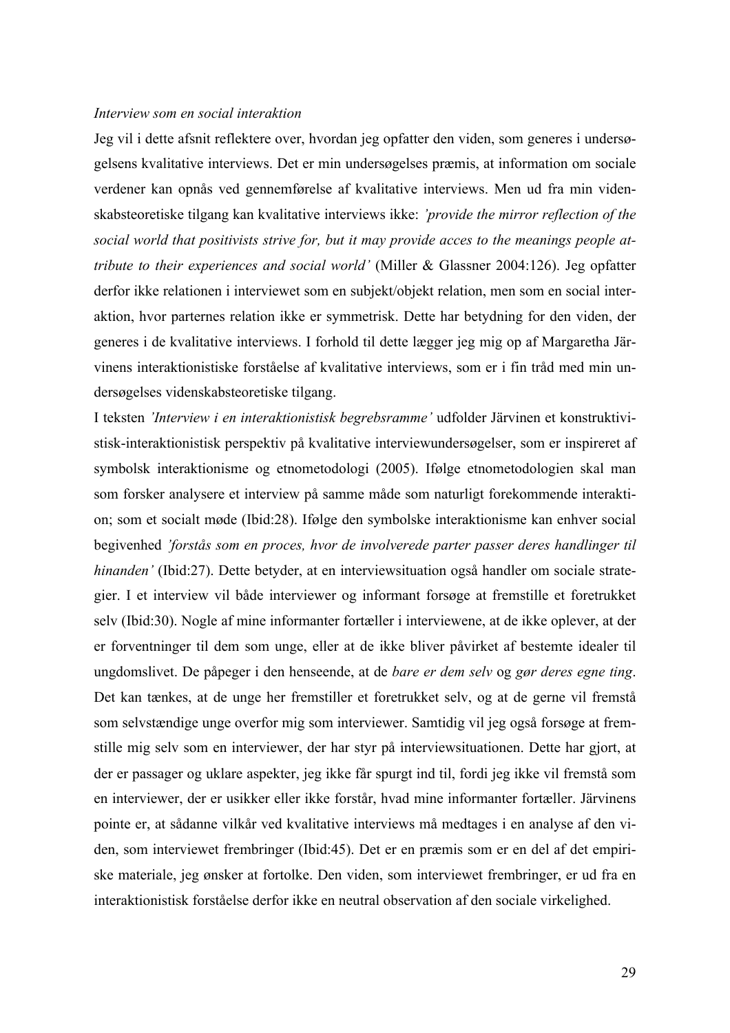*Interview som en social interaktion*

Jeg vil i dette afsnit reflektere over, hvordan jeg opfatter den viden, som generes i undersøgelsens kvalitative interviews. Det er min undersøgelses præmis, at information om sociale verdener kan opnås ved gennemførelse af kvalitative interviews. Men ud fra min videnskabsteoretiske tilgang kan kvalitative interviews ikke: *'provide the mirror reflection of the social world that positivists strive for, but it may provide acces to the meanings people attribute to their experiences and social world'* (Miller & Glassner 2004:126). Jeg opfatter derfor ikke relationen i interviewet som en subjekt/objekt relation, men som en social interaktion, hvor parternes relation ikke er symmetrisk. Dette har betydning for den viden, der generes i de kvalitative interviews. I forhold til dette lægger jeg mig op af Margaretha Järvinens interaktionistiske forståelse af kvalitative interviews, som er i fin tråd med min undersøgelses videnskabsteoretiske tilgang.

I teksten *'Interview i en interaktionistisk begrebsramme'* udfolder Järvinen et konstruktivistisk-interaktionistisk perspektiv på kvalitative interviewundersøgelser, som er inspireret af symbolsk interaktionisme og etnometodologi (2005). Ifølge etnometodologien skal man som forsker analysere et interview på samme måde som naturligt forekommende interaktion; som et socialt møde (Ibid:28). Ifølge den symbolske interaktionisme kan enhver social begivenhed *'forstås som en proces, hvor de involverede parter passer deres handlinger til hinanden'* (Ibid:27). Dette betyder, at en interviewsituation også handler om sociale strategier. I et interview vil både interviewer og informant forsøge at fremstille et foretrukket selv (Ibid:30). Nogle af mine informanter fortæller i interviewene, at de ikke oplever, at der er forventninger til dem som unge, eller at de ikke bliver påvirket af bestemte idealer til ungdomslivet. De påpeger i den henseende, at de *bare er dem selv* og *gør deres egne ting*. Det kan tænkes, at de unge her fremstiller et foretrukket selv, og at de gerne vil fremstå som selvstændige unge overfor mig som interviewer. Samtidig vil jeg også forsøge at fremstille mig selv som en interviewer, der har styr på interviewsituationen. Dette har gjort, at der er passager og uklare aspekter, jeg ikke får spurgt ind til, fordi jeg ikke vil fremstå som en interviewer, der er usikker eller ikke forstår, hvad mine informanter fortæller. Järvinens pointe er, at sådanne vilkår ved kvalitative interviews må medtages i en analyse af den viden, som interviewet frembringer (Ibid:45). Det er en præmis som er en del af det empiriske materiale, jeg ønsker at fortolke. Den viden, som interviewet frembringer, er ud fra en interaktionistisk forståelse derfor ikke en neutral observation af den sociale virkelighed.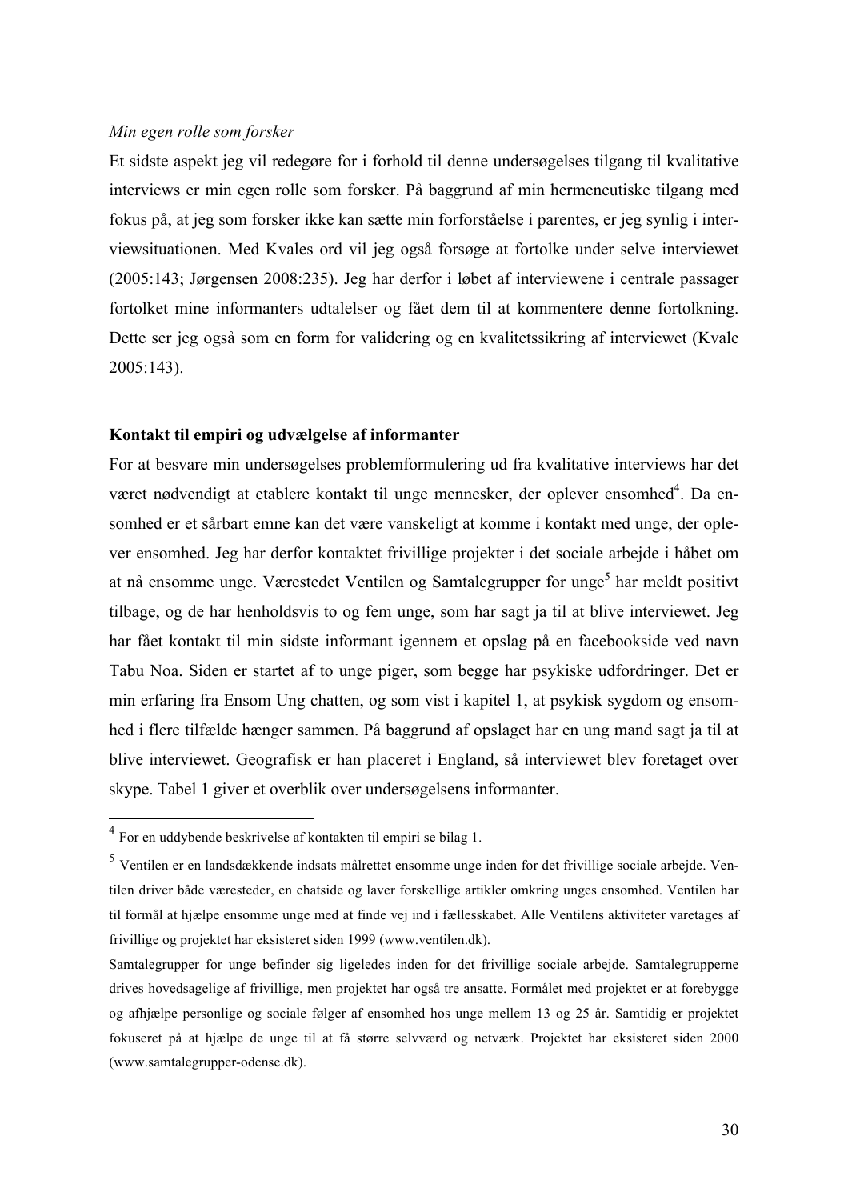*Min egen rolle som forsker*

Et sidste aspekt jeg vil redegøre for i forhold til denne undersøgelses tilgang til kvalitative interviews er min egen rolle som forsker. På baggrund af min hermeneutiske tilgang med fokus på, at jeg som forsker ikke kan sætte min forforståelse i parentes, er jeg synlig i interviewsituationen. Med Kvales ord vil jeg også forsøge at fortolke under selve interviewet (2005:143; Jørgensen 2008:235). Jeg har derfor i løbet af interviewene i centrale passager fortolket mine informanters udtalelser og fået dem til at kommentere denne fortolkning. Dette ser jeg også som en form for validering og en kvalitetssikring af interviewet (Kvale 2005:143).

**Kontakt til empiri og udvælgelse af informanter**

For at besvare min undersøgelses problemformulering ud fra kvalitative interviews har det været nødvendigt at etablere kontakt til unge mennesker, der oplever ensomhed[4]. Da ensomhed er et sårbart emne kan det være vanskeligt at komme i kontakt med unge, der oplever ensomhed. Jeg har derfor kontaktet frivillige projekter i det sociale arbejde i håbet om at nå ensomme unge. Værestedet Ventilen og Samtalegrupper for unge[5] har meldt positivt tilbage, og de har henholdsvis to og fem unge, som har sagt ja til at blive interviewet. Jeg har fået kontakt til min sidste informant igennem et opslag på en facebookside ved navn Tabu Noa. Siden er startet af to unge piger, som begge har psykiske udfordringer. Det er min erfaring fra Ensom Ung chatten, og som vist i kapitel 1, at psykisk sygdom og ensomhed i flere tilfælde hænger sammen. På baggrund af opslaget har en ung mand sagt ja til at blive interviewet. Geografisk er han placeret i England, så interviewet blev foretaget over skype. Tabel 1 giver et overblik over undersøgelsens informanter.

---

[4] For en uddybende beskrivelse af kontakten til empiri se bilag 1.

[5] Ventilen er en landsdækkende indsats målrettet ensomme unge inden for det frivillige sociale arbejde. Ventilen driver både væresteder, en chatside og laver forskellige artikler omkring unges ensomhed. Ventilen har til formål at hjælpe ensomme unge med at finde vej ind i fællesskabet. Alle Ventilens aktiviteter varetages af frivillige og projektet har eksisteret siden 1999 (www.ventilen.dk).

Samtalegrupper for unge befinder sig ligeledes inden for det frivillige sociale arbejde. Samtalegrupperne drives hovedsagelige af frivillige, men projektet har også tre ansatte. Formålet med projektet er at forebygge og afhjælpe personlige og sociale følger af ensomhed hos unge mellem 13 og 25 år. Samtidig er projektet fokuseret på at hjælpe de unge til at få større selvværd og netværk. Projektet har eksisteret siden 2000 (www.samtalegrupper-odense.dk).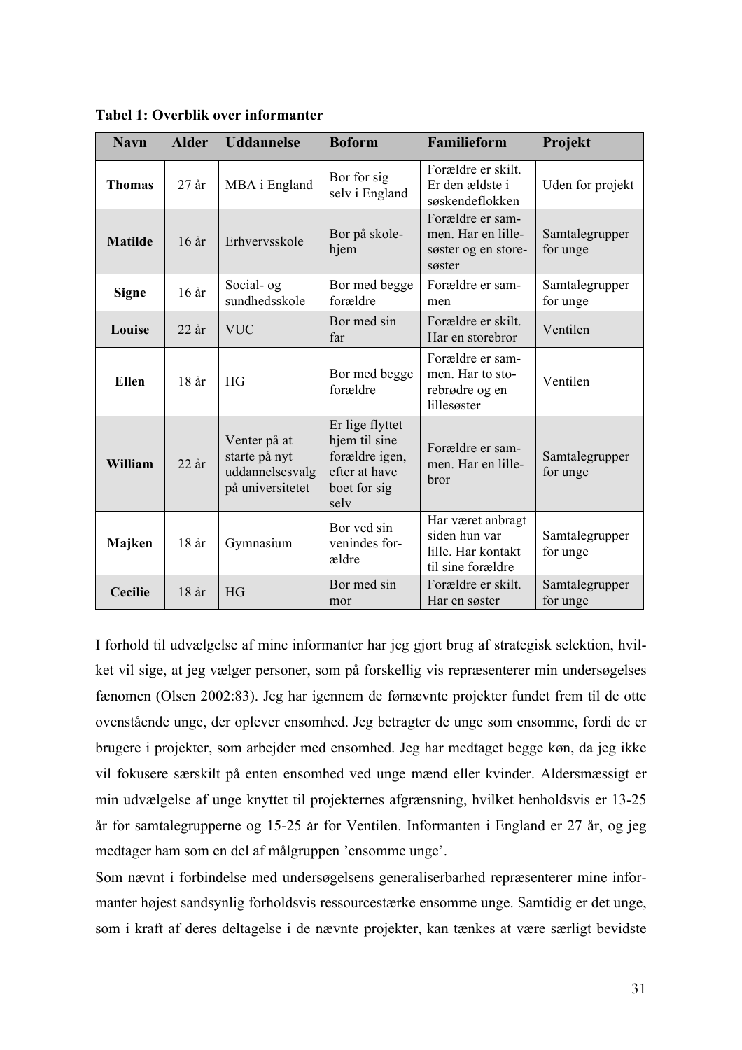**Tabel 1: Overblik over informanter**

| Navn | Alder | Uddannelse | Boform | Familieform | Projekt |
|---|---|---|---|---|---|
| **Thomas** | 27 år | MBA i England | Bor for sig selv i England | Forældre er skilt. Er den ældste i søskendeflokken | Uden for projekt |
| **Matilde** | 16 år | Erhvervsskole | Bor på skolehjem | Forældre er sammen. Har en lillesøster og en storesøster | Samtalegrupper for unge |
| **Signe** | 16 år | Social- og sundhedsskole | Bor med begge forældre | Forældre er sammen | Samtalegrupper for unge |
| **Louise** | 22 år | VUC | Bor med sin far | Forældre er skilt. Har en storebror | Ventilen |
| **Ellen** | 18 år | HG | Bor med begge forældre | Forældre er sammen. Har to storebrødre og en lillesøster | Ventilen |
| **William** | 22 år | Venter på at starte på nyt uddannelsesvalg på universitetet | Er lige flyttet hjem til sine forældre igen, efter at have boet for sig selv | Forældre er sammen. Har en lillebror | Samtalegrupper for unge |
| **Majken** | 18 år | Gymnasium | Bor ved sin venindes forældre | Har været anbragt siden hun var lille. Har kontakt til sine forældre | Samtalegrupper for unge |
| **Cecilie** | 18 år | HG | Bor med sin mor | Forældre er skilt. Har en søster | Samtalegrupper for unge |

I forhold til udvælgelse af mine informanter har jeg gjort brug af strategisk selektion, hvilket vil sige, at jeg vælger personer, som på forskellig vis repræsenterer min undersøgelses fænomen (Olsen 2002:83). Jeg har igennem de førnævnte projekter fundet frem til de otte ovenstående unge, der oplever ensomhed. Jeg betragter de unge som ensomme, fordi de er brugere i projekter, som arbejder med ensomhed. Jeg har medtaget begge køn, da jeg ikke vil fokusere særskilt på enten ensomhed ved unge mænd eller kvinder. Aldersmæssigt er min udvælgelse af unge knyttet til projekternes afgrænsning, hvilket henholdsvis er 13-25 år for samtalegrupperne og 15-25 år for Ventilen. Informanten i England er 27 år, og jeg medtager ham som en del af målgruppen 'ensomme unge'.

Som nævnt i forbindelse med undersøgelsens generaliserbarhed repræsenterer mine informanter højest sandsynlig forholdsvis ressourcestærke ensomme unge. Samtidig er det unge, som i kraft af deres deltagelse i de nævnte projekter, kan tænkes at være særligt bevidste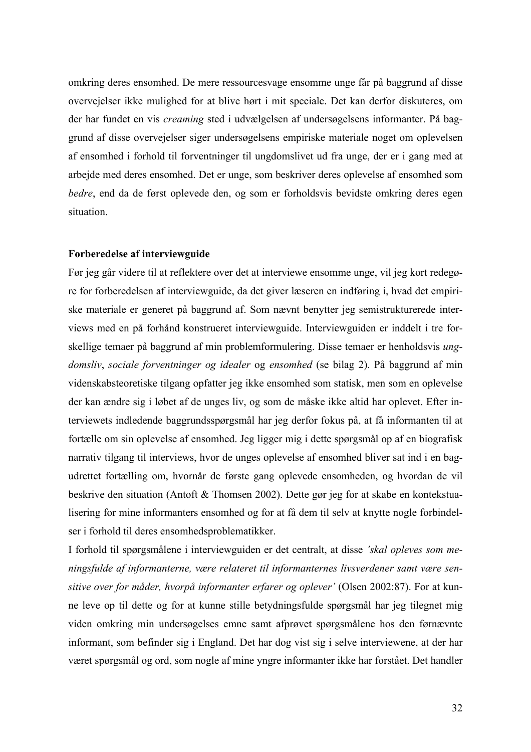omkring deres ensomhed. De mere ressourcesvage ensomme unge får på baggrund af disse overvejelser ikke mulighed for at blive hørt i mit speciale. Det kan derfor diskuteres, om der har fundet en vis *creaming* sted i udvælgelsen af undersøgelsens informanter. På baggrund af disse overvejelser siger undersøgelsens empiriske materiale noget om oplevelsen af ensomhed i forhold til forventninger til ungdomslivet ud fra unge, der er i gang med at arbejde med deres ensomhed. Det er unge, som beskriver deres oplevelse af ensomhed som *bedre*, end da de først oplevede den, og som er forholdsvis bevidste omkring deres egen situation.

**Forberedelse af interviewguide**

Før jeg går videre til at reflektere over det at interviewe ensomme unge, vil jeg kort redegøre for forberedelsen af interviewguide, da det giver læseren en indføring i, hvad det empiriske materiale er genereret på baggrund af. Som nævnt benytter jeg semistrukturerede interviews med en på forhånd konstrueret interviewguide. Interviewguiden er inddelt i tre forskellige temaer på baggrund af min problemformulering. Disse temaer er henholdsvis *ungdomsliv*, *sociale forventninger og idealer* og *ensomhed* (se bilag 2). På baggrund af min videnskabsteoretiske tilgang opfatter jeg ikke ensomhed som statisk, men som en oplevelse der kan ændre sig i løbet af de unges liv, og som de måske ikke altid har oplevet. Efter interviewets indledende baggrundsspørgsmål har jeg derfor fokus på, at få informanten til at fortælle om sin oplevelse af ensomhed. Jeg ligger mig i dette spørgsmål op af en biografisk narrativ tilgang til interviews, hvor de unges oplevelse af ensomhed bliver sat ind i en bagudrettet fortælling om, hvornår de første gang oplevede ensomheden, og hvordan de vil beskrive den situation (Antoft & Thomsen 2002). Dette gør jeg for at skabe en kontekstualisering for mine informanters ensomhed og for at få dem til selv at knytte nogle forbindelser i forhold til deres ensomhedsproblematikker.

I forhold til spørgsmålene i interviewguiden er det centralt, at disse *'skal opleves som meningsfulde af informanterne, være relateret til informanternes livsverdener samt være sensitive over for måder, hvorpå informanter erfarer og oplever'* (Olsen 2002:87). For at kunne leve op til dette og for at kunne stille betydningsfulde spørgsmål har jeg tilegnet mig viden omkring min undersøgelses emne samt afprøvet spørgsmålene hos den førnævnte informant, som befinder sig i England. Det har dog vist sig i selve interviewene, at der har været spørgsmål og ord, som nogle af mine yngre informanter ikke har forstået. Det handler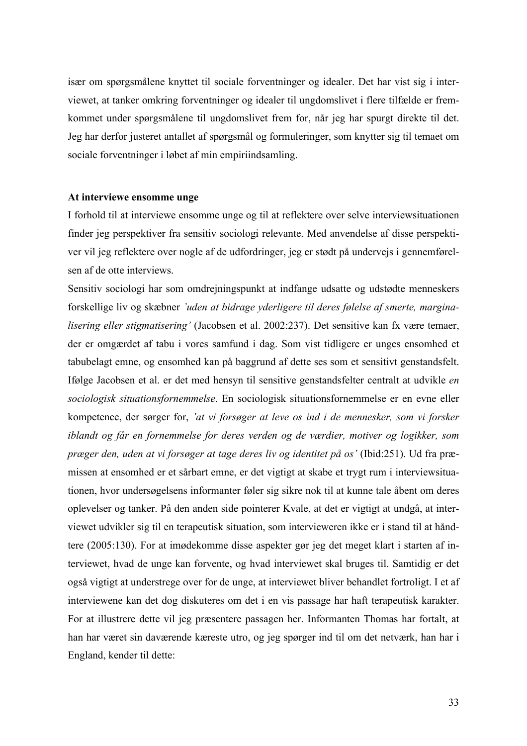især om spørgsmålene knyttet til sociale forventninger og idealer. Det har vist sig i interviewet, at tanker omkring forventninger og idealer til ungdomslivet i flere tilfælde er fremkommet under spørgsmålene til ungdomslivet frem for, når jeg har spurgt direkte til det. Jeg har derfor justeret antallet af spørgsmål og formuleringer, som knytter sig til temaet om sociale forventninger i løbet af min empiriindsamling.

**At interviewe ensomme unge**

I forhold til at interviewe ensomme unge og til at reflektere over selve interviewsituationen finder jeg perspektiver fra sensitiv sociologi relevante. Med anvendelse af disse perspektiver vil jeg reflektere over nogle af de udfordringer, jeg er stødt på undervejs i gennemførelsen af de otte interviews.

Sensitiv sociologi har som omdrejningspunkt at indfange udsatte og udstødte menneskers forskellige liv og skæbner *'uden at bidrage yderligere til deres følelse af smerte, marginalisering eller stigmatisering'* (Jacobsen et al. 2002:237). Det sensitive kan fx være temaer, der er omgærdet af tabu i vores samfund i dag. Som vist tidligere er unges ensomhed et tabubelagt emne, og ensomhed kan på baggrund af dette ses som et sensitivt genstandsfelt. Ifølge Jacobsen et al. er det med hensyn til sensitive genstandsfelter centralt at udvikle *en sociologisk situationsfornemmelse*. En sociologisk situationsfornemmelse er en evne eller kompetence, der sørger for, *'at vi forsøger at leve os ind i de mennesker, som vi forsker iblandt og får en fornemmelse for deres verden og de værdier, motiver og logikker, som præger den, uden at vi forsøger at tage deres liv og identitet på os'* (Ibid:251). Ud fra præmissen at ensomhed er et sårbart emne, er det vigtigt at skabe et trygt rum i interviewsituationen, hvor undersøgelsens informanter føler sig sikre nok til at kunne tale åbent om deres oplevelser og tanker. På den anden side pointerer Kvale, at det er vigtigt at undgå, at interviewet udvikler sig til en terapeutisk situation, som intervieweren ikke er i stand til at håndtere (2005:130). For at imødekomme disse aspekter gør jeg det meget klart i starten af interviewet, hvad de unge kan forvente, og hvad interviewet skal bruges til. Samtidig er det også vigtigt at understrege over for de unge, at interviewet bliver behandlet fortroligt. I et af interviewene kan det dog diskuteres om det i en vis passage har haft terapeutisk karakter. For at illustrere dette vil jeg præsentere passagen her. Informanten Thomas har fortalt, at han har været sin daværende kæreste utro, og jeg spørger ind til om det netværk, han har i England, kender til dette: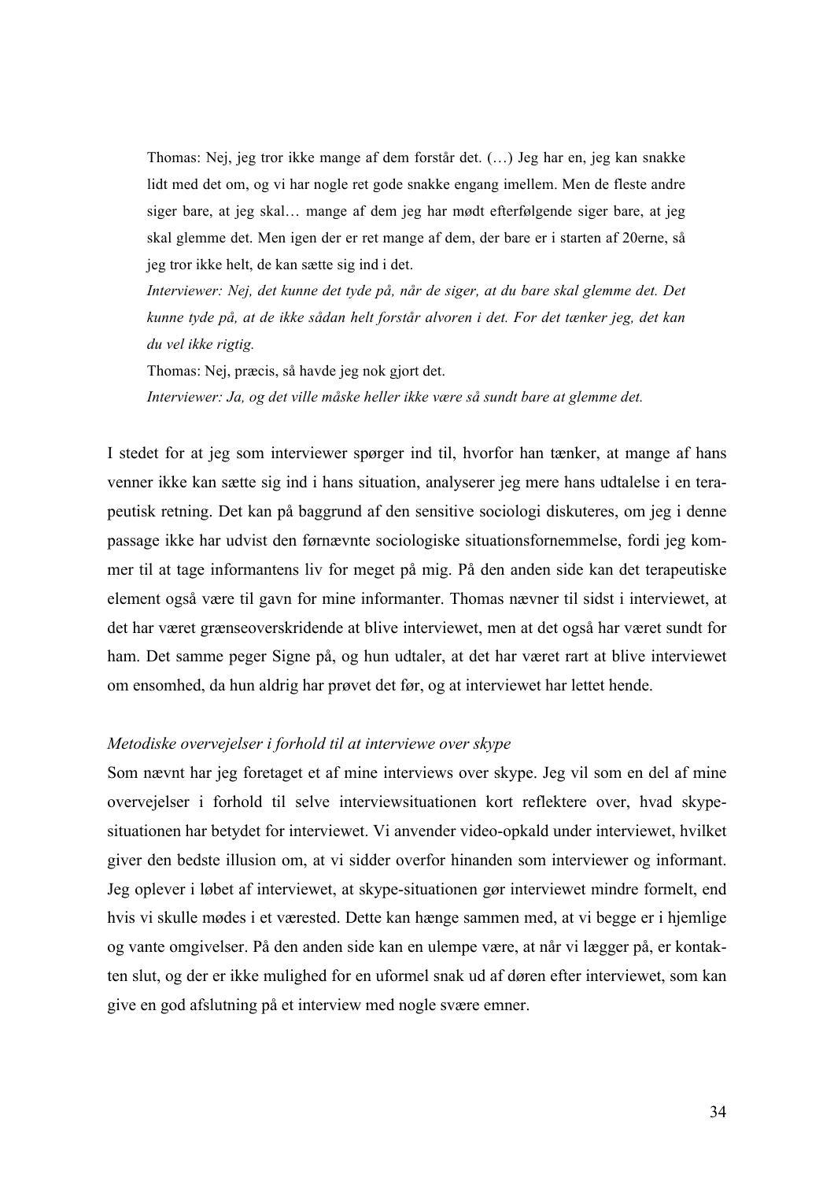> Thomas: Nej, jeg tror ikke mange af dem forstår det. (…) Jeg har en, jeg kan snakke lidt med det om, og vi har nogle ret gode snakke engang imellem. Men de fleste andre siger bare, at jeg skal… mange af dem jeg har mødt efterfølgende siger bare, at jeg skal glemme det. Men igen der er ret mange af dem, der bare er i starten af 20erne, så jeg tror ikke helt, de kan sætte sig ind i det.
>
> *Interviewer: Nej, det kunne det tyde på, når de siger, at du bare skal glemme det. Det kunne tyde på, at de ikke sådan helt forstår alvoren i det. For det tænker jeg, det kan du vel ikke rigtig.*
>
> Thomas: Nej, præcis, så havde jeg nok gjort det.
>
> *Interviewer: Ja, og det ville måske heller ikke være så sundt bare at glemme det.*

I stedet for at jeg som interviewer spørger ind til, hvorfor han tænker, at mange af hans venner ikke kan sætte sig ind i hans situation, analyserer jeg mere hans udtalelse i en terapeutisk retning. Det kan på baggrund af den sensitive sociologi diskuteres, om jeg i denne passage ikke har udvist den førnævnte sociologiske situationsfornemmelse, fordi jeg kommer til at tage informantens liv for meget på mig. På den anden side kan det terapeutiske element også være til gavn for mine informanter. Thomas nævner til sidst i interviewet, at det har været grænseoverskridende at blive interviewet, men at det også har været sundt for ham. Det samme peger Signe på, og hun udtaler, at det har været rart at blive interviewet om ensomhed, da hun aldrig har prøvet det før, og at interviewet har lettet hende.

*Metodiske overvejelser i forhold til at interviewe over skype*

Som nævnt har jeg foretaget et af mine interviews over skype. Jeg vil som en del af mine overvejelser i forhold til selve interviewsituationen kort reflektere over, hvad skype-situationen har betydet for interviewet. Vi anvender video-opkald under interviewet, hvilket giver den bedste illusion om, at vi sidder overfor hinanden som interviewer og informant. Jeg oplever i løbet af interviewet, at skype-situationen gør interviewet mindre formelt, end hvis vi skulle mødes i et værested. Dette kan hænge sammen med, at vi begge er i hjemlige og vante omgivelser. På den anden side kan en ulempe være, at når vi lægger på, er kontakten slut, og der er ikke mulighed for en uformel snak ud af døren efter interviewet, som kan give en god afslutning på et interview med nogle svære emner.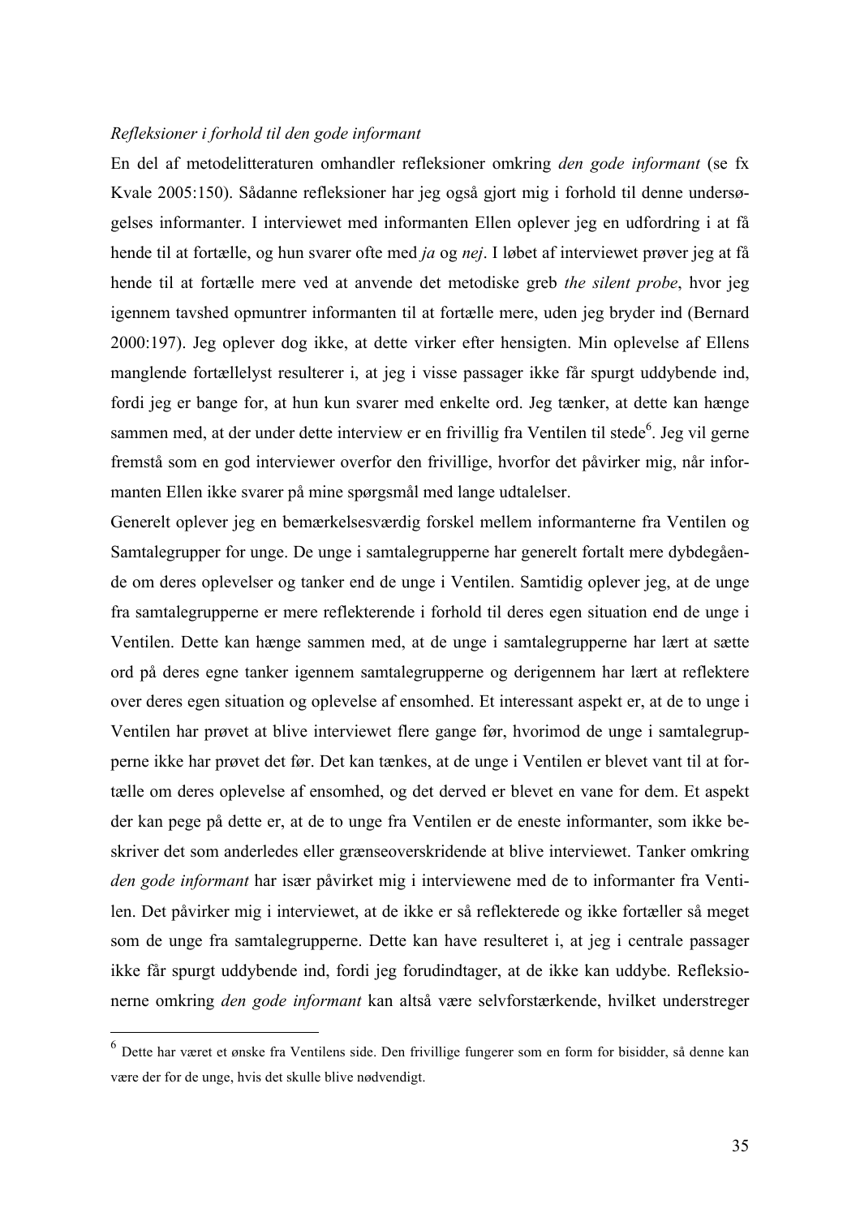*Refleksioner i forhold til den gode informant*

En del af metodelitteraturen omhandler refleksioner omkring *den gode informant* (se fx Kvale 2005:150). Sådanne refleksioner har jeg også gjort mig i forhold til denne undersøgelses informanter. I interviewet med informanten Ellen oplever jeg en udfordring i at få hende til at fortælle, og hun svarer ofte med *ja* og *nej*. I løbet af interviewet prøver jeg at få hende til at fortælle mere ved at anvende det metodiske greb *the silent probe*, hvor jeg igennem tavshed opmuntrer informanten til at fortælle mere, uden jeg bryder ind (Bernard 2000:197). Jeg oplever dog ikke, at dette virker efter hensigten. Min oplevelse af Ellens manglende fortællelyst resulterer i, at jeg i visse passager ikke får spurgt uddybende ind, fordi jeg er bange for, at hun kun svarer med enkelte ord. Jeg tænker, at dette kan hænge sammen med, at der under dette interview er en frivillig fra Ventilen til stede[6]. Jeg vil gerne fremstå som en god interviewer overfor den frivillige, hvorfor det påvirker mig, når informanten Ellen ikke svarer på mine spørgsmål med lange udtalelser.

Generelt oplever jeg en bemærkelsesværdig forskel mellem informanterne fra Ventilen og Samtalegrupper for unge. De unge i samtalegrupperne har generelt fortalt mere dybdegående om deres oplevelser og tanker end de unge i Ventilen. Samtidig oplever jeg, at de unge fra samtalegrupperne er mere reflekterende i forhold til deres egen situation end de unge i Ventilen. Dette kan hænge sammen med, at de unge i samtalegrupperne har lært at sætte ord på deres egne tanker igennem samtalegrupperne og derigennem har lært at reflektere over deres egen situation og oplevelse af ensomhed. Et interessant aspekt er, at de to unge i Ventilen har prøvet at blive interviewet flere gange før, hvorimod de unge i samtalegrupperne ikke har prøvet det før. Det kan tænkes, at de unge i Ventilen er blevet vant til at fortælle om deres oplevelse af ensomhed, og det derved er blevet en vane for dem. Et aspekt der kan pege på dette er, at de to unge fra Ventilen er de eneste informanter, som ikke beskriver det som anderledes eller grænseoverskridende at blive interviewet. Tanker omkring *den gode informant* har især påvirket mig i interviewene med de to informanter fra Ventilen. Det påvirker mig i interviewet, at de ikke er så reflekterede og ikke fortæller så meget som de unge fra samtalegrupperne. Dette kan have resulteret i, at jeg i centrale passager ikke får spurgt uddybende ind, fordi jeg forudindtager, at de ikke kan uddybe. Refleksionerne omkring *den gode informant* kan altså være selvforstærkende, hvilket understreger

[6] Dette har været et ønske fra Ventilens side. Den frivillige fungerer som en form for bisidder, så denne kan være der for de unge, hvis det skulle blive nødvendigt.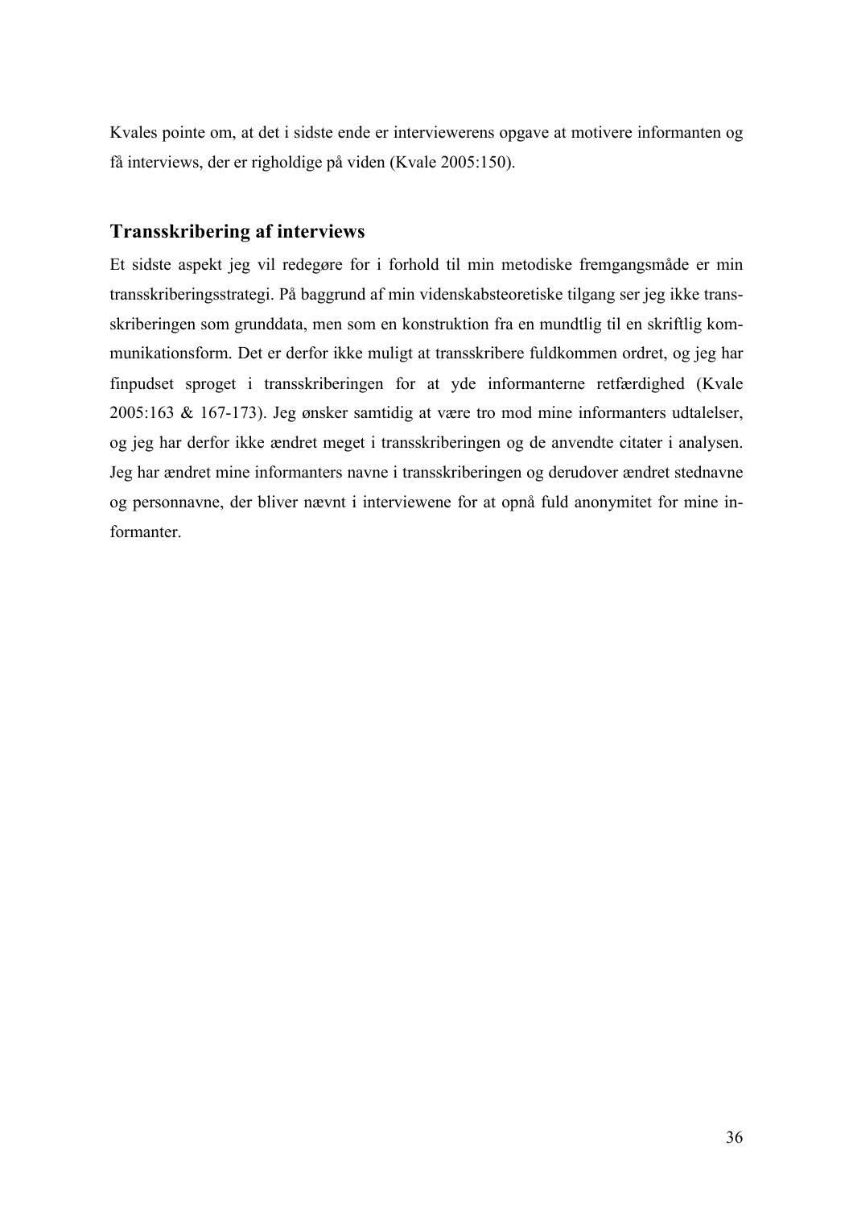Kvales pointe om, at det i sidste ende er interviewerens opgave at motivere informanten og få interviews, der er righoldige på viden (Kvale 2005:150).

## Transskribering af interviews

Et sidste aspekt jeg vil redegøre for i forhold til min metodiske fremgangsmåde er min transskriberingsstrategi. På baggrund af min videnskabsteoretiske tilgang ser jeg ikke transskriberingen som grunddata, men som en konstruktion fra en mundtlig til en skriftlig kommunikationsform. Det er derfor ikke muligt at transskribere fuldkommen ordret, og jeg har finpudset sproget i transskriberingen for at yde informanterne retfærdighed (Kvale 2005:163 & 167-173). Jeg ønsker samtidig at være tro mod mine informanters udtalelser, og jeg har derfor ikke ændret meget i transskriberingen og de anvendte citater i analysen. Jeg har ændret mine informanters navne i transskriberingen og derudover ændret stednavne og personnavne, der bliver nævnt i interviewene for at opnå fuld anonymitet for mine informanter.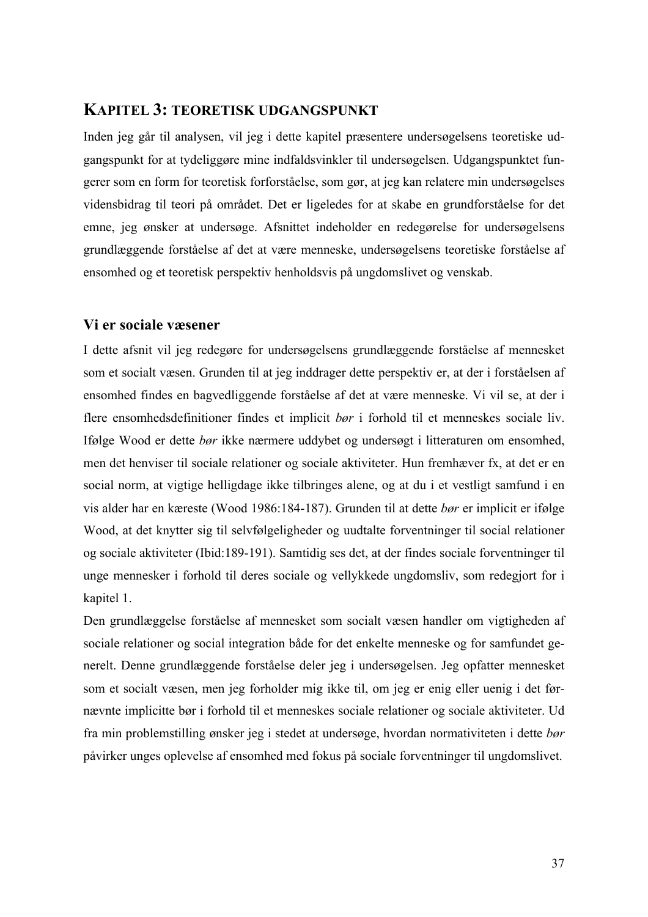## KAPITEL 3: TEORETISK UDGANGSPUNKT

Inden jeg går til analysen, vil jeg i dette kapitel præsentere undersøgelsens teoretiske udgangspunkt for at tydeliggøre mine indfaldsvinkler til undersøgelsen. Udgangspunktet fungerer som en form for teoretisk forforståelse, som gør, at jeg kan relatere min undersøgelses vidensbidrag til teori på området. Det er ligeledes for at skabe en grundforståelse for det emne, jeg ønsker at undersøge. Afsnittet indeholder en redegørelse for undersøgelsens grundlæggende forståelse af det at være menneske, undersøgelsens teoretiske forståelse af ensomhed og et teoretisk perspektiv henholdsvis på ungdomslivet og venskab.

### Vi er sociale væsener

I dette afsnit vil jeg redegøre for undersøgelsens grundlæggende forståelse af mennesket som et socialt væsen. Grunden til at jeg inddrager dette perspektiv er, at der i forståelsen af ensomhed findes en bagvedliggende forståelse af det at være menneske. Vi vil se, at der i flere ensomhedsdefinitioner findes et implicit *bør* i forhold til et menneskes sociale liv. Ifølge Wood er dette *bør* ikke nærmere uddybet og undersøgt i litteraturen om ensomhed, men det henviser til sociale relationer og sociale aktiviteter. Hun fremhæver fx, at det er en social norm, at vigtige helligdage ikke tilbringes alene, og at du i et vestligt samfund i en vis alder har en kæreste (Wood 1986:184-187). Grunden til at dette *bør* er implicit er ifølge Wood, at det knytter sig til selvfølgeligheder og uudtalte forventninger til social relationer og sociale aktiviteter (Ibid:189-191). Samtidig ses det, at der findes sociale forventninger til unge mennesker i forhold til deres sociale og vellykkede ungdomsliv, som redegjort for i kapitel 1.

Den grundlæggelse forståelse af mennesket som socialt væsen handler om vigtigheden af sociale relationer og social integration både for det enkelte menneske og for samfundet generelt. Denne grundlæggende forståelse deler jeg i undersøgelsen. Jeg opfatter mennesket som et socialt væsen, men jeg forholder mig ikke til, om jeg er enig eller uenig i det førnævnte implicitte bør i forhold til et menneskes sociale relationer og sociale aktiviteter. Ud fra min problemstilling ønsker jeg i stedet at undersøge, hvordan normativiteten i dette *bør* påvirker unges oplevelse af ensomhed med fokus på sociale forventninger til ungdomslivet.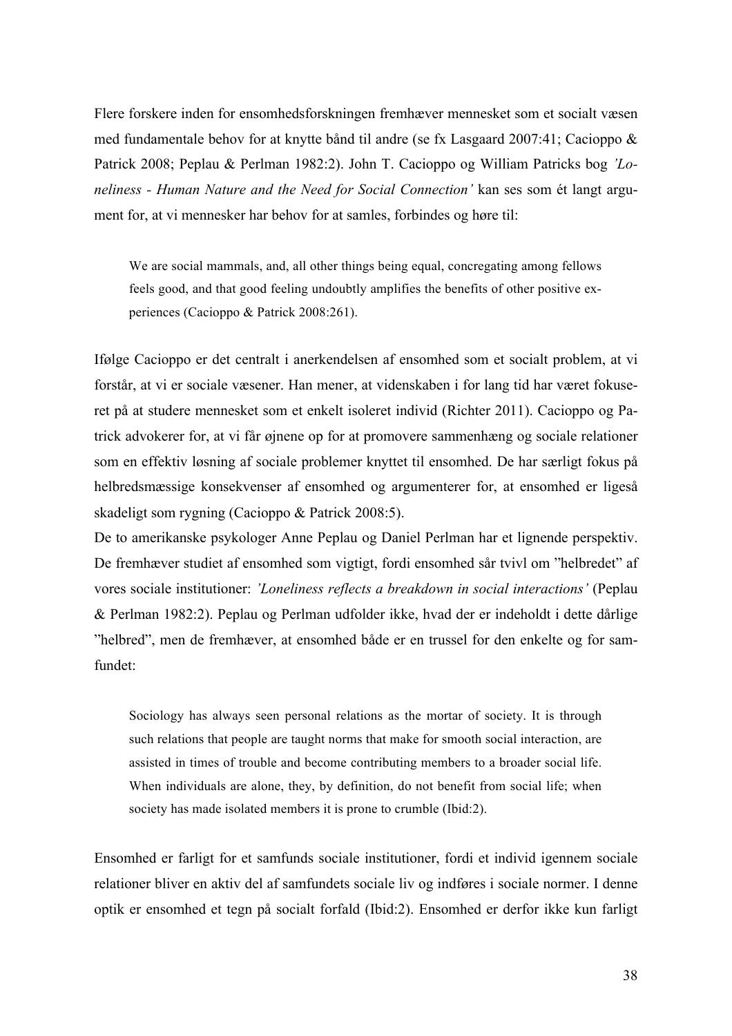Flere forskere inden for ensomhedsforskningen fremhæver mennesket som et socialt væsen med fundamentale behov for at knytte bånd til andre (se fx Lasgaard 2007:41; Cacioppo & Patrick 2008; Peplau & Perlman 1982:2). John T. Cacioppo og William Patricks bog *'Loneliness - Human Nature and the Need for Social Connection'* kan ses som ét langt argument for, at vi mennesker har behov for at samles, forbindes og høre til:

> We are social mammals, and, all other things being equal, concregating among fellows feels good, and that good feeling undoubtly amplifies the benefits of other positive experiences (Cacioppo & Patrick 2008:261).

Ifølge Cacioppo er det centralt i anerkendelsen af ensomhed som et socialt problem, at vi forstår, at vi er sociale væsener. Han mener, at videnskaben i for lang tid har været fokuseret på at studere mennesket som et enkelt isoleret individ (Richter 2011). Cacioppo og Patrick advokerer for, at vi får øjnene op for at promovere sammenhæng og sociale relationer som en effektiv løsning af sociale problemer knyttet til ensomhed. De har særligt fokus på helbredsmæssige konsekvenser af ensomhed og argumenterer for, at ensomhed er ligeså skadeligt som rygning (Cacioppo & Patrick 2008:5).

De to amerikanske psykologer Anne Peplau og Daniel Perlman har et lignende perspektiv. De fremhæver studiet af ensomhed som vigtigt, fordi ensomhed sår tvivl om "helbredet" af vores sociale institutioner: *'Loneliness reflects a breakdown in social interactions'* (Peplau & Perlman 1982:2). Peplau og Perlman udfolder ikke, hvad der er indeholdt i dette dårlige "helbred", men de fremhæver, at ensomhed både er en trussel for den enkelte og for samfundet:

> Sociology has always seen personal relations as the mortar of society. It is through such relations that people are taught norms that make for smooth social interaction, are assisted in times of trouble and become contributing members to a broader social life. When individuals are alone, they, by definition, do not benefit from social life; when society has made isolated members it is prone to crumble (Ibid:2).

Ensomhed er farligt for et samfunds sociale institutioner, fordi et individ igennem sociale relationer bliver en aktiv del af samfundets sociale liv og indføres i sociale normer. I denne optik er ensomhed et tegn på socialt forfald (Ibid:2). Ensomhed er derfor ikke kun farligt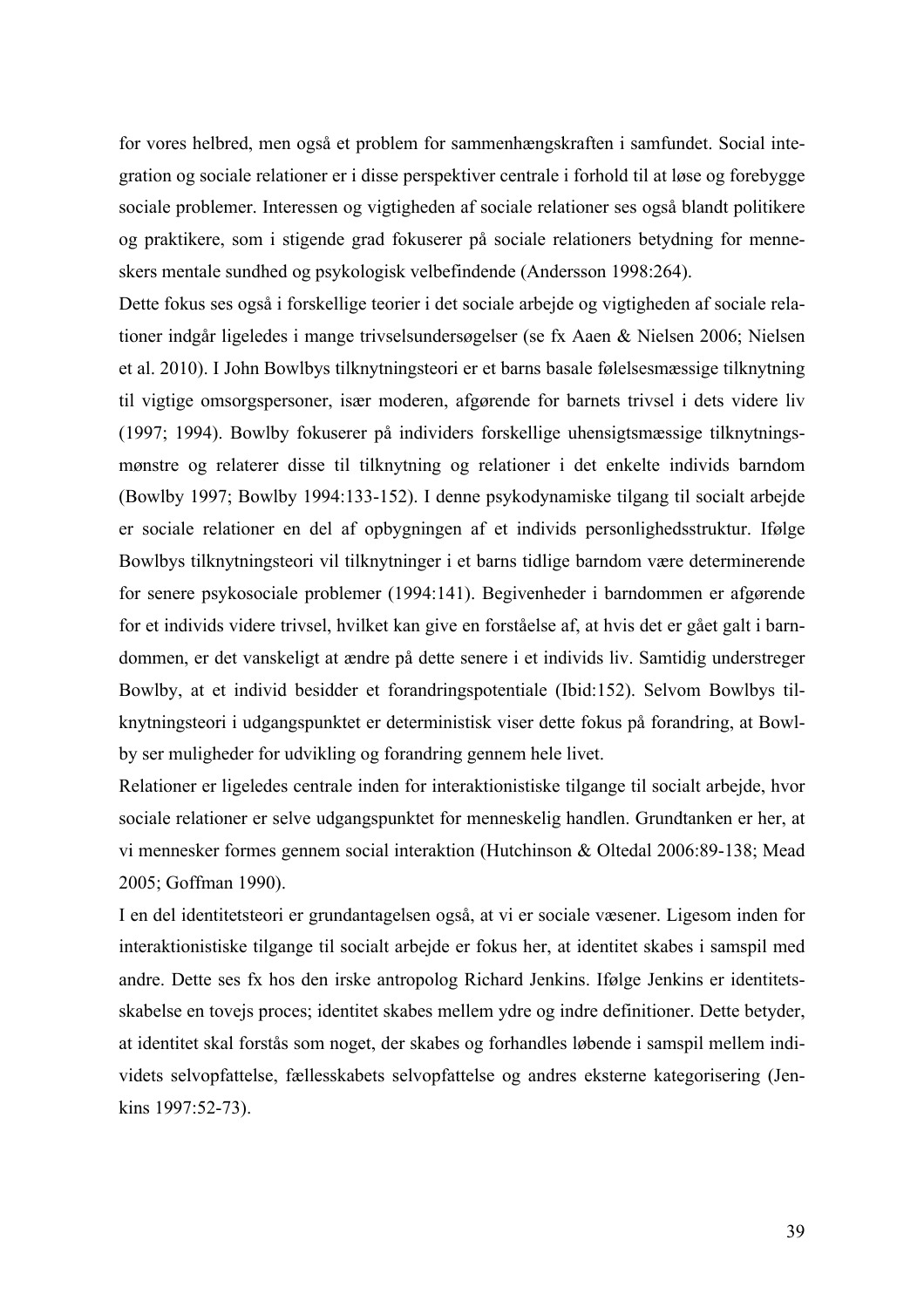for vores helbred, men også et problem for sammenhængskraften i samfundet. Social integration og sociale relationer er i disse perspektiver centrale i forhold til at løse og forebygge sociale problemer. Interessen og vigtigheden af sociale relationer ses også blandt politikere og praktikere, som i stigende grad fokuserer på sociale relationers betydning for menneskers mentale sundhed og psykologisk velbefindende (Andersson 1998:264).

Dette fokus ses også i forskellige teorier i det sociale arbejde og vigtigheden af sociale relationer indgår ligeledes i mange trivselsundersøgelser (se fx Aaen & Nielsen 2006; Nielsen et al. 2010). I John Bowlbys tilknytningsteori er et barns basale følelsesmæssige tilknytning til vigtige omsorgspersoner, især moderen, afgørende for barnets trivsel i dets videre liv (1997; 1994). Bowlby fokuserer på individers forskellige uhensigtsmæssige tilknytningsmønstre og relaterer disse til tilknytning og relationer i det enkelte individs barndom (Bowlby 1997; Bowlby 1994:133-152). I denne psykodynamiske tilgang til socialt arbejde er sociale relationer en del af opbygningen af et individs personlighedsstruktur. Ifølge Bowlbys tilknytningsteori vil tilknytninger i et barns tidlige barndom være determinerende for senere psykosociale problemer (1994:141). Begivenheder i barndommen er afgørende for et individs videre trivsel, hvilket kan give en forståelse af, at hvis det er gået galt i barndommen, er det vanskeligt at ændre på dette senere i et individs liv. Samtidig understreger Bowlby, at et individ besidder et forandringspotentiale (Ibid:152). Selvom Bowlbys tilknytningsteori i udgangspunktet er deterministisk viser dette fokus på forandring, at Bowlby ser muligheder for udvikling og forandring gennem hele livet.

Relationer er ligeledes centrale inden for interaktionistiske tilgange til socialt arbejde, hvor sociale relationer er selve udgangspunktet for menneskelig handlen. Grundtanken er her, at vi mennesker formes gennem social interaktion (Hutchinson & Oltedal 2006:89-138; Mead 2005; Goffman 1990).

I en del identitetsteori er grundantagelsen også, at vi er sociale væsener. Ligesom inden for interaktionistiske tilgange til socialt arbejde er fokus her, at identitet skabes i samspil med andre. Dette ses fx hos den irske antropolog Richard Jenkins. Ifølge Jenkins er identitetsskabelse en tovejs proces; identitet skabes mellem ydre og indre definitioner. Dette betyder, at identitet skal forstås som noget, der skabes og forhandles løbende i samspil mellem individets selvopfattelse, fællesskabets selvopfattelse og andres eksterne kategorisering (Jenkins 1997:52-73).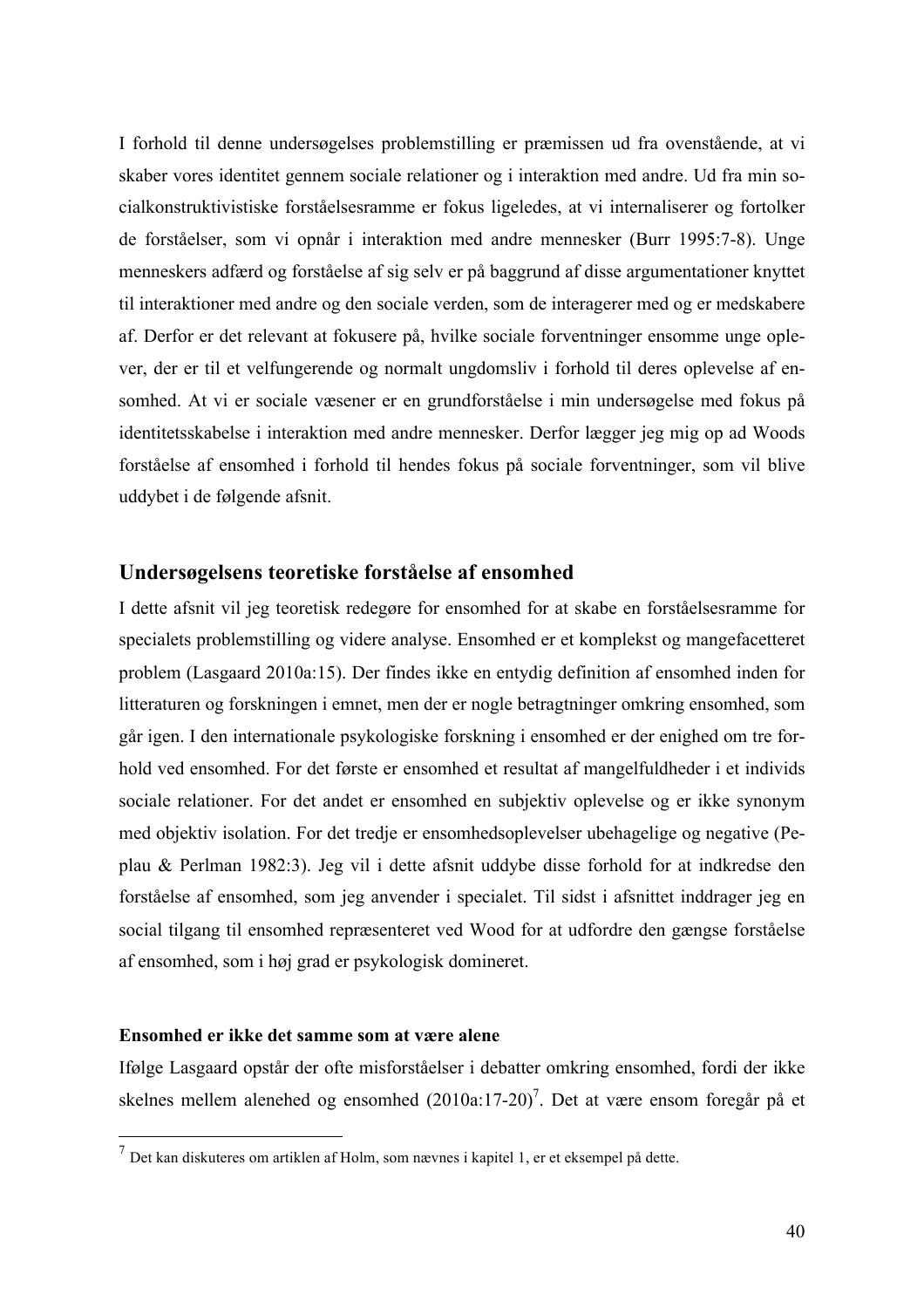I forhold til denne undersøgelses problemstilling er præmissen ud fra ovenstående, at vi skaber vores identitet gennem sociale relationer og i interaktion med andre. Ud fra min socialkonstruktivistiske forståelsesramme er fokus ligeledes, at vi internaliserer og fortolker de forståelser, som vi opnår i interaktion med andre mennesker (Burr 1995:7-8). Unge menneskers adfærd og forståelse af sig selv er på baggrund af disse argumentationer knyttet til interaktioner med andre og den sociale verden, som de interagerer med og er medskabere af. Derfor er det relevant at fokusere på, hvilke sociale forventninger ensomme unge oplever, der er til et velfungerende og normalt ungdomsliv i forhold til deres oplevelse af ensomhed. At vi er sociale væsener er en grundforståelse i min undersøgelse med fokus på identitetsskabelse i interaktion med andre mennesker. Derfor lægger jeg mig op ad Woods forståelse af ensomhed i forhold til hendes fokus på sociale forventninger, som vil blive uddybet i de følgende afsnit.

## Undersøgelsens teoretiske forståelse af ensomhed

I dette afsnit vil jeg teoretisk redegøre for ensomhed for at skabe en forståelsesramme for specialets problemstilling og videre analyse. Ensomhed er et komplekst og mangefacetteret problem (Lasgaard 2010a:15). Der findes ikke en entydig definition af ensomhed inden for litteraturen og forskningen i emnet, men der er nogle betragtninger omkring ensomhed, som går igen. I den internationale psykologiske forskning i ensomhed er der enighed om tre forhold ved ensomhed. For det første er ensomhed et resultat af mangelfuldheder i et individs sociale relationer. For det andet er ensomhed en subjektiv oplevelse og er ikke synonym med objektiv isolation. For det tredje er ensomhedsoplevelser ubehagelige og negative (Peplau & Perlman 1982:3). Jeg vil i dette afsnit uddybe disse forhold for at indkredse den forståelse af ensomhed, som jeg anvender i specialet. Til sidst i afsnittet inddrager jeg en social tilgang til ensomhed repræsenteret ved Wood for at udfordre den gængse forståelse af ensomhed, som i høj grad er psykologisk domineret.

#### Ensomhed er ikke det samme som at være alene

Ifølge Lasgaard opstår der ofte misforståelser i debatter omkring ensomhed, fordi der ikke skelnes mellem alenehed og ensomhed (2010a:17-20)[7]. Det at være ensom foregår på et

[7] Det kan diskuteres om artiklen af Holm, som nævnes i kapitel 1, er et eksempel på dette.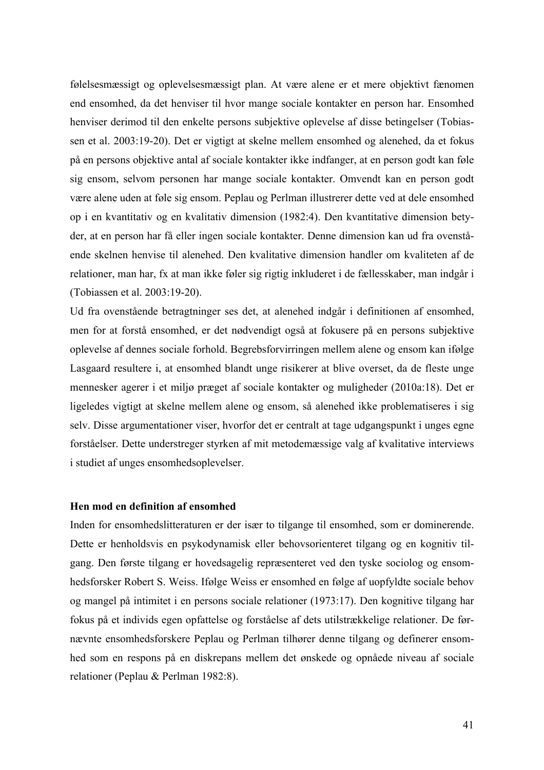følelsesmæssigt og oplevelsesmæssigt plan. At være alene er et mere objektivt fænomen end ensomhed, da det henviser til hvor mange sociale kontakter en person har. Ensomhed henviser derimod til den enkelte persons subjektive oplevelse af disse betingelser (Tobiassen et al. 2003:19-20). Det er vigtigt at skelne mellem ensomhed og alenehed, da et fokus på en persons objektive antal af sociale kontakter ikke indfanger, at en person godt kan føle sig ensom, selvom personen har mange sociale kontakter. Omvendt kan en person godt være alene uden at føle sig ensom. Peplau og Perlman illustrerer dette ved at dele ensomhed op i en kvantitativ og en kvalitativ dimension (1982:4). Den kvantitative dimension betyder, at en person har få eller ingen sociale kontakter. Denne dimension kan ud fra ovenstående skelnen henvise til alenehed. Den kvalitative dimension handler om kvaliteten af de relationer, man har, fx at man ikke føler sig rigtig inkluderet i de fællesskaber, man indgår i (Tobiassen et al. 2003:19-20).

Ud fra ovenstående betragtninger ses det, at alenehed indgår i definitionen af ensomhed, men for at forstå ensomhed, er det nødvendigt også at fokusere på en persons subjektive oplevelse af dennes sociale forhold. Begrebsforvirringen mellem alene og ensom kan ifølge Lasgaard resultere i, at ensomhed blandt unge risikerer at blive overset, da de fleste unge mennesker agerer i et miljø præget af sociale kontakter og muligheder (2010a:18). Det er ligeledes vigtigt at skelne mellem alene og ensom, så alenehed ikke problematiseres i sig selv. Disse argumentationer viser, hvorfor det er centralt at tage udgangspunkt i unges egne forståelser. Dette understreger styrken af mit metodemæssige valg af kvalitative interviews i studiet af unges ensomhedsoplevelser.

**Hen mod en definition af ensomhed**

Inden for ensomhedslitteraturen er der især to tilgange til ensomhed, som er dominerende. Dette er henholdsvis en psykodynamisk eller behovsorienteret tilgang og en kognitiv tilgang. Den første tilgang er hovedsagelig repræsenteret ved den tyske sociolog og ensomhedsforsker Robert S. Weiss. Ifølge Weiss er ensomhed en følge af uopfyldte sociale behov og mangel på intimitet i en persons sociale relationer (1973:17). Den kognitive tilgang har fokus på et individs egen opfattelse og forståelse af dets utilstrækkelige relationer. De førnævnte ensomhedsforskere Peplau og Perlman tilhører denne tilgang og definerer ensomhed som en respons på en diskrepans mellem det ønskede og opnåede niveau af sociale relationer (Peplau & Perlman 1982:8).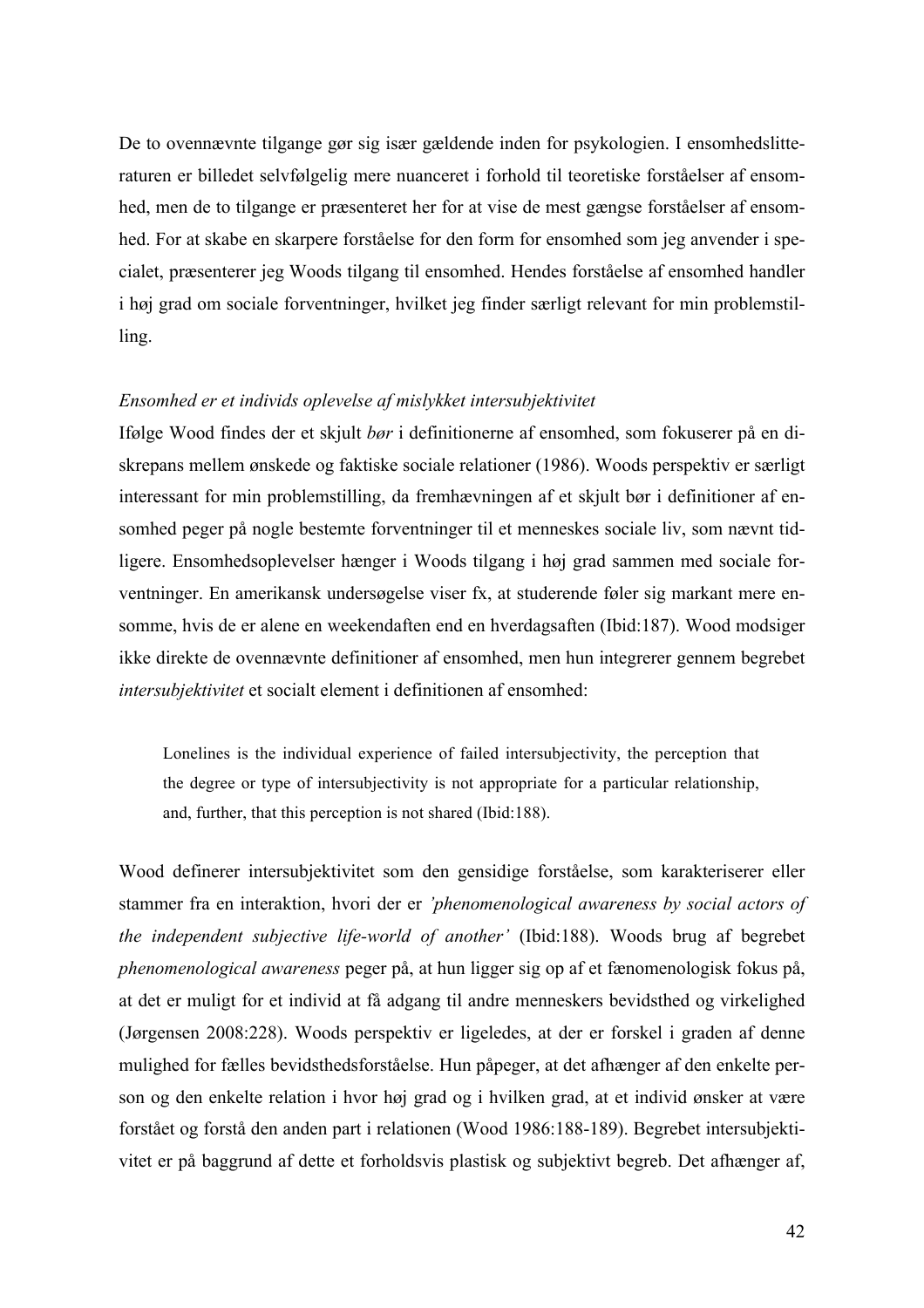De to ovennævnte tilgange gør sig især gældende inden for psykologien. I ensomhedslitteraturen er billedet selvfølgelig mere nuanceret i forhold til teoretiske forståelser af ensomhed, men de to tilgange er præsenteret her for at vise de mest gængse forståelser af ensomhed. For at skabe en skarpere forståelse for den form for ensomhed som jeg anvender i specialet, præsenterer jeg Woods tilgang til ensomhed. Hendes forståelse af ensomhed handler i høj grad om sociale forventninger, hvilket jeg finder særligt relevant for min problemstilling.

*Ensomhed er et individs oplevelse af mislykket intersubjektivitet*

Ifølge Wood findes der et skjult *bør* i definitionerne af ensomhed, som fokuserer på en diskrepans mellem ønskede og faktiske sociale relationer (1986). Woods perspektiv er særligt interessant for min problemstilling, da fremhævningen af et skjult bør i definitioner af ensomhed peger på nogle bestemte forventninger til et menneskes sociale liv, som nævnt tidligere. Ensomhedsoplevelser hænger i Woods tilgang i høj grad sammen med sociale forventninger. En amerikansk undersøgelse viser fx, at studerende føler sig markant mere ensomme, hvis de er alene en weekendaften end en hverdagsaften (Ibid:187). Wood modsiger ikke direkte de ovennævnte definitioner af ensomhed, men hun integrerer gennem begrebet *intersubjektivitet* et socialt element i definitionen af ensomhed:

> Lonelines is the individual experience of failed intersubjectivity, the perception that the degree or type of intersubjectivity is not appropriate for a particular relationship, and, further, that this perception is not shared (Ibid:188).

Wood definerer intersubjektivitet som den gensidige forståelse, som karakteriserer eller stammer fra en interaktion, hvori der er *'phenomenological awareness by social actors of the independent subjective life-world of another'* (Ibid:188). Woods brug af begrebet *phenomenological awareness* peger på, at hun ligger sig op af et fænomenologisk fokus på, at det er muligt for et individ at få adgang til andre menneskers bevidsthed og virkelighed (Jørgensen 2008:228). Woods perspektiv er ligeledes, at der er forskel i graden af denne mulighed for fælles bevidsthedsforståelse. Hun påpeger, at det afhænger af den enkelte person og den enkelte relation i hvor høj grad og i hvilken grad, at et individ ønsker at være forstået og forstå den anden part i relationen (Wood 1986:188-189). Begrebet intersubjektivitet er på baggrund af dette et forholdsvis plastisk og subjektivt begreb. Det afhænger af,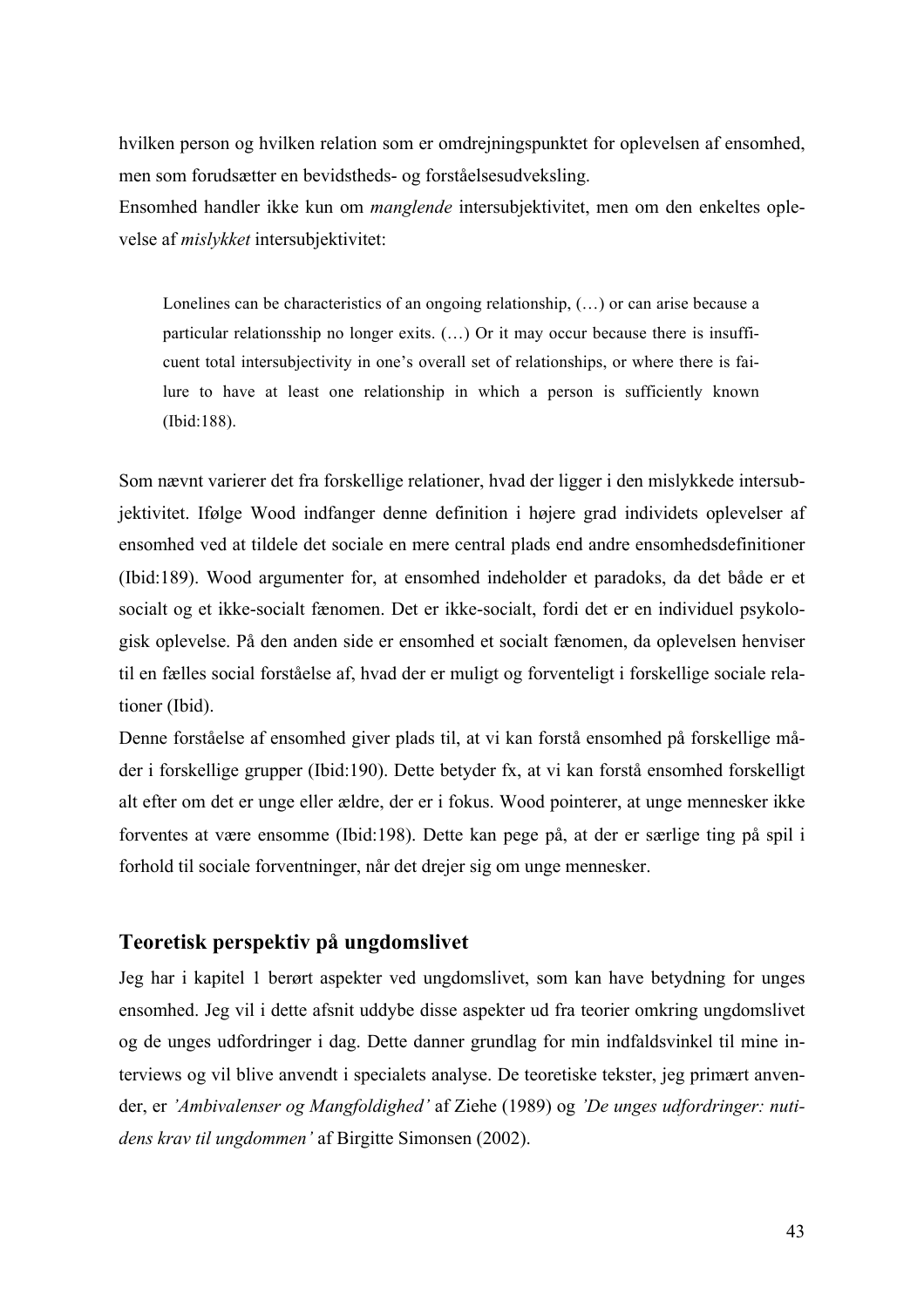hvilken person og hvilken relation som er omdrejningspunktet for oplevelsen af ensomhed, men som forudsætter en bevidstheds- og forståelsesudveksling.
Ensomhed handler ikke kun om *manglende* intersubjektivitet, men om den enkeltes oplevelse af *mislykket* intersubjektivitet:

> Lonelines can be characteristics of an ongoing relationship, (…) or can arise because a particular relationsship no longer exits. (…) Or it may occur because there is insufficuent total intersubjectivity in one's overall set of relationships, or where there is failure to have at least one relationship in which a person is sufficiently known (Ibid:188).

Som nævnt varierer det fra forskellige relationer, hvad der ligger i den mislykkede intersubjektivitet. Ifølge Wood indfanger denne definition i højere grad individets oplevelser af ensomhed ved at tildele det sociale en mere central plads end andre ensomhedsdefinitioner (Ibid:189). Wood argumenter for, at ensomhed indeholder et paradoks, da det både er et socialt og et ikke-socialt fænomen. Det er ikke-socialt, fordi det er en individuel psykologisk oplevelse. På den anden side er ensomhed et socialt fænomen, da oplevelsen henviser til en fælles social forståelse af, hvad der er muligt og forventeligt i forskellige sociale relationer (Ibid).
Denne forståelse af ensomhed giver plads til, at vi kan forstå ensomhed på forskellige måder i forskellige grupper (Ibid:190). Dette betyder fx, at vi kan forstå ensomhed forskelligt alt efter om det er unge eller ældre, der er i fokus. Wood pointerer, at unge mennesker ikke forventes at være ensomme (Ibid:198). Dette kan pege på, at der er særlige ting på spil i forhold til sociale forventninger, når det drejer sig om unge mennesker.

## Teoretisk perspektiv på ungdomslivet

Jeg har i kapitel 1 berørt aspekter ved ungdomslivet, som kan have betydning for unges ensomhed. Jeg vil i dette afsnit uddybe disse aspekter ud fra teorier omkring ungdomslivet og de unges udfordringer i dag. Dette danner grundlag for min indfaldsvinkel til mine interviews og vil blive anvendt i specialets analyse. De teoretiske tekster, jeg primært anvender, er *'Ambivalenser og Mangfoldighed'* af Ziehe (1989) og *'De unges udfordringer: nutidens krav til ungdommen'* af Birgitte Simonsen (2002).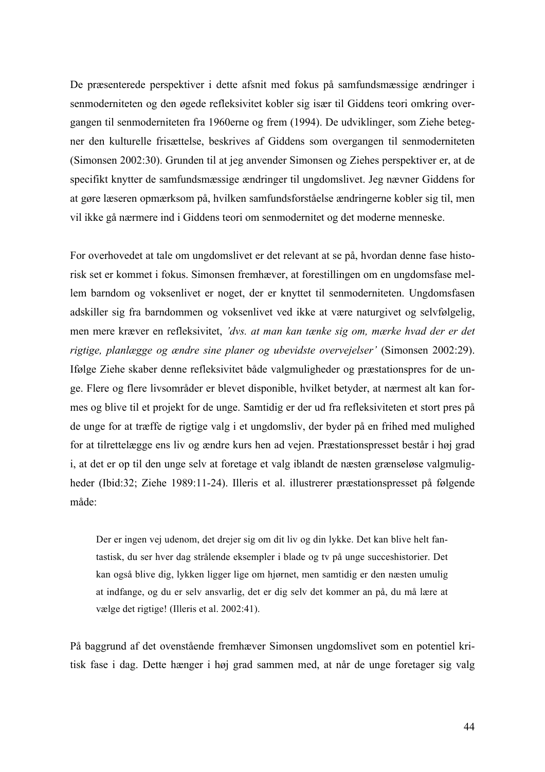De præsenterede perspektiver i dette afsnit med fokus på samfundsmæssige ændringer i senmoderniteten og den øgede refleksivitet kobler sig især til Giddens teori omkring overgangen til senmoderniteten fra 1960erne og frem (1994). De udviklinger, som Ziehe betegner den kulturelle frisættelse, beskrives af Giddens som overgangen til senmoderniteten (Simonsen 2002:30). Grunden til at jeg anvender Simonsen og Ziehes perspektiver er, at de specifikt knytter de samfundsmæssige ændringer til ungdomslivet. Jeg nævner Giddens for at gøre læseren opmærksom på, hvilken samfundsforståelse ændringerne kobler sig til, men vil ikke gå nærmere ind i Giddens teori om senmodernitet og det moderne menneske.

For overhovedet at tale om ungdomslivet er det relevant at se på, hvordan denne fase historisk set er kommet i fokus. Simonsen fremhæver, at forestillingen om en ungdomsfase mellem barndom og voksenlivet er noget, der er knyttet til senmoderniteten. Ungdomsfasen adskiller sig fra barndommen og voksenlivet ved ikke at være naturgivet og selvfølgelig, men mere kræver en refleksivitet, *'dvs. at man kan tænke sig om, mærke hvad der er det rigtige, planlægge og ændre sine planer og ubevidste overvejelser'* (Simonsen 2002:29). Ifølge Ziehe skaber denne refleksivitet både valgmuligheder og præstationspres for de unge. Flere og flere livsområder er blevet disponible, hvilket betyder, at nærmest alt kan formes og blive til et projekt for de unge. Samtidig er der ud fra refleksiviteten et stort pres på de unge for at træffe de rigtige valg i et ungdomsliv, der byder på en frihed med mulighed for at tilrettelægge ens liv og ændre kurs hen ad vejen. Præstationspresset består i høj grad i, at det er op til den unge selv at foretage et valg iblandt de næsten grænseløse valgmuligheder (Ibid:32; Ziehe 1989:11-24). Illeris et al. illustrerer præstationspresset på følgende måde:

> Der er ingen vej udenom, det drejer sig om dit liv og din lykke. Det kan blive helt fantastisk, du ser hver dag strålende eksempler i blade og tv på unge succeshistorier. Det kan også blive dig, lykken ligger lige om hjørnet, men samtidig er den næsten umulig at indfange, og du er selv ansvarlig, det er dig selv det kommer an på, du må lære at vælge det rigtige! (Illeris et al. 2002:41).

På baggrund af det ovenstående fremhæver Simonsen ungdomslivet som en potentiel kritisk fase i dag. Dette hænger i høj grad sammen med, at når de unge foretager sig valg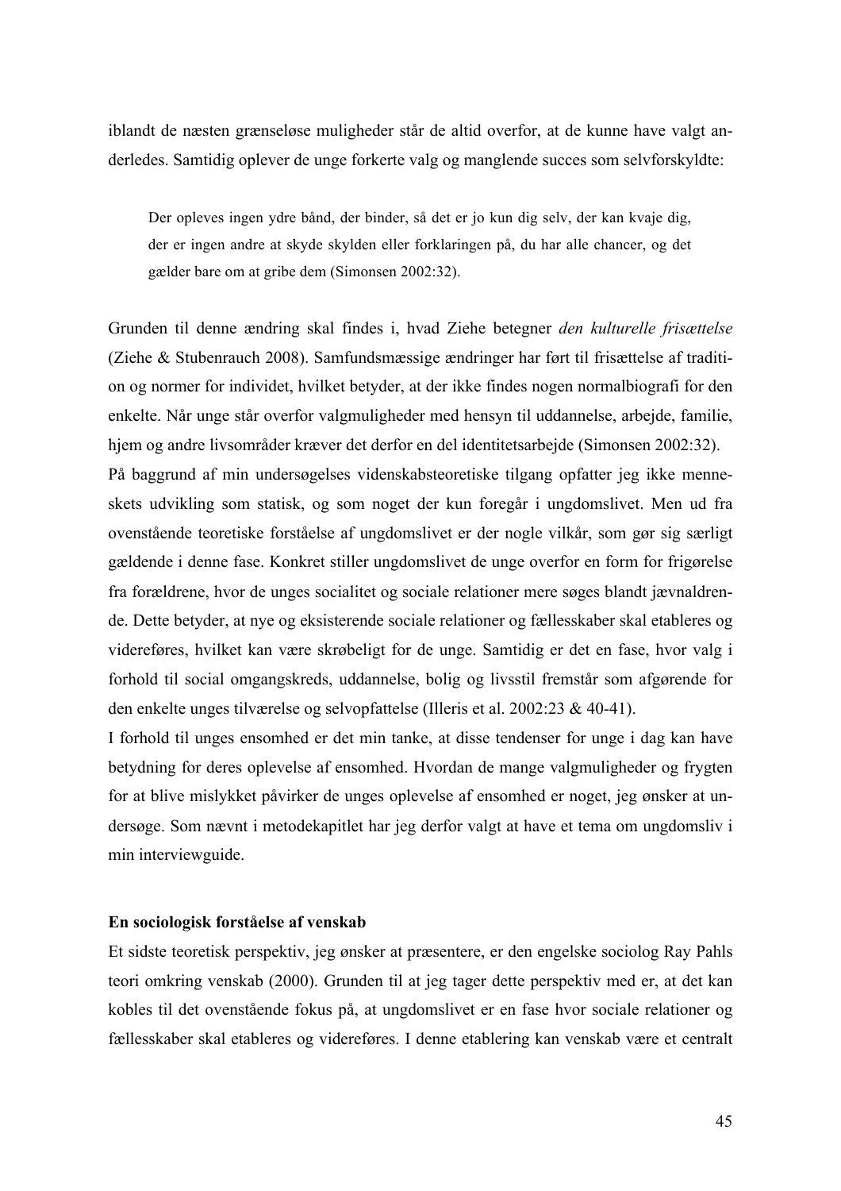iblandt de næsten grænseløse muligheder står de altid overfor, at de kunne have valgt anderledes. Samtidig oplever de unge forkerte valg og manglende succes som selvforskyldte:

> Der opleves ingen ydre bånd, der binder, så det er jo kun dig selv, der kan kvaje dig, der er ingen andre at skyde skylden eller forklaringen på, du har alle chancer, og det gælder bare om at gribe dem (Simonsen 2002:32).

Grunden til denne ændring skal findes i, hvad Ziehe betegner *den kulturelle frisættelse* (Ziehe & Stubenrauch 2008). Samfundsmæssige ændringer har ført til frisættelse af tradition og normer for individet, hvilket betyder, at der ikke findes nogen normalbiografi for den enkelte. Når unge står overfor valgmuligheder med hensyn til uddannelse, arbejde, familie, hjem og andre livsområder kræver det derfor en del identitetsarbejde (Simonsen 2002:32).
På baggrund af min undersøgelses videnskabsteoretiske tilgang opfatter jeg ikke menneskets udvikling som statisk, og som noget der kun foregår i ungdomslivet. Men ud fra ovenstående teoretiske forståelse af ungdomslivet er der nogle vilkår, som gør sig særligt gældende i denne fase. Konkret stiller ungdomslivet de unge overfor en form for frigørelse fra forældrene, hvor de unges socialitet og sociale relationer mere søges blandt jævnaldrende. Dette betyder, at nye og eksisterende sociale relationer og fællesskaber skal etableres og videreføres, hvilket kan være skrøbeligt for de unge. Samtidig er det en fase, hvor valg i forhold til social omgangskreds, uddannelse, bolig og livsstil fremstår som afgørende for den enkelte unges tilværelse og selvopfattelse (Illeris et al. 2002:23 & 40-41).
I forhold til unges ensomhed er det min tanke, at disse tendenser for unge i dag kan have betydning for deres oplevelse af ensomhed. Hvordan de mange valgmuligheder og frygten for at blive mislykket påvirker de unges oplevelse af ensomhed er noget, jeg ønsker at undersøge. Som nævnt i metodekapitlet har jeg derfor valgt at have et tema om ungdomsliv i min interviewguide.

**En sociologisk forståelse af venskab**

Et sidste teoretisk perspektiv, jeg ønsker at præsentere, er den engelske sociolog Ray Pahls teori omkring venskab (2000). Grunden til at jeg tager dette perspektiv med er, at det kan kobles til det ovenstående fokus på, at ungdomslivet er en fase hvor sociale relationer og fællesskaber skal etableres og videreføres. I denne etablering kan venskab være et centralt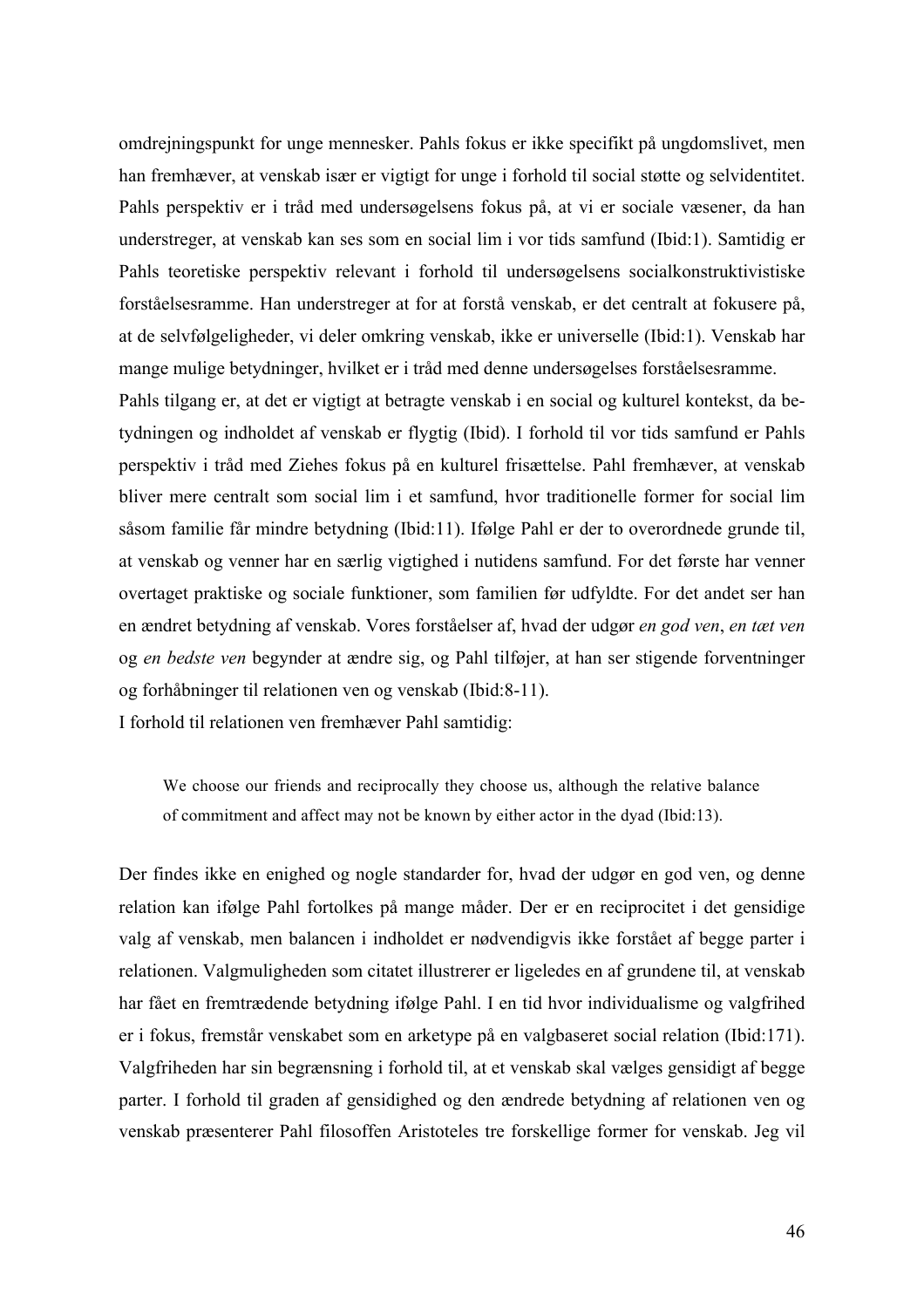omdrejningspunkt for unge mennesker. Pahls fokus er ikke specifikt på ungdomslivet, men han fremhæver, at venskab især er vigtigt for unge i forhold til social støtte og selvidentitet. Pahls perspektiv er i tråd med undersøgelsens fokus på, at vi er sociale væsener, da han understreger, at venskab kan ses som en social lim i vor tids samfund (Ibid:1). Samtidig er Pahls teoretiske perspektiv relevant i forhold til undersøgelsens socialkonstruktivistiske forståelsesramme. Han understreger at for at forstå venskab, er det centralt at fokusere på, at de selvfølgeligheder, vi deler omkring venskab, ikke er universelle (Ibid:1). Venskab har mange mulige betydninger, hvilket er i tråd med denne undersøgelses forståelsesramme.

Pahls tilgang er, at det er vigtigt at betragte venskab i en social og kulturel kontekst, da betydningen og indholdet af venskab er flygtig (Ibid). I forhold til vor tids samfund er Pahls perspektiv i tråd med Ziehes fokus på en kulturel frisættelse. Pahl fremhæver, at venskab bliver mere centralt som social lim i et samfund, hvor traditionelle former for social lim såsom familie får mindre betydning (Ibid:11). Ifølge Pahl er der to overordnede grunde til, at venskab og venner har en særlig vigtighed i nutidens samfund. For det første har venner overtaget praktiske og sociale funktioner, som familien før udfyldte. For det andet ser han en ændret betydning af venskab. Vores forståelser af, hvad der udgør *en god ven*, *en tæt ven* og *en bedste ven* begynder at ændre sig, og Pahl tilføjer, at han ser stigende forventninger og forhåbninger til relationen ven og venskab (Ibid:8-11).

I forhold til relationen ven fremhæver Pahl samtidig:

> We choose our friends and reciprocally they choose us, although the relative balance of commitment and affect may not be known by either actor in the dyad (Ibid:13).

Der findes ikke en enighed og nogle standarder for, hvad der udgør en god ven, og denne relation kan ifølge Pahl fortolkes på mange måder. Der er en reciprocitet i det gensidige valg af venskab, men balancen i indholdet er nødvendigvis ikke forstået af begge parter i relationen. Valgmuligheden som citatet illustrerer er ligeledes en af grundene til, at venskab har fået en fremtrædende betydning ifølge Pahl. I en tid hvor individualisme og valgfrihed er i fokus, fremstår venskabet som en arketype på en valgbaseret social relation (Ibid:171). Valgfriheden har sin begrænsning i forhold til, at et venskab skal vælges gensidigt af begge parter. I forhold til graden af gensidighed og den ændrede betydning af relationen ven og venskab præsenterer Pahl filosoffen Aristoteles tre forskellige former for venskab. Jeg vil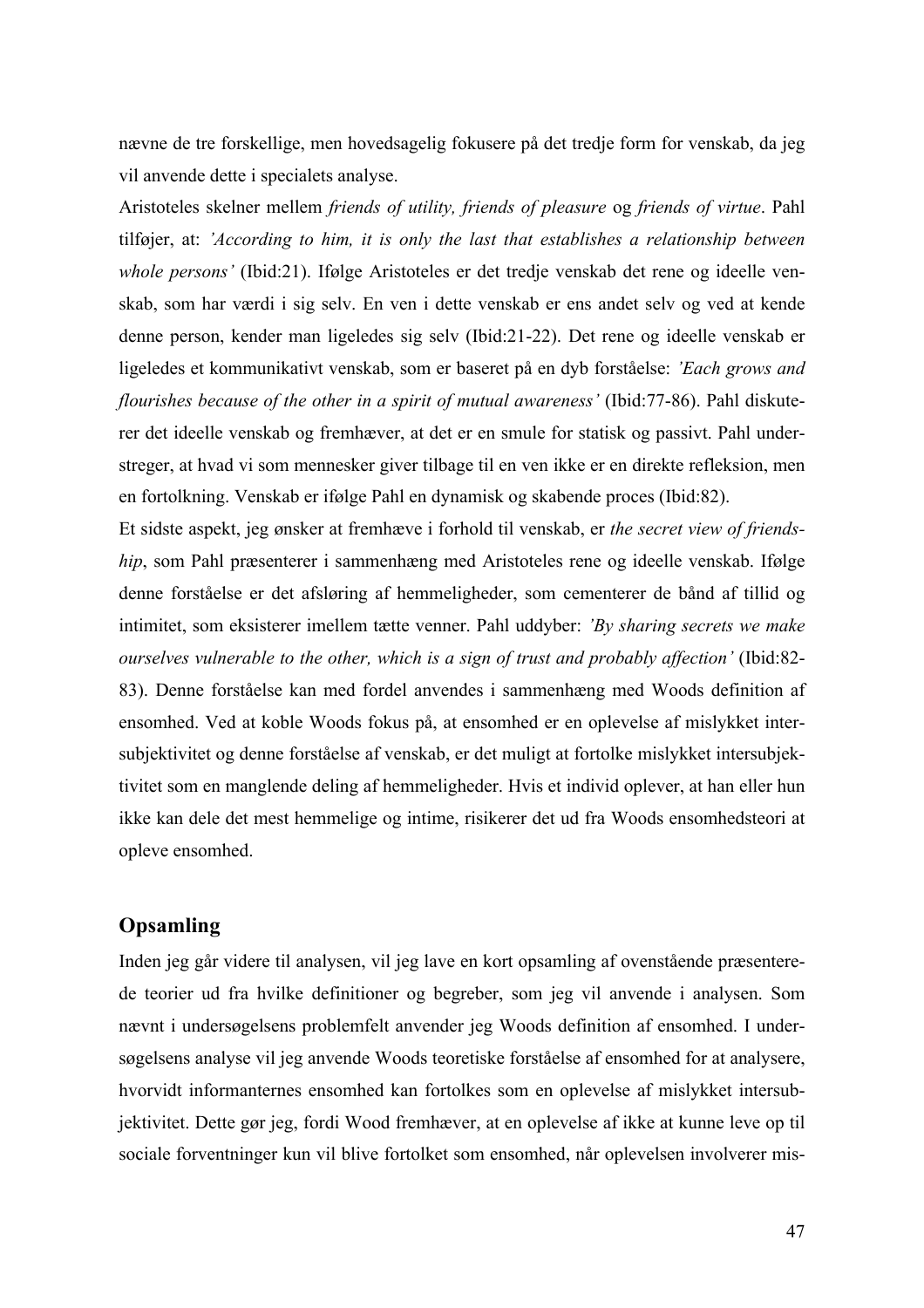nævne de tre forskellige, men hovedsagelig fokusere på det tredje form for venskab, da jeg vil anvende dette i specialets analyse.

Aristoteles skelner mellem *friends of utility, friends of pleasure* og *friends of virtue*. Pahl tilføjer, at: *'According to him, it is only the last that establishes a relationship between whole persons'* (Ibid:21). Ifølge Aristoteles er det tredje venskab det rene og ideelle venskab, som har værdi i sig selv. En ven i dette venskab er ens andet selv og ved at kende denne person, kender man ligeledes sig selv (Ibid:21-22). Det rene og ideelle venskab er ligeledes et kommunikativt venskab, som er baseret på en dyb forståelse: *'Each grows and flourishes because of the other in a spirit of mutual awareness'* (Ibid:77-86). Pahl diskuterer det ideelle venskab og fremhæver, at det er en smule for statisk og passivt. Pahl understreger, at hvad vi som mennesker giver tilbage til en ven ikke er en direkte refleksion, men en fortolkning. Venskab er ifølge Pahl en dynamisk og skabende proces (Ibid:82).

Et sidste aspekt, jeg ønsker at fremhæve i forhold til venskab, er *the secret view of friendship*, som Pahl præsenterer i sammenhæng med Aristoteles rene og ideelle venskab. Ifølge denne forståelse er det afsløring af hemmeligheder, som cementerer de bånd af tillid og intimitet, som eksisterer imellem tætte venner. Pahl uddyber: *'By sharing secrets we make ourselves vulnerable to the other, which is a sign of trust and probably affection'* (Ibid:82-83). Denne forståelse kan med fordel anvendes i sammenhæng med Woods definition af ensomhed. Ved at koble Woods fokus på, at ensomhed er en oplevelse af mislykket intersubjektivitet og denne forståelse af venskab, er det muligt at fortolke mislykket intersubjektivitet som en manglende deling af hemmeligheder. Hvis et individ oplever, at han eller hun ikke kan dele det mest hemmelige og intime, risikerer det ud fra Woods ensomhedsteori at opleve ensomhed.

## Opsamling

Inden jeg går videre til analysen, vil jeg lave en kort opsamling af ovenstående præsenterede teorier ud fra hvilke definitioner og begreber, som jeg vil anvende i analysen. Som nævnt i undersøgelsens problemfelt anvender jeg Woods definition af ensomhed. I undersøgelsens analyse vil jeg anvende Woods teoretiske forståelse af ensomhed for at analysere, hvorvidt informanternes ensomhed kan fortolkes som en oplevelse af mislykket intersubjektivitet. Dette gør jeg, fordi Wood fremhæver, at en oplevelse af ikke at kunne leve op til sociale forventninger kun vil blive fortolket som ensomhed, når oplevelsen involverer mis-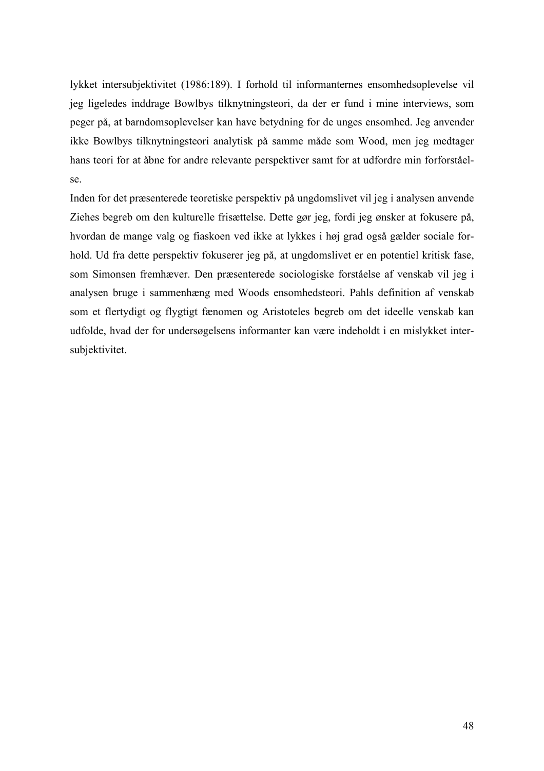lykket intersubjektivitet (1986:189). I forhold til informanternes ensomhedsoplevelse vil jeg ligeledes inddrage Bowlbys tilknytningsteori, da der er fund i mine interviews, som peger på, at barndomsoplevelser kan have betydning for de unges ensomhed. Jeg anvender ikke Bowlbys tilknytningsteori analytisk på samme måde som Wood, men jeg medtager hans teori for at åbne for andre relevante perspektiver samt for at udfordre min forforståelse.

Inden for det præsenterede teoretiske perspektiv på ungdomslivet vil jeg i analysen anvende Ziehes begreb om den kulturelle frisættelse. Dette gør jeg, fordi jeg ønsker at fokusere på, hvordan de mange valg og fiaskoen ved ikke at lykkes i høj grad også gælder sociale forhold. Ud fra dette perspektiv fokuserer jeg på, at ungdomslivet er en potentiel kritisk fase, som Simonsen fremhæver. Den præsenterede sociologiske forståelse af venskab vil jeg i analysen bruge i sammenhæng med Woods ensomhedsteori. Pahls definition af venskab som et flertydigt og flygtigt fænomen og Aristoteles begreb om det ideelle venskab kan udfolde, hvad der for undersøgelsens informanter kan være indeholdt i en mislykket intersubjektivitet.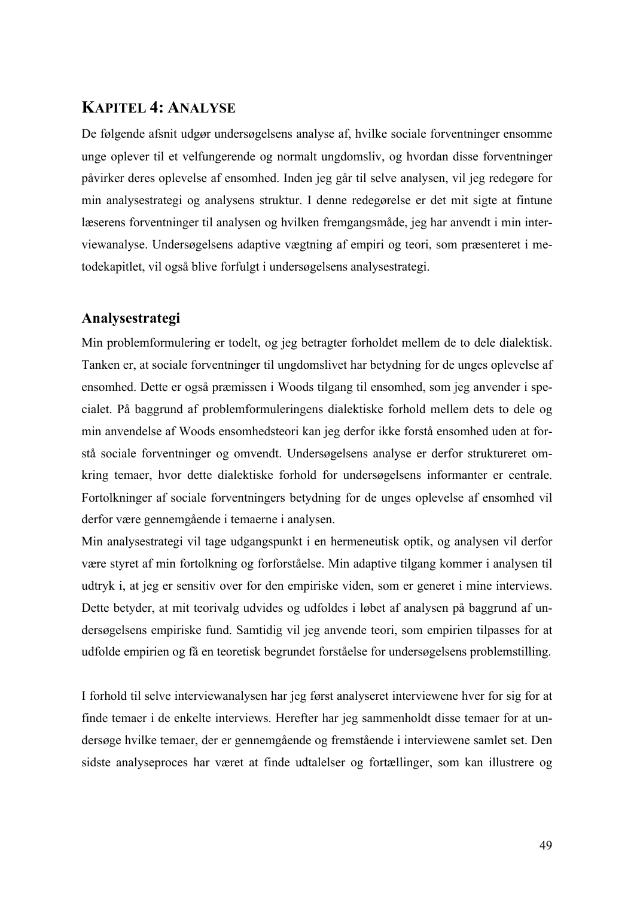# KAPITEL 4: ANALYSE

De følgende afsnit udgør undersøgelsens analyse af, hvilke sociale forventninger ensomme unge oplever til et velfungerende og normalt ungdomsliv, og hvordan disse forventninger påvirker deres oplevelse af ensomhed. Inden jeg går til selve analysen, vil jeg redegøre for min analysestrategi og analysens struktur. I denne redegørelse er det mit sigte at fintune læserens forventninger til analysen og hvilken fremgangsmåde, jeg har anvendt i min interviewanalyse. Undersøgelsens adaptive vægtning af empiri og teori, som præsenteret i metodekapitlet, vil også blive forfulgt i undersøgelsens analysestrategi.

## Analysestrategi

Min problemformulering er todelt, og jeg betragter forholdet mellem de to dele dialektisk. Tanken er, at sociale forventninger til ungdomslivet har betydning for de unges oplevelse af ensomhed. Dette er også præmissen i Woods tilgang til ensomhed, som jeg anvender i specialet. På baggrund af problemformuleringens dialektiske forhold mellem dets to dele og min anvendelse af Woods ensomhedsteori kan jeg derfor ikke forstå ensomhed uden at forstå sociale forventninger og omvendt. Undersøgelsens analyse er derfor struktureret omkring temaer, hvor dette dialektiske forhold for undersøgelsens informanter er centrale. Fortolkninger af sociale forventningers betydning for de unges oplevelse af ensomhed vil derfor være gennemgående i temaerne i analysen.

Min analysestrategi vil tage udgangspunkt i en hermeneutisk optik, og analysen vil derfor være styret af min fortolkning og forforståelse. Min adaptive tilgang kommer i analysen til udtryk i, at jeg er sensitiv over for den empiriske viden, som er generet i mine interviews. Dette betyder, at mit teorivalg udvides og udfoldes i løbet af analysen på baggrund af undersøgelsens empiriske fund. Samtidig vil jeg anvende teori, som empirien tilpasses for at udfolde empirien og få en teoretisk begrundet forståelse for undersøgelsens problemstilling.

I forhold til selve interviewanalysen har jeg først analyseret interviewene hver for sig for at finde temaer i de enkelte interviews. Herefter har jeg sammenholdt disse temaer for at undersøge hvilke temaer, der er gennemgående og fremstående i interviewene samlet set. Den sidste analyseproces har været at finde udtalelser og fortællinger, som kan illustrere og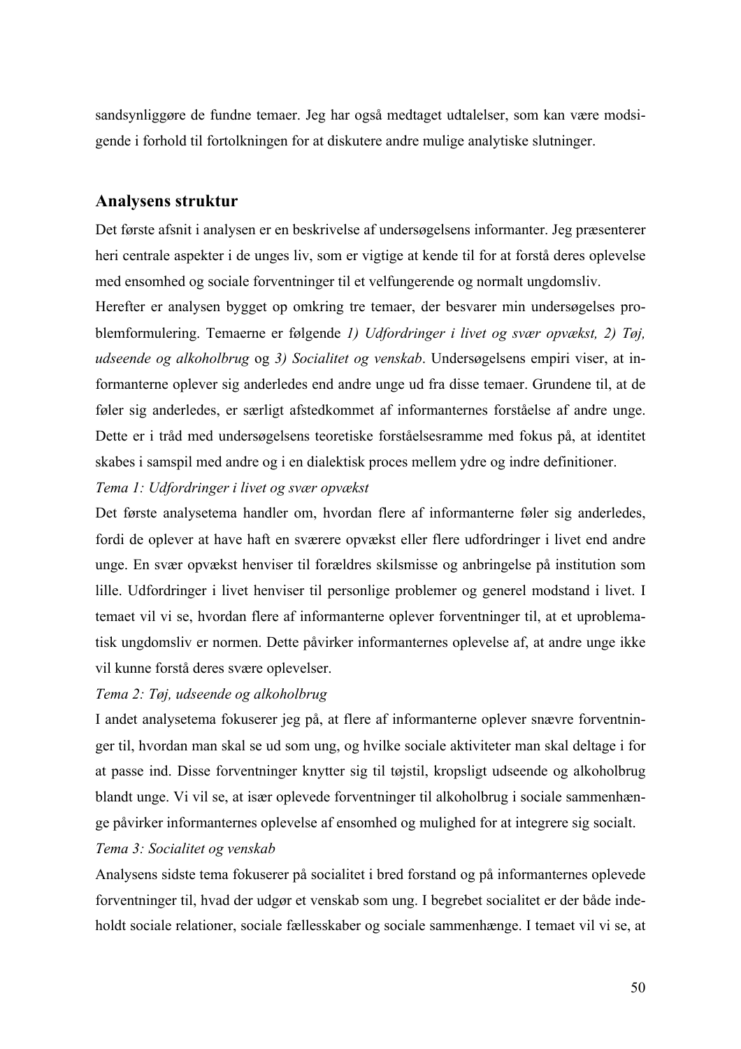sandsynliggøre de fundne temaer. Jeg har også medtaget udtalelser, som kan være modsigende i forhold til fortolkningen for at diskutere andre mulige analytiske slutninger.

## Analysens struktur

Det første afsnit i analysen er en beskrivelse af undersøgelsens informanter. Jeg præsenterer heri centrale aspekter i de unges liv, som er vigtige at kende til for at forstå deres oplevelse med ensomhed og sociale forventninger til et velfungerende og normalt ungdomsliv.

Herefter er analysen bygget op omkring tre temaer, der besvarer min undersøgelses problemformulering. Temaerne er følgende *1) Udfordringer i livet og svær opvækst, 2) Tøj, udseende og alkoholbrug* og *3) Socialitet og venskab*. Undersøgelsens empiri viser, at informanterne oplever sig anderledes end andre unge ud fra disse temaer. Grundene til, at de føler sig anderledes, er særligt afstedkommet af informanternes forståelse af andre unge. Dette er i tråd med undersøgelsens teoretiske forståelsesramme med fokus på, at identitet skabes i samspil med andre og i en dialektisk proces mellem ydre og indre definitioner.

*Tema 1: Udfordringer i livet og svær opvækst*

Det første analysetema handler om, hvordan flere af informanterne føler sig anderledes, fordi de oplever at have haft en sværere opvækst eller flere udfordringer i livet end andre unge. En svær opvækst henviser til forældres skilsmisse og anbringelse på institution som lille. Udfordringer i livet henviser til personlige problemer og generel modstand i livet. I temaet vil vi se, hvordan flere af informanterne oplever forventninger til, at et uproblematisk ungdomsliv er normen. Dette påvirker informanternes oplevelse af, at andre unge ikke vil kunne forstå deres svære oplevelser.

*Tema 2: Tøj, udseende og alkoholbrug*

I andet analysetema fokuserer jeg på, at flere af informanterne oplever snævre forventninger til, hvordan man skal se ud som ung, og hvilke sociale aktiviteter man skal deltage i for at passe ind. Disse forventninger knytter sig til tøjstil, kropsligt udseende og alkoholbrug blandt unge. Vi vil se, at især oplevede forventninger til alkoholbrug i sociale sammenhænge påvirker informanternes oplevelse af ensomhed og mulighed for at integrere sig socialt.

*Tema 3: Socialitet og venskab*

Analysens sidste tema fokuserer på socialitet i bred forstand og på informanternes oplevede forventninger til, hvad der udgør et venskab som ung. I begrebet socialitet er der både indeholdt sociale relationer, sociale fællesskaber og sociale sammenhænge. I temaet vil vi se, at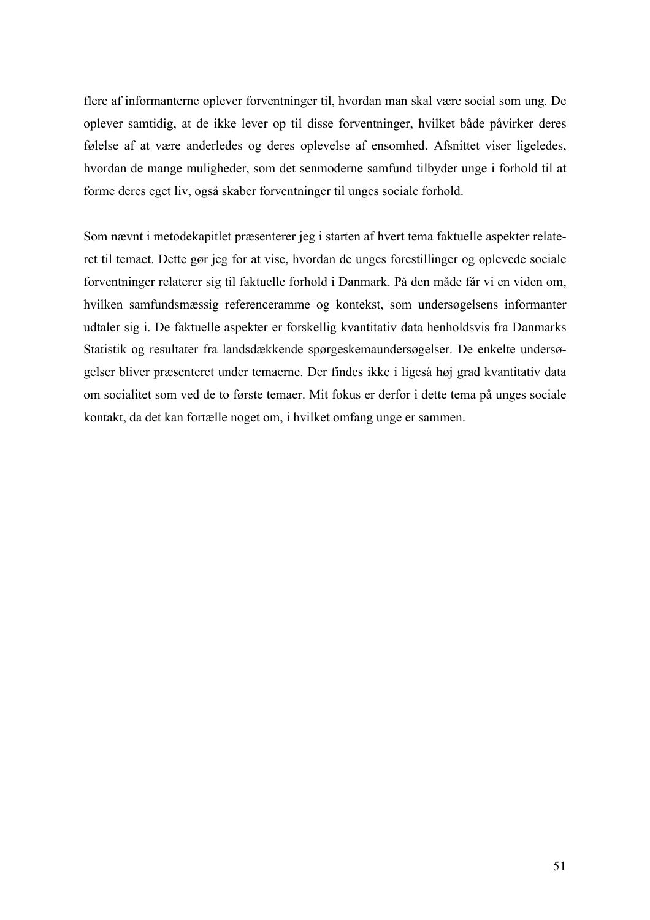flere af informanterne oplever forventninger til, hvordan man skal være social som ung. De oplever samtidig, at de ikke lever op til disse forventninger, hvilket både påvirker deres følelse af at være anderledes og deres oplevelse af ensomhed. Afsnittet viser ligeledes, hvordan de mange muligheder, som det senmoderne samfund tilbyder unge i forhold til at forme deres eget liv, også skaber forventninger til unges sociale forhold.

Som nævnt i metodekapitlet præsenterer jeg i starten af hvert tema faktuelle aspekter relateret til temaet. Dette gør jeg for at vise, hvordan de unges forestillinger og oplevede sociale forventninger relaterer sig til faktuelle forhold i Danmark. På den måde får vi en viden om, hvilken samfundsmæssig referenceramme og kontekst, som undersøgelsens informanter udtaler sig i. De faktuelle aspekter er forskellig kvantitativ data henholdsvis fra Danmarks Statistik og resultater fra landsdækkende spørgeskemaundersøgelser. De enkelte undersøgelser bliver præsenteret under temaerne. Der findes ikke i ligeså høj grad kvantitativ data om socialitet som ved de to første temaer. Mit fokus er derfor i dette tema på unges sociale kontakt, da det kan fortælle noget om, i hvilket omfang unge er sammen.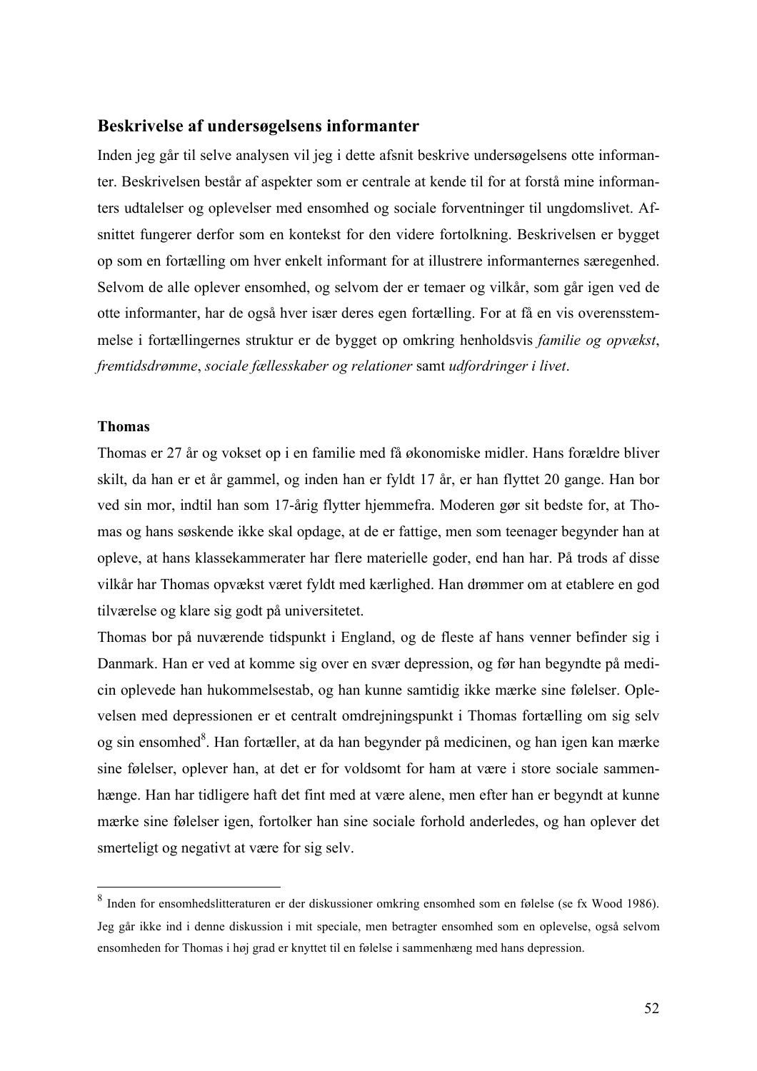## Beskrivelse af undersøgelsens informanter

Inden jeg går til selve analysen vil jeg i dette afsnit beskrive undersøgelsens otte informanter. Beskrivelsen består af aspekter som er centrale at kende til for at forstå mine informanters udtalelser og oplevelser med ensomhed og sociale forventninger til ungdomslivet. Afsnittet fungerer derfor som en kontekst for den videre fortolkning. Beskrivelsen er bygget op som en fortælling om hver enkelt informant for at illustrere informanternes særegenhed. Selvom de alle oplever ensomhed, og selvom der er temaer og vilkår, som går igen ved de otte informanter, har de også hver især deres egen fortælling. For at få en vis overensstemmelse i fortællingernes struktur er de bygget op omkring henholdsvis *familie og opvækst*, *fremtidsdrømme*, *sociale fællesskaber og relationer* samt *udfordringer i livet*.

### Thomas

Thomas er 27 år og vokset op i en familie med få økonomiske midler. Hans forældre bliver skilt, da han er et år gammel, og inden han er fyldt 17 år, er han flyttet 20 gange. Han bor ved sin mor, indtil han som 17-årig flytter hjemmefra. Moderen gør sit bedste for, at Thomas og hans søskende ikke skal opdage, at de er fattige, men som teenager begynder han at opleve, at hans klassekammerater har flere materielle goder, end han har. På trods af disse vilkår har Thomas opvækst været fyldt med kærlighed. Han drømmer om at etablere en god tilværelse og klare sig godt på universitetet.

Thomas bor på nuværende tidspunkt i England, og de fleste af hans venner befinder sig i Danmark. Han er ved at komme sig over en svær depression, og før han begyndte på medicin oplevede han hukommelsestab, og han kunne samtidig ikke mærke sine følelser. Oplevelsen med depressionen er et centralt omdrejningspunkt i Thomas fortælling om sig selv og sin ensomhed[8]. Han fortæller, at da han begynder på medicinen, og han igen kan mærke sine følelser, oplever han, at det er for voldsomt for ham at være i store sociale sammenhænge. Han har tidligere haft det fint med at være alene, men efter han er begyndt at kunne mærke sine følelser igen, fortolker han sine sociale forhold anderledes, og han oplever det smerteligt og negativt at være for sig selv.

---

[8] Inden for ensomhedslitteraturen er der diskussioner omkring ensomhed som en følelse (se fx Wood 1986). Jeg går ikke ind i denne diskussion i mit speciale, men betragter ensomhed som en oplevelse, også selvom ensomheden for Thomas i høj grad er knyttet til en følelse i sammenhæng med hans depression.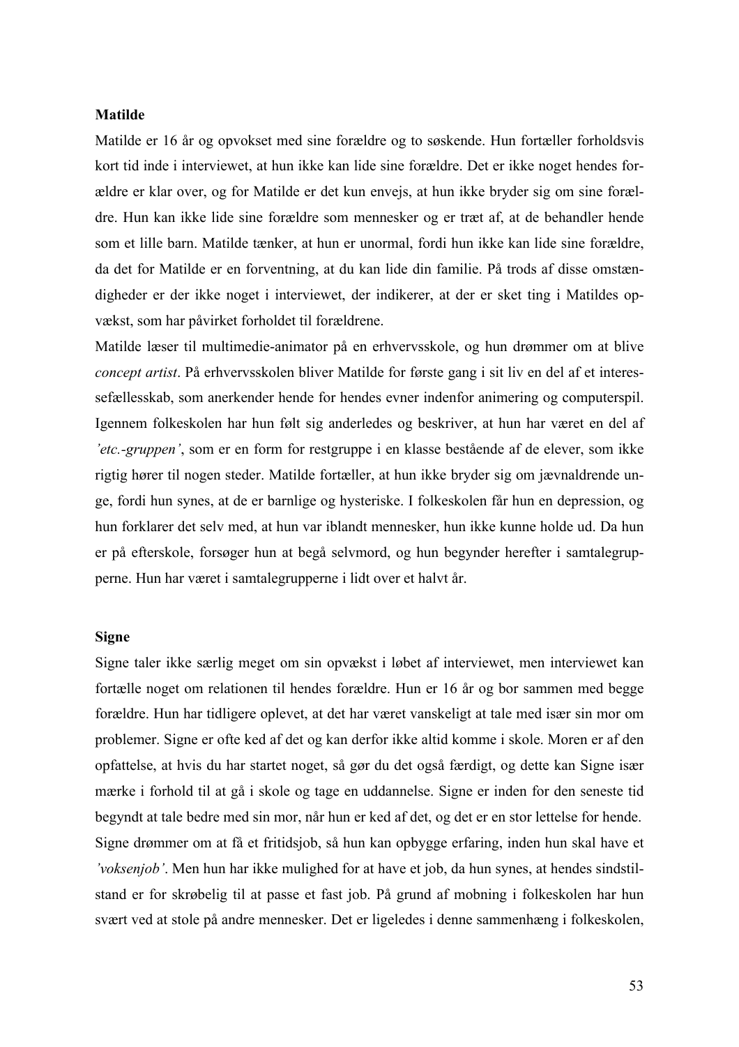**Matilde**

Matilde er 16 år og opvokset med sine forældre og to søskende. Hun fortæller forholdsvis kort tid inde i interviewet, at hun ikke kan lide sine forældre. Det er ikke noget hendes forældre er klar over, og for Matilde er det kun envejs, at hun ikke bryder sig om sine forældre. Hun kan ikke lide sine forældre som mennesker og er træt af, at de behandler hende som et lille barn. Matilde tænker, at hun er unormal, fordi hun ikke kan lide sine forældre, da det for Matilde er en forventning, at du kan lide din familie. På trods af disse omstændigheder er der ikke noget i interviewet, der indikerer, at der er sket ting i Matildes opvækst, som har påvirket forholdet til forældrene.

Matilde læser til multimedie-animator på en erhvervsskole, og hun drømmer om at blive *concept artist*. På erhvervsskolen bliver Matilde for første gang i sit liv en del af et interessefællesskab, som anerkender hende for hendes evner indenfor animering og computerspil. Igennem folkeskolen har hun følt sig anderledes og beskriver, at hun har været en del af *'etc.-gruppen'*, som er en form for restgruppe i en klasse bestående af de elever, som ikke rigtig hører til nogen steder. Matilde fortæller, at hun ikke bryder sig om jævnaldrende unge, fordi hun synes, at de er barnlige og hysteriske. I folkeskolen får hun en depression, og hun forklarer det selv med, at hun var iblandt mennesker, hun ikke kunne holde ud. Da hun er på efterskole, forsøger hun at begå selvmord, og hun begynder herefter i samtalegrupperne. Hun har været i samtalegrupperne i lidt over et halvt år.

**Signe**

Signe taler ikke særlig meget om sin opvækst i løbet af interviewet, men interviewet kan fortælle noget om relationen til hendes forældre. Hun er 16 år og bor sammen med begge forældre. Hun har tidligere oplevet, at det har været vanskeligt at tale med især sin mor om problemer. Signe er ofte ked af det og kan derfor ikke altid komme i skole. Moren er af den opfattelse, at hvis du har startet noget, så gør du det også færdigt, og dette kan Signe især mærke i forhold til at gå i skole og tage en uddannelse. Signe er inden for den seneste tid begyndt at tale bedre med sin mor, når hun er ked af det, og det er en stor lettelse for hende.

Signe drømmer om at få et fritidsjob, så hun kan opbygge erfaring, inden hun skal have et *'voksenjob'*. Men hun har ikke mulighed for at have et job, da hun synes, at hendes sindstilstand er for skrøbelig til at passe et fast job. På grund af mobning i folkeskolen har hun svært ved at stole på andre mennesker. Det er ligeledes i denne sammenhæng i folkeskolen,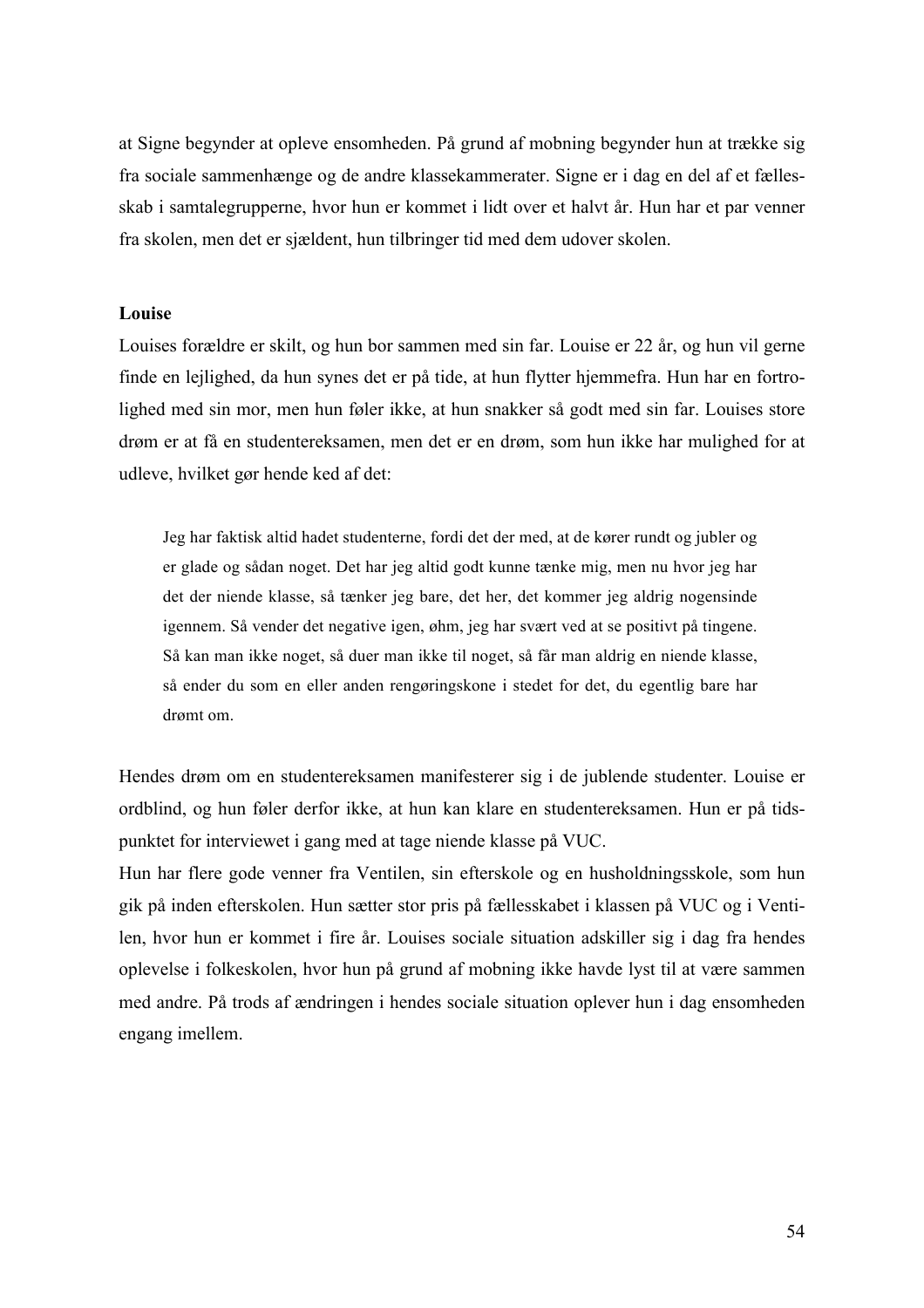at Signe begynder at opleve ensomheden. På grund af mobning begynder hun at trække sig fra sociale sammenhænge og de andre klassekammerater. Signe er i dag en del af et fællesskab i samtalegrupperne, hvor hun er kommet i lidt over et halvt år. Hun har et par venner fra skolen, men det er sjældent, hun tilbringer tid med dem udover skolen.

**Louise**

Louises forældre er skilt, og hun bor sammen med sin far. Louise er 22 år, og hun vil gerne finde en lejlighed, da hun synes det er på tide, at hun flytter hjemmefra. Hun har en fortrolighed med sin mor, men hun føler ikke, at hun snakker så godt med sin far. Louises store drøm er at få en studentereksamen, men det er en drøm, som hun ikke har mulighed for at udleve, hvilket gør hende ked af det:

> Jeg har faktisk altid hadet studenterne, fordi det der med, at de kører rundt og jubler og er glade og sådan noget. Det har jeg altid godt kunne tænke mig, men nu hvor jeg har det der niende klasse, så tænker jeg bare, det her, det kommer jeg aldrig nogensinde igennem. Så vender det negative igen, øhm, jeg har svært ved at se positivt på tingene. Så kan man ikke noget, så duer man ikke til noget, så får man aldrig en niende klasse, så ender du som en eller anden rengøringskone i stedet for det, du egentlig bare har drømt om.

Hendes drøm om en studentereksamen manifesterer sig i de jublende studenter. Louise er ordblind, og hun føler derfor ikke, at hun kan klare en studentereksamen. Hun er på tidspunktet for interviewet i gang med at tage niende klasse på VUC.

Hun har flere gode venner fra Ventilen, sin efterskole og en husholdningsskole, som hun gik på inden efterskolen. Hun sætter stor pris på fællesskabet i klassen på VUC og i Ventilen, hvor hun er kommet i fire år. Louises sociale situation adskiller sig i dag fra hendes oplevelse i folkeskolen, hvor hun på grund af mobning ikke havde lyst til at være sammen med andre. På trods af ændringen i hendes sociale situation oplever hun i dag ensomheden engang imellem.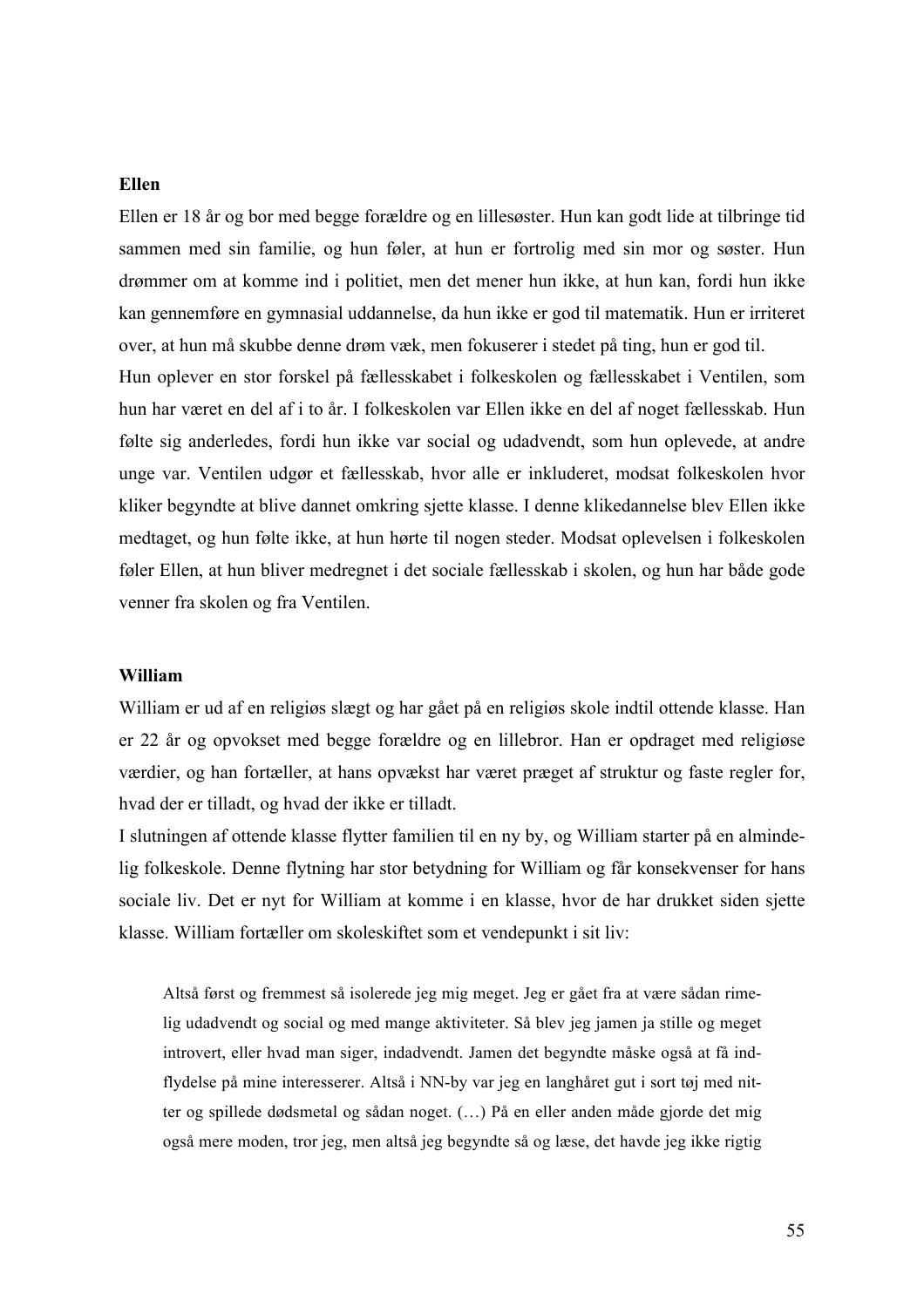**Ellen**

Ellen er 18 år og bor med begge forældre og en lillesøster. Hun kan godt lide at tilbringe tid sammen med sin familie, og hun føler, at hun er fortrolig med sin mor og søster. Hun drømmer om at komme ind i politiet, men det mener hun ikke, at hun kan, fordi hun ikke kan gennemføre en gymnasial uddannelse, da hun ikke er god til matematik. Hun er irriteret over, at hun må skubbe denne drøm væk, men fokuserer i stedet på ting, hun er god til.

Hun oplever en stor forskel på fællesskabet i folkeskolen og fællesskabet i Ventilen, som hun har været en del af i to år. I folkeskolen var Ellen ikke en del af noget fællesskab. Hun følte sig anderledes, fordi hun ikke var social og udadvendt, som hun oplevede, at andre unge var. Ventilen udgør et fællesskab, hvor alle er inkluderet, modsat folkeskolen hvor kliker begyndte at blive dannet omkring sjette klasse. I denne klikedannelse blev Ellen ikke medtaget, og hun følte ikke, at hun hørte til nogen steder. Modsat oplevelsen i folkeskolen føler Ellen, at hun bliver medregnet i det sociale fællesskab i skolen, og hun har både gode venner fra skolen og fra Ventilen.

**William**

William er ud af en religiøs slægt og har gået på en religiøs skole indtil ottende klasse. Han er 22 år og opvokset med begge forældre og en lillebror. Han er opdraget med religiøse værdier, og han fortæller, at hans opvækst har været præget af struktur og faste regler for, hvad der er tilladt, og hvad der ikke er tilladt.

I slutningen af ottende klasse flytter familien til en ny by, og William starter på en almindelig folkeskole. Denne flytning har stor betydning for William og får konsekvenser for hans sociale liv. Det er nyt for William at komme i en klasse, hvor de har drukket siden sjette klasse. William fortæller om skoleskiftet som et vendepunkt i sit liv:

> Altså først og fremmest så isolerede jeg mig meget. Jeg er gået fra at være sådan rimelig udadvendt og social og med mange aktiviteter. Så blev jeg jamen ja stille og meget introvert, eller hvad man siger, indadvendt. Jamen det begyndte måske også at få indflydelse på mine interesserer. Altså i NN-by var jeg en langhåret gut i sort tøj med nitter og spillede dødsmetal og sådan noget. (…) På en eller anden måde gjorde det mig også mere moden, tror jeg, men altså jeg begyndte så og læse, det havde jeg ikke rigtig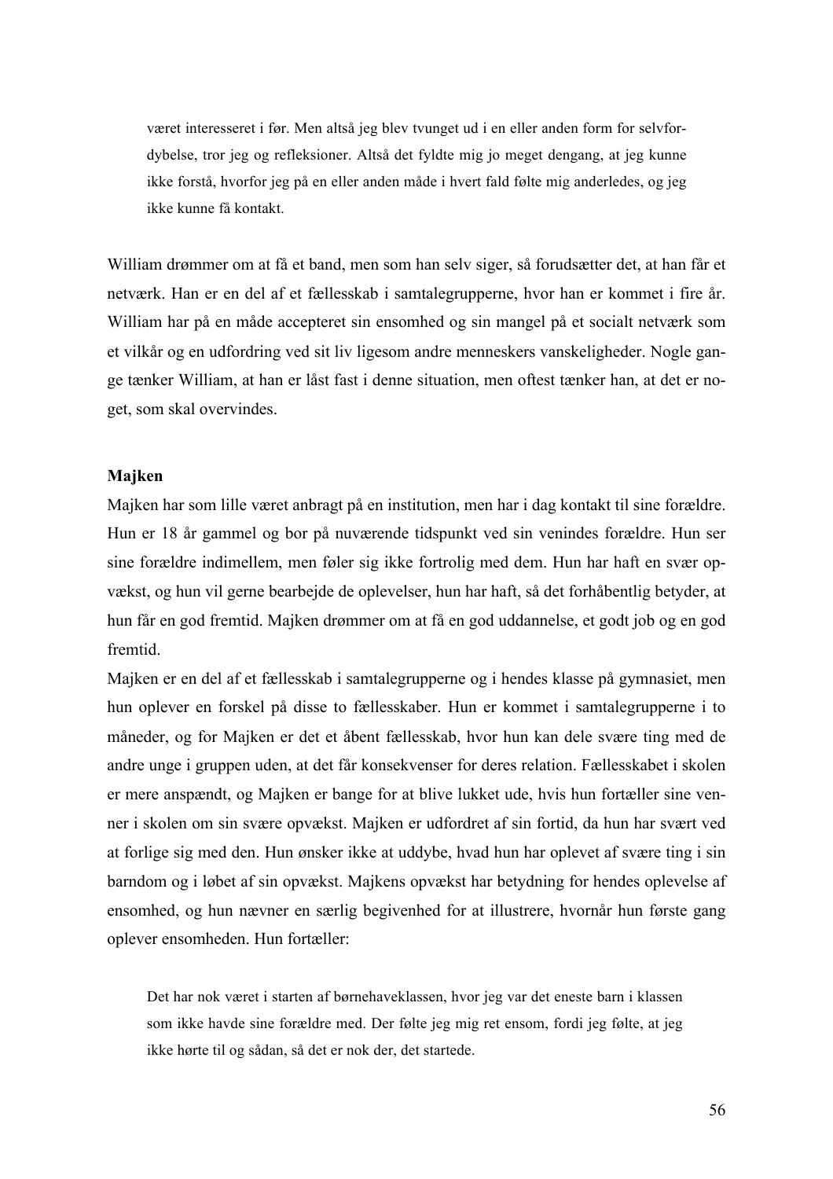> været interesseret i før. Men altså jeg blev tvunget ud i en eller anden form for selvfordybelse, tror jeg og refleksioner. Altså det fyldte mig jo meget dengang, at jeg kunne ikke forstå, hvorfor jeg på en eller anden måde i hvert fald følte mig anderledes, og jeg ikke kunne få kontakt.

William drømmer om at få et band, men som han selv siger, så forudsætter det, at han får et netværk. Han er en del af et fællesskab i samtalegrupperne, hvor han er kommet i fire år. William har på en måde accepteret sin ensomhed og sin mangel på et socialt netværk som et vilkår og en udfordring ved sit liv ligesom andre menneskers vanskeligheder. Nogle gange tænker William, at han er låst fast i denne situation, men oftest tænker han, at det er noget, som skal overvindes.

**Majken**

Majken har som lille været anbragt på en institution, men har i dag kontakt til sine forældre. Hun er 18 år gammel og bor på nuværende tidspunkt ved sin venindes forældre. Hun ser sine forældre indimellem, men føler sig ikke fortrolig med dem. Hun har haft en svær opvækst, og hun vil gerne bearbejde de oplevelser, hun har haft, så det forhåbentlig betyder, at hun får en god fremtid. Majken drømmer om at få en god uddannelse, et godt job og en god fremtid.

Majken er en del af et fællesskab i samtalegrupperne og i hendes klasse på gymnasiet, men hun oplever en forskel på disse to fællesskaber. Hun er kommet i samtalegrupperne i to måneder, og for Majken er det et åbent fællesskab, hvor hun kan dele svære ting med de andre unge i gruppen uden, at det får konsekvenser for deres relation. Fællesskabet i skolen er mere anspændt, og Majken er bange for at blive lukket ude, hvis hun fortæller sine venner i skolen om sin svære opvækst. Majken er udfordret af sin fortid, da hun har svært ved at forlige sig med den. Hun ønsker ikke at uddybe, hvad hun har oplevet af svære ting i sin barndom og i løbet af sin opvækst. Majkens opvækst har betydning for hendes oplevelse af ensomhed, og hun nævner en særlig begivenhed for at illustrere, hvornår hun første gang oplever ensomheden. Hun fortæller:

> Det har nok været i starten af børnehaveklassen, hvor jeg var det eneste barn i klassen som ikke havde sine forældre med. Der følte jeg mig ret ensom, fordi jeg følte, at jeg ikke hørte til og sådan, så det er nok der, det startede.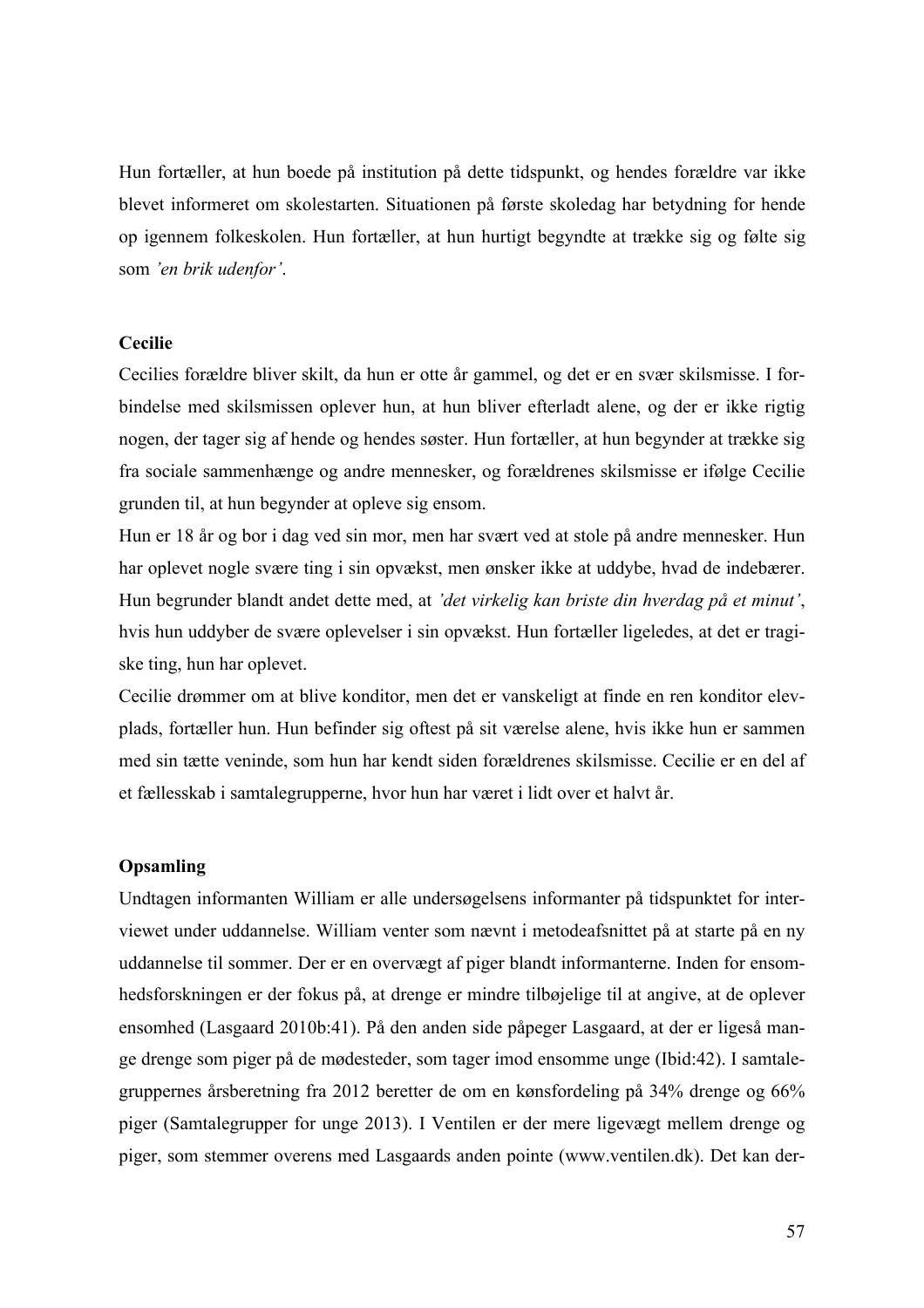Hun fortæller, at hun boede på institution på dette tidspunkt, og hendes forældre var ikke blevet informeret om skolestarten. Situationen på første skoledag har betydning for hende op igennem folkeskolen. Hun fortæller, at hun hurtigt begyndte at trække sig og følte sig som *'en brik udenfor'*.

**Cecilie**

Cecilies forældre bliver skilt, da hun er otte år gammel, og det er en svær skilsmisse. I forbindelse med skilsmissen oplever hun, at hun bliver efterladt alene, og der er ikke rigtig nogen, der tager sig af hende og hendes søster. Hun fortæller, at hun begynder at trække sig fra sociale sammenhænge og andre mennesker, og forældrenes skilsmisse er ifølge Cecilie grunden til, at hun begynder at opleve sig ensom.

Hun er 18 år og bor i dag ved sin mor, men har svært ved at stole på andre mennesker. Hun har oplevet nogle svære ting i sin opvækst, men ønsker ikke at uddybe, hvad de indebærer. Hun begrunder blandt andet dette med, at *'det virkelig kan briste din hverdag på et minut'*, hvis hun uddyber de svære oplevelser i sin opvækst. Hun fortæller ligeledes, at det er tragiske ting, hun har oplevet.

Cecilie drømmer om at blive konditor, men det er vanskeligt at finde en ren konditor elevplads, fortæller hun. Hun befinder sig oftest på sit værelse alene, hvis ikke hun er sammen med sin tætte veninde, som hun har kendt siden forældrenes skilsmisse. Cecilie er en del af et fællesskab i samtalegrupperne, hvor hun har været i lidt over et halvt år.

**Opsamling**

Undtagen informanten William er alle undersøgelsens informanter på tidspunktet for interviewet under uddannelse. William venter som nævnt i metodeafsnittet på at starte på en ny uddannelse til sommer. Der er en overvægt af piger blandt informanterne. Inden for ensomhedsforskningen er der fokus på, at drenge er mindre tilbøjelige til at angive, at de oplever ensomhed (Lasgaard 2010b:41). På den anden side påpeger Lasgaard, at der er ligeså mange drenge som piger på de mødesteder, som tager imod ensomme unge (Ibid:42). I samtalegruppernes årsberetning fra 2012 beretter de om en kønsfordeling på 34% drenge og 66% piger (Samtalegrupper for unge 2013). I Ventilen er der mere ligevægt mellem drenge og piger, som stemmer overens med Lasgaards anden pointe (www.ventilen.dk). Det kan der-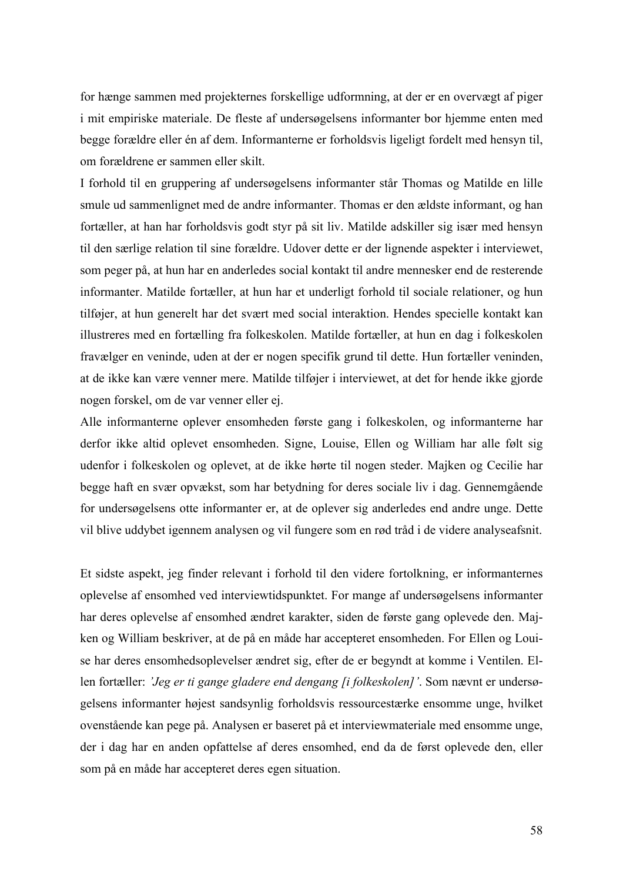for hænge sammen med projekternes forskellige udformning, at der er en overvægt af piger i mit empiriske materiale. De fleste af undersøgelsens informanter bor hjemme enten med begge forældre eller én af dem. Informanterne er forholdsvis ligeligt fordelt med hensyn til, om forældrene er sammen eller skilt.

I forhold til en gruppering af undersøgelsens informanter står Thomas og Matilde en lille smule ud sammenlignet med de andre informanter. Thomas er den ældste informant, og han fortæller, at han har forholdsvis godt styr på sit liv. Matilde adskiller sig især med hensyn til den særlige relation til sine forældre. Udover dette er der lignende aspekter i interviewet, som peger på, at hun har en anderledes social kontakt til andre mennesker end de resterende informanter. Matilde fortæller, at hun har et underligt forhold til sociale relationer, og hun tilføjer, at hun generelt har det svært med social interaktion. Hendes specielle kontakt kan illustreres med en fortælling fra folkeskolen. Matilde fortæller, at hun en dag i folkeskolen fravælger en veninde, uden at der er nogen specifik grund til dette. Hun fortæller veninden, at de ikke kan være venner mere. Matilde tilføjer i interviewet, at det for hende ikke gjorde nogen forskel, om de var venner eller ej.

Alle informanterne oplever ensomheden første gang i folkeskolen, og informanterne har derfor ikke altid oplevet ensomheden. Signe, Louise, Ellen og William har alle følt sig udenfor i folkeskolen og oplevet, at de ikke hørte til nogen steder. Majken og Cecilie har begge haft en svær opvækst, som har betydning for deres sociale liv i dag. Gennemgående for undersøgelsens otte informanter er, at de oplever sig anderledes end andre unge. Dette vil blive uddybet igennem analysen og vil fungere som en rød tråd i de videre analyseafsnit.

Et sidste aspekt, jeg finder relevant i forhold til den videre fortolkning, er informanternes oplevelse af ensomhed ved interviewtidspunktet. For mange af undersøgelsens informanter har deres oplevelse af ensomhed ændret karakter, siden de første gang oplevede den. Majken og William beskriver, at de på en måde har accepteret ensomheden. For Ellen og Louise har deres ensomhedsoplevelser ændret sig, efter de er begyndt at komme i Ventilen. Ellen fortæller: *'Jeg er ti gange gladere end dengang [i folkeskolen]'*. Som nævnt er undersøgelsens informanter højest sandsynlig forholdsvis ressourcestærke ensomme unge, hvilket ovenstående kan pege på. Analysen er baseret på et interviewmateriale med ensomme unge, der i dag har en anden opfattelse af deres ensomhed, end da de først oplevede den, eller som på en måde har accepteret deres egen situation.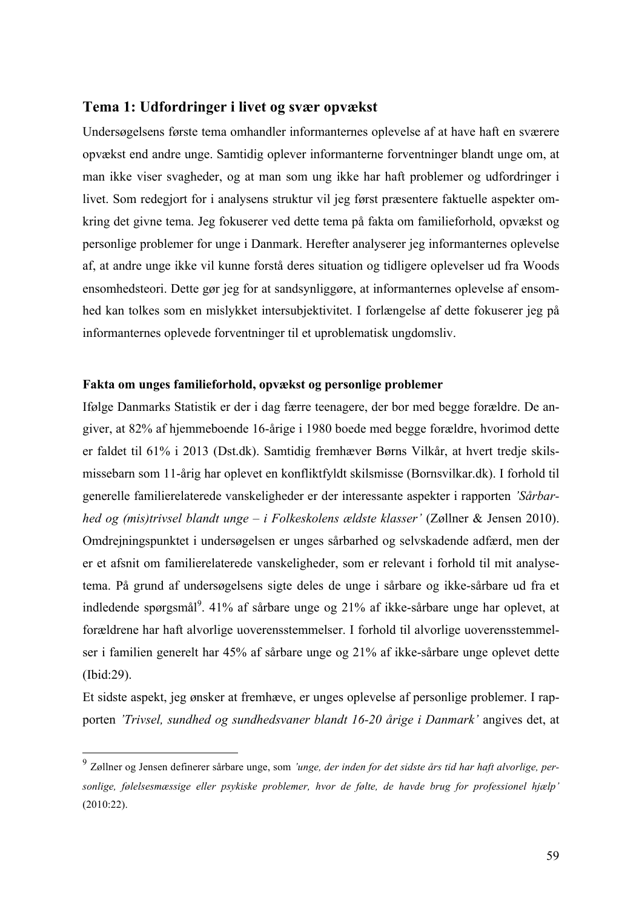## Tema 1: Udfordringer i livet og svær opvækst

Undersøgelsens første tema omhandler informanternes oplevelse af at have haft en sværere opvækst end andre unge. Samtidig oplever informanterne forventninger blandt unge om, at man ikke viser svagheder, og at man som ung ikke har haft problemer og udfordringer i livet. Som redegjort for i analysens struktur vil jeg først præsentere faktuelle aspekter omkring det givne tema. Jeg fokuserer ved dette tema på fakta om familieforhold, opvækst og personlige problemer for unge i Danmark. Herefter analyserer jeg informanternes oplevelse af, at andre unge ikke vil kunne forstå deres situation og tidligere oplevelser ud fra Woods ensomhedsteori. Dette gør jeg for at sandsynliggøre, at informanternes oplevelse af ensomhed kan tolkes som en mislykket intersubjektivitet. I forlængelse af dette fokuserer jeg på informanternes oplevede forventninger til et uproblematisk ungdomsliv.

### Fakta om unges familieforhold, opvækst og personlige problemer

Ifølge Danmarks Statistik er der i dag færre teenagere, der bor med begge forældre. De angiver, at 82% af hjemmeboende 16-årige i 1980 boede med begge forældre, hvorimod dette er faldet til 61% i 2013 (Dst.dk). Samtidig fremhæver Børns Vilkår, at hvert tredje skilsmissebarn som 11-årig har oplevet en konfliktfyldt skilsmisse (Bornsvilkar.dk). I forhold til generelle familierelaterede vanskeligheder er der interessante aspekter i rapporten *'Sårbarhed og (mis)trivsel blandt unge – i Folkeskolens ældste klasser'* (Zøllner & Jensen 2010). Omdrejningspunktet i undersøgelsen er unges sårbarhed og selvskadende adfærd, men der er et afsnit om familierelaterede vanskeligheder, som er relevant i forhold til mit analysetema. På grund af undersøgelsens sigte deles de unge i sårbare og ikke-sårbare ud fra et indledende spørgsmål[9]. 41% af sårbare unge og 21% af ikke-sårbare unge har oplevet, at forældrene har haft alvorlige uoverensstemmelser. I forhold til alvorlige uoverensstemmelser i familien generelt har 45% af sårbare unge og 21% af ikke-sårbare unge oplevet dette (Ibid:29).

Et sidste aspekt, jeg ønsker at fremhæve, er unges oplevelse af personlige problemer. I rapporten *'Trivsel, sundhed og sundhedsvaner blandt 16-20 årige i Danmark'* angives det, at

---

[9] Zøllner og Jensen definerer sårbare unge, som *'unge, der inden for det sidste års tid har haft alvorlige, personlige, følelsesmæssige eller psykiske problemer, hvor de følte, de havde brug for professionel hjælp'* (2010:22).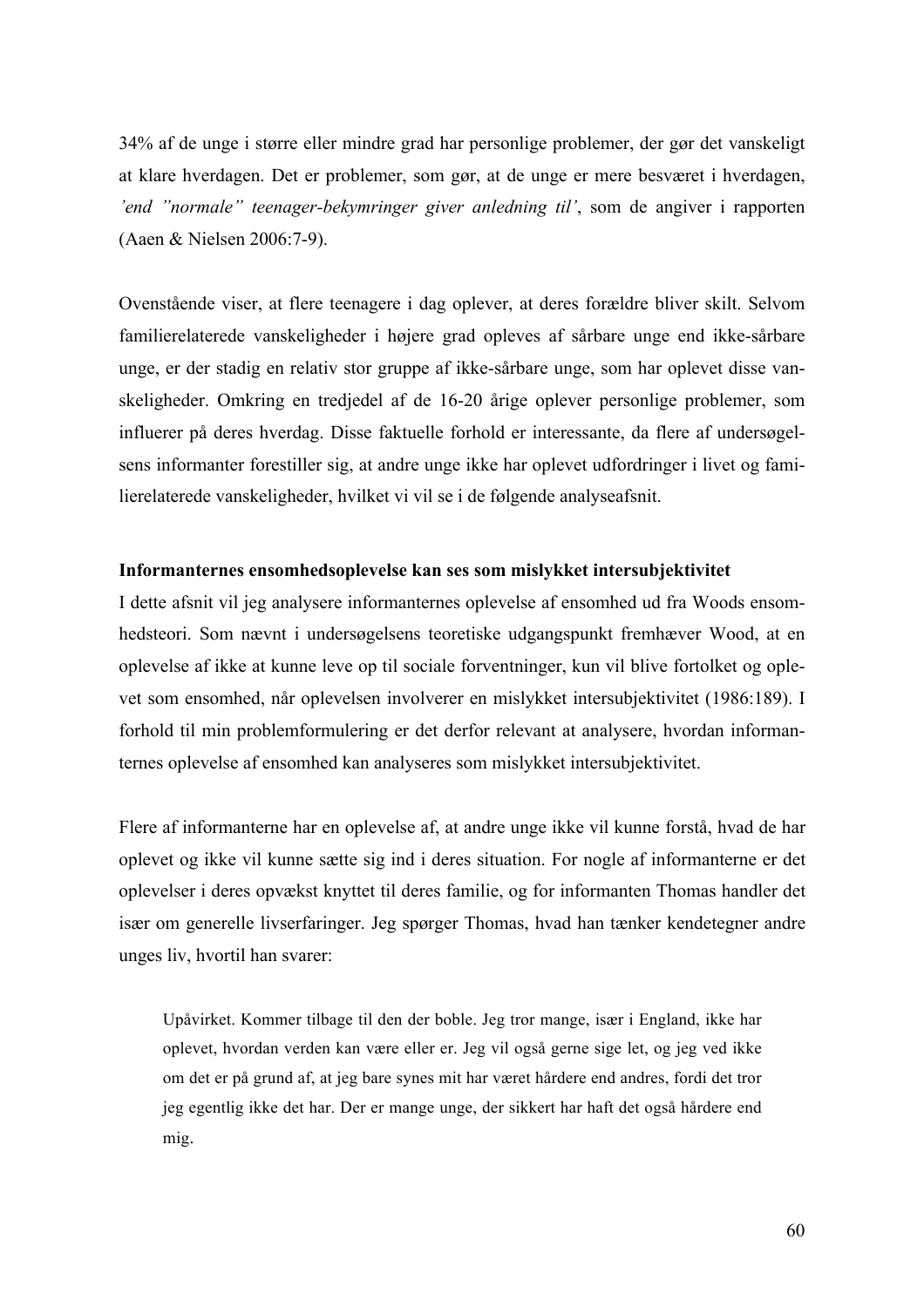34% af de unge i større eller mindre grad har personlige problemer, der gør det vanskeligt at klare hverdagen. Det er problemer, som gør, at de unge er mere besværet i hverdagen, *'end "normale" teenager-bekymringer giver anledning til'*, som de angiver i rapporten (Aaen & Nielsen 2006:7-9).

Ovenstående viser, at flere teenagere i dag oplever, at deres forældre bliver skilt. Selvom familierelaterede vanskeligheder i højere grad opleves af sårbare unge end ikke-sårbare unge, er der stadig en relativ stor gruppe af ikke-sårbare unge, som har oplevet disse vanskeligheder. Omkring en tredjedel af de 16-20 årige oplever personlige problemer, som influerer på deres hverdag. Disse faktuelle forhold er interessante, da flere af undersøgelsens informanter forestiller sig, at andre unge ikke har oplevet udfordringer i livet og familierelaterede vanskeligheder, hvilket vi vil se i de følgende analyseafsnit.

**Informanternes ensomhedsoplevelse kan ses som mislykket intersubjektivitet**

I dette afsnit vil jeg analysere informanternes oplevelse af ensomhed ud fra Woods ensomhedsteori. Som nævnt i undersøgelsens teoretiske udgangspunkt fremhæver Wood, at en oplevelse af ikke at kunne leve op til sociale forventninger, kun vil blive fortolket og oplevet som ensomhed, når oplevelsen involverer en mislykket intersubjektivitet (1986:189). I forhold til min problemformulering er det derfor relevant at analysere, hvordan informanternes oplevelse af ensomhed kan analyseres som mislykket intersubjektivitet.

Flere af informanterne har en oplevelse af, at andre unge ikke vil kunne forstå, hvad de har oplevet og ikke vil kunne sætte sig ind i deres situation. For nogle af informanterne er det oplevelser i deres opvækst knyttet til deres familie, og for informanten Thomas handler det især om generelle livserfaringer. Jeg spørger Thomas, hvad han tænker kendetegner andre unges liv, hvortil han svarer:

> Upåvirket. Kommer tilbage til den der boble. Jeg tror mange, især i England, ikke har oplevet, hvordan verden kan være eller er. Jeg vil også gerne sige let, og jeg ved ikke om det er på grund af, at jeg bare synes mit har været hårdere end andres, fordi det tror jeg egentlig ikke det har. Der er mange unge, der sikkert har haft det også hårdere end mig.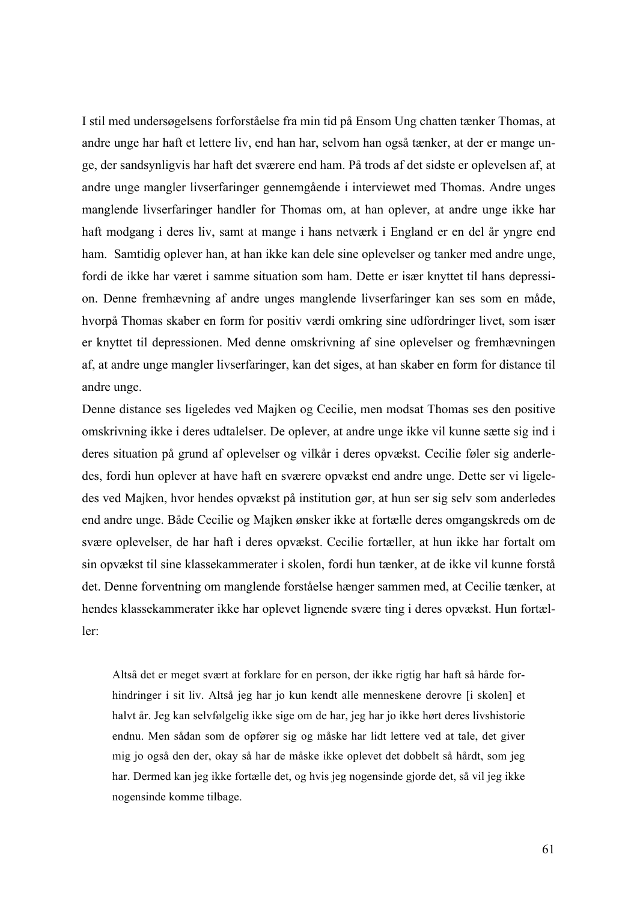I stil med undersøgelsens forforståelse fra min tid på Ensom Ung chatten tænker Thomas, at andre unge har haft et lettere liv, end han har, selvom han også tænker, at der er mange unge, der sandsynligvis har haft det sværere end ham. På trods af det sidste er oplevelsen af, at andre unge mangler livserfaringer gennemgående i interviewet med Thomas. Andre unges manglende livserfaringer handler for Thomas om, at han oplever, at andre unge ikke har haft modgang i deres liv, samt at mange i hans netværk i England er en del år yngre end ham. Samtidig oplever han, at han ikke kan dele sine oplevelser og tanker med andre unge, fordi de ikke har været i samme situation som ham. Dette er især knyttet til hans depression. Denne fremhævning af andre unges manglende livserfaringer kan ses som en måde, hvorpå Thomas skaber en form for positiv værdi omkring sine udfordringer livet, som især er knyttet til depressionen. Med denne omskrivning af sine oplevelser og fremhævningen af, at andre unge mangler livserfaringer, kan det siges, at han skaber en form for distance til andre unge.

Denne distance ses ligeledes ved Majken og Cecilie, men modsat Thomas ses den positive omskrivning ikke i deres udtalelser. De oplever, at andre unge ikke vil kunne sætte sig ind i deres situation på grund af oplevelser og vilkår i deres opvækst. Cecilie føler sig anderledes, fordi hun oplever at have haft en sværere opvækst end andre unge. Dette ser vi ligeledes ved Majken, hvor hendes opvækst på institution gør, at hun ser sig selv som anderledes end andre unge. Både Cecilie og Majken ønsker ikke at fortælle deres omgangskreds om de svære oplevelser, de har haft i deres opvækst. Cecilie fortæller, at hun ikke har fortalt om sin opvækst til sine klassekammerater i skolen, fordi hun tænker, at de ikke vil kunne forstå det. Denne forventning om manglende forståelse hænger sammen med, at Cecilie tænker, at hendes klassekammerater ikke har oplevet lignende svære ting i deres opvækst. Hun fortæller:

> Altså det er meget svært at forklare for en person, der ikke rigtig har haft så hårde forhindringer i sit liv. Altså jeg har jo kun kendt alle menneskene derovre [i skolen] et halvt år. Jeg kan selvfølgelig ikke sige om de har, jeg har jo ikke hørt deres livshistorie endnu. Men sådan som de opfører sig og måske har lidt lettere ved at tale, det giver mig jo også den der, okay så har de måske ikke oplevet det dobbelt så hårdt, som jeg har. Dermed kan jeg ikke fortælle det, og hvis jeg nogensinde gjorde det, så vil jeg ikke nogensinde komme tilbage.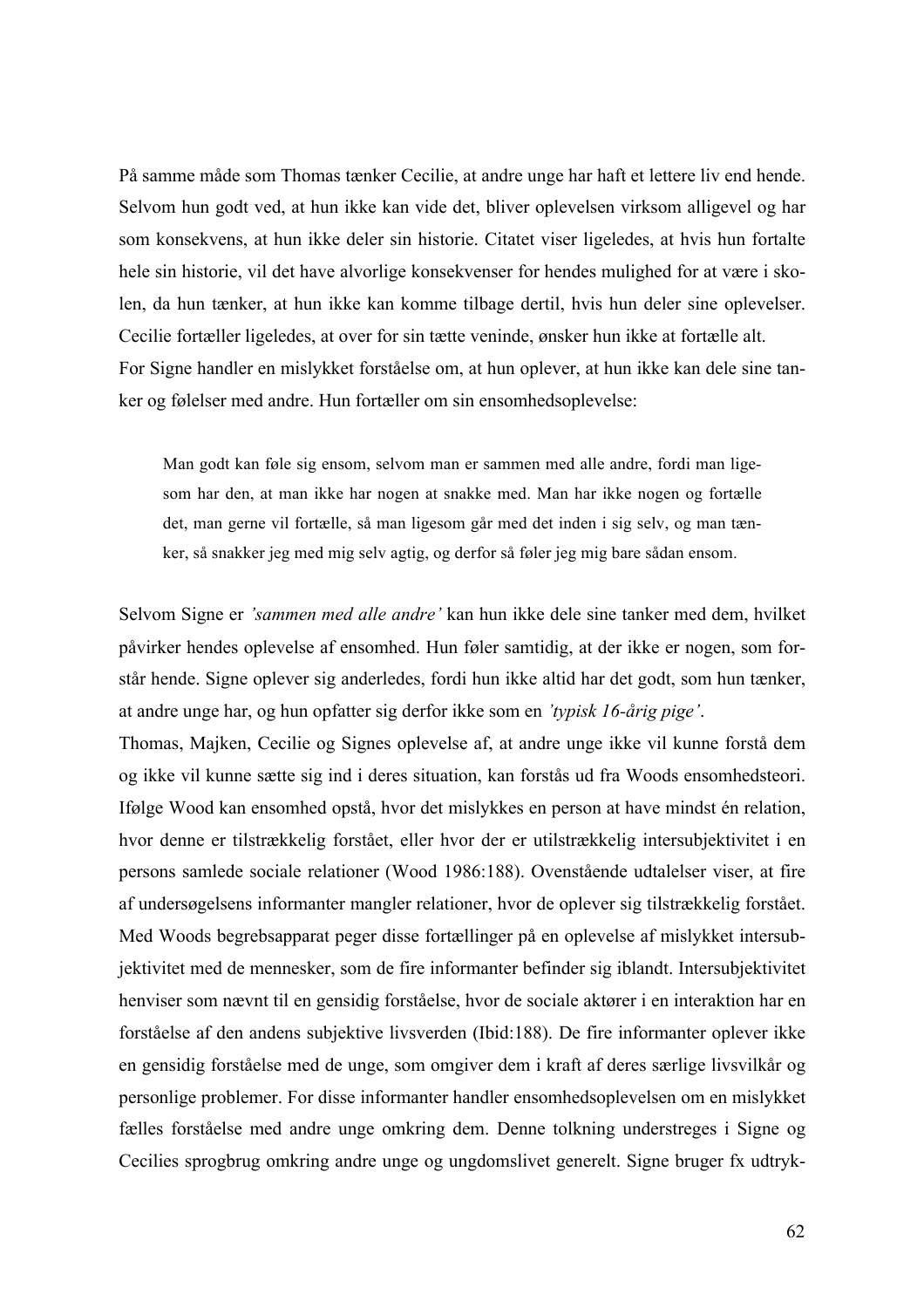På samme måde som Thomas tænker Cecilie, at andre unge har haft et lettere liv end hende. Selvom hun godt ved, at hun ikke kan vide det, bliver oplevelsen virksom alligevel og har som konsekvens, at hun ikke deler sin historie. Citatet viser ligeledes, at hvis hun fortalte hele sin historie, vil det have alvorlige konsekvenser for hendes mulighed for at være i skolen, da hun tænker, at hun ikke kan komme tilbage dertil, hvis hun deler sine oplevelser. Cecilie fortæller ligeledes, at over for sin tætte veninde, ønsker hun ikke at fortælle alt.
For Signe handler en mislykket forståelse om, at hun oplever, at hun ikke kan dele sine tanker og følelser med andre. Hun fortæller om sin ensomhedsoplevelse:

> Man godt kan føle sig ensom, selvom man er sammen med alle andre, fordi man ligesom har den, at man ikke har nogen at snakke med. Man har ikke nogen og fortælle det, man gerne vil fortælle, så man ligesom går med det inden i sig selv, og man tænker, så snakker jeg med mig selv agtig, og derfor så føler jeg mig bare sådan ensom.

Selvom Signe er *'sammen med alle andre'* kan hun ikke dele sine tanker med dem, hvilket påvirker hendes oplevelse af ensomhed. Hun føler samtidig, at der ikke er nogen, som forstår hende. Signe oplever sig anderledes, fordi hun ikke altid har det godt, som hun tænker, at andre unge har, og hun opfatter sig derfor ikke som en *'typisk 16-årig pige'*.
Thomas, Majken, Cecilie og Signes oplevelse af, at andre unge ikke vil kunne forstå dem og ikke vil kunne sætte sig ind i deres situation, kan forstås ud fra Woods ensomhedsteori. Ifølge Wood kan ensomhed opstå, hvor det mislykkes en person at have mindst én relation, hvor denne er tilstrækkelig forstået, eller hvor der er utilstrækkelig intersubjektivitet i en persons samlede sociale relationer (Wood 1986:188). Ovenstående udtalelser viser, at fire af undersøgelsens informanter mangler relationer, hvor de oplever sig tilstrækkelig forstået. Med Woods begrebsapparat peger disse fortællinger på en oplevelse af mislykket intersubjektivitet med de mennesker, som de fire informanter befinder sig iblandt. Intersubjektivitet henviser som nævnt til en gensidig forståelse, hvor de sociale aktører i en interaktion har en forståelse af den andens subjektive livsverden (Ibid:188). De fire informanter oplever ikke en gensidig forståelse med de unge, som omgiver dem i kraft af deres særlige livsvilkår og personlige problemer. For disse informanter handler ensomhedsoplevelsen om en mislykket fælles forståelse med andre unge omkring dem. Denne tolkning understreges i Signe og Cecilies sprogbrug omkring andre unge og ungdomslivet generelt. Signe bruger fx udtryk-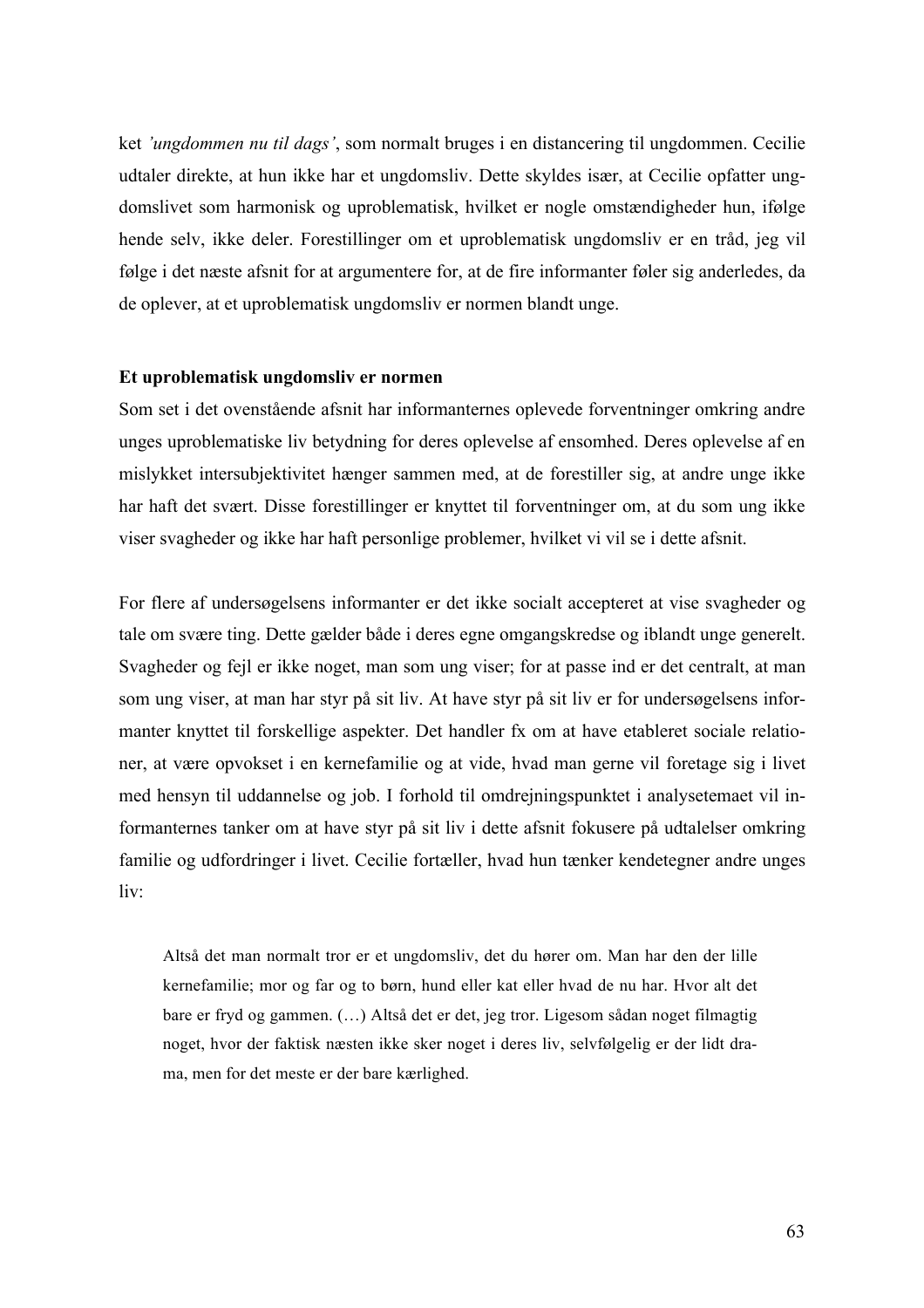ket *'ungdommen nu til dags'*, som normalt bruges i en distancering til ungdommen. Cecilie udtaler direkte, at hun ikke har et ungdomsliv. Dette skyldes især, at Cecilie opfatter ungdomslivet som harmonisk og uproblematisk, hvilket er nogle omstændigheder hun, ifølge hende selv, ikke deler. Forestillinger om et uproblematisk ungdomsliv er en tråd, jeg vil følge i det næste afsnit for at argumentere for, at de fire informanter føler sig anderledes, da de oplever, at et uproblematisk ungdomsliv er normen blandt unge.

**Et uproblematisk ungdomsliv er normen**

Som set i det ovenstående afsnit har informanternes oplevede forventninger omkring andre unges uproblematiske liv betydning for deres oplevelse af ensomhed. Deres oplevelse af en mislykket intersubjektivitet hænger sammen med, at de forestiller sig, at andre unge ikke har haft det svært. Disse forestillinger er knyttet til forventninger om, at du som ung ikke viser svagheder og ikke har haft personlige problemer, hvilket vi vil se i dette afsnit.

For flere af undersøgelsens informanter er det ikke socialt accepteret at vise svagheder og tale om svære ting. Dette gælder både i deres egne omgangskredse og iblandt unge generelt. Svagheder og fejl er ikke noget, man som ung viser; for at passe ind er det centralt, at man som ung viser, at man har styr på sit liv. At have styr på sit liv er for undersøgelsens informanter knyttet til forskellige aspekter. Det handler fx om at have etableret sociale relationer, at være opvokset i en kernefamilie og at vide, hvad man gerne vil foretage sig i livet med hensyn til uddannelse og job. I forhold til omdrejningspunktet i analysetemaet vil informanternes tanker om at have styr på sit liv i dette afsnit fokusere på udtalelser omkring familie og udfordringer i livet. Cecilie fortæller, hvad hun tænker kendetegner andre unges liv:

> Altså det man normalt tror er et ungdomsliv, det du hører om. Man har den der lille kernefamilie; mor og far og to børn, hund eller kat eller hvad de nu har. Hvor alt det bare er fryd og gammen. (…) Altså det er det, jeg tror. Ligesom sådan noget filmagtig noget, hvor der faktisk næsten ikke sker noget i deres liv, selvfølgelig er der lidt drama, men for det meste er der bare kærlighed.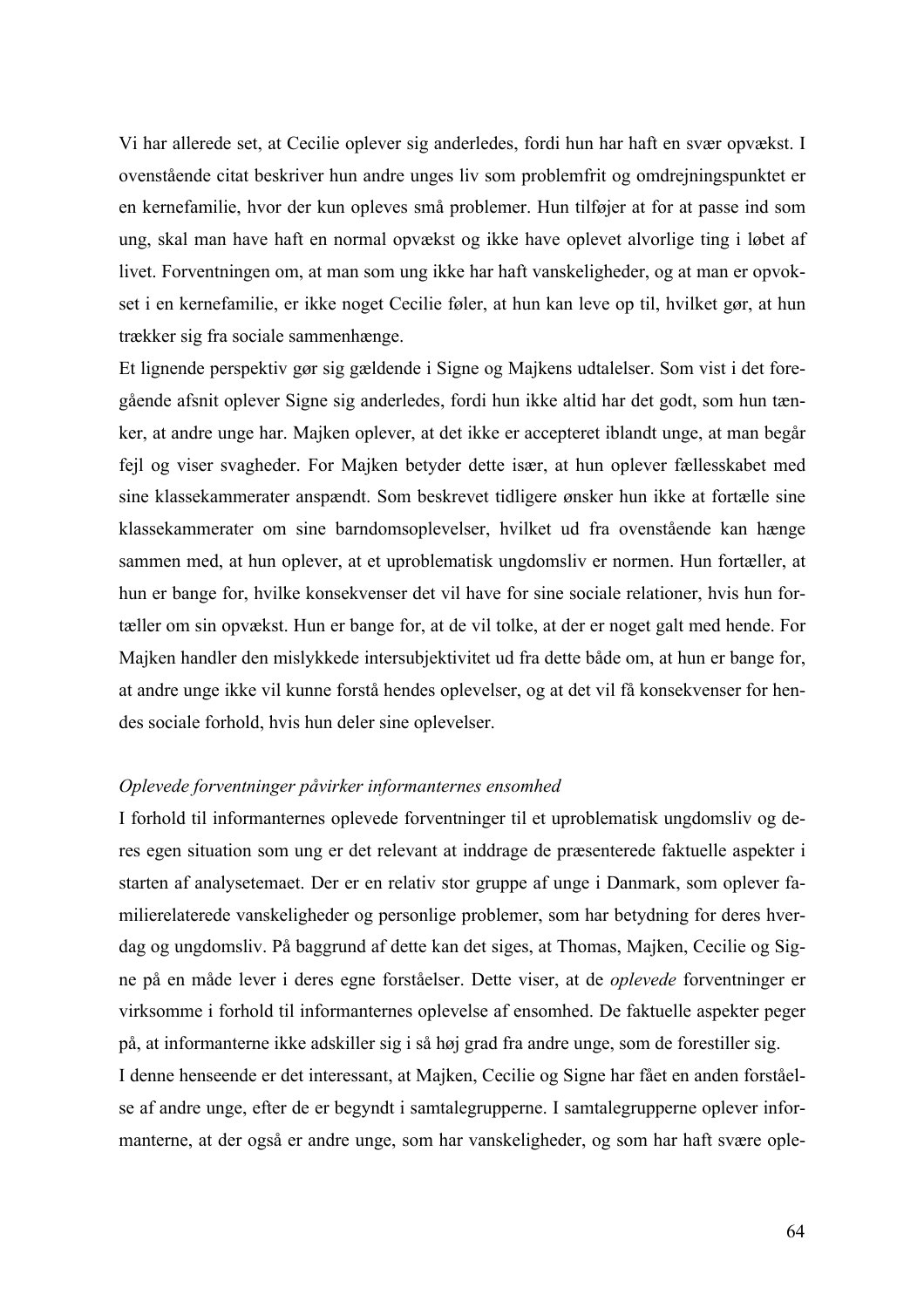Vi har allerede set, at Cecilie oplever sig anderledes, fordi hun har haft en svær opvækst. I ovenstående citat beskriver hun andre unges liv som problemfrit og omdrejningspunktet er en kernefamilie, hvor der kun opleves små problemer. Hun tilføjer at for at passe ind som ung, skal man have haft en normal opvækst og ikke have oplevet alvorlige ting i løbet af livet. Forventningen om, at man som ung ikke har haft vanskeligheder, og at man er opvokset i en kernefamilie, er ikke noget Cecilie føler, at hun kan leve op til, hvilket gør, at hun trækker sig fra sociale sammenhænge.

Et lignende perspektiv gør sig gældende i Signe og Majkens udtalelser. Som vist i det foregående afsnit oplever Signe sig anderledes, fordi hun ikke altid har det godt, som hun tænker, at andre unge har. Majken oplever, at det ikke er accepteret iblandt unge, at man begår fejl og viser svagheder. For Majken betyder dette især, at hun oplever fællesskabet med sine klassekammerater anspændt. Som beskrevet tidligere ønsker hun ikke at fortælle sine klassekammerater om sine barndomsoplevelser, hvilket ud fra ovenstående kan hænge sammen med, at hun oplever, at et uproblematisk ungdomsliv er normen. Hun fortæller, at hun er bange for, hvilke konsekvenser det vil have for sine sociale relationer, hvis hun fortæller om sin opvækst. Hun er bange for, at de vil tolke, at der er noget galt med hende. For Majken handler den mislykkede intersubjektivitet ud fra dette både om, at hun er bange for, at andre unge ikke vil kunne forstå hendes oplevelser, og at det vil få konsekvenser for hendes sociale forhold, hvis hun deler sine oplevelser.

*Oplevede forventninger påvirker informanternes ensomhed*

I forhold til informanternes oplevede forventninger til et uproblematisk ungdomsliv og deres egen situation som ung er det relevant at inddrage de præsenterede faktuelle aspekter i starten af analysetemaet. Der er en relativ stor gruppe af unge i Danmark, som oplever familierelaterede vanskeligheder og personlige problemer, som har betydning for deres hverdag og ungdomsliv. På baggrund af dette kan det siges, at Thomas, Majken, Cecilie og Signe på en måde lever i deres egne forståelser. Dette viser, at de *oplevede* forventninger er virksomme i forhold til informanternes oplevelse af ensomhed. De faktuelle aspekter peger på, at informanterne ikke adskiller sig i så høj grad fra andre unge, som de forestiller sig.

I denne henseende er det interessant, at Majken, Cecilie og Signe har fået en anden forståelse af andre unge, efter de er begyndt i samtalegrupperne. I samtalegrupperne oplever informanterne, at der også er andre unge, som har vanskeligheder, og som har haft svære ople-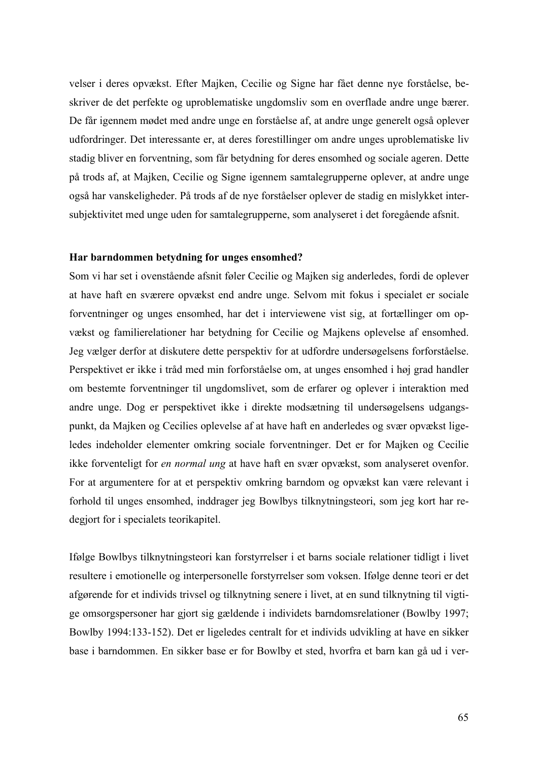velser i deres opvækst. Efter Majken, Cecilie og Signe har fået denne nye forståelse, beskriver de det perfekte og uproblematiske ungdomsliv som en overflade andre unge bærer. De får igennem mødet med andre unge en forståelse af, at andre unge generelt også oplever udfordringer. Det interessante er, at deres forestillinger om andre unges uproblematiske liv stadig bliver en forventning, som får betydning for deres ensomhed og sociale ageren. Dette på trods af, at Majken, Cecilie og Signe igennem samtalegrupperne oplever, at andre unge også har vanskeligheder. På trods af de nye forståelser oplever de stadig en mislykket intersubjektivitet med unge uden for samtalegrupperne, som analyseret i det foregående afsnit.

**Har barndommen betydning for unges ensomhed?**

Som vi har set i ovenstående afsnit føler Cecilie og Majken sig anderledes, fordi de oplever at have haft en sværere opvækst end andre unge. Selvom mit fokus i specialet er sociale forventninger og unges ensomhed, har det i interviewene vist sig, at fortællinger om opvækst og familierelationer har betydning for Cecilie og Majkens oplevelse af ensomhed. Jeg vælger derfor at diskutere dette perspektiv for at udfordre undersøgelsens forforståelse. Perspektivet er ikke i tråd med min forforståelse om, at unges ensomhed i høj grad handler om bestemte forventninger til ungdomslivet, som de erfarer og oplever i interaktion med andre unge. Dog er perspektivet ikke i direkte modsætning til undersøgelsens udgangspunkt, da Majken og Cecilies oplevelse af at have haft en anderledes og svær opvækst ligeledes indeholder elementer omkring sociale forventninger. Det er for Majken og Cecilie ikke forventeligt for *en normal ung* at have haft en svær opvækst, som analyseret ovenfor. For at argumentere for at et perspektiv omkring barndom og opvækst kan være relevant i forhold til unges ensomhed, inddrager jeg Bowlbys tilknytningsteori, som jeg kort har redegjort for i specialets teorikapitel.

Ifølge Bowlbys tilknytningsteori kan forstyrrelser i et barns sociale relationer tidligt i livet resultere i emotionelle og interpersonelle forstyrrelser som voksen. Ifølge denne teori er det afgørende for et individs trivsel og tilknytning senere i livet, at en sund tilknytning til vigtige omsorgspersoner har gjort sig gældende i individets barndomsrelationer (Bowlby 1997; Bowlby 1994:133-152). Det er ligeledes centralt for et individs udvikling at have en sikker base i barndommen. En sikker base er for Bowlby et sted, hvorfra et barn kan gå ud i ver-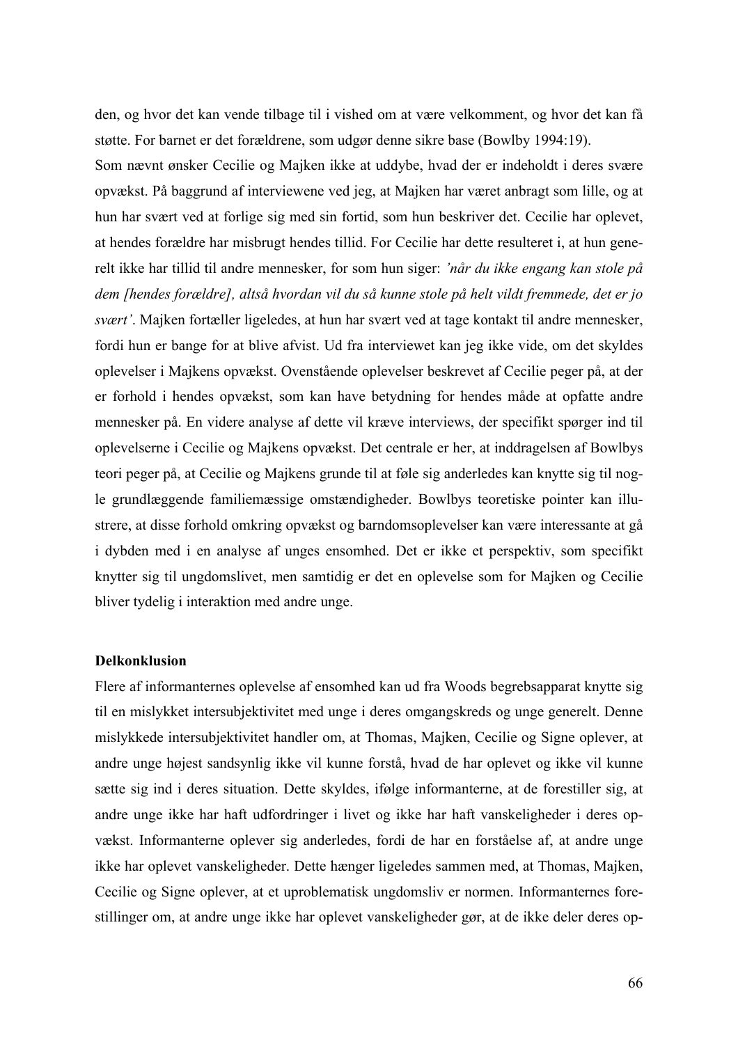den, og hvor det kan vende tilbage til i vished om at være velkomment, og hvor det kan få støtte. For barnet er det forældrene, som udgør denne sikre base (Bowlby 1994:19).

Som nævnt ønsker Cecilie og Majken ikke at uddybe, hvad der er indeholdt i deres svære opvækst. På baggrund af interviewene ved jeg, at Majken har været anbragt som lille, og at hun har svært ved at forlige sig med sin fortid, som hun beskriver det. Cecilie har oplevet, at hendes forældre har misbrugt hendes tillid. For Cecilie har dette resulteret i, at hun generelt ikke har tillid til andre mennesker, for som hun siger: *'når du ikke engang kan stole på dem [hendes forældre], altså hvordan vil du så kunne stole på helt vildt fremmede, det er jo svært'*. Majken fortæller ligeledes, at hun har svært ved at tage kontakt til andre mennesker, fordi hun er bange for at blive afvist. Ud fra interviewet kan jeg ikke vide, om det skyldes oplevelser i Majkens opvækst. Ovenstående oplevelser beskrevet af Cecilie peger på, at der er forhold i hendes opvækst, som kan have betydning for hendes måde at opfatte andre mennesker på. En videre analyse af dette vil kræve interviews, der specifikt spørger ind til oplevelserne i Cecilie og Majkens opvækst. Det centrale er her, at inddragelsen af Bowlbys teori peger på, at Cecilie og Majkens grunde til at føle sig anderledes kan knytte sig til nogle grundlæggende familiemæssige omstændigheder. Bowlbys teoretiske pointer kan illustrere, at disse forhold omkring opvækst og barndomsoplevelser kan være interessante at gå i dybden med i en analyse af unges ensomhed. Det er ikke et perspektiv, som specifikt knytter sig til ungdomslivet, men samtidig er det en oplevelse som for Majken og Cecilie bliver tydelig i interaktion med andre unge.

**Delkonklusion**

Flere af informanternes oplevelse af ensomhed kan ud fra Woods begrebsapparat knytte sig til en mislykket intersubjektivitet med unge i deres omgangskreds og unge generelt. Denne mislykkede intersubjektivitet handler om, at Thomas, Majken, Cecilie og Signe oplever, at andre unge højest sandsynlig ikke vil kunne forstå, hvad de har oplevet og ikke vil kunne sætte sig ind i deres situation. Dette skyldes, ifølge informanterne, at de forestiller sig, at andre unge ikke har haft udfordringer i livet og ikke har haft vanskeligheder i deres opvækst. Informanterne oplever sig anderledes, fordi de har en forståelse af, at andre unge ikke har oplevet vanskeligheder. Dette hænger ligeledes sammen med, at Thomas, Majken, Cecilie og Signe oplever, at et uproblematisk ungdomsliv er normen. Informanternes forestillinger om, at andre unge ikke har oplevet vanskeligheder gør, at de ikke deler deres op-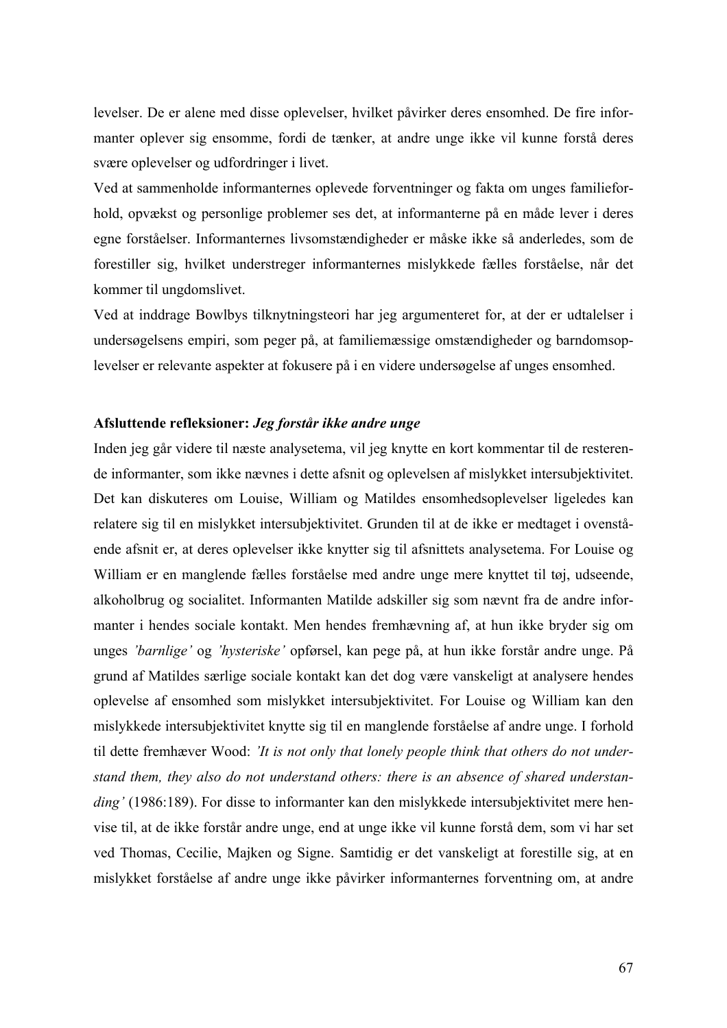levelser. De er alene med disse oplevelser, hvilket påvirker deres ensomhed. De fire informanter oplever sig ensomme, fordi de tænker, at andre unge ikke vil kunne forstå deres svære oplevelser og udfordringer i livet.

Ved at sammenholde informanternes oplevede forventninger og fakta om unges familieforhold, opvækst og personlige problemer ses det, at informanterne på en måde lever i deres egne forståelser. Informanternes livsomstændigheder er måske ikke så anderledes, som de forestiller sig, hvilket understreger informanternes mislykkede fælles forståelse, når det kommer til ungdomslivet.

Ved at inddrage Bowlbys tilknytningsteori har jeg argumenteret for, at der er udtalelser i undersøgelsens empiri, som peger på, at familiemæssige omstændigheder og barndomsoplevelser er relevante aspekter at fokusere på i en videre undersøgelse af unges ensomhed.

**Afsluttende refleksioner: *Jeg forstår ikke andre unge***

Inden jeg går videre til næste analysetema, vil jeg knytte en kort kommentar til de resterende informanter, som ikke nævnes i dette afsnit og oplevelsen af mislykket intersubjektivitet. Det kan diskuteres om Louise, William og Matildes ensomhedsoplevelser ligeledes kan relatere sig til en mislykket intersubjektivitet. Grunden til at de ikke er medtaget i ovenstående afsnit er, at deres oplevelser ikke knytter sig til afsnittets analysetema. For Louise og William er en manglende fælles forståelse med andre unge mere knyttet til tøj, udseende, alkoholbrug og socialitet. Informanten Matilde adskiller sig som nævnt fra de andre informanter i hendes sociale kontakt. Men hendes fremhævning af, at hun ikke bryder sig om unges *'barnlige'* og *'hysteriske'* opførsel, kan pege på, at hun ikke forstår andre unge. På grund af Matildes særlige sociale kontakt kan det dog være vanskeligt at analysere hendes oplevelse af ensomhed som mislykket intersubjektivitet. For Louise og William kan den mislykkede intersubjektivitet knytte sig til en manglende forståelse af andre unge. I forhold til dette fremhæver Wood: *'It is not only that lonely people think that others do not understand them, they also do not understand others: there is an absence of shared understanding'* (1986:189). For disse to informanter kan den mislykkede intersubjektivitet mere henvise til, at de ikke forstår andre unge, end at unge ikke vil kunne forstå dem, som vi har set ved Thomas, Cecilie, Majken og Signe. Samtidig er det vanskeligt at forestille sig, at en mislykket forståelse af andre unge ikke påvirker informanternes forventning om, at andre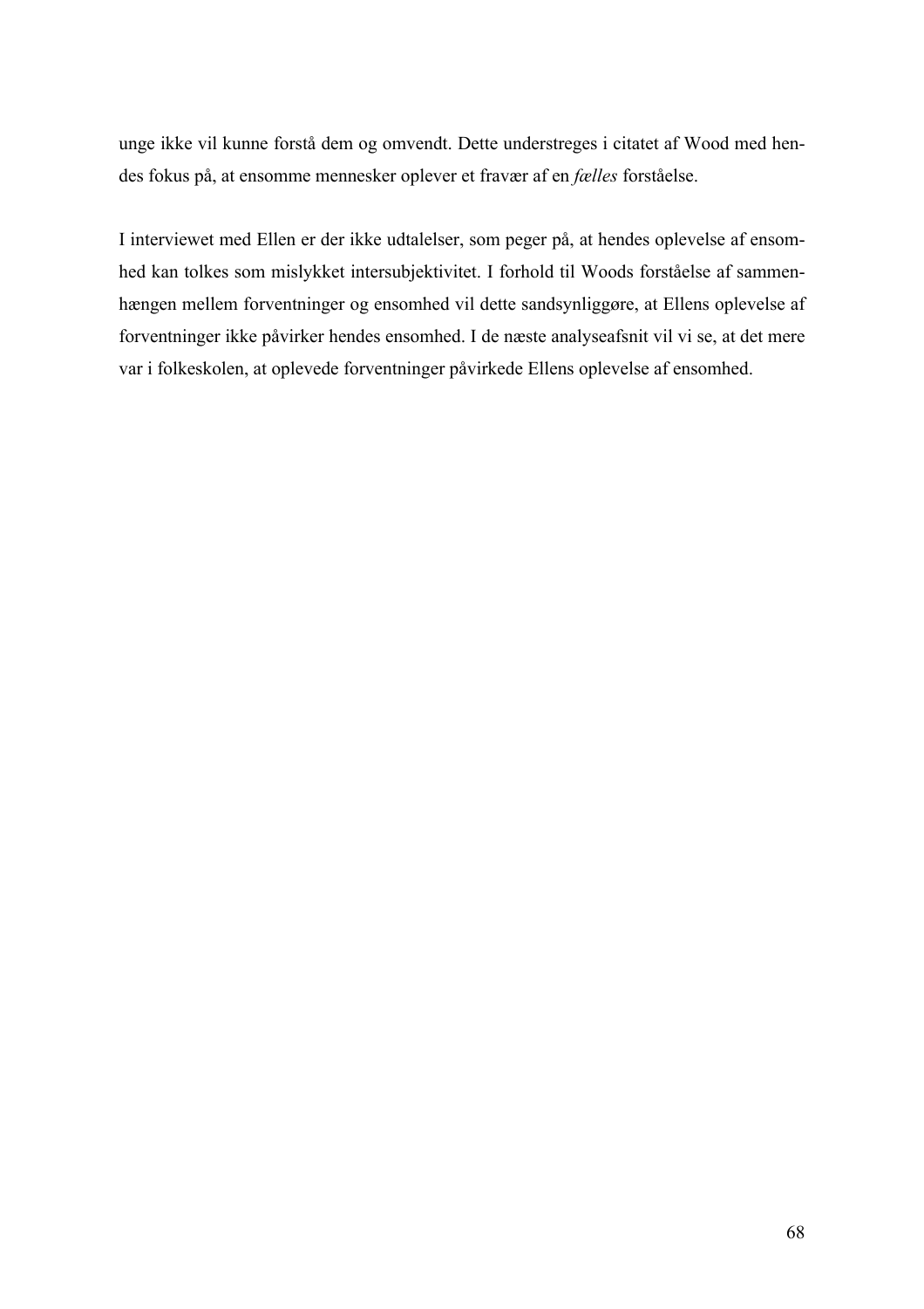unge ikke vil kunne forstå dem og omvendt. Dette understreges i citatet af Wood med hendes fokus på, at ensomme mennesker oplever et fravær af en *fælles* forståelse.

I interviewet med Ellen er der ikke udtalelser, som peger på, at hendes oplevelse af ensomhed kan tolkes som mislykket intersubjektivitet. I forhold til Woods forståelse af sammenhængen mellem forventninger og ensomhed vil dette sandsynliggøre, at Ellens oplevelse af forventninger ikke påvirker hendes ensomhed. I de næste analyseafsnit vil vi se, at det mere var i folkeskolen, at oplevede forventninger påvirkede Ellens oplevelse af ensomhed.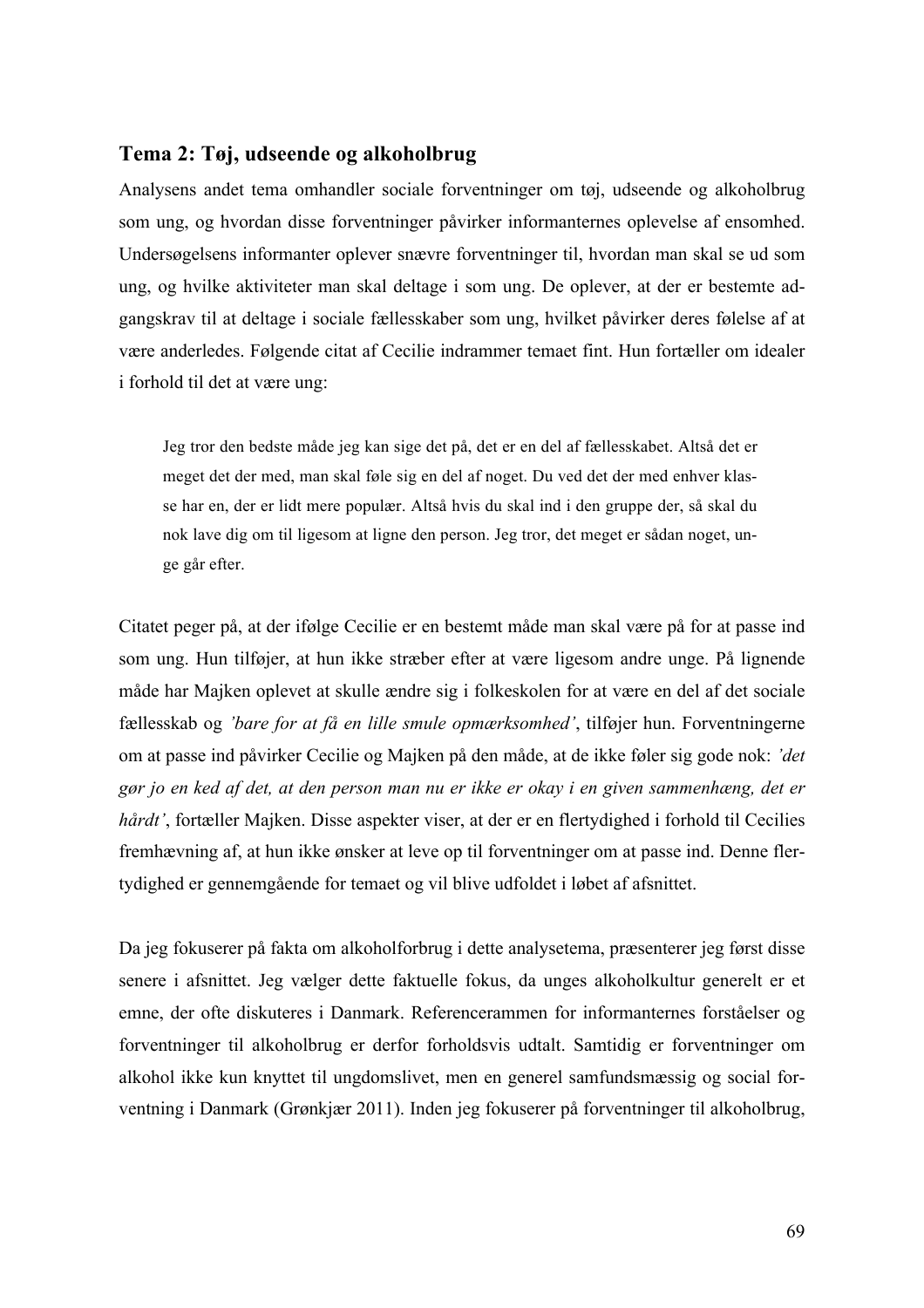## Tema 2: Tøj, udseende og alkoholbrug

Analysens andet tema omhandler sociale forventninger om tøj, udseende og alkoholbrug som ung, og hvordan disse forventninger påvirker informanternes oplevelse af ensomhed. Undersøgelsens informanter oplever snævre forventninger til, hvordan man skal se ud som ung, og hvilke aktiviteter man skal deltage i som ung. De oplever, at der er bestemte adgangskrav til at deltage i sociale fællesskaber som ung, hvilket påvirker deres følelse af at være anderledes. Følgende citat af Cecilie indrammer temaet fint. Hun fortæller om idealer i forhold til det at være ung:

> Jeg tror den bedste måde jeg kan sige det på, det er en del af fællesskabet. Altså det er meget det der med, man skal føle sig en del af noget. Du ved det der med enhver klasse har en, der er lidt mere populær. Altså hvis du skal ind i den gruppe der, så skal du nok lave dig om til ligesom at ligne den person. Jeg tror, det meget er sådan noget, unge går efter.

Citatet peger på, at der ifølge Cecilie er en bestemt måde man skal være på for at passe ind som ung. Hun tilføjer, at hun ikke stræber efter at være ligesom andre unge. På lignende måde har Majken oplevet at skulle ændre sig i folkeskolen for at være en del af det sociale fællesskab og *'bare for at få en lille smule opmærksomhed'*, tilføjer hun. Forventningerne om at passe ind påvirker Cecilie og Majken på den måde, at de ikke føler sig gode nok: *'det gør jo en ked af det, at den person man nu er ikke er okay i en given sammenhæng, det er hårdt'*, fortæller Majken. Disse aspekter viser, at der er en flertydighed i forhold til Cecilies fremhævning af, at hun ikke ønsker at leve op til forventninger om at passe ind. Denne flertydighed er gennemgående for temaet og vil blive udfoldet i løbet af afsnittet.

Da jeg fokuserer på fakta om alkoholforbrug i dette analysetema, præsenterer jeg først disse senere i afsnittet. Jeg vælger dette faktuelle fokus, da unges alkoholkultur generelt er et emne, der ofte diskuteres i Danmark. Referencerammen for informanternes forståelser og forventninger til alkoholbrug er derfor forholdsvis udtalt. Samtidig er forventninger om alkohol ikke kun knyttet til ungdomslivet, men en generel samfundsmæssig og social forventning i Danmark (Grønkjær 2011). Inden jeg fokuserer på forventninger til alkoholbrug,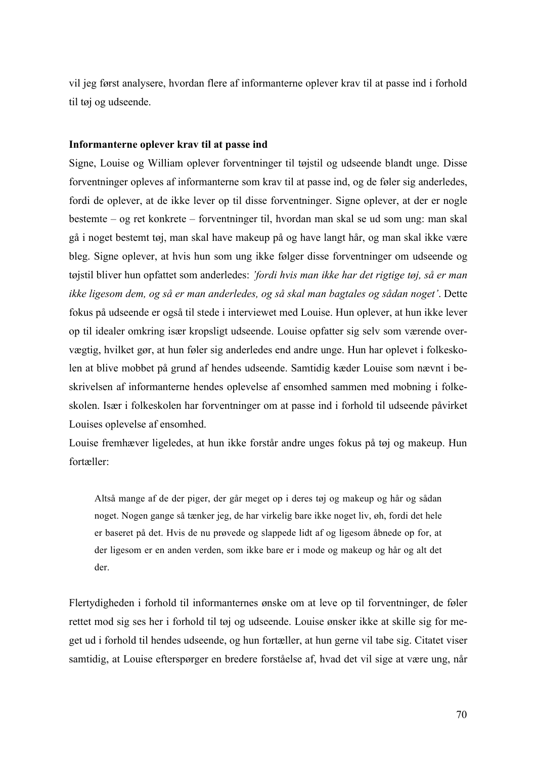vil jeg først analysere, hvordan flere af informanterne oplever krav til at passe ind i forhold til tøj og udseende.

**Informanterne oplever krav til at passe ind**

Signe, Louise og William oplever forventninger til tøjstil og udseende blandt unge. Disse forventninger opleves af informanterne som krav til at passe ind, og de føler sig anderledes, fordi de oplever, at de ikke lever op til disse forventninger. Signe oplever, at der er nogle bestemte – og ret konkrete – forventninger til, hvordan man skal se ud som ung: man skal gå i noget bestemt tøj, man skal have makeup på og have langt hår, og man skal ikke være bleg. Signe oplever, at hvis hun som ung ikke følger disse forventninger om udseende og tøjstil bliver hun opfattet som anderledes: *'fordi hvis man ikke har det rigtige tøj, så er man ikke ligesom dem, og så er man anderledes, og så skal man bagtales og sådan noget'*. Dette fokus på udseende er også til stede i interviewet med Louise. Hun oplever, at hun ikke lever op til idealer omkring især kropsligt udseende. Louise opfatter sig selv som værende overvægtig, hvilket gør, at hun føler sig anderledes end andre unge. Hun har oplevet i folkeskolen at blive mobbet på grund af hendes udseende. Samtidig kæder Louise som nævnt i beskrivelsen af informanterne hendes oplevelse af ensomhed sammen med mobning i folkeskolen. Især i folkeskolen har forventninger om at passe ind i forhold til udseende påvirket Louises oplevelse af ensomhed.

Louise fremhæver ligeledes, at hun ikke forstår andre unges fokus på tøj og makeup. Hun fortæller:

> Altså mange af de der piger, der går meget op i deres tøj og makeup og hår og sådan noget. Nogen gange så tænker jeg, de har virkelig bare ikke noget liv, øh, fordi det hele er baseret på det. Hvis de nu prøvede og slappede lidt af og ligesom åbnede op for, at der ligesom er en anden verden, som ikke bare er i mode og makeup og hår og alt det der.

Flertydigheden i forhold til informanternes ønske om at leve op til forventninger, de føler rettet mod sig ses her i forhold til tøj og udseende. Louise ønsker ikke at skille sig for meget ud i forhold til hendes udseende, og hun fortæller, at hun gerne vil tabe sig. Citatet viser samtidig, at Louise efterspørger en bredere forståelse af, hvad det vil sige at være ung, når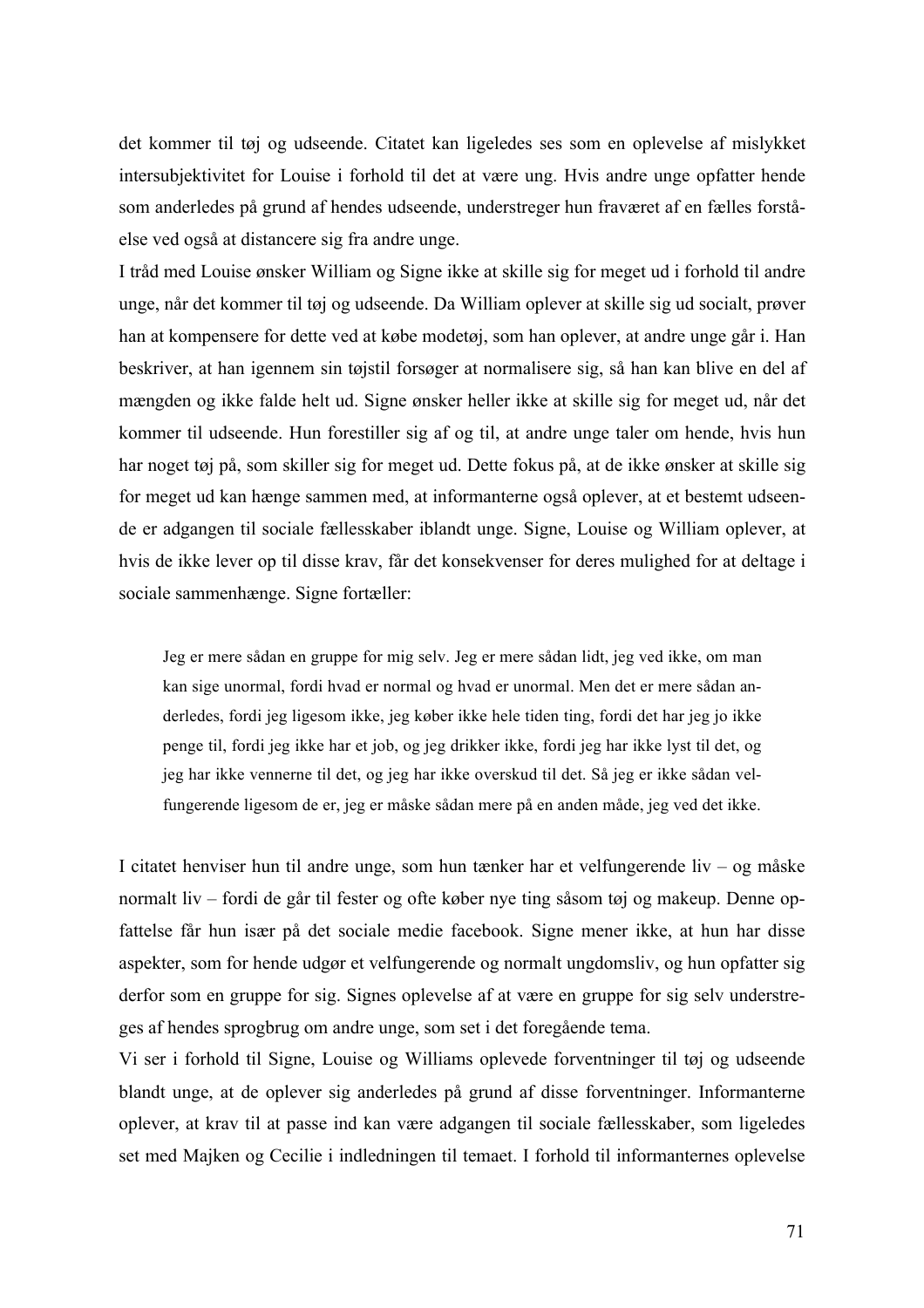det kommer til tøj og udseende. Citatet kan ligeledes ses som en oplevelse af mislykket intersubjektivitet for Louise i forhold til det at være ung. Hvis andre unge opfatter hende som anderledes på grund af hendes udseende, understreger hun fraværet af en fælles forståelse ved også at distancere sig fra andre unge.

I tråd med Louise ønsker William og Signe ikke at skille sig for meget ud i forhold til andre unge, når det kommer til tøj og udseende. Da William oplever at skille sig ud socialt, prøver han at kompensere for dette ved at købe modetøj, som han oplever, at andre unge går i. Han beskriver, at han igennem sin tøjstil forsøger at normalisere sig, så han kan blive en del af mængden og ikke falde helt ud. Signe ønsker heller ikke at skille sig for meget ud, når det kommer til udseende. Hun forestiller sig af og til, at andre unge taler om hende, hvis hun har noget tøj på, som skiller sig for meget ud. Dette fokus på, at de ikke ønsker at skille sig for meget ud kan hænge sammen med, at informanterne også oplever, at et bestemt udseende er adgangen til sociale fællesskaber iblandt unge. Signe, Louise og William oplever, at hvis de ikke lever op til disse krav, får det konsekvenser for deres mulighed for at deltage i sociale sammenhænge. Signe fortæller:

> Jeg er mere sådan en gruppe for mig selv. Jeg er mere sådan lidt, jeg ved ikke, om man kan sige unormal, fordi hvad er normal og hvad er unormal. Men det er mere sådan anderledes, fordi jeg ligesom ikke, jeg køber ikke hele tiden ting, fordi det har jeg jo ikke penge til, fordi jeg ikke har et job, og jeg drikker ikke, fordi jeg har ikke lyst til det, og jeg har ikke vennerne til det, og jeg har ikke overskud til det. Så jeg er ikke sådan velfungerende ligesom de er, jeg er måske sådan mere på en anden måde, jeg ved det ikke.

I citatet henviser hun til andre unge, som hun tænker har et velfungerende liv – og måske normalt liv – fordi de går til fester og ofte køber nye ting såsom tøj og makeup. Denne opfattelse får hun især på det sociale medie facebook. Signe mener ikke, at hun har disse aspekter, som for hende udgør et velfungerende og normalt ungdomsliv, og hun opfatter sig derfor som en gruppe for sig. Signes oplevelse af at være en gruppe for sig selv understreges af hendes sprogbrug om andre unge, som set i det foregående tema.

Vi ser i forhold til Signe, Louise og Williams oplevede forventninger til tøj og udseende blandt unge, at de oplever sig anderledes på grund af disse forventninger. Informanterne oplever, at krav til at passe ind kan være adgangen til sociale fællesskaber, som ligeledes set med Majken og Cecilie i indledningen til temaet. I forhold til informanternes oplevelse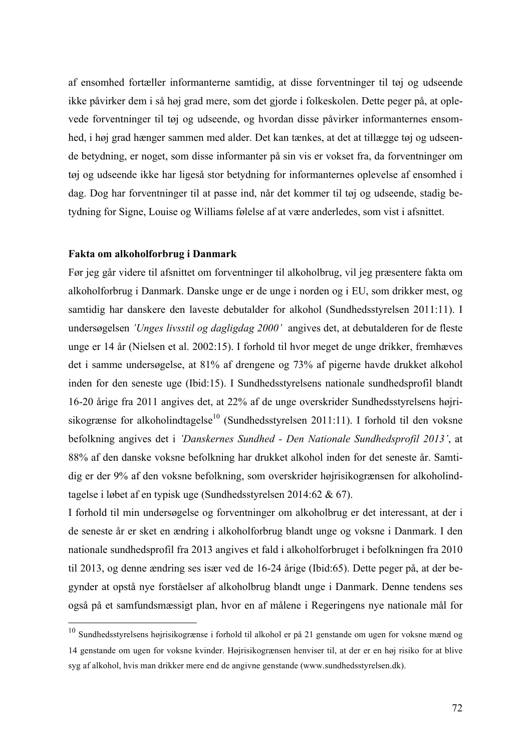af ensomhed fortæller informanterne samtidig, at disse forventninger til tøj og udseende ikke påvirker dem i så høj grad mere, som det gjorde i folkeskolen. Dette peger på, at oplevede forventninger til tøj og udseende, og hvordan disse påvirker informanternes ensomhed, i høj grad hænger sammen med alder. Det kan tænkes, at det at tillægge tøj og udseende betydning, er noget, som disse informanter på sin vis er vokset fra, da forventninger om tøj og udseende ikke har ligeså stor betydning for informanternes oplevelse af ensomhed i dag. Dog har forventninger til at passe ind, når det kommer til tøj og udseende, stadig betydning for Signe, Louise og Williams følelse af at være anderledes, som vist i afsnittet.

**Fakta om alkoholforbrug i Danmark**

Før jeg går videre til afsnittet om forventninger til alkoholbrug, vil jeg præsentere fakta om alkoholforbrug i Danmark. Danske unge er de unge i norden og i EU, som drikker mest, og samtidig har danskere den laveste debutalder for alkohol (Sundhedsstyrelsen 2011:11). I undersøgelsen *'Unges livsstil og dagligdag 2000'* angives det, at debutalderen for de fleste unge er 14 år (Nielsen et al. 2002:15). I forhold til hvor meget de unge drikker, fremhæves det i samme undersøgelse, at 81% af drengene og 73% af pigerne havde drukket alkohol inden for den seneste uge (Ibid:15). I Sundhedsstyrelsens nationale sundhedsprofil blandt 16-20 årige fra 2011 angives det, at 22% af de unge overskrider Sundhedsstyrelsens højrisikogrænse for alkoholindtagelse[10] (Sundhedsstyrelsen 2011:11). I forhold til den voksne befolkning angives det i *'Danskernes Sundhed - Den Nationale Sundhedsprofil 2013'*, at 88% af den danske voksne befolkning har drukket alkohol inden for det seneste år. Samtidig er der 9% af den voksne befolkning, som overskrider højrisikogrænsen for alkoholindtagelse i løbet af en typisk uge (Sundhedsstyrelsen 2014:62 & 67).

I forhold til min undersøgelse og forventninger om alkoholbrug er det interessant, at der i de seneste år er sket en ændring i alkoholforbrug blandt unge og voksne i Danmark. I den nationale sundhedsprofil fra 2013 angives et fald i alkoholforbruget i befolkningen fra 2010 til 2013, og denne ændring ses især ved de 16-24 årige (Ibid:65). Dette peger på, at der begynder at opstå nye forståelser af alkoholbrug blandt unge i Danmark. Denne tendens ses også på et samfundsmæssigt plan, hvor en af målene i Regeringens nye nationale mål for

---

[10] Sundhedsstyrelsens højrisikogrænse i forhold til alkohol er på 21 genstande om ugen for voksne mænd og 14 genstande om ugen for voksne kvinder. Højrisikogrænsen henviser til, at der er en høj risiko for at blive syg af alkohol, hvis man drikker mere end de angivne genstande (www.sundhedsstyrelsen.dk).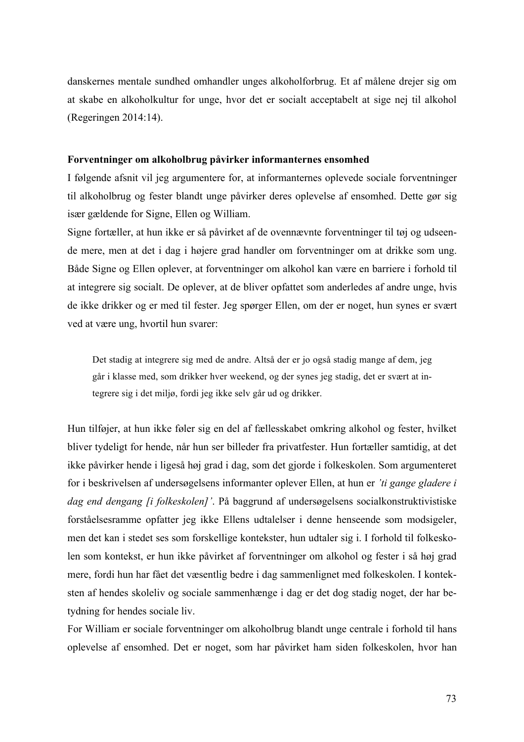danskernes mentale sundhed omhandler unges alkoholforbrug. Et af målene drejer sig om at skabe en alkoholkultur for unge, hvor det er socialt acceptabelt at sige nej til alkohol (Regeringen 2014:14).

**Forventninger om alkoholbrug påvirker informanternes ensomhed**

I følgende afsnit vil jeg argumentere for, at informanternes oplevede sociale forventninger til alkoholbrug og fester blandt unge påvirker deres oplevelse af ensomhed. Dette gør sig især gældende for Signe, Ellen og William.

Signe fortæller, at hun ikke er så påvirket af de ovennævnte forventninger til tøj og udseende mere, men at det i dag i højere grad handler om forventninger om at drikke som ung. Både Signe og Ellen oplever, at forventninger om alkohol kan være en barriere i forhold til at integrere sig socialt. De oplever, at de bliver opfattet som anderledes af andre unge, hvis de ikke drikker og er med til fester. Jeg spørger Ellen, om der er noget, hun synes er svært ved at være ung, hvortil hun svarer:

> Det stadig at integrere sig med de andre. Altså der er jo også stadig mange af dem, jeg går i klasse med, som drikker hver weekend, og der synes jeg stadig, det er svært at integrere sig i det miljø, fordi jeg ikke selv går ud og drikker.

Hun tilføjer, at hun ikke føler sig en del af fællesskabet omkring alkohol og fester, hvilket bliver tydeligt for hende, når hun ser billeder fra privatfester. Hun fortæller samtidig, at det ikke påvirker hende i ligeså høj grad i dag, som det gjorde i folkeskolen. Som argumenteret for i beskrivelsen af undersøgelsens informanter oplever Ellen, at hun er *'ti gange gladere i dag end dengang [i folkeskolen]'*. På baggrund af undersøgelsens socialkonstruktivistiske forståelsesramme opfatter jeg ikke Ellens udtalelser i denne henseende som modsigeler, men det kan i stedet ses som forskellige kontekster, hun udtaler sig i. I forhold til folkeskolen som kontekst, er hun ikke påvirket af forventninger om alkohol og fester i så høj grad mere, fordi hun har fået det væsentlig bedre i dag sammenlignet med folkeskolen. I konteksten af hendes skoleliv og sociale sammenhænge i dag er det dog stadig noget, der har betydning for hendes sociale liv.

For William er sociale forventninger om alkoholbrug blandt unge centrale i forhold til hans oplevelse af ensomhed. Det er noget, som har påvirket ham siden folkeskolen, hvor han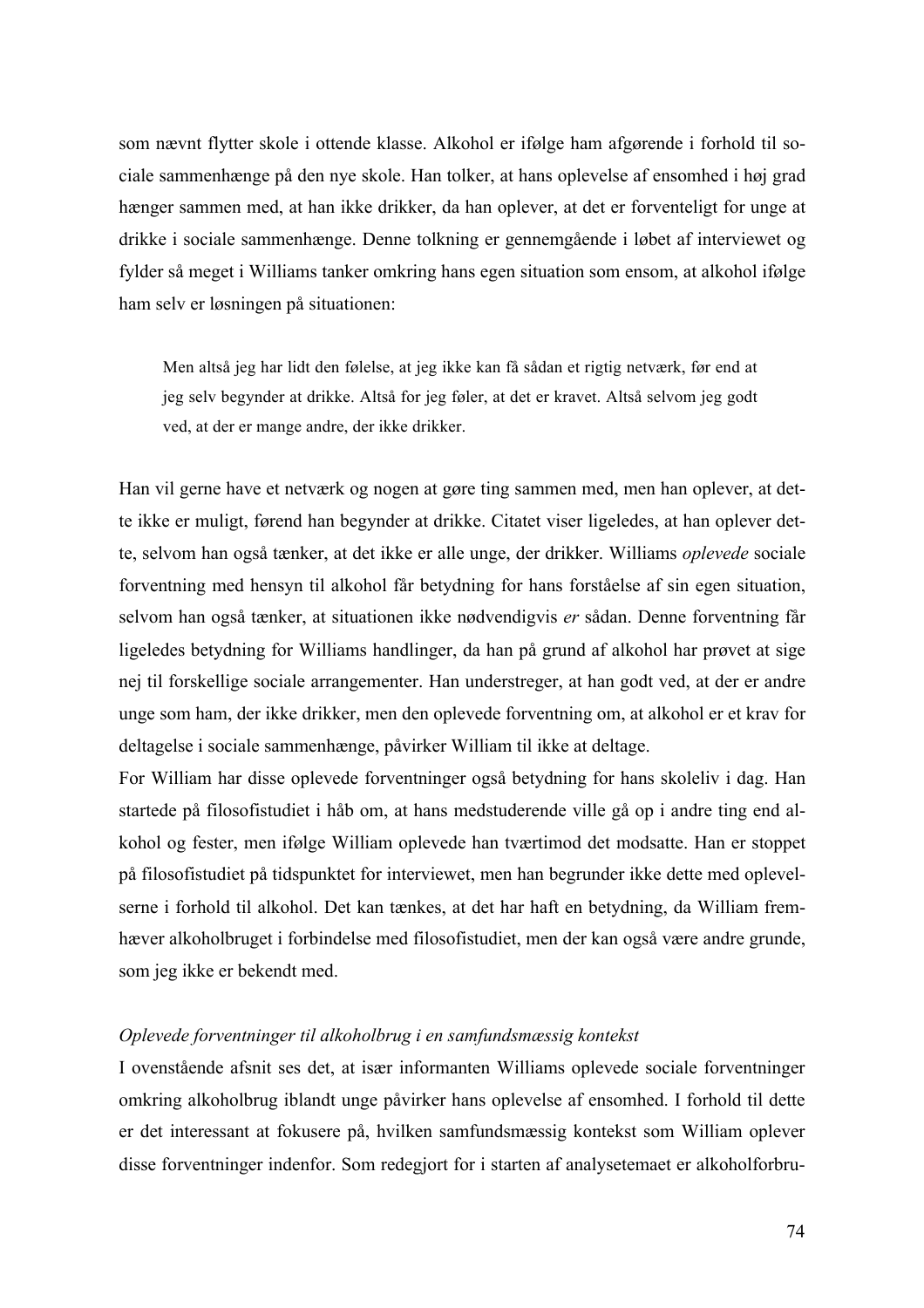som nævnt flytter skole i ottende klasse. Alkohol er ifølge ham afgørende i forhold til sociale sammenhænge på den nye skole. Han tolker, at hans oplevelse af ensomhed i høj grad hænger sammen med, at han ikke drikker, da han oplever, at det er forventeligt for unge at drikke i sociale sammenhænge. Denne tolkning er gennemgående i løbet af interviewet og fylder så meget i Williams tanker omkring hans egen situation som ensom, at alkohol ifølge ham selv er løsningen på situationen:

> Men altså jeg har lidt den følelse, at jeg ikke kan få sådan et rigtig netværk, før end at jeg selv begynder at drikke. Altså for jeg føler, at det er kravet. Altså selvom jeg godt ved, at der er mange andre, der ikke drikker.

Han vil gerne have et netværk og nogen at gøre ting sammen med, men han oplever, at dette ikke er muligt, førend han begynder at drikke. Citatet viser ligeledes, at han oplever dette, selvom han også tænker, at det ikke er alle unge, der drikker. Williams *oplevede* sociale forventning med hensyn til alkohol får betydning for hans forståelse af sin egen situation, selvom han også tænker, at situationen ikke nødvendigvis *er* sådan. Denne forventning får ligeledes betydning for Williams handlinger, da han på grund af alkohol har prøvet at sige nej til forskellige sociale arrangementer. Han understreger, at han godt ved, at der er andre unge som ham, der ikke drikker, men den oplevede forventning om, at alkohol er et krav for deltagelse i sociale sammenhænge, påvirker William til ikke at deltage.

For William har disse oplevede forventninger også betydning for hans skoleliv i dag. Han startede på filosofistudiet i håb om, at hans medstuderende ville gå op i andre ting end alkohol og fester, men ifølge William oplevede han tværtimod det modsatte. Han er stoppet på filosofistudiet på tidspunktet for interviewet, men han begrunder ikke dette med oplevelserne i forhold til alkohol. Det kan tænkes, at det har haft en betydning, da William fremhæver alkoholbruget i forbindelse med filosofistudiet, men der kan også være andre grunde, som jeg ikke er bekendt med.

### *Oplevede forventninger til alkoholbrug i en samfundsmæssig kontekst*

I ovenstående afsnit ses det, at især informanten Williams oplevede sociale forventninger omkring alkoholbrug iblandt unge påvirker hans oplevelse af ensomhed. I forhold til dette er det interessant at fokusere på, hvilken samfundsmæssig kontekst som William oplever disse forventninger indenfor. Som redegjort for i starten af analysetemaet er alkoholforbru-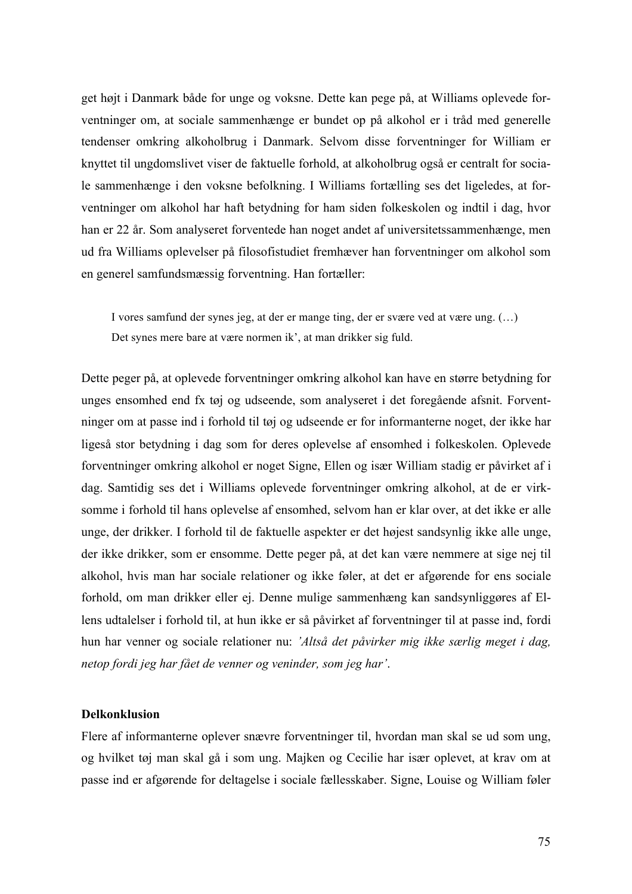get højt i Danmark både for unge og voksne. Dette kan pege på, at Williams oplevede forventninger om, at sociale sammenhænge er bundet op på alkohol er i tråd med generelle tendenser omkring alkoholbrug i Danmark. Selvom disse forventninger for William er knyttet til ungdomslivet viser de faktuelle forhold, at alkoholbrug også er centralt for sociale sammenhænge i den voksne befolkning. I Williams fortælling ses det ligeledes, at forventninger om alkohol har haft betydning for ham siden folkeskolen og indtil i dag, hvor han er 22 år. Som analyseret forventede han noget andet af universitetssammenhænge, men ud fra Williams oplevelser på filosofistudiet fremhæver han forventninger om alkohol som en generel samfundsmæssig forventning. Han fortæller:

> I vores samfund der synes jeg, at der er mange ting, der er svære ved at være ung. (…) Det synes mere bare at være normen ik', at man drikker sig fuld.

Dette peger på, at oplevede forventninger omkring alkohol kan have en større betydning for unges ensomhed end fx tøj og udseende, som analyseret i det foregående afsnit. Forventninger om at passe ind i forhold til tøj og udseende er for informanterne noget, der ikke har ligeså stor betydning i dag som for deres oplevelse af ensomhed i folkeskolen. Oplevede forventninger omkring alkohol er noget Signe, Ellen og især William stadig er påvirket af i dag. Samtidig ses det i Williams oplevede forventninger omkring alkohol, at de er virksomme i forhold til hans oplevelse af ensomhed, selvom han er klar over, at det ikke er alle unge, der drikker. I forhold til de faktuelle aspekter er det højest sandsynlig ikke alle unge, der ikke drikker, som er ensomme. Dette peger på, at det kan være nemmere at sige nej til alkohol, hvis man har sociale relationer og ikke føler, at det er afgørende for ens sociale forhold, om man drikker eller ej. Denne mulige sammenhæng kan sandsynliggøres af Ellens udtalelser i forhold til, at hun ikke er så påvirket af forventninger til at passe ind, fordi hun har venner og sociale relationer nu: *'Altså det påvirker mig ikke særlig meget i dag, netop fordi jeg har fået de venner og veninder, som jeg har'*.

**Delkonklusion**

Flere af informanterne oplever snævre forventninger til, hvordan man skal se ud som ung, og hvilket tøj man skal gå i som ung. Majken og Cecilie har især oplevet, at krav om at passe ind er afgørende for deltagelse i sociale fællesskaber. Signe, Louise og William føler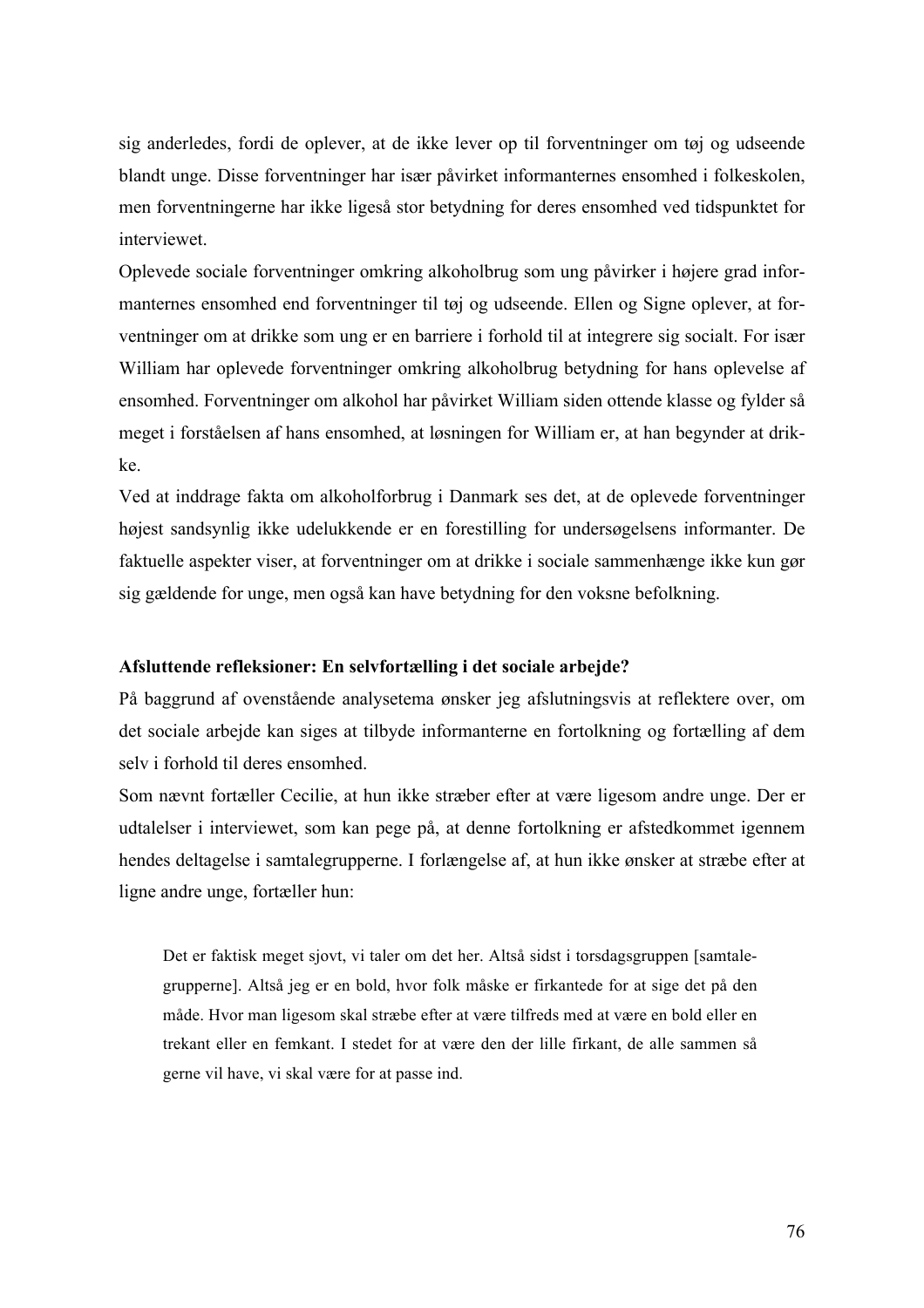sig anderledes, fordi de oplever, at de ikke lever op til forventninger om tøj og udseende blandt unge. Disse forventninger har især påvirket informanternes ensomhed i folkeskolen, men forventningerne har ikke ligeså stor betydning for deres ensomhed ved tidspunktet for interviewet.

Oplevede sociale forventninger omkring alkoholbrug som ung påvirker i højere grad informanternes ensomhed end forventninger til tøj og udseende. Ellen og Signe oplever, at forventninger om at drikke som ung er en barriere i forhold til at integrere sig socialt. For især William har oplevede forventninger omkring alkoholbrug betydning for hans oplevelse af ensomhed. Forventninger om alkohol har påvirket William siden ottende klasse og fylder så meget i forståelsen af hans ensomhed, at løsningen for William er, at han begynder at drikke.

Ved at inddrage fakta om alkoholforbrug i Danmark ses det, at de oplevede forventninger højest sandsynlig ikke udelukkende er en forestilling for undersøgelsens informanter. De faktuelle aspekter viser, at forventninger om at drikke i sociale sammenhænge ikke kun gør sig gældende for unge, men også kan have betydning for den voksne befolkning.

**Afsluttende refleksioner: En selvfortælling i det sociale arbejde?**

På baggrund af ovenstående analysetema ønsker jeg afslutningsvis at reflektere over, om det sociale arbejde kan siges at tilbyde informanterne en fortolkning og fortælling af dem selv i forhold til deres ensomhed.

Som nævnt fortæller Cecilie, at hun ikke stræber efter at være ligesom andre unge. Der er udtalelser i interviewet, som kan pege på, at denne fortolkning er afstedkommet igennem hendes deltagelse i samtalegrupperne. I forlængelse af, at hun ikke ønsker at stræbe efter at ligne andre unge, fortæller hun:

> Det er faktisk meget sjovt, vi taler om det her. Altså sidst i torsdagsgruppen [samtalegrupperne]. Altså jeg er en bold, hvor folk måske er firkantede for at sige det på den måde. Hvor man ligesom skal stræbe efter at være tilfreds med at være en bold eller en trekant eller en femkant. I stedet for at være den der lille firkant, de alle sammen så gerne vil have, vi skal være for at passe ind.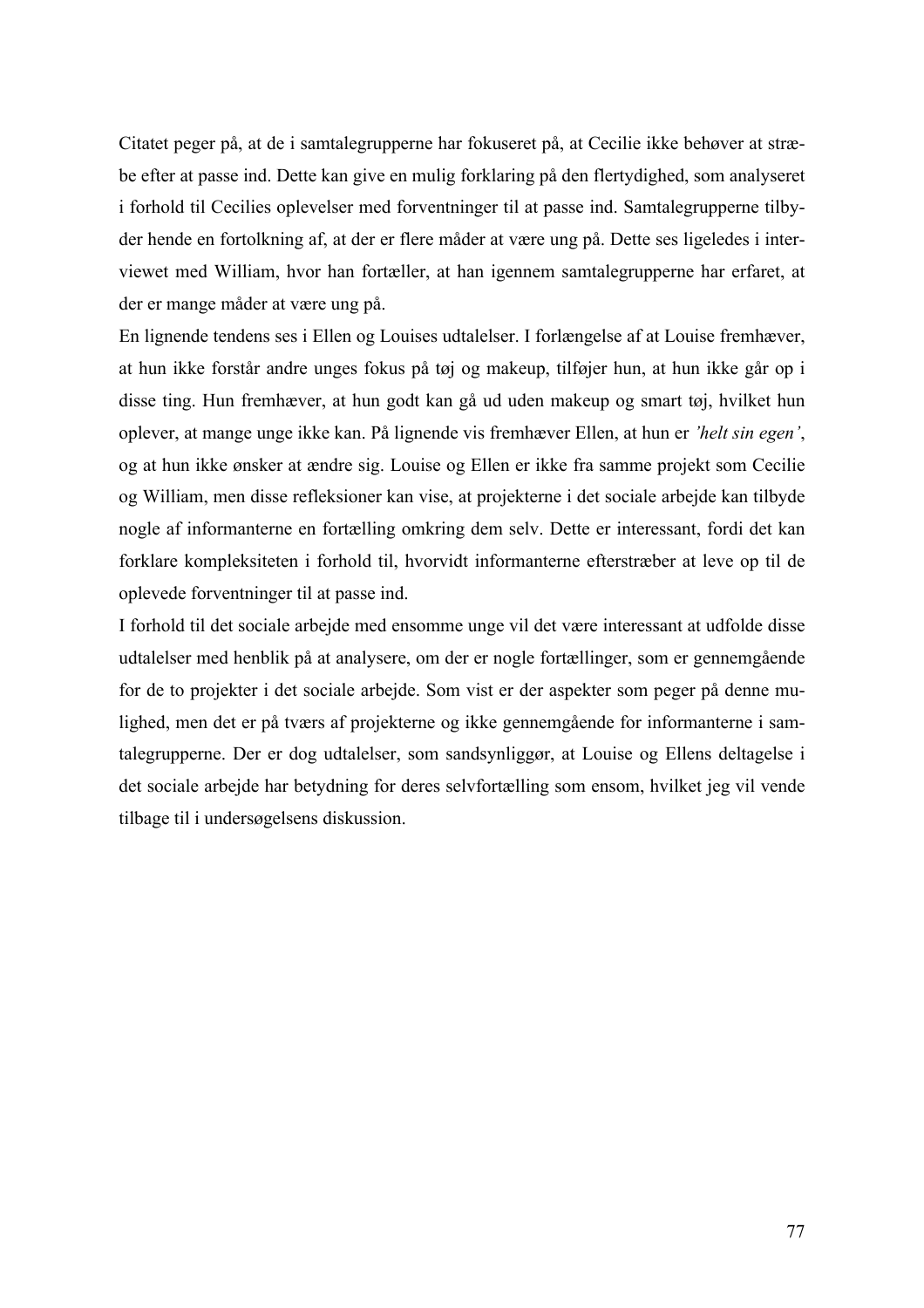Citatet peger på, at de i samtalegrupperne har fokuseret på, at Cecilie ikke behøver at stræbe efter at passe ind. Dette kan give en mulig forklaring på den flertydighed, som analyseret i forhold til Cecilies oplevelser med forventninger til at passe ind. Samtalegrupperne tilbyder hende en fortolkning af, at der er flere måder at være ung på. Dette ses ligeledes i interviewet med William, hvor han fortæller, at han igennem samtalegrupperne har erfaret, at der er mange måder at være ung på.

En lignende tendens ses i Ellen og Louises udtalelser. I forlængelse af at Louise fremhæver, at hun ikke forstår andre unges fokus på tøj og makeup, tilføjer hun, at hun ikke går op i disse ting. Hun fremhæver, at hun godt kan gå ud uden makeup og smart tøj, hvilket hun oplever, at mange unge ikke kan. På lignende vis fremhæver Ellen, at hun er *'helt sin egen'*, og at hun ikke ønsker at ændre sig. Louise og Ellen er ikke fra samme projekt som Cecilie og William, men disse refleksioner kan vise, at projekterne i det sociale arbejde kan tilbyde nogle af informanterne en fortælling omkring dem selv. Dette er interessant, fordi det kan forklare kompleksiteten i forhold til, hvorvidt informanterne efterstræber at leve op til de oplevede forventninger til at passe ind.

I forhold til det sociale arbejde med ensomme unge vil det være interessant at udfolde disse udtalelser med henblik på at analysere, om der er nogle fortællinger, som er gennemgående for de to projekter i det sociale arbejde. Som vist er der aspekter som peger på denne mulighed, men det er på tværs af projekterne og ikke gennemgående for informanterne i samtalegrupperne. Der er dog udtalelser, som sandsynliggør, at Louise og Ellens deltagelse i det sociale arbejde har betydning for deres selvfortælling som ensom, hvilket jeg vil vende tilbage til i undersøgelsens diskussion.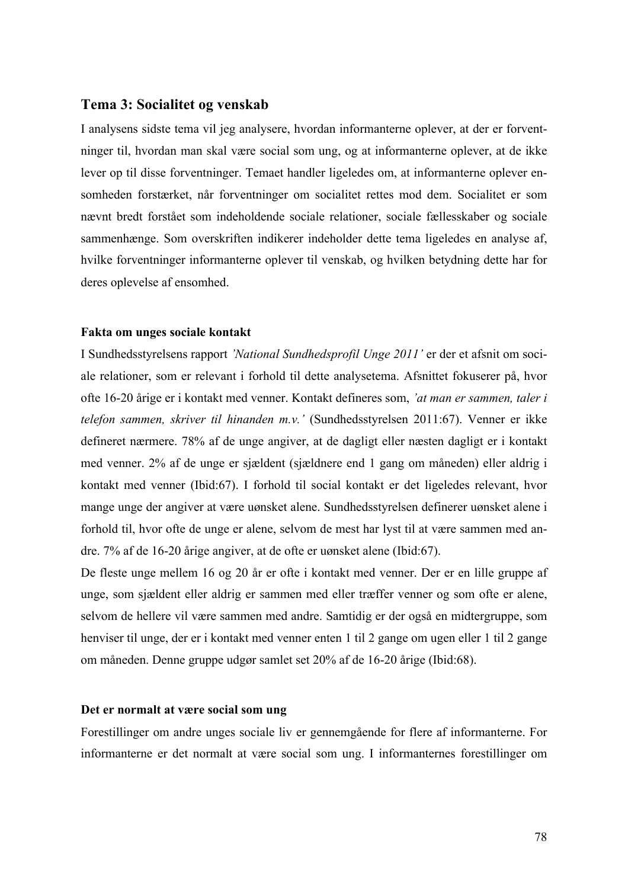## Tema 3: Socialitet og venskab

I analysens sidste tema vil jeg analysere, hvordan informanterne oplever, at der er forventninger til, hvordan man skal være social som ung, og at informanterne oplever, at de ikke lever op til disse forventninger. Temaet handler ligeledes om, at informanterne oplever ensomheden forstærket, når forventninger om socialitet rettes mod dem. Socialitet er som nævnt bredt forstået som indeholdende sociale relationer, sociale fællesskaber og sociale sammenhænge. Som overskriften indikerer indeholder dette tema ligeledes en analyse af, hvilke forventninger informanterne oplever til venskab, og hvilken betydning dette har for deres oplevelse af ensomhed.

### Fakta om unges sociale kontakt

I Sundhedsstyrelsens rapport *'National Sundhedsprofil Unge 2011'* er der et afsnit om sociale relationer, som er relevant i forhold til dette analysetema. Afsnittet fokuserer på, hvor ofte 16-20 årige er i kontakt med venner. Kontakt defineres som, *'at man er sammen, taler i telefon sammen, skriver til hinanden m.v.'* (Sundhedsstyrelsen 2011:67). Venner er ikke defineret nærmere. 78% af de unge angiver, at de dagligt eller næsten dagligt er i kontakt med venner. 2% af de unge er sjældent (sjældnere end 1 gang om måneden) eller aldrig i kontakt med venner (Ibid:67). I forhold til social kontakt er det ligeledes relevant, hvor mange unge der angiver at være uønsket alene. Sundhedsstyrelsen definerer uønsket alene i forhold til, hvor ofte de unge er alene, selvom de mest har lyst til at være sammen med andre. 7% af de 16-20 årige angiver, at de ofte er uønsket alene (Ibid:67).

De fleste unge mellem 16 og 20 år er ofte i kontakt med venner. Der er en lille gruppe af unge, som sjældent eller aldrig er sammen med eller træffer venner og som ofte er alene, selvom de hellere vil være sammen med andre. Samtidig er der også en midtergruppe, som henviser til unge, der er i kontakt med venner enten 1 til 2 gange om ugen eller 1 til 2 gange om måneden. Denne gruppe udgør samlet set 20% af de 16-20 årige (Ibid:68).

### Det er normalt at være social som ung

Forestillinger om andre unges sociale liv er gennemgående for flere af informanterne. For informanterne er det normalt at være social som ung. I informanternes forestillinger om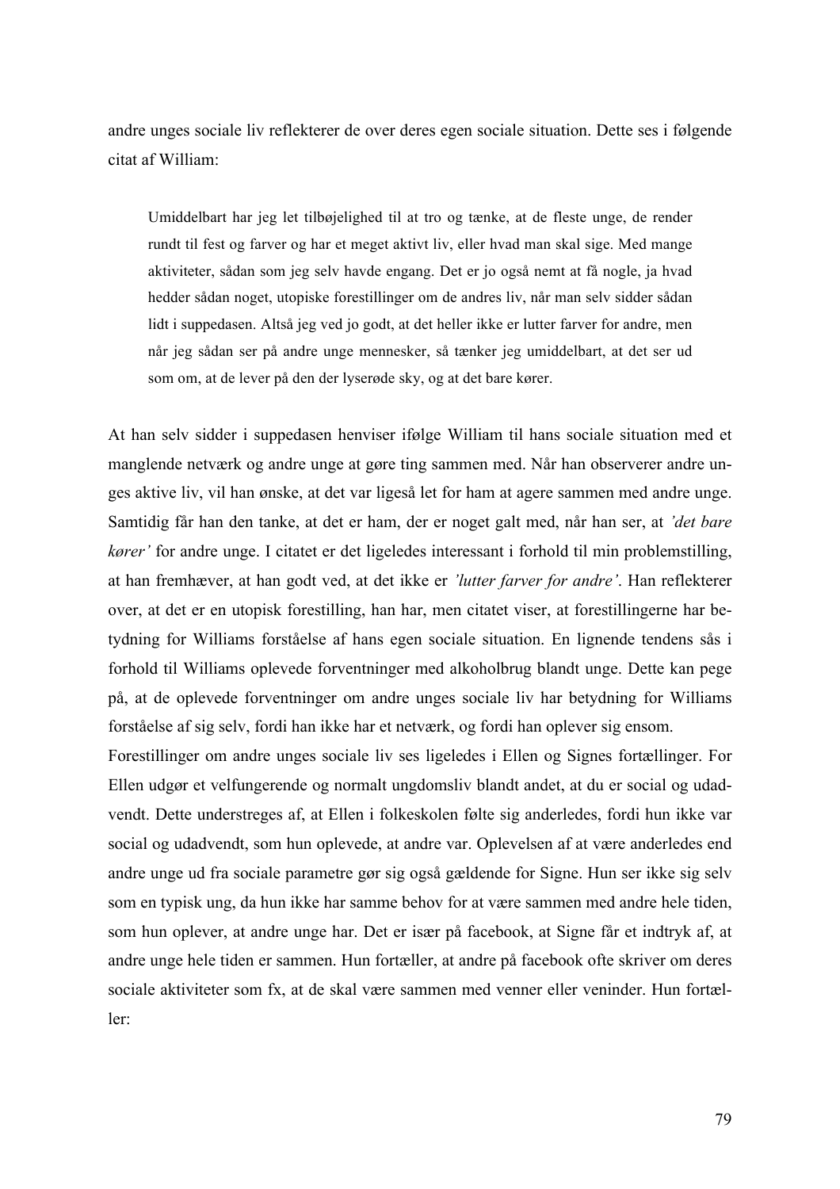andre unges sociale liv reflekterer de over deres egen sociale situation. Dette ses i følgende citat af William:

> Umiddelbart har jeg let tilbøjelighed til at tro og tænke, at de fleste unge, de render rundt til fest og farver og har et meget aktivt liv, eller hvad man skal sige. Med mange aktiviteter, sådan som jeg selv havde engang. Det er jo også nemt at få nogle, ja hvad hedder sådan noget, utopiske forestillinger om de andres liv, når man selv sidder sådan lidt i suppedasen. Altså jeg ved jo godt, at det heller ikke er lutter farver for andre, men når jeg sådan ser på andre unge mennesker, så tænker jeg umiddelbart, at det ser ud som om, at de lever på den der lyserøde sky, og at det bare kører.

At han selv sidder i suppedasen henviser ifølge William til hans sociale situation med et manglende netværk og andre unge at gøre ting sammen med. Når han observerer andre unges aktive liv, vil han ønske, at det var ligeså let for ham at agere sammen med andre unge. Samtidig får han den tanke, at det er ham, der er noget galt med, når han ser, at *'det bare kører'* for andre unge. I citatet er det ligeledes interessant i forhold til min problemstilling, at han fremhæver, at han godt ved, at det ikke er *'lutter farver for andre'*. Han reflekterer over, at det er en utopisk forestilling, han har, men citatet viser, at forestillingerne har betydning for Williams forståelse af hans egen sociale situation. En lignende tendens sås i forhold til Williams oplevede forventninger med alkoholbrug blandt unge. Dette kan pege på, at de oplevede forventninger om andre unges sociale liv har betydning for Williams forståelse af sig selv, fordi han ikke har et netværk, og fordi han oplever sig ensom.

Forestillinger om andre unges sociale liv ses ligeledes i Ellen og Signes fortællinger. For Ellen udgør et velfungerende og normalt ungdomsliv blandt andet, at du er social og udadvendt. Dette understreges af, at Ellen i folkeskolen følte sig anderledes, fordi hun ikke var social og udadvendt, som hun oplevede, at andre var. Oplevelsen af at være anderledes end andre unge ud fra sociale parametre gør sig også gældende for Signe. Hun ser ikke sig selv som en typisk ung, da hun ikke har samme behov for at være sammen med andre hele tiden, som hun oplever, at andre unge har. Det er især på facebook, at Signe får et indtryk af, at andre unge hele tiden er sammen. Hun fortæller, at andre på facebook ofte skriver om deres sociale aktiviteter som fx, at de skal være sammen med venner eller veninder. Hun fortæller: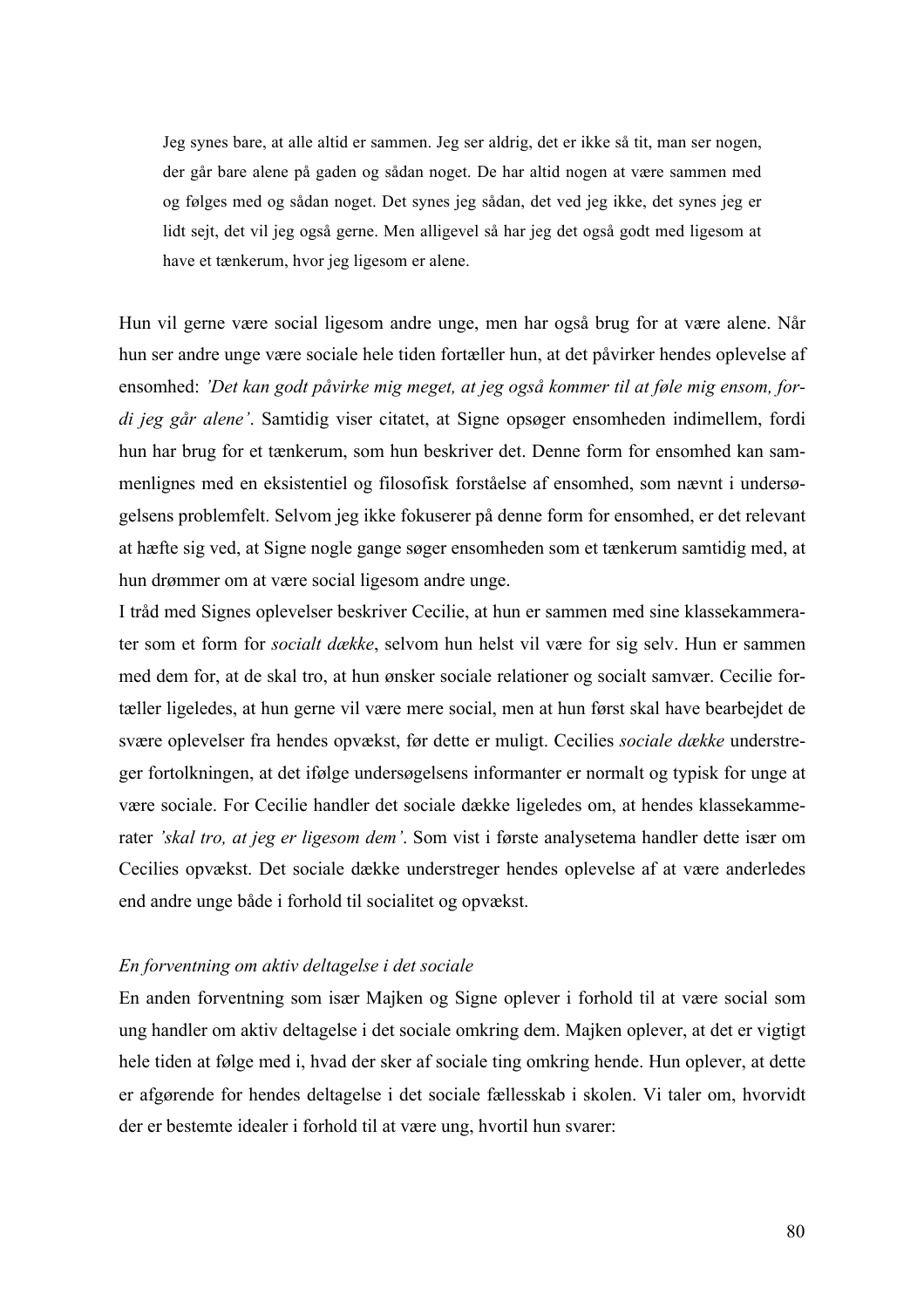> Jeg synes bare, at alle altid er sammen. Jeg ser aldrig, det er ikke så tit, man ser nogen, der går bare alene på gaden og sådan noget. De har altid nogen at være sammen med og følges med og sådan noget. Det synes jeg sådan, det ved jeg ikke, det synes jeg er lidt sejt, det vil jeg også gerne. Men alligevel så har jeg det også godt med ligesom at have et tænkerum, hvor jeg ligesom er alene.

Hun vil gerne være social ligesom andre unge, men har også brug for at være alene. Når hun ser andre unge være sociale hele tiden fortæller hun, at det påvirker hendes oplevelse af ensomhed: *'Det kan godt påvirke mig meget, at jeg også kommer til at føle mig ensom, fordi jeg går alene'*. Samtidig viser citatet, at Signe opsøger ensomheden indimellem, fordi hun har brug for et tænkerum, som hun beskriver det. Denne form for ensomhed kan sammenlignes med en eksistentiel og filosofisk forståelse af ensomhed, som nævnt i undersøgelsens problemfelt. Selvom jeg ikke fokuserer på denne form for ensomhed, er det relevant at hæfte sig ved, at Signe nogle gange søger ensomheden som et tænkerum samtidig med, at hun drømmer om at være social ligesom andre unge.

I tråd med Signes oplevelser beskriver Cecilie, at hun er sammen med sine klassekammerater som et form for *socialt dække*, selvom hun helst vil være for sig selv. Hun er sammen med dem for, at de skal tro, at hun ønsker sociale relationer og socialt samvær. Cecilie fortæller ligeledes, at hun gerne vil være mere social, men at hun først skal have bearbejdet de svære oplevelser fra hendes opvækst, før dette er muligt. Cecilies *sociale dække* understreger fortolkningen, at det ifølge undersøgelsens informanter er normalt og typisk for unge at være sociale. For Cecilie handler det sociale dække ligeledes om, at hendes klassekammerater *'skal tro, at jeg er ligesom dem'*. Som vist i første analysetema handler dette især om Cecilies opvækst. Det sociale dække understreger hendes oplevelse af at være anderledes end andre unge både i forhold til socialitet og opvækst.

*En forventning om aktiv deltagelse i det sociale*

En anden forventning som især Majken og Signe oplever i forhold til at være social som ung handler om aktiv deltagelse i det sociale omkring dem. Majken oplever, at det er vigtigt hele tiden at følge med i, hvad der sker af sociale ting omkring hende. Hun oplever, at dette er afgørende for hendes deltagelse i det sociale fællesskab i skolen. Vi taler om, hvorvidt der er bestemte idealer i forhold til at være ung, hvortil hun svarer: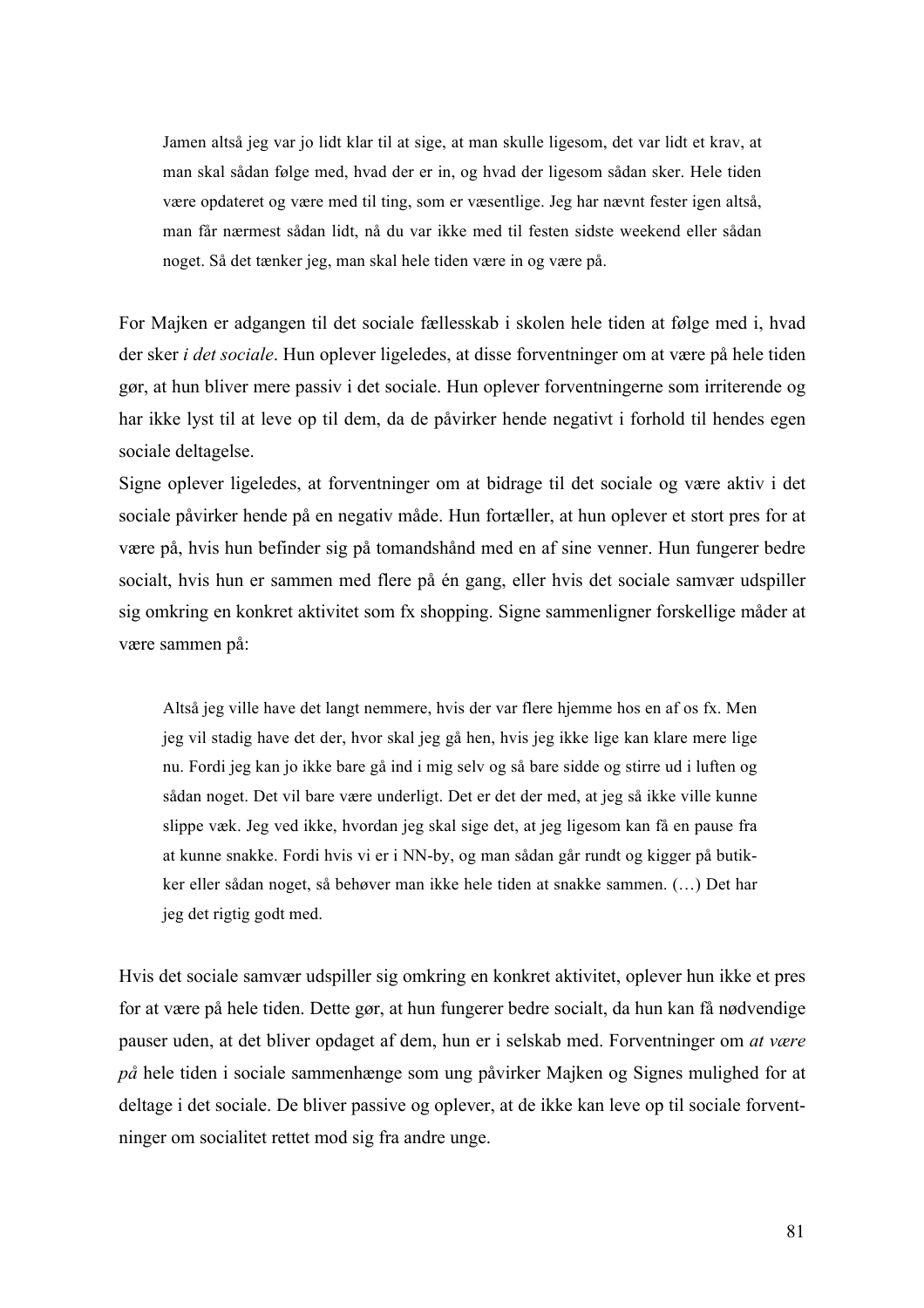> Jamen altså jeg var jo lidt klar til at sige, at man skulle ligesom, det var lidt et krav, at man skal sådan følge med, hvad der er in, og hvad der ligesom sådan sker. Hele tiden være opdateret og være med til ting, som er væsentlige. Jeg har nævnt fester igen altså, man får nærmest sådan lidt, nå du var ikke med til festen sidste weekend eller sådan noget. Så det tænker jeg, man skal hele tiden være in og være på.

For Majken er adgangen til det sociale fællesskab i skolen hele tiden at følge med i, hvad der sker *i det sociale*. Hun oplever ligeledes, at disse forventninger om at være på hele tiden gør, at hun bliver mere passiv i det sociale. Hun oplever forventningerne som irriterende og har ikke lyst til at leve op til dem, da de påvirker hende negativt i forhold til hendes egen sociale deltagelse.

Signe oplever ligeledes, at forventninger om at bidrage til det sociale og være aktiv i det sociale påvirker hende på en negativ måde. Hun fortæller, at hun oplever et stort pres for at være på, hvis hun befinder sig på tomandshånd med en af sine venner. Hun fungerer bedre socialt, hvis hun er sammen med flere på én gang, eller hvis det sociale samvær udspiller sig omkring en konkret aktivitet som fx shopping. Signe sammenligner forskellige måder at være sammen på:

> Altså jeg ville have det langt nemmere, hvis der var flere hjemme hos en af os fx. Men jeg vil stadig have det der, hvor skal jeg gå hen, hvis jeg ikke lige kan klare mere lige nu. Fordi jeg kan jo ikke bare gå ind i mig selv og så bare sidde og stirre ud i luften og sådan noget. Det vil bare være underligt. Det er det der med, at jeg så ikke ville kunne slippe væk. Jeg ved ikke, hvordan jeg skal sige det, at jeg ligesom kan få en pause fra at kunne snakke. Fordi hvis vi er i NN-by, og man sådan går rundt og kigger på butikker eller sådan noget, så behøver man ikke hele tiden at snakke sammen. (…) Det har jeg det rigtig godt med.

Hvis det sociale samvær udspiller sig omkring en konkret aktivitet, oplever hun ikke et pres for at være på hele tiden. Dette gør, at hun fungerer bedre socialt, da hun kan få nødvendige pauser uden, at det bliver opdaget af dem, hun er i selskab med. Forventninger om *at være på* hele tiden i sociale sammenhænge som ung påvirker Majken og Signes mulighed for at deltage i det sociale. De bliver passive og oplever, at de ikke kan leve op til sociale forventninger om socialitet rettet mod sig fra andre unge.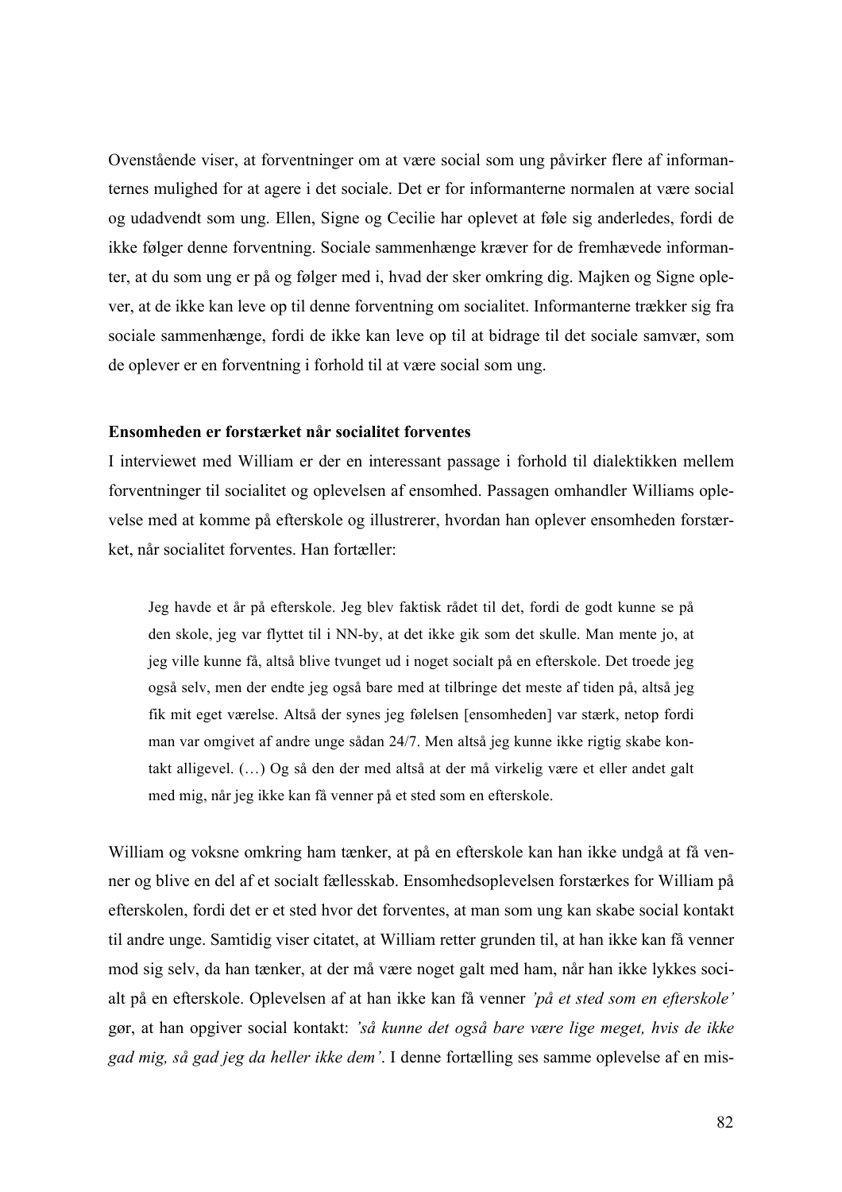Ovenstående viser, at forventninger om at være social som ung påvirker flere af informanternes mulighed for at agere i det sociale. Det er for informanterne normalen at være social og udadvendt som ung. Ellen, Signe og Cecilie har oplevet at føle sig anderledes, fordi de ikke følger denne forventning. Sociale sammenhænge kræver for de fremhævede informanter, at du som ung er på og følger med i, hvad der sker omkring dig. Majken og Signe oplever, at de ikke kan leve op til denne forventning om socialitet. Informanterne trækker sig fra sociale sammenhænge, fordi de ikke kan leve op til at bidrage til det sociale samvær, som de oplever er en forventning i forhold til at være social som ung.

**Ensomheden er forstærket når socialitet forventes**

I interviewet med William er der en interessant passage i forhold til dialektikken mellem forventninger til socialitet og oplevelsen af ensomhed. Passagen omhandler Williams oplevelse med at komme på efterskole og illustrerer, hvordan han oplever ensomheden forstærket, når socialitet forventes. Han fortæller:

> Jeg havde et år på efterskole. Jeg blev faktisk rådet til det, fordi de godt kunne se på den skole, jeg var flyttet til i NN-by, at det ikke gik som det skulle. Man mente jo, at jeg ville kunne få, altså blive tvunget ud i noget socialt på en efterskole. Det troede jeg også selv, men der endte jeg også bare med at tilbringe det meste af tiden på, altså jeg fik mit eget værelse. Altså der synes jeg følelsen [ensomheden] var stærk, netop fordi man var omgivet af andre unge sådan 24/7. Men altså jeg kunne ikke rigtig skabe kontakt alligevel. (…) Og så den der med altså at der må virkelig være et eller andet galt med mig, når jeg ikke kan få venner på et sted som en efterskole.

William og voksne omkring ham tænker, at på en efterskole kan han ikke undgå at få venner og blive en del af et socialt fællesskab. Ensomhedsoplevelsen forstærkes for William på efterskolen, fordi det er et sted hvor det forventes, at man som ung kan skabe social kontakt til andre unge. Samtidig viser citatet, at William retter grunden til, at han ikke kan få venner mod sig selv, da han tænker, at der må være noget galt med ham, når han ikke lykkes socialt på en efterskole. Oplevelsen af at han ikke kan få venner *'på et sted som en efterskole'* gør, at han opgiver social kontakt: *'så kunne det også bare være lige meget, hvis de ikke gad mig, så gad jeg da heller ikke dem'*. I denne fortælling ses samme oplevelse af en mis-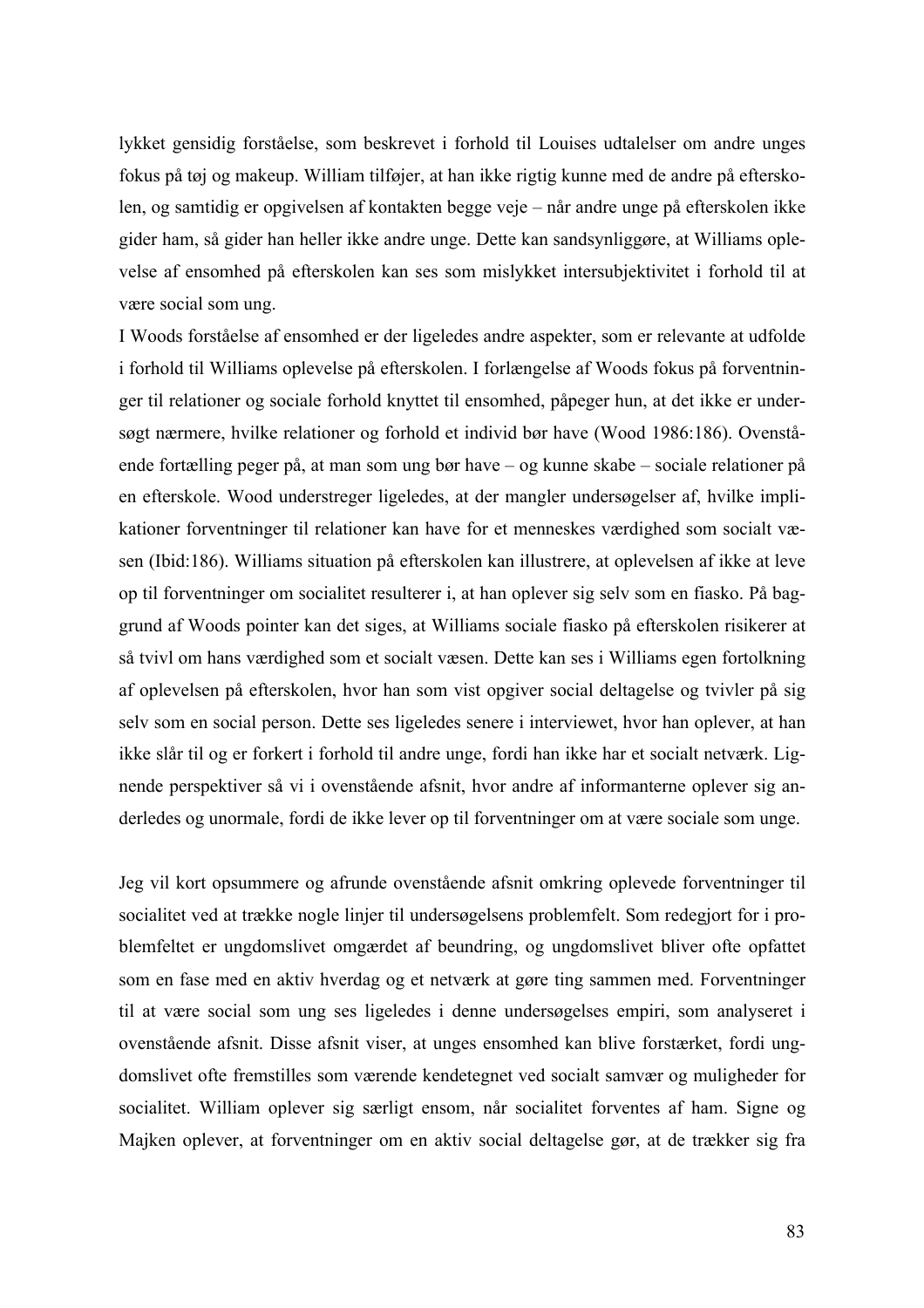lykket gensidig forståelse, som beskrevet i forhold til Louises udtalelser om andre unges fokus på tøj og makeup. William tilføjer, at han ikke rigtig kunne med de andre på efterskolen, og samtidig er opgivelsen af kontakten begge veje – når andre unge på efterskolen ikke gider ham, så gider han heller ikke andre unge. Dette kan sandsynliggøre, at Williams oplevelse af ensomhed på efterskolen kan ses som mislykket intersubjektivitet i forhold til at være social som ung.
I Woods forståelse af ensomhed er der ligeledes andre aspekter, som er relevante at udfolde i forhold til Williams oplevelse på efterskolen. I forlængelse af Woods fokus på forventninger til relationer og sociale forhold knyttet til ensomhed, påpeger hun, at det ikke er undersøgt nærmere, hvilke relationer og forhold et individ bør have (Wood 1986:186). Ovenstående fortælling peger på, at man som ung bør have – og kunne skabe – sociale relationer på en efterskole. Wood understreger ligeledes, at der mangler undersøgelser af, hvilke implikationer forventninger til relationer kan have for et menneskes værdighed som socialt væsen (Ibid:186). Williams situation på efterskolen kan illustrere, at oplevelsen af ikke at leve op til forventninger om socialitet resulterer i, at han oplever sig selv som en fiasko. På baggrund af Woods pointer kan det siges, at Williams sociale fiasko på efterskolen risikerer at så tvivl om hans værdighed som et socialt væsen. Dette kan ses i Williams egen fortolkning af oplevelsen på efterskolen, hvor han som vist opgiver social deltagelse og tvivler på sig selv som en social person. Dette ses ligeledes senere i interviewet, hvor han oplever, at han ikke slår til og er forkert i forhold til andre unge, fordi han ikke har et socialt netværk. Lignende perspektiver så vi i ovenstående afsnit, hvor andre af informanterne oplever sig anderledes og unormale, fordi de ikke lever op til forventninger om at være sociale som unge.

Jeg vil kort opsummere og afrunde ovenstående afsnit omkring oplevede forventninger til socialitet ved at trække nogle linjer til undersøgelsens problemfelt. Som redegjort for i problemfeltet er ungdomslivet omgærdet af beundring, og ungdomslivet bliver ofte opfattet som en fase med en aktiv hverdag og et netværk at gøre ting sammen med. Forventninger til at være social som ung ses ligeledes i denne undersøgelses empiri, som analyseret i ovenstående afsnit. Disse afsnit viser, at unges ensomhed kan blive forstærket, fordi ungdomslivet ofte fremstilles som værende kendetegnet ved socialt samvær og muligheder for socialitet. William oplever sig særligt ensom, når socialitet forventes af ham. Signe og Majken oplever, at forventninger om en aktiv social deltagelse gør, at de trækker sig fra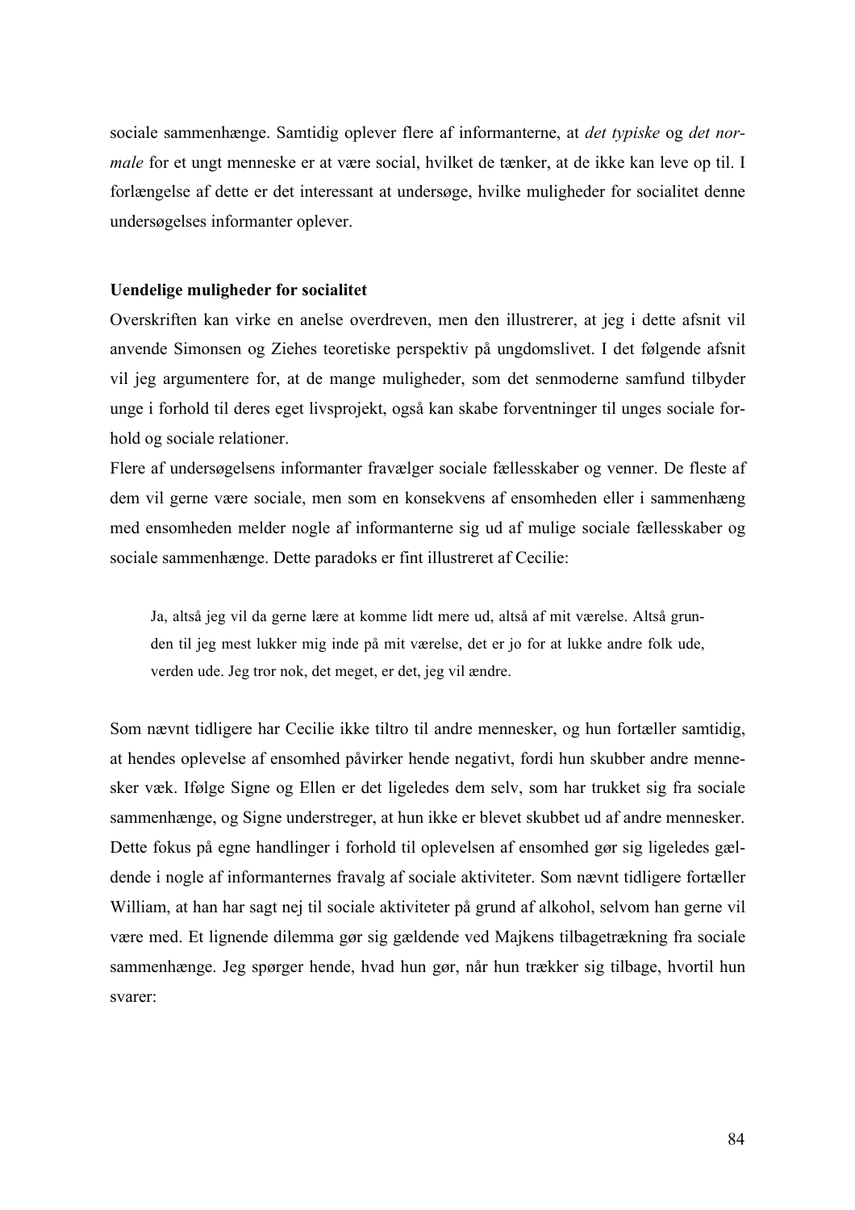sociale sammenhænge. Samtidig oplever flere af informanterne, at *det typiske* og *det normale* for et ungt menneske er at være social, hvilket de tænker, at de ikke kan leve op til. I forlængelse af dette er det interessant at undersøge, hvilke muligheder for socialitet denne undersøgelses informanter oplever.

**Uendelige muligheder for socialitet**

Overskriften kan virke en anelse overdreven, men den illustrerer, at jeg i dette afsnit vil anvende Simonsen og Ziehes teoretiske perspektiv på ungdomslivet. I det følgende afsnit vil jeg argumentere for, at de mange muligheder, som det senmoderne samfund tilbyder unge i forhold til deres eget livsprojekt, også kan skabe forventninger til unges sociale forhold og sociale relationer.

Flere af undersøgelsens informanter fravælger sociale fællesskaber og venner. De fleste af dem vil gerne være sociale, men som en konsekvens af ensomheden eller i sammenhæng med ensomheden melder nogle af informanterne sig ud af mulige sociale fællesskaber og sociale sammenhænge. Dette paradoks er fint illustreret af Cecilie:

> Ja, altså jeg vil da gerne lære at komme lidt mere ud, altså af mit værelse. Altså grunden til jeg mest lukker mig inde på mit værelse, det er jo for at lukke andre folk ude, verden ude. Jeg tror nok, det meget, er det, jeg vil ændre.

Som nævnt tidligere har Cecilie ikke tiltro til andre mennesker, og hun fortæller samtidig, at hendes oplevelse af ensomhed påvirker hende negativt, fordi hun skubber andre mennesker væk. Ifølge Signe og Ellen er det ligeledes dem selv, som har trukket sig fra sociale sammenhænge, og Signe understreger, at hun ikke er blevet skubbet ud af andre mennesker. Dette fokus på egne handlinger i forhold til oplevelsen af ensomhed gør sig ligeledes gældende i nogle af informanternes fravalg af sociale aktiviteter. Som nævnt tidligere fortæller William, at han har sagt nej til sociale aktiviteter på grund af alkohol, selvom han gerne vil være med. Et lignende dilemma gør sig gældende ved Majkens tilbagetrækning fra sociale sammenhænge. Jeg spørger hende, hvad hun gør, når hun trækker sig tilbage, hvortil hun svarer: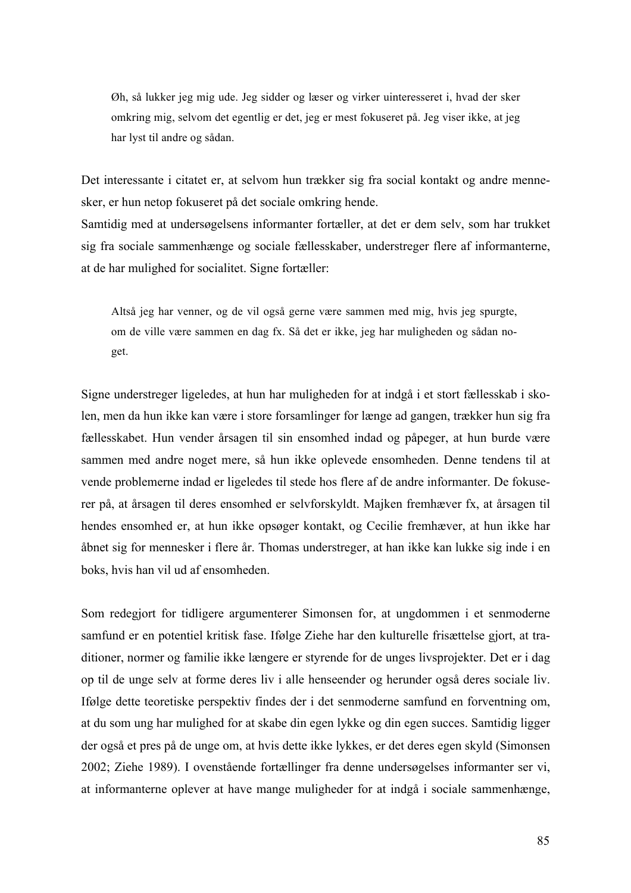> Øh, så lukker jeg mig ude. Jeg sidder og læser og virker uinteresseret i, hvad der sker omkring mig, selvom det egentlig er det, jeg er mest fokuseret på. Jeg viser ikke, at jeg har lyst til andre og sådan.

Det interessante i citatet er, at selvom hun trækker sig fra social kontakt og andre mennesker, er hun netop fokuseret på det sociale omkring hende.
Samtidig med at undersøgelsens informanter fortæller, at det er dem selv, som har trukket sig fra sociale sammenhænge og sociale fællesskaber, understreger flere af informanterne, at de har mulighed for socialitet. Signe fortæller:

> Altså jeg har venner, og de vil også gerne være sammen med mig, hvis jeg spurgte, om de ville være sammen en dag fx. Så det er ikke, jeg har muligheden og sådan noget.

Signe understreger ligeledes, at hun har muligheden for at indgå i et stort fællesskab i skolen, men da hun ikke kan være i store forsamlinger for længe ad gangen, trækker hun sig fra fællesskabet. Hun vender årsagen til sin ensomhed indad og påpeger, at hun burde være sammen med andre noget mere, så hun ikke oplevede ensomheden. Denne tendens til at vende problemerne indad er ligeledes til stede hos flere af de andre informanter. De fokuserer på, at årsagen til deres ensomhed er selvforskyldt. Majken fremhæver fx, at årsagen til hendes ensomhed er, at hun ikke opsøger kontakt, og Cecilie fremhæver, at hun ikke har åbnet sig for mennesker i flere år. Thomas understreger, at han ikke kan lukke sig inde i en boks, hvis han vil ud af ensomheden.

Som redegjort for tidligere argumenterer Simonsen for, at ungdommen i et senmoderne samfund er en potentiel kritisk fase. Ifølge Ziehe har den kulturelle frisættelse gjort, at traditioner, normer og familie ikke længere er styrende for de unges livsprojekter. Det er i dag op til de unge selv at forme deres liv i alle henseender og herunder også deres sociale liv. Ifølge dette teoretiske perspektiv findes der i det senmoderne samfund en forventning om, at du som ung har mulighed for at skabe din egen lykke og din egen succes. Samtidig ligger der også et pres på de unge om, at hvis dette ikke lykkes, er det deres egen skyld (Simonsen 2002; Ziehe 1989). I ovenstående fortællinger fra denne undersøgelses informanter ser vi, at informanterne oplever at have mange muligheder for at indgå i sociale sammenhænge,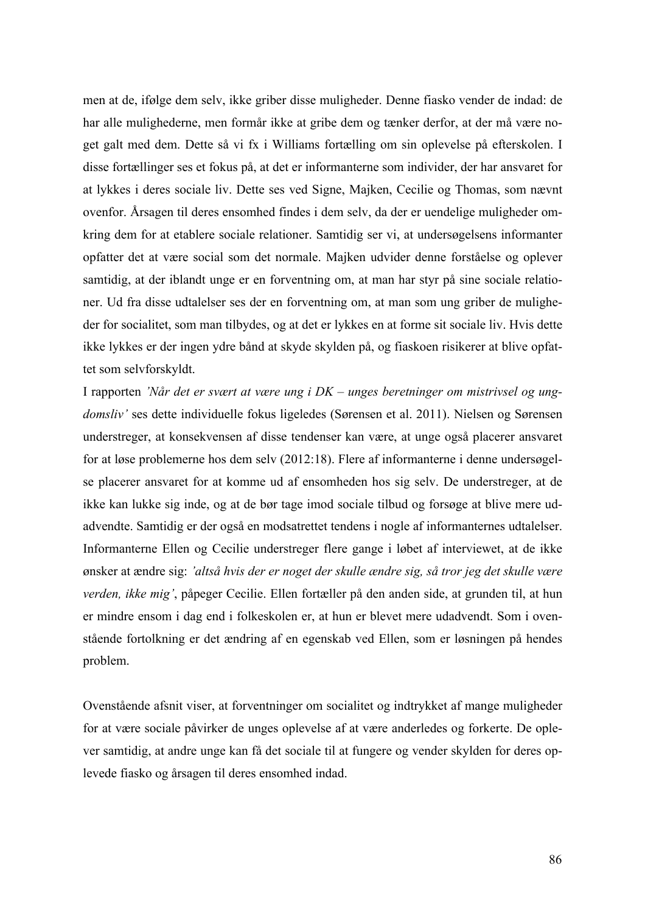men at de, ifølge dem selv, ikke griber disse muligheder. Denne fiasko vender de indad: de har alle mulighederne, men formår ikke at gribe dem og tænker derfor, at der må være noget galt med dem. Dette så vi fx i Williams fortælling om sin oplevelse på efterskolen. I disse fortællinger ses et fokus på, at det er informanterne som individer, der har ansvaret for at lykkes i deres sociale liv. Dette ses ved Signe, Majken, Cecilie og Thomas, som nævnt ovenfor. Årsagen til deres ensomhed findes i dem selv, da der er uendelige muligheder omkring dem for at etablere sociale relationer. Samtidig ser vi, at undersøgelsens informanter opfatter det at være social som det normale. Majken udvider denne forståelse og oplever samtidig, at der iblandt unge er en forventning om, at man har styr på sine sociale relationer. Ud fra disse udtalelser ses der en forventning om, at man som ung griber de muligheder for socialitet, som man tilbydes, og at det er lykkes en at forme sit sociale liv. Hvis dette ikke lykkes er der ingen ydre bånd at skyde skylden på, og fiaskoen risikerer at blive opfattet som selvforskyldt.

I rapporten *'Når det er svært at være ung i DK – unges beretninger om mistrivsel og ungdomsliv'* ses dette individuelle fokus ligeledes (Sørensen et al. 2011). Nielsen og Sørensen understreger, at konsekvensen af disse tendenser kan være, at unge også placerer ansvaret for at løse problemerne hos dem selv (2012:18). Flere af informanterne i denne undersøgelse placerer ansvaret for at komme ud af ensomheden hos sig selv. De understreger, at de ikke kan lukke sig inde, og at de bør tage imod sociale tilbud og forsøge at blive mere udadvendte. Samtidig er der også en modsatrettet tendens i nogle af informanternes udtalelser. Informanterne Ellen og Cecilie understreger flere gange i løbet af interviewet, at de ikke ønsker at ændre sig: *'altså hvis der er noget der skulle ændre sig, så tror jeg det skulle være verden, ikke mig'*, påpeger Cecilie. Ellen fortæller på den anden side, at grunden til, at hun er mindre ensom i dag end i folkeskolen er, at hun er blevet mere udadvendt. Som i ovenstående fortolkning er det ændring af en egenskab ved Ellen, som er løsningen på hendes problem.

Ovenstående afsnit viser, at forventninger om socialitet og indtrykket af mange muligheder for at være sociale påvirker de unges oplevelse af at være anderledes og forkerte. De oplever samtidig, at andre unge kan få det sociale til at fungere og vender skylden for deres oplevede fiasko og årsagen til deres ensomhed indad.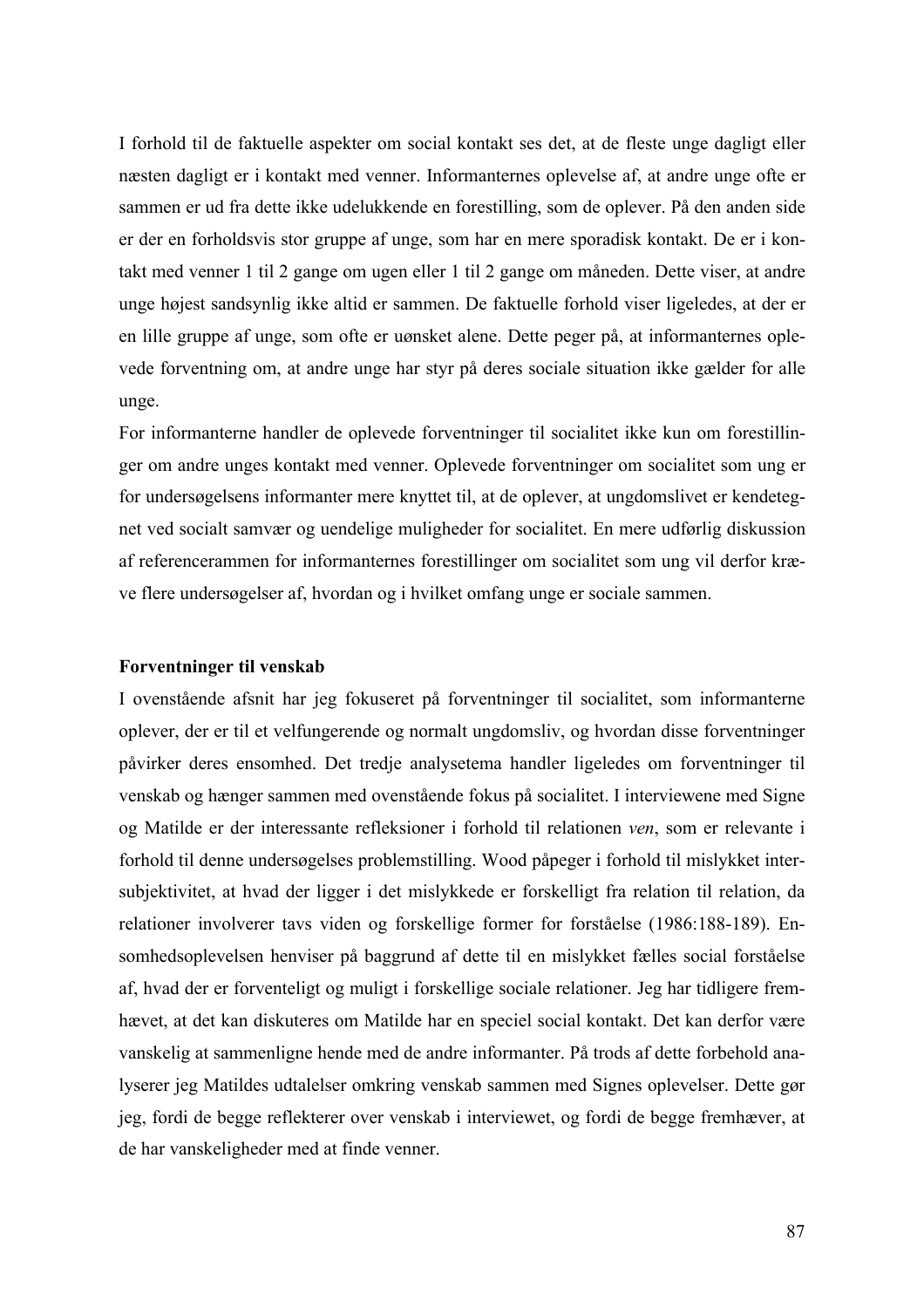I forhold til de faktuelle aspekter om social kontakt ses det, at de fleste unge dagligt eller næsten dagligt er i kontakt med venner. Informanternes oplevelse af, at andre unge ofte er sammen er ud fra dette ikke udelukkende en forestilling, som de oplever. På den anden side er der en forholdsvis stor gruppe af unge, som har en mere sporadisk kontakt. De er i kontakt med venner 1 til 2 gange om ugen eller 1 til 2 gange om måneden. Dette viser, at andre unge højest sandsynlig ikke altid er sammen. De faktuelle forhold viser ligeledes, at der er en lille gruppe af unge, som ofte er uønsket alene. Dette peger på, at informanternes oplevede forventning om, at andre unge har styr på deres sociale situation ikke gælder for alle unge.

For informanterne handler de oplevede forventninger til socialitet ikke kun om forestillinger om andre unges kontakt med venner. Oplevede forventninger om socialitet som ung er for undersøgelsens informanter mere knyttet til, at de oplever, at ungdomslivet er kendetegnet ved socialt samvær og uendelige muligheder for socialitet. En mere udførlig diskussion af referencerammen for informanternes forestillinger om socialitet som ung vil derfor kræve flere undersøgelser af, hvordan og i hvilket omfang unge er sociale sammen.

**Forventninger til venskab**

I ovenstående afsnit har jeg fokuseret på forventninger til socialitet, som informanterne oplever, der er til et velfungerende og normalt ungdomsliv, og hvordan disse forventninger påvirker deres ensomhed. Det tredje analysetema handler ligeledes om forventninger til venskab og hænger sammen med ovenstående fokus på socialitet. I interviewene med Signe og Matilde er der interessante refleksioner i forhold til relationen *ven*, som er relevante i forhold til denne undersøgelses problemstilling. Wood påpeger i forhold til mislykket intersubjektivitet, at hvad der ligger i det mislykkede er forskelligt fra relation til relation, da relationer involverer tavs viden og forskellige former for forståelse (1986:188-189). Ensomhedsoplevelsen henviser på baggrund af dette til en mislykket fælles social forståelse af, hvad der er forventeligt og muligt i forskellige sociale relationer. Jeg har tidligere fremhævet, at det kan diskuteres om Matilde har en speciel social kontakt. Det kan derfor være vanskelig at sammenligne hende med de andre informanter. På trods af dette forbehold analyserer jeg Matildes udtalelser omkring venskab sammen med Signes oplevelser. Dette gør jeg, fordi de begge reflekterer over venskab i interviewet, og fordi de begge fremhæver, at de har vanskeligheder med at finde venner.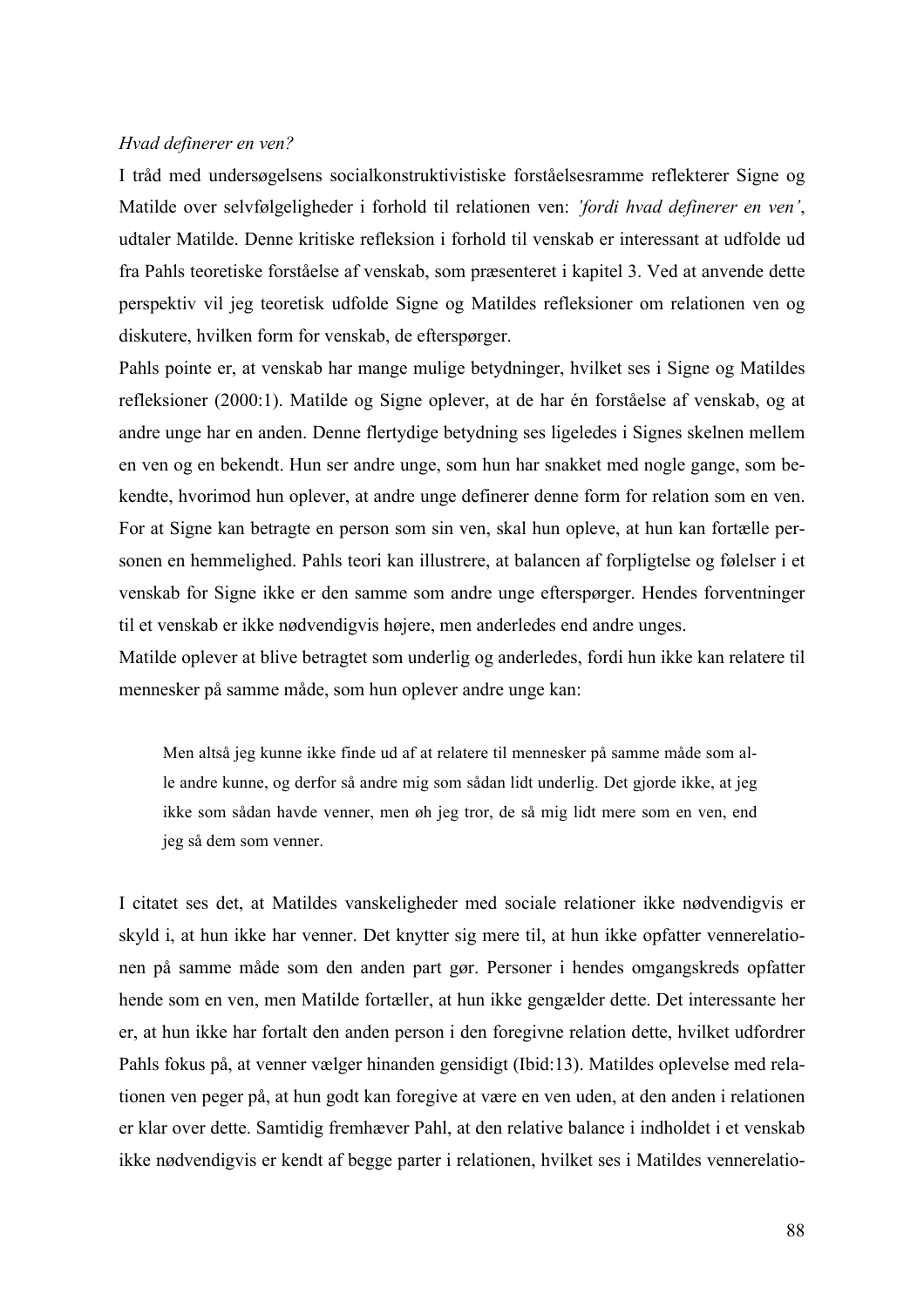*Hvad definerer en ven?*

I tråd med undersøgelsens socialkonstruktivistiske forståelsesramme reflekterer Signe og Matilde over selvfølgeligheder i forhold til relationen ven: *'fordi hvad definerer en ven'*, udtaler Matilde. Denne kritiske refleksion i forhold til venskab er interessant at udfolde ud fra Pahls teoretiske forståelse af venskab, som præsenteret i kapitel 3. Ved at anvende dette perspektiv vil jeg teoretisk udfolde Signe og Matildes refleksioner om relationen ven og diskutere, hvilken form for venskab, de efterspørger.

Pahls pointe er, at venskab har mange mulige betydninger, hvilket ses i Signe og Matildes refleksioner (2000:1). Matilde og Signe oplever, at de har én forståelse af venskab, og at andre unge har en anden. Denne flertydige betydning ses ligeledes i Signes skelnen mellem en ven og en bekendt. Hun ser andre unge, som hun har snakket med nogle gange, som bekendte, hvorimod hun oplever, at andre unge definerer denne form for relation som en ven. For at Signe kan betragte en person som sin ven, skal hun opleve, at hun kan fortælle personen en hemmelighed. Pahls teori kan illustrere, at balancen af forpligtelse og følelser i et venskab for Signe ikke er den samme som andre unge efterspørger. Hendes forventninger til et venskab er ikke nødvendigvis højere, men anderledes end andre unges.

Matilde oplever at blive betragtet som underlig og anderledes, fordi hun ikke kan relatere til mennesker på samme måde, som hun oplever andre unge kan:

> Men altså jeg kunne ikke finde ud af at relatere til mennesker på samme måde som alle andre kunne, og derfor så andre mig som sådan lidt underlig. Det gjorde ikke, at jeg ikke som sådan havde venner, men øh jeg tror, de så mig lidt mere som en ven, end jeg så dem som venner.

I citatet ses det, at Matildes vanskeligheder med sociale relationer ikke nødvendigvis er skyld i, at hun ikke har venner. Det knytter sig mere til, at hun ikke opfatter vennerelationen på samme måde som den anden part gør. Personer i hendes omgangskreds opfatter hende som en ven, men Matilde fortæller, at hun ikke gengælder dette. Det interessante her er, at hun ikke har fortalt den anden person i den foregivne relation dette, hvilket udfordrer Pahls fokus på, at venner vælger hinanden gensidigt (Ibid:13). Matildes oplevelse med relationen ven peger på, at hun godt kan foregive at være en ven uden, at den anden i relationen er klar over dette. Samtidig fremhæver Pahl, at den relative balance i indholdet i et venskab ikke nødvendigvis er kendt af begge parter i relationen, hvilket ses i Matildes vennerelatio-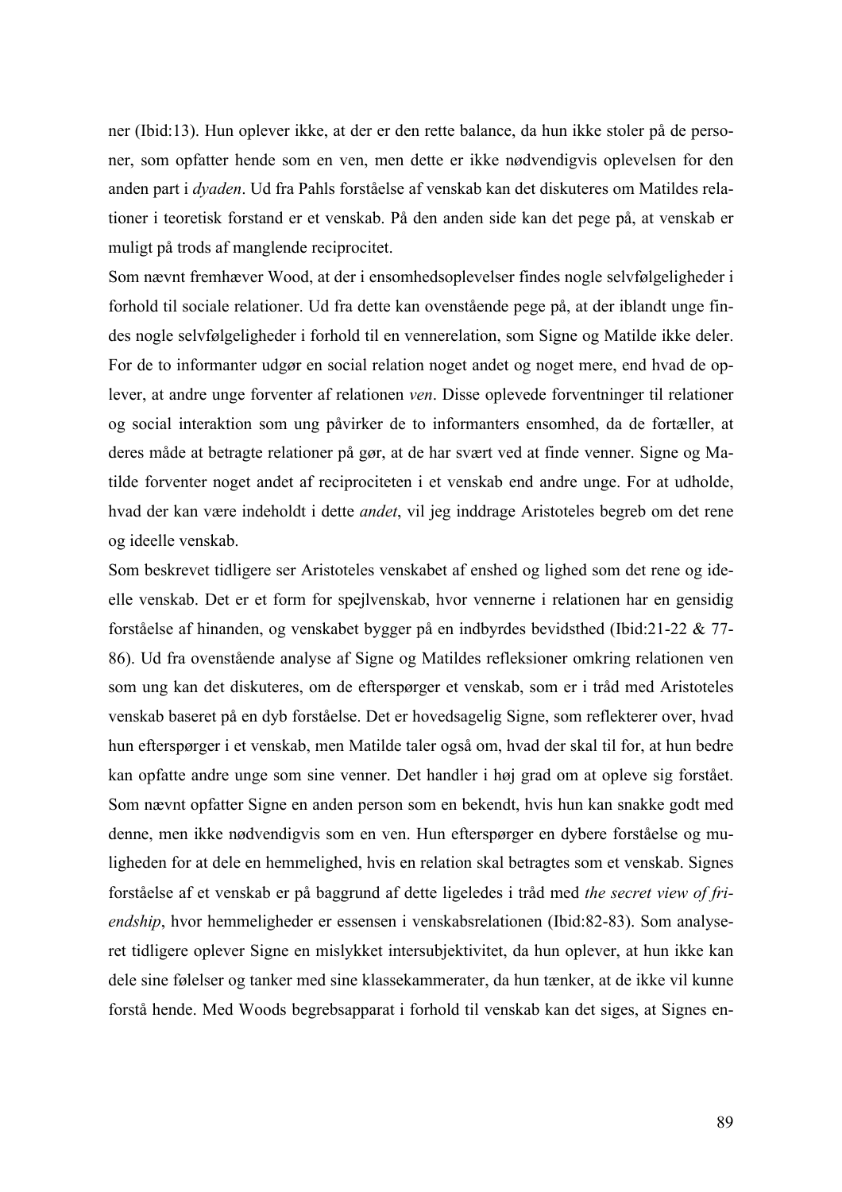ner (Ibid:13). Hun oplever ikke, at der er den rette balance, da hun ikke stoler på de personer, som opfatter hende som en ven, men dette er ikke nødvendigvis oplevelsen for den anden part i *dyaden*. Ud fra Pahls forståelse af venskab kan det diskuteres om Matildes relationer i teoretisk forstand er et venskab. På den anden side kan det pege på, at venskab er muligt på trods af manglende reciprocitet.

Som nævnt fremhæver Wood, at der i ensomhedsoplevelser findes nogle selvfølgeligheder i forhold til sociale relationer. Ud fra dette kan ovenstående pege på, at der iblandt unge findes nogle selvfølgeligheder i forhold til en vennerelation, som Signe og Matilde ikke deler. For de to informanter udgør en social relation noget andet og noget mere, end hvad de oplever, at andre unge forventer af relationen *ven*. Disse oplevede forventninger til relationer og social interaktion som ung påvirker de to informanters ensomhed, da de fortæller, at deres måde at betragte relationer på gør, at de har svært ved at finde venner. Signe og Matilde forventer noget andet af reciprociteten i et venskab end andre unge. For at udholde, hvad der kan være indeholdt i dette *andet*, vil jeg inddrage Aristoteles begreb om det rene og ideelle venskab.

Som beskrevet tidligere ser Aristoteles venskabet af enshed og lighed som det rene og ideelle venskab. Det er et form for spejlvenskab, hvor vennerne i relationen har en gensidig forståelse af hinanden, og venskabet bygger på en indbyrdes bevidsthed (Ibid:21-22 & 77-86). Ud fra ovenstående analyse af Signe og Matildes refleksioner omkring relationen ven som ung kan det diskuteres, om de efterspørger et venskab, som er i tråd med Aristoteles venskab baseret på en dyb forståelse. Det er hovedsagelig Signe, som reflekterer over, hvad hun efterspørger i et venskab, men Matilde taler også om, hvad der skal til for, at hun bedre kan opfatte andre unge som sine venner. Det handler i høj grad om at opleve sig forstået. Som nævnt opfatter Signe en anden person som en bekendt, hvis hun kan snakke godt med denne, men ikke nødvendigvis som en ven. Hun efterspørger en dybere forståelse og muligheden for at dele en hemmelighed, hvis en relation skal betragtes som et venskab. Signes forståelse af et venskab er på baggrund af dette ligeledes i tråd med *the secret view of friendship*, hvor hemmeligheder er essensen i venskabsrelationen (Ibid:82-83). Som analyseret tidligere oplever Signe en mislykket intersubjektivitet, da hun oplever, at hun ikke kan dele sine følelser og tanker med sine klassekammerater, da hun tænker, at de ikke vil kunne forstå hende. Med Woods begrebsapparat i forhold til venskab kan det siges, at Signes en-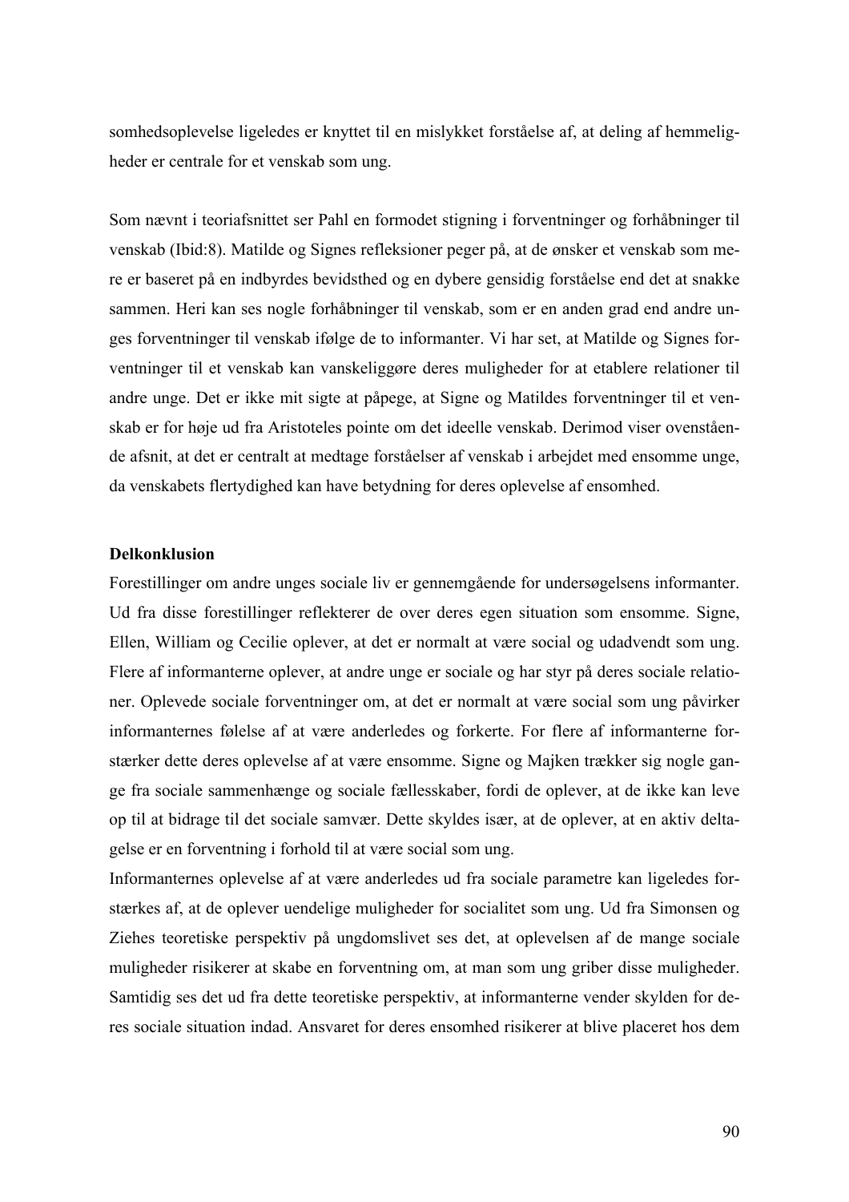somhedsoplevelse ligeledes er knyttet til en mislykket forståelse af, at deling af hemmeligheder er centrale for et venskab som ung.

Som nævnt i teoriafsnittet ser Pahl en formodet stigning i forventninger og forhåbninger til venskab (Ibid:8). Matilde og Signes refleksioner peger på, at de ønsker et venskab som mere er baseret på en indbyrdes bevidsthed og en dybere gensidig forståelse end det at snakke sammen. Heri kan ses nogle forhåbninger til venskab, som er en anden grad end andre unges forventninger til venskab ifølge de to informanter. Vi har set, at Matilde og Signes forventninger til et venskab kan vanskeliggøre deres muligheder for at etablere relationer til andre unge. Det er ikke mit sigte at påpege, at Signe og Matildes forventninger til et venskab er for høje ud fra Aristoteles pointe om det ideelle venskab. Derimod viser ovenstående afsnit, at det er centralt at medtage forståelser af venskab i arbejdet med ensomme unge, da venskabets flertydighed kan have betydning for deres oplevelse af ensomhed.

**Delkonklusion**

Forestillinger om andre unges sociale liv er gennemgående for undersøgelsens informanter. Ud fra disse forestillinger reflekterer de over deres egen situation som ensomme. Signe, Ellen, William og Cecilie oplever, at det er normalt at være social og udadvendt som ung. Flere af informanterne oplever, at andre unge er sociale og har styr på deres sociale relationer. Oplevede sociale forventninger om, at det er normalt at være social som ung påvirker informanternes følelse af at være anderledes og forkerte. For flere af informanterne forstærker dette deres oplevelse af at være ensomme. Signe og Majken trækker sig nogle gange fra sociale sammenhænge og sociale fællesskaber, fordi de oplever, at de ikke kan leve op til at bidrage til det sociale samvær. Dette skyldes især, at de oplever, at en aktiv deltagelse er en forventning i forhold til at være social som ung.

Informanternes oplevelse af at være anderledes ud fra sociale parametre kan ligeledes forstærkes af, at de oplever uendelige muligheder for socialitet som ung. Ud fra Simonsen og Ziehes teoretiske perspektiv på ungdomslivet ses det, at oplevelsen af de mange sociale muligheder risikerer at skabe en forventning om, at man som ung griber disse muligheder. Samtidig ses det ud fra dette teoretiske perspektiv, at informanterne vender skylden for deres sociale situation indad. Ansvaret for deres ensomhed risikerer at blive placeret hos dem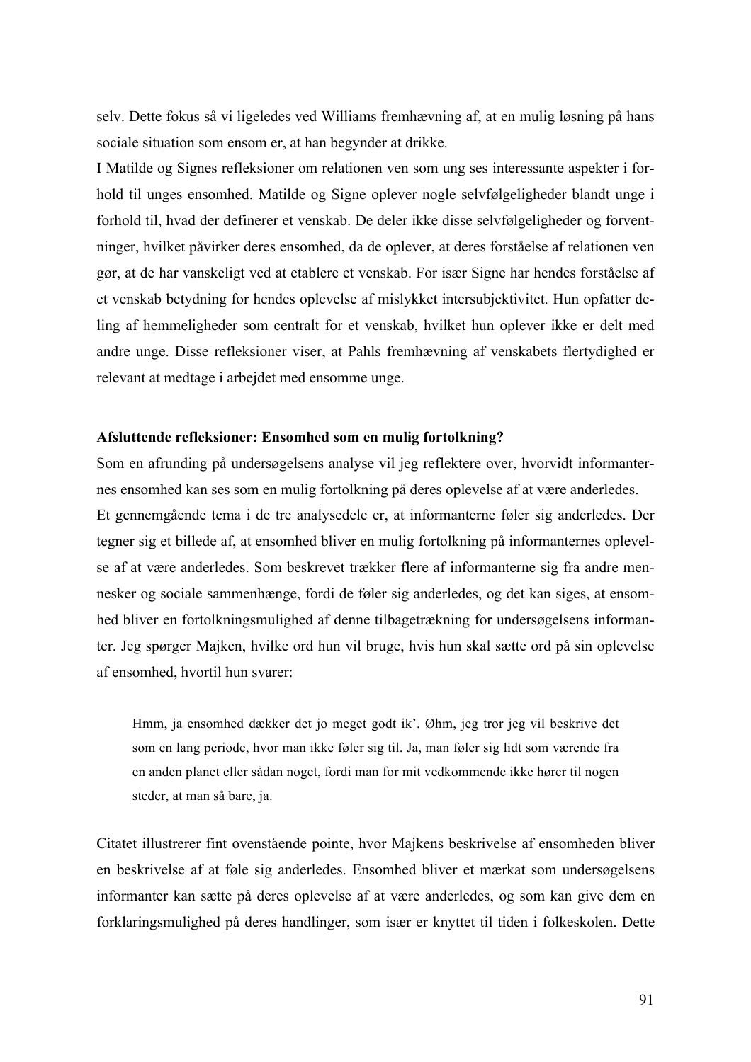selv. Dette fokus så vi ligeledes ved Williams fremhævning af, at en mulig løsning på hans sociale situation som ensom er, at han begynder at drikke.

I Matilde og Signes refleksioner om relationen ven som ung ses interessante aspekter i forhold til unges ensomhed. Matilde og Signe oplever nogle selvfølgeligheder blandt unge i forhold til, hvad der definerer et venskab. De deler ikke disse selvfølgeligheder og forventninger, hvilket påvirker deres ensomhed, da de oplever, at deres forståelse af relationen ven gør, at de har vanskeligt ved at etablere et venskab. For især Signe har hendes forståelse af et venskab betydning for hendes oplevelse af mislykket intersubjektivitet. Hun opfatter deling af hemmeligheder som centralt for et venskab, hvilket hun oplever ikke er delt med andre unge. Disse refleksioner viser, at Pahls fremhævning af venskabets flertydighed er relevant at medtage i arbejdet med ensomme unge.

**Afsluttende refleksioner: Ensomhed som en mulig fortolkning?**

Som en afrunding på undersøgelsens analyse vil jeg reflektere over, hvorvidt informanternes ensomhed kan ses som en mulig fortolkning på deres oplevelse af at være anderledes.

Et gennemgående tema i de tre analysedele er, at informanterne føler sig anderledes. Der tegner sig et billede af, at ensomhed bliver en mulig fortolkning på informanternes oplevelse af at være anderledes. Som beskrevet trækker flere af informanterne sig fra andre mennesker og sociale sammenhænge, fordi de føler sig anderledes, og det kan siges, at ensomhed bliver en fortolkningsmulighed af denne tilbagetrækning for undersøgelsens informanter. Jeg spørger Majken, hvilke ord hun vil bruge, hvis hun skal sætte ord på sin oplevelse af ensomhed, hvortil hun svarer:

> Hmm, ja ensomhed dækker det jo meget godt ik'. Øhm, jeg tror jeg vil beskrive det som en lang periode, hvor man ikke føler sig til. Ja, man føler sig lidt som værende fra en anden planet eller sådan noget, fordi man for mit vedkommende ikke hører til nogen steder, at man så bare, ja.

Citatet illustrerer fint ovenstående pointe, hvor Majkens beskrivelse af ensomheden bliver en beskrivelse af at føle sig anderledes. Ensomhed bliver et mærkat som undersøgelsens informanter kan sætte på deres oplevelse af at være anderledes, og som kan give dem en forklaringsmulighed på deres handlinger, som især er knyttet til tiden i folkeskolen. Dette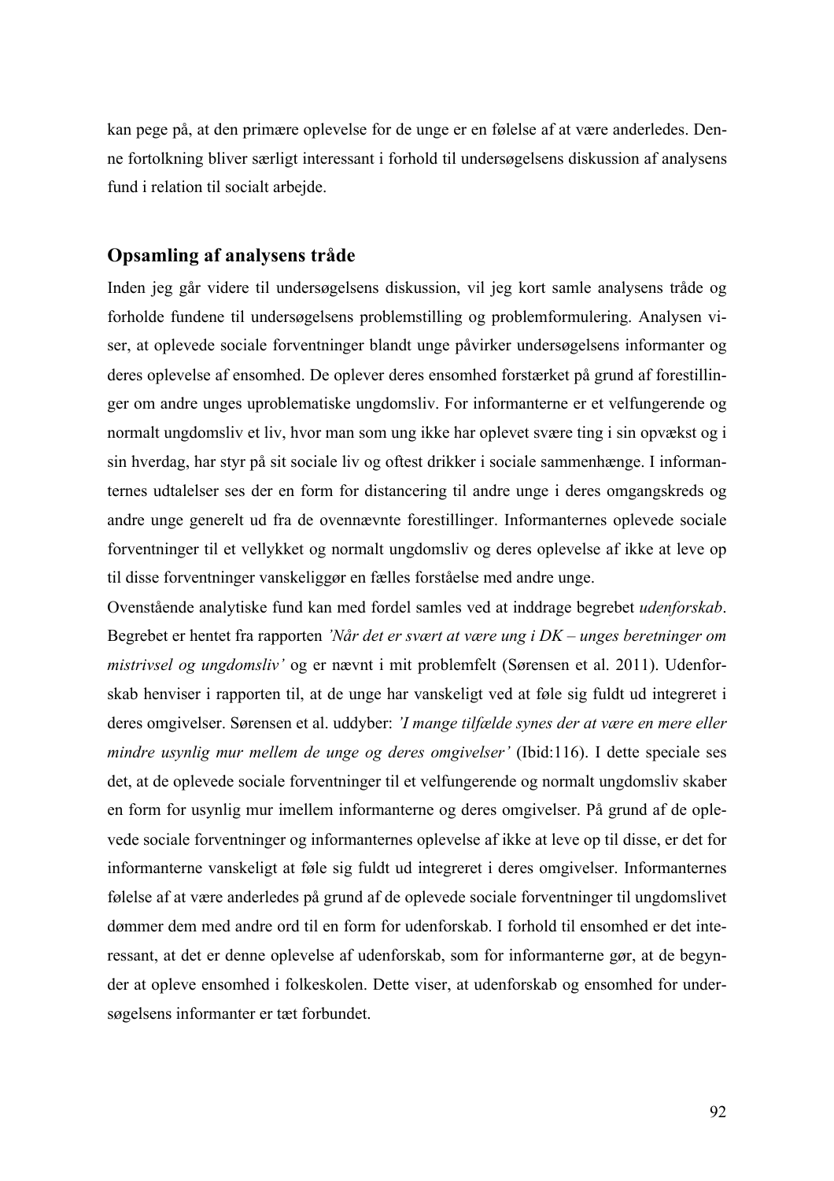kan pege på, at den primære oplevelse for de unge er en følelse af at være anderledes. Denne fortolkning bliver særligt interessant i forhold til undersøgelsens diskussion af analysens fund i relation til socialt arbejde.

## Opsamling af analysens tråde

Inden jeg går videre til undersøgelsens diskussion, vil jeg kort samle analysens tråde og forholde fundene til undersøgelsens problemstilling og problemformulering. Analysen viser, at oplevede sociale forventninger blandt unge påvirker undersøgelsens informanter og deres oplevelse af ensomhed. De oplever deres ensomhed forstærket på grund af forestillinger om andre unges uproblematiske ungdomsliv. For informanterne er et velfungerende og normalt ungdomsliv et liv, hvor man som ung ikke har oplevet svære ting i sin opvækst og i sin hverdag, har styr på sit sociale liv og oftest drikker i sociale sammenhænge. I informanternes udtalelser ses der en form for distancering til andre unge i deres omgangskreds og andre unge generelt ud fra de ovennævnte forestillinger. Informanternes oplevede sociale forventninger til et vellykket og normalt ungdomsliv og deres oplevelse af ikke at leve op til disse forventninger vanskeliggør en fælles forståelse med andre unge.

Ovenstående analytiske fund kan med fordel samles ved at inddrage begrebet *udenforskab*. Begrebet er hentet fra rapporten *'Når det er svært at være ung i DK – unges beretninger om mistrivsel og ungdomsliv'* og er nævnt i mit problemfelt (Sørensen et al. 2011). Udenforskab henviser i rapporten til, at de unge har vanskeligt ved at føle sig fuldt ud integreret i deres omgivelser. Sørensen et al. uddyber: *'I mange tilfælde synes der at være en mere eller mindre usynlig mur mellem de unge og deres omgivelser'* (Ibid:116). I dette speciale ses det, at de oplevede sociale forventninger til et velfungerende og normalt ungdomsliv skaber en form for usynlig mur imellem informanterne og deres omgivelser. På grund af de oplevede sociale forventninger og informanternes oplevelse af ikke at leve op til disse, er det for informanterne vanskeligt at føle sig fuldt ud integreret i deres omgivelser. Informanternes følelse af at være anderledes på grund af de oplevede sociale forventninger til ungdomslivet dømmer dem med andre ord til en form for udenforskab. I forhold til ensomhed er det interessant, at det er denne oplevelse af udenforskab, som for informanterne gør, at de begynder at opleve ensomhed i folkeskolen. Dette viser, at udenforskab og ensomhed for undersøgelsens informanter er tæt forbundet.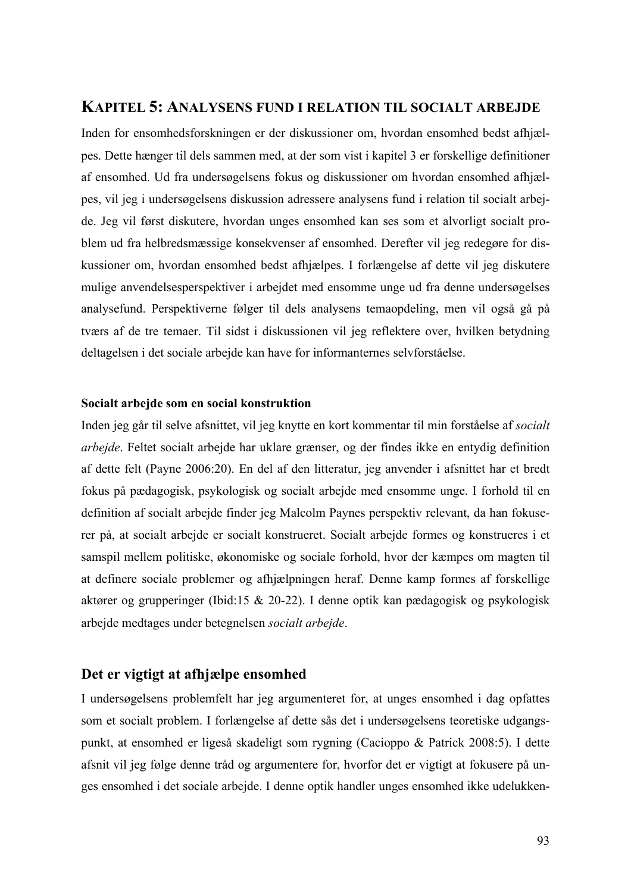# KAPITEL 5: ANALYSENS FUND I RELATION TIL SOCIALT ARBEJDE

Inden for ensomhedsforskningen er der diskussioner om, hvordan ensomhed bedst afhjælpes. Dette hænger til dels sammen med, at der som vist i kapitel 3 er forskellige definitioner af ensomhed. Ud fra undersøgelsens fokus og diskussioner om hvordan ensomhed afhjælpes, vil jeg i undersøgelsens diskussion adressere analysens fund i relation til socialt arbejde. Jeg vil først diskutere, hvordan unges ensomhed kan ses som et alvorligt socialt problem ud fra helbredsmæssige konsekvenser af ensomhed. Derefter vil jeg redegøre for diskussioner om, hvordan ensomhed bedst afhjælpes. I forlængelse af dette vil jeg diskutere mulige anvendelsesperspektiver i arbejdet med ensomme unge ud fra denne undersøgelses analysefund. Perspektiverne følger til dels analysens temaopdeling, men vil også gå på tværs af de tre temaer. Til sidst i diskussionen vil jeg reflektere over, hvilken betydning deltagelsen i det sociale arbejde kan have for informanternes selvforståelse.

#### Socialt arbejde som en social konstruktion

Inden jeg går til selve afsnittet, vil jeg knytte en kort kommentar til min forståelse af *socialt arbejde*. Feltet socialt arbejde har uklare grænser, og der findes ikke en entydig definition af dette felt (Payne 2006:20). En del af den litteratur, jeg anvender i afsnittet har et bredt fokus på pædagogisk, psykologisk og socialt arbejde med ensomme unge. I forhold til en definition af socialt arbejde finder jeg Malcolm Paynes perspektiv relevant, da han fokuserer på, at socialt arbejde er socialt konstrueret. Socialt arbejde formes og konstrueres i et samspil mellem politiske, økonomiske og sociale forhold, hvor der kæmpes om magten til at definere sociale problemer og afhjælpningen heraf. Denne kamp formes af forskellige aktører og grupperinger (Ibid:15 & 20-22). I denne optik kan pædagogisk og psykologisk arbejde medtages under betegnelsen *socialt arbejde*.

## Det er vigtigt at afhjælpe ensomhed

I undersøgelsens problemfelt har jeg argumenteret for, at unges ensomhed i dag opfattes som et socialt problem. I forlængelse af dette sås det i undersøgelsens teoretiske udgangspunkt, at ensomhed er ligeså skadeligt som rygning (Cacioppo & Patrick 2008:5). I dette afsnit vil jeg følge denne tråd og argumentere for, hvorfor det er vigtigt at fokusere på unges ensomhed i det sociale arbejde. I denne optik handler unges ensomhed ikke udelukken-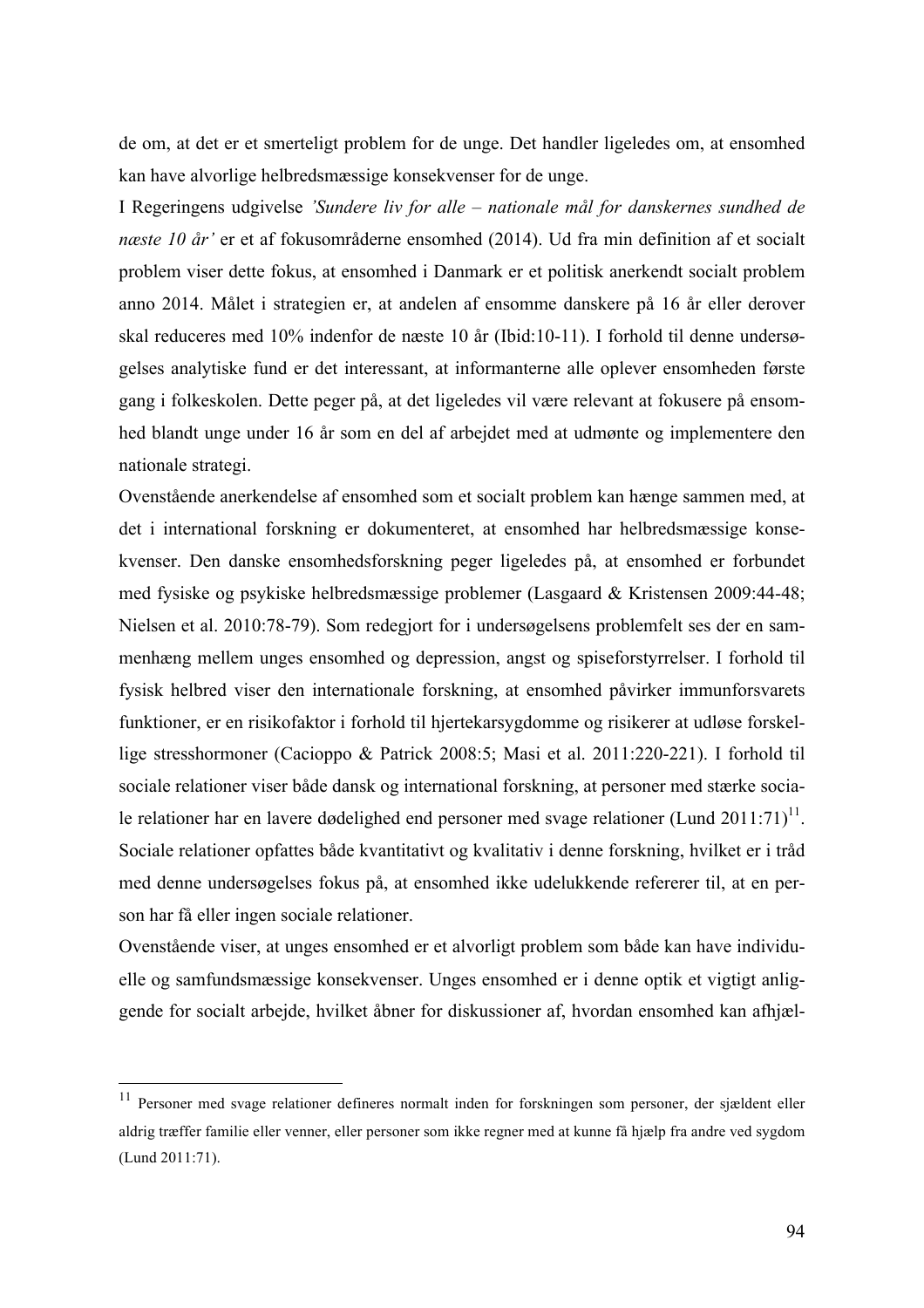de om, at det er et smerteligt problem for de unge. Det handler ligeledes om, at ensomhed kan have alvorlige helbredsmæssige konsekvenser for de unge.

I Regeringens udgivelse *'Sundere liv for alle – nationale mål for danskernes sundhed de næste 10 år'* er et af fokusområderne ensomhed (2014). Ud fra min definition af et socialt problem viser dette fokus, at ensomhed i Danmark er et politisk anerkendt socialt problem anno 2014. Målet i strategien er, at andelen af ensomme danskere på 16 år eller derover skal reduceres med 10% indenfor de næste 10 år (Ibid:10-11). I forhold til denne undersøgelses analytiske fund er det interessant, at informanterne alle oplever ensomheden første gang i folkeskolen. Dette peger på, at det ligeledes vil være relevant at fokusere på ensomhed blandt unge under 16 år som en del af arbejdet med at udmønte og implementere den nationale strategi.

Ovenstående anerkendelse af ensomhed som et socialt problem kan hænge sammen med, at det i international forskning er dokumenteret, at ensomhed har helbredsmæssige konsekvenser. Den danske ensomhedsforskning peger ligeledes på, at ensomhed er forbundet med fysiske og psykiske helbredsmæssige problemer (Lasgaard & Kristensen 2009:44-48; Nielsen et al. 2010:78-79). Som redegjort for i undersøgelsens problemfelt ses der en sammenhæng mellem unges ensomhed og depression, angst og spiseforstyrrelser. I forhold til fysisk helbred viser den internationale forskning, at ensomhed påvirker immunforsvarets funktioner, er en risikofaktor i forhold til hjertekarsygdomme og risikerer at udløse forskellige stresshormoner (Cacioppo & Patrick 2008:5; Masi et al. 2011:220-221). I forhold til sociale relationer viser både dansk og international forskning, at personer med stærke sociale relationer har en lavere dødelighed end personer med svage relationer (Lund 2011:71)[11]. Sociale relationer opfattes både kvantitativt og kvalitativ i denne forskning, hvilket er i tråd med denne undersøgelses fokus på, at ensomhed ikke udelukkende refererer til, at en person har få eller ingen sociale relationer.

Ovenstående viser, at unges ensomhed er et alvorligt problem som både kan have individuelle og samfundsmæssige konsekvenser. Unges ensomhed er i denne optik et vigtigt anliggende for socialt arbejde, hvilket åbner for diskussioner af, hvordan ensomhed kan afhjæl-

---

[11] Personer med svage relationer defineres normalt inden for forskningen som personer, der sjældent eller aldrig træffer familie eller venner, eller personer som ikke regner med at kunne få hjælp fra andre ved sygdom (Lund 2011:71).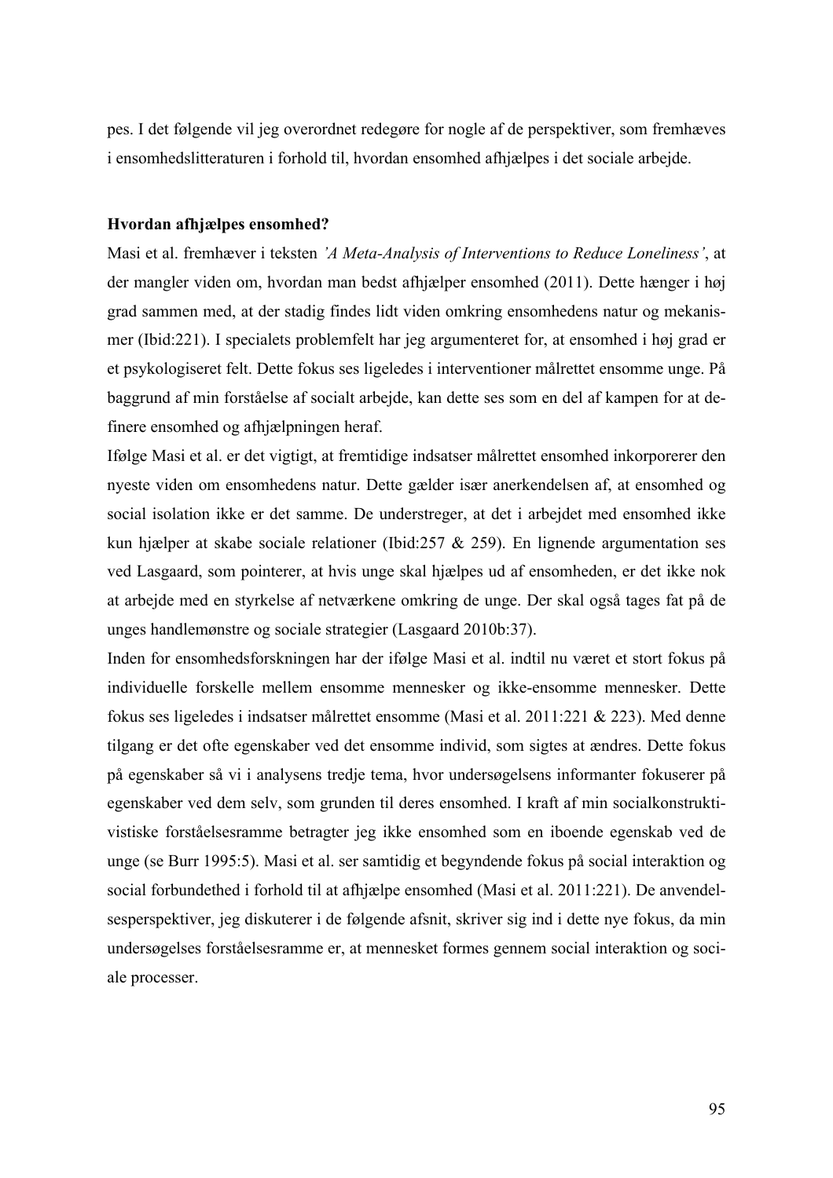pes. I det følgende vil jeg overordnet redegøre for nogle af de perspektiver, som fremhæves i ensomhedslitteraturen i forhold til, hvordan ensomhed afhjælpes i det sociale arbejde.

**Hvordan afhjælpes ensomhed?**

Masi et al. fremhæver i teksten *'A Meta-Analysis of Interventions to Reduce Loneliness'*, at der mangler viden om, hvordan man bedst afhjælper ensomhed (2011). Dette hænger i høj grad sammen med, at der stadig findes lidt viden omkring ensomhedens natur og mekanismer (Ibid:221). I specialets problemfelt har jeg argumenteret for, at ensomhed i høj grad er et psykologiseret felt. Dette fokus ses ligeledes i interventioner målrettet ensomme unge. På baggrund af min forståelse af socialt arbejde, kan dette ses som en del af kampen for at definere ensomhed og afhjælpningen heraf.

Ifølge Masi et al. er det vigtigt, at fremtidige indsatser målrettet ensomhed inkorporerer den nyeste viden om ensomhedens natur. Dette gælder især anerkendelsen af, at ensomhed og social isolation ikke er det samme. De understreger, at det i arbejdet med ensomhed ikke kun hjælper at skabe sociale relationer (Ibid:257 & 259). En lignende argumentation ses ved Lasgaard, som pointerer, at hvis unge skal hjælpes ud af ensomheden, er det ikke nok at arbejde med en styrkelse af netværkene omkring de unge. Der skal også tages fat på de unges handlemønstre og sociale strategier (Lasgaard 2010b:37).

Inden for ensomhedsforskningen har der ifølge Masi et al. indtil nu været et stort fokus på individuelle forskelle mellem ensomme mennesker og ikke-ensomme mennesker. Dette fokus ses ligeledes i indsatser målrettet ensomme (Masi et al. 2011:221 & 223). Med denne tilgang er det ofte egenskaber ved det ensomme individ, som sigtes at ændres. Dette fokus på egenskaber så vi i analysens tredje tema, hvor undersøgelsens informanter fokuserer på egenskaber ved dem selv, som grunden til deres ensomhed. I kraft af min socialkonstruktivistiske forståelsesramme betragter jeg ikke ensomhed som en iboende egenskab ved de unge (se Burr 1995:5). Masi et al. ser samtidig et begyndende fokus på social interaktion og social forbundethed i forhold til at afhjælpe ensomhed (Masi et al. 2011:221). De anvendelsesperspektiver, jeg diskuterer i de følgende afsnit, skriver sig ind i dette nye fokus, da min undersøgelses forståelsesramme er, at mennesket formes gennem social interaktion og sociale processer.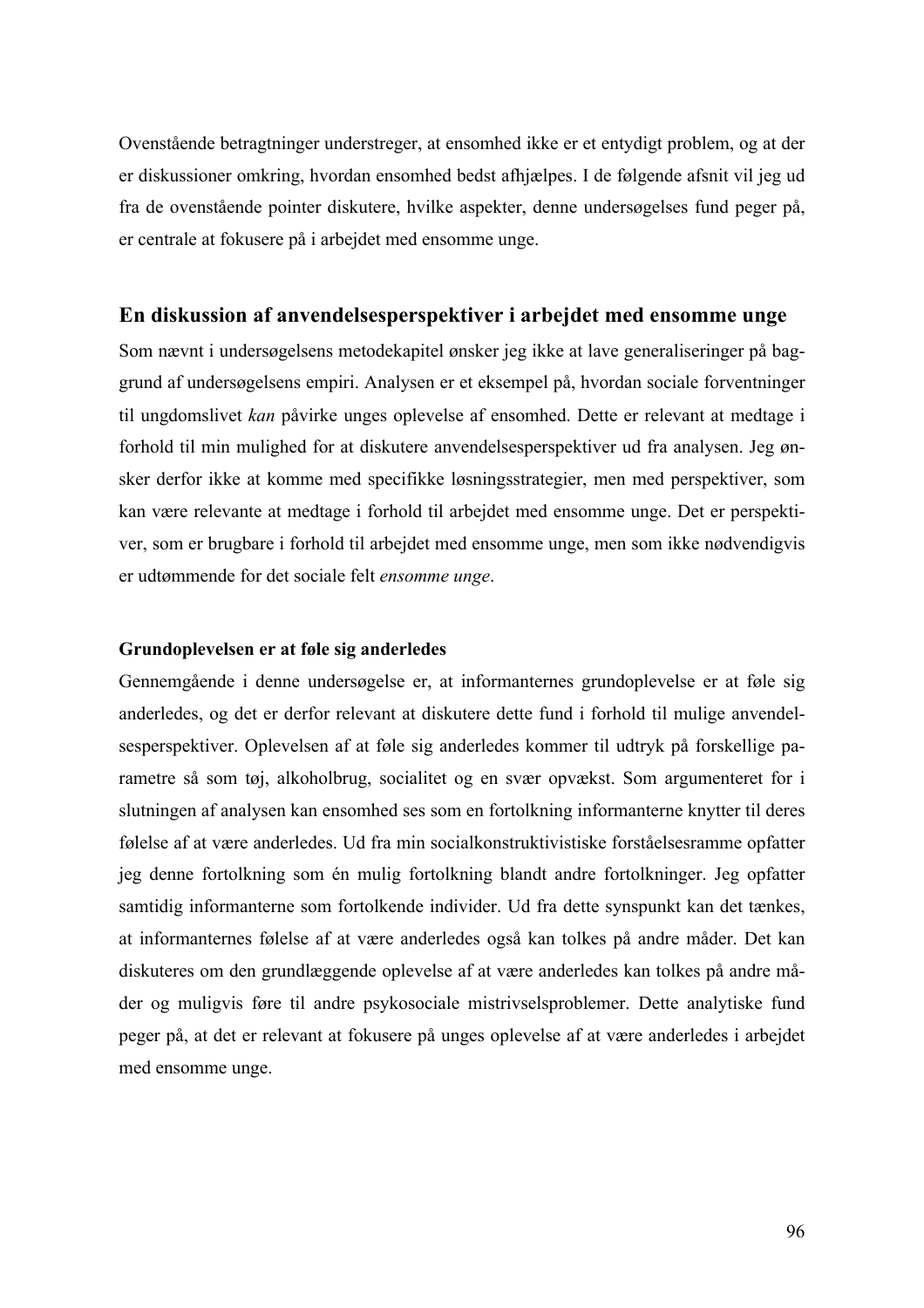Ovenstående betragtninger understreger, at ensomhed ikke er et entydigt problem, og at der er diskussioner omkring, hvordan ensomhed bedst afhjælpes. I de følgende afsnit vil jeg ud fra de ovenstående pointer diskutere, hvilke aspekter, denne undersøgelses fund peger på, er centrale at fokusere på i arbejdet med ensomme unge.

## En diskussion af anvendelsesperspektiver i arbejdet med ensomme unge

Som nævnt i undersøgelsens metodekapitel ønsker jeg ikke at lave generaliseringer på baggrund af undersøgelsens empiri. Analysen er et eksempel på, hvordan sociale forventninger til ungdomslivet *kan* påvirke unges oplevelse af ensomhed. Dette er relevant at medtage i forhold til min mulighed for at diskutere anvendelsesperspektiver ud fra analysen. Jeg ønsker derfor ikke at komme med specifikke løsningsstrategier, men med perspektiver, som kan være relevante at medtage i forhold til arbejdet med ensomme unge. Det er perspektiver, som er brugbare i forhold til arbejdet med ensomme unge, men som ikke nødvendigvis er udtømmende for det sociale felt *ensomme unge*.

### Grundoplevelsen er at føle sig anderledes

Gennemgående i denne undersøgelse er, at informanternes grundoplevelse er at føle sig anderledes, og det er derfor relevant at diskutere dette fund i forhold til mulige anvendelsesperspektiver. Oplevelsen af at føle sig anderledes kommer til udtryk på forskellige parametre så som tøj, alkoholbrug, socialitet og en svær opvækst. Som argumenteret for i slutningen af analysen kan ensomhed ses som en fortolkning informanterne knytter til deres følelse af at være anderledes. Ud fra min socialkonstruktivistiske forståelsesramme opfatter jeg denne fortolkning som én mulig fortolkning blandt andre fortolkninger. Jeg opfatter samtidig informanterne som fortolkende individer. Ud fra dette synspunkt kan det tænkes, at informanternes følelse af at være anderledes også kan tolkes på andre måder. Det kan diskuteres om den grundlæggende oplevelse af at være anderledes kan tolkes på andre måder og muligvis føre til andre psykosociale mistrivselsproblemer. Dette analytiske fund peger på, at det er relevant at fokusere på unges oplevelse af at være anderledes i arbejdet med ensomme unge.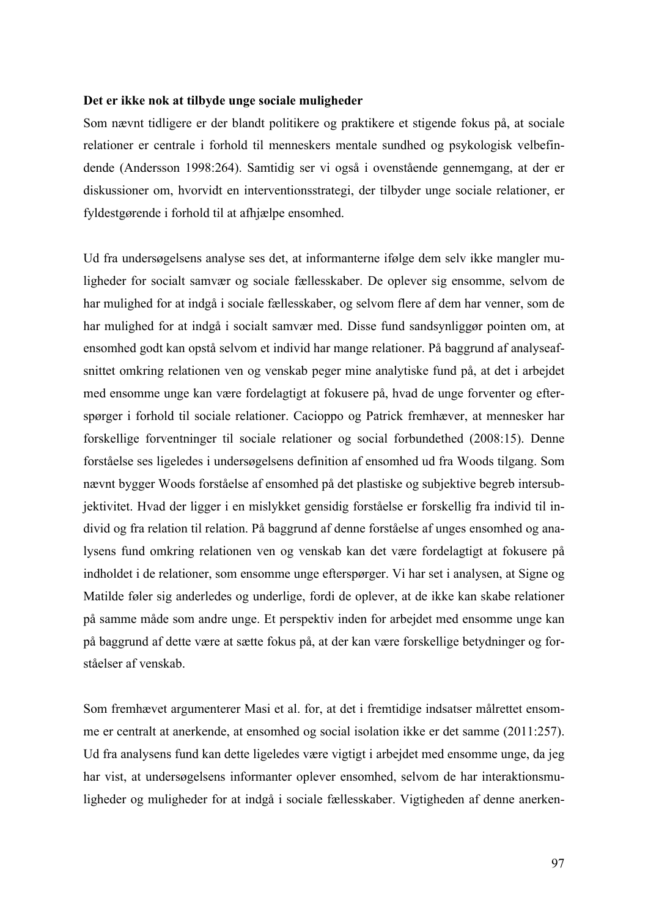**Det er ikke nok at tilbyde unge sociale muligheder**

Som nævnt tidligere er der blandt politikere og praktikere et stigende fokus på, at sociale relationer er centrale i forhold til menneskers mentale sundhed og psykologisk velbefindende (Andersson 1998:264). Samtidig ser vi også i ovenstående gennemgang, at der er diskussioner om, hvorvidt en interventionsstrategi, der tilbyder unge sociale relationer, er fyldestgørende i forhold til at afhjælpe ensomhed.

Ud fra undersøgelsens analyse ses det, at informanterne ifølge dem selv ikke mangler muligheder for socialt samvær og sociale fællesskaber. De oplever sig ensomme, selvom de har mulighed for at indgå i sociale fællesskaber, og selvom flere af dem har venner, som de har mulighed for at indgå i socialt samvær med. Disse fund sandsynliggør pointen om, at ensomhed godt kan opstå selvom et individ har mange relationer. På baggrund af analyseafsnittet omkring relationen ven og venskab peger mine analytiske fund på, at det i arbejdet med ensomme unge kan være fordelagtigt at fokusere på, hvad de unge forventer og efterspørger i forhold til sociale relationer. Cacioppo og Patrick fremhæver, at mennesker har forskellige forventninger til sociale relationer og social forbundethed (2008:15). Denne forståelse ses ligeledes i undersøgelsens definition af ensomhed ud fra Woods tilgang. Som nævnt bygger Woods forståelse af ensomhed på det plastiske og subjektive begreb intersubjektivitet. Hvad der ligger i en mislykket gensidig forståelse er forskellig fra individ til individ og fra relation til relation. På baggrund af denne forståelse af unges ensomhed og analysens fund omkring relationen ven og venskab kan det være fordelagtigt at fokusere på indholdet i de relationer, som ensomme unge efterspørger. Vi har set i analysen, at Signe og Matilde føler sig anderledes og underlige, fordi de oplever, at de ikke kan skabe relationer på samme måde som andre unge. Et perspektiv inden for arbejdet med ensomme unge kan på baggrund af dette være at sætte fokus på, at der kan være forskellige betydninger og forståelser af venskab.

Som fremhævet argumenterer Masi et al. for, at det i fremtidige indsatser målrettet ensomme er centralt at anerkende, at ensomhed og social isolation ikke er det samme (2011:257). Ud fra analysens fund kan dette ligeledes være vigtigt i arbejdet med ensomme unge, da jeg har vist, at undersøgelsens informanter oplever ensomhed, selvom de har interaktionsmuligheder og muligheder for at indgå i sociale fællesskaber. Vigtigheden af denne anerken-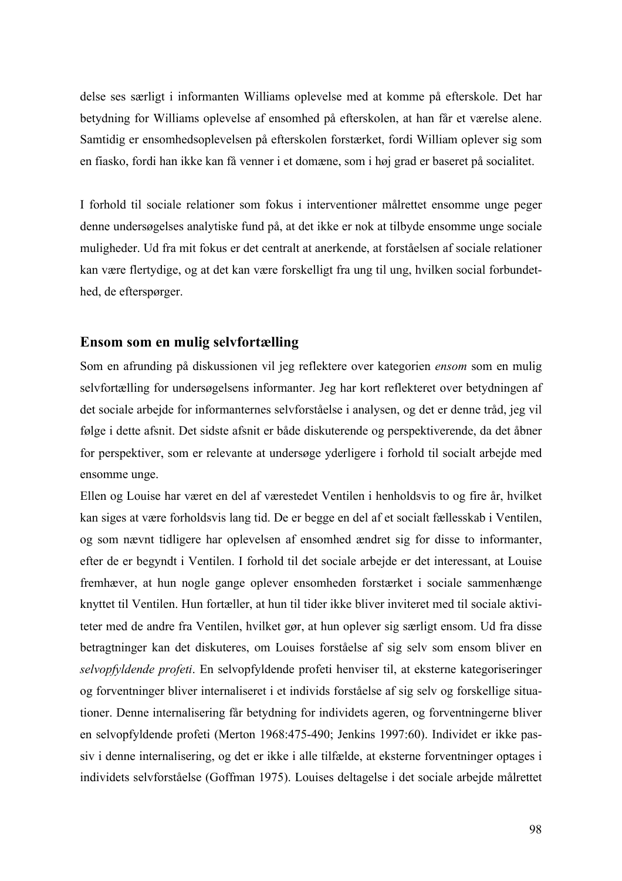delse ses særligt i informanten Williams oplevelse med at komme på efterskole. Det har betydning for Williams oplevelse af ensomhed på efterskolen, at han får et værelse alene. Samtidig er ensomhedsoplevelsen på efterskolen forstærket, fordi William oplever sig som en fiasko, fordi han ikke kan få venner i et domæne, som i høj grad er baseret på socialitet.

I forhold til sociale relationer som fokus i interventioner målrettet ensomme unge peger denne undersøgelses analytiske fund på, at det ikke er nok at tilbyde ensomme unge sociale muligheder. Ud fra mit fokus er det centralt at anerkende, at forståelsen af sociale relationer kan være flertydige, og at det kan være forskelligt fra ung til ung, hvilken social forbundethed, de efterspørger.

### Ensom som en mulig selvfortælling

Som en afrunding på diskussionen vil jeg reflektere over kategorien *ensom* som en mulig selvfortælling for undersøgelsens informanter. Jeg har kort reflekteret over betydningen af det sociale arbejde for informanternes selvforståelse i analysen, og det er denne tråd, jeg vil følge i dette afsnit. Det sidste afsnit er både diskuterende og perspektiverende, da det åbner for perspektiver, som er relevante at undersøge yderligere i forhold til socialt arbejde med ensomme unge.

Ellen og Louise har været en del af værestedet Ventilen i henholdsvis to og fire år, hvilket kan siges at være forholdsvis lang tid. De er begge en del af et socialt fællesskab i Ventilen, og som nævnt tidligere har oplevelsen af ensomhed ændret sig for disse to informanter, efter de er begyndt i Ventilen. I forhold til det sociale arbejde er det interessant, at Louise fremhæver, at hun nogle gange oplever ensomheden forstærket i sociale sammenhænge knyttet til Ventilen. Hun fortæller, at hun til tider ikke bliver inviteret med til sociale aktiviteter med de andre fra Ventilen, hvilket gør, at hun oplever sig særligt ensom. Ud fra disse betragtninger kan det diskuteres, om Louises forståelse af sig selv som ensom bliver en *selvopfyldende profeti*. En selvopfyldende profeti henviser til, at eksterne kategoriseringer og forventninger bliver internaliseret i et individs forståelse af sig selv og forskellige situationer. Denne internalisering får betydning for individets ageren, og forventningerne bliver en selvopfyldende profeti (Merton 1968:475-490; Jenkins 1997:60). Individet er ikke passiv i denne internalisering, og det er ikke i alle tilfælde, at eksterne forventninger optages i individets selvforståelse (Goffman 1975). Louises deltagelse i det sociale arbejde målrettet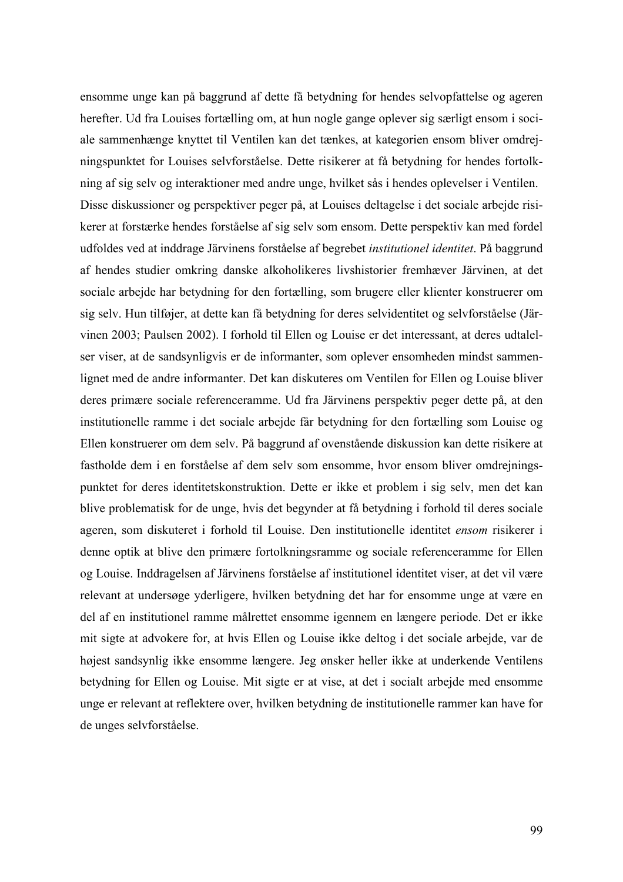ensomme unge kan på baggrund af dette få betydning for hendes selvopfattelse og ageren herefter. Ud fra Louises fortælling om, at hun nogle gange oplever sig særligt ensom i sociale sammenhænge knyttet til Ventilen kan det tænkes, at kategorien ensom bliver omdrejningspunktet for Louises selvforståelse. Dette risikerer at få betydning for hendes fortolkning af sig selv og interaktioner med andre unge, hvilket sås i hendes oplevelser i Ventilen.

Disse diskussioner og perspektiver peger på, at Louises deltagelse i det sociale arbejde risikerer at forstærke hendes forståelse af sig selv som ensom. Dette perspektiv kan med fordel udfoldes ved at inddrage Järvinens forståelse af begrebet *institutionel identitet*. På baggrund af hendes studier omkring danske alkoholikeres livshistorier fremhæver Järvinen, at det sociale arbejde har betydning for den fortælling, som brugere eller klienter konstruerer om sig selv. Hun tilføjer, at dette kan få betydning for deres selvidentitet og selvforståelse (Järvinen 2003; Paulsen 2002). I forhold til Ellen og Louise er det interessant, at deres udtalelser viser, at de sandsynligvis er de informanter, som oplever ensomheden mindst sammenlignet med de andre informanter. Det kan diskuteres om Ventilen for Ellen og Louise bliver deres primære sociale referenceramme. Ud fra Järvinens perspektiv peger dette på, at den institutionelle ramme i det sociale arbejde får betydning for den fortælling som Louise og Ellen konstruerer om dem selv. På baggrund af ovenstående diskussion kan dette risikere at fastholde dem i en forståelse af dem selv som ensomme, hvor ensom bliver omdrejningspunktet for deres identitetskonstruktion. Dette er ikke et problem i sig selv, men det kan blive problematisk for de unge, hvis det begynder at få betydning i forhold til deres sociale ageren, som diskuteret i forhold til Louise. Den institutionelle identitet *ensom* risikerer i denne optik at blive den primære fortolkningsramme og sociale referenceramme for Ellen og Louise. Inddragelsen af Järvinens forståelse af institutionel identitet viser, at det vil være relevant at undersøge yderligere, hvilken betydning det har for ensomme unge at være en del af en institutionel ramme målrettet ensomme igennem en længere periode. Det er ikke mit sigte at advokere for, at hvis Ellen og Louise ikke deltog i det sociale arbejde, var de højest sandsynlig ikke ensomme længere. Jeg ønsker heller ikke at underkende Ventilens betydning for Ellen og Louise. Mit sigte er at vise, at det i socialt arbejde med ensomme unge er relevant at reflektere over, hvilken betydning de institutionelle rammer kan have for de unges selvforståelse.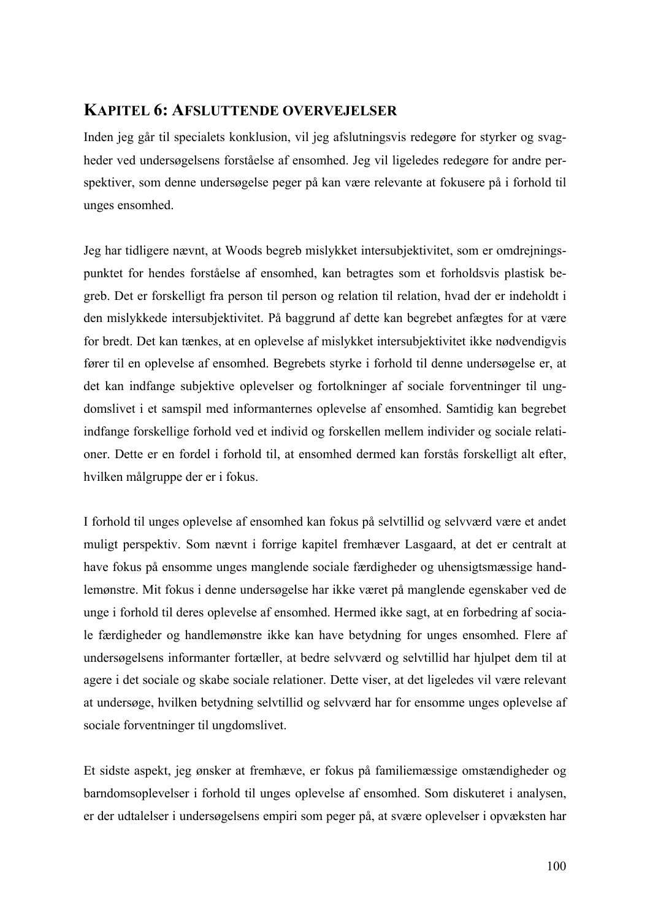## KAPITEL 6: AFSLUTTENDE OVERVEJELSER

Inden jeg går til specialets konklusion, vil jeg afslutningsvis redegøre for styrker og svagheder ved undersøgelsens forståelse af ensomhed. Jeg vil ligeledes redegøre for andre perspektiver, som denne undersøgelse peger på kan være relevante at fokusere på i forhold til unges ensomhed.

Jeg har tidligere nævnt, at Woods begreb mislykket intersubjektivitet, som er omdrejningspunktet for hendes forståelse af ensomhed, kan betragtes som et forholdsvis plastisk begreb. Det er forskelligt fra person til person og relation til relation, hvad der er indeholdt i den mislykkede intersubjektivitet. På baggrund af dette kan begrebet anfægtes for at være for bredt. Det kan tænkes, at en oplevelse af mislykket intersubjektivitet ikke nødvendigvis fører til en oplevelse af ensomhed. Begrebets styrke i forhold til denne undersøgelse er, at det kan indfange subjektive oplevelser og fortolkninger af sociale forventninger til ungdomslivet i et samspil med informanternes oplevelse af ensomhed. Samtidig kan begrebet indfange forskellige forhold ved et individ og forskellen mellem individer og sociale relationer. Dette er en fordel i forhold til, at ensomhed dermed kan forstås forskelligt alt efter, hvilken målgruppe der er i fokus.

I forhold til unges oplevelse af ensomhed kan fokus på selvtillid og selvværd være et andet muligt perspektiv. Som nævnt i forrige kapitel fremhæver Lasgaard, at det er centralt at have fokus på ensomme unges manglende sociale færdigheder og uhensigtsmæssige handlemønstre. Mit fokus i denne undersøgelse har ikke været på manglende egenskaber ved de unge i forhold til deres oplevelse af ensomhed. Hermed ikke sagt, at en forbedring af sociale færdigheder og handlemønstre ikke kan have betydning for unges ensomhed. Flere af undersøgelsens informanter fortæller, at bedre selvværd og selvtillid har hjulpet dem til at agere i det sociale og skabe sociale relationer. Dette viser, at det ligeledes vil være relevant at undersøge, hvilken betydning selvtillid og selvværd har for ensomme unges oplevelse af sociale forventninger til ungdomslivet.

Et sidste aspekt, jeg ønsker at fremhæve, er fokus på familiemæssige omstændigheder og barndomsoplevelser i forhold til unges oplevelse af ensomhed. Som diskuteret i analysen, er der udtalelser i undersøgelsens empiri som peger på, at svære oplevelser i opvæksten har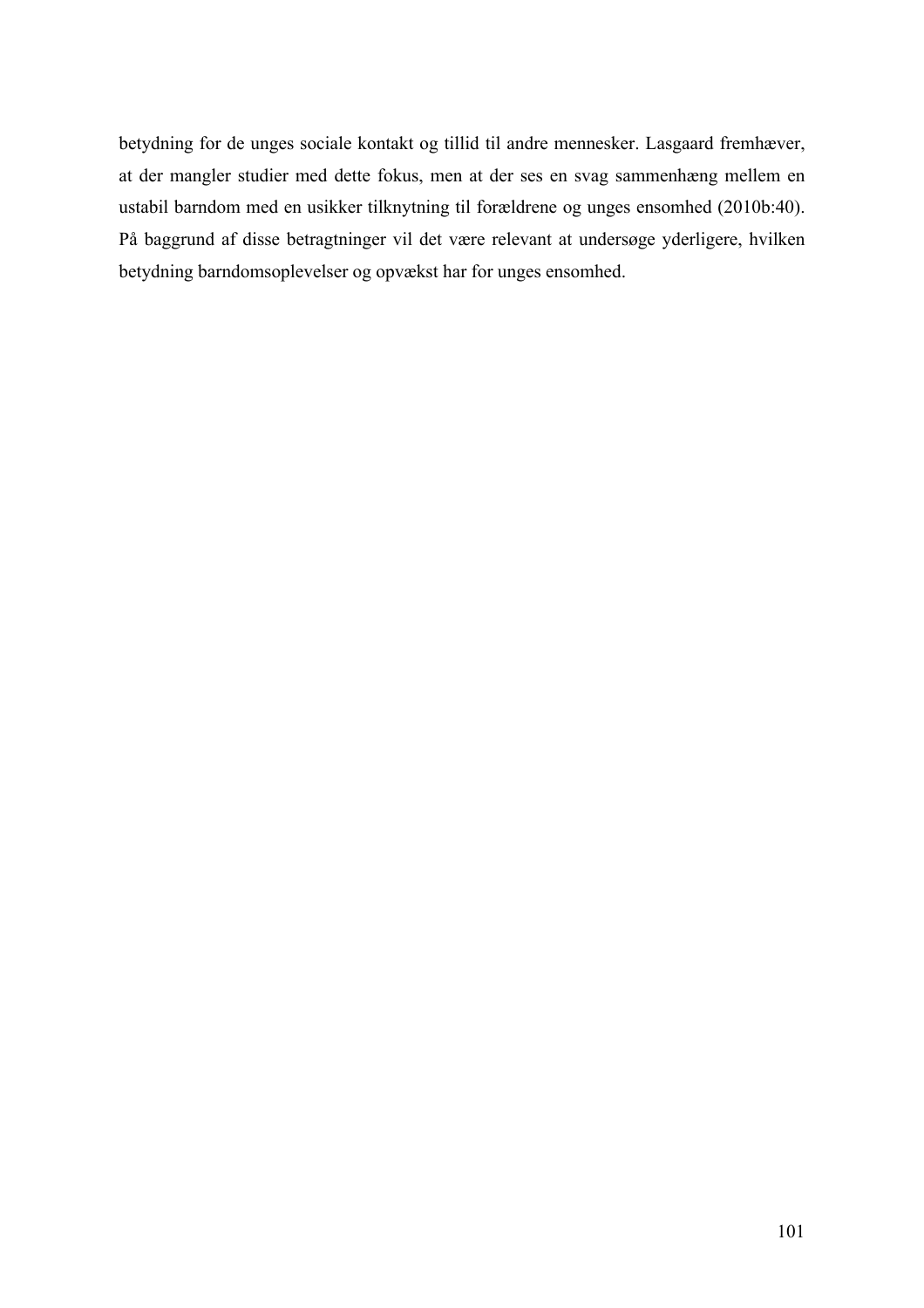betydning for de unges sociale kontakt og tillid til andre mennesker. Lasgaard fremhæver, at der mangler studier med dette fokus, men at der ses en svag sammenhæng mellem en ustabil barndom med en usikker tilknytning til forældrene og unges ensomhed (2010b:40). På baggrund af disse betragtninger vil det være relevant at undersøge yderligere, hvilken betydning barndomsoplevelser og opvækst har for unges ensomhed.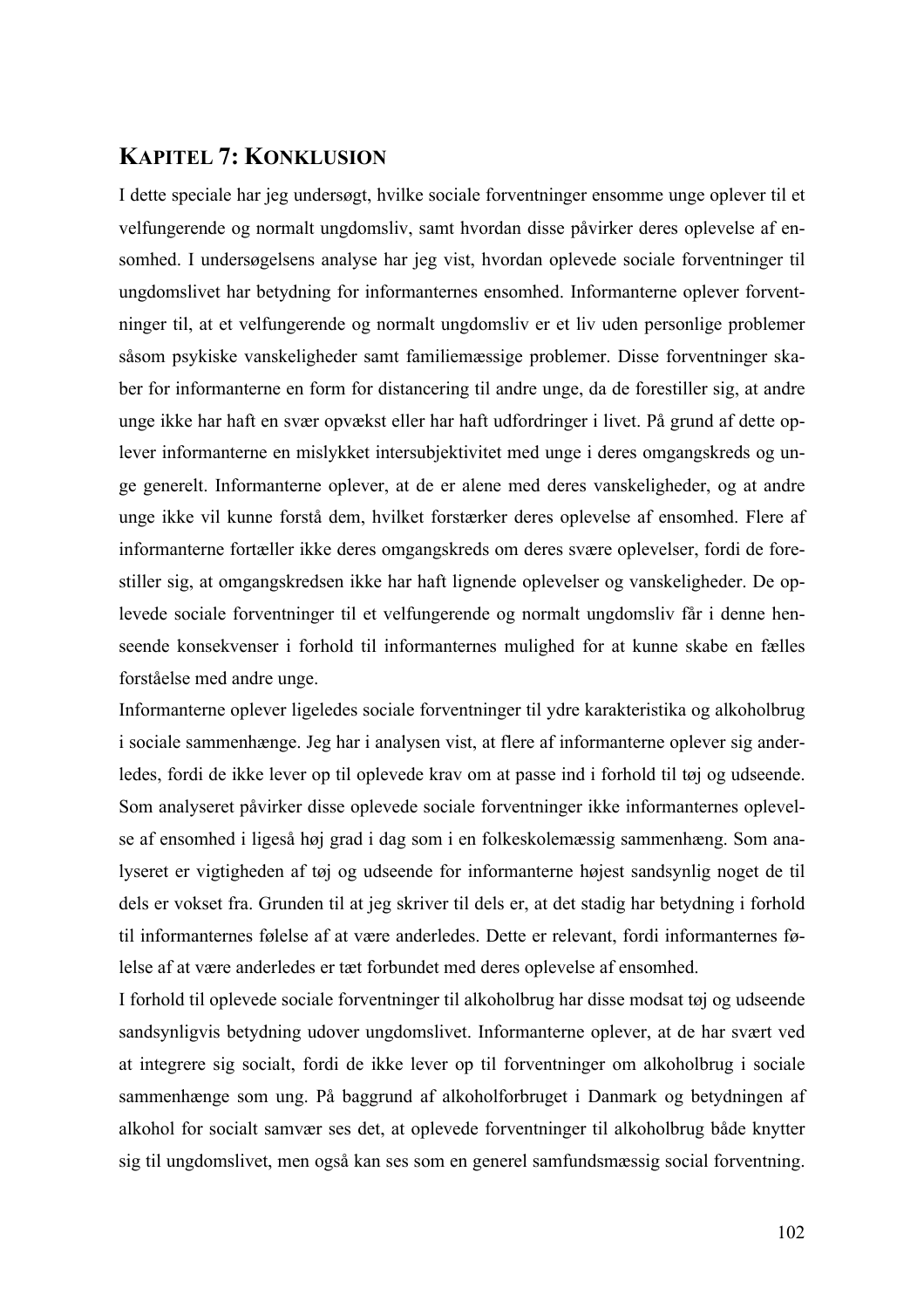## KAPITEL 7: KONKLUSION

I dette speciale har jeg undersøgt, hvilke sociale forventninger ensomme unge oplever til et velfungerende og normalt ungdomsliv, samt hvordan disse påvirker deres oplevelse af ensomhed. I undersøgelsens analyse har jeg vist, hvordan oplevede sociale forventninger til ungdomslivet har betydning for informanternes ensomhed. Informanterne oplever forventninger til, at et velfungerende og normalt ungdomsliv er et liv uden personlige problemer såsom psykiske vanskeligheder samt familiemæssige problemer. Disse forventninger skaber for informanterne en form for distancering til andre unge, da de forestiller sig, at andre unge ikke har haft en svær opvækst eller har haft udfordringer i livet. På grund af dette oplever informanterne en mislykket intersubjektivitet med unge i deres omgangskreds og unge generelt. Informanterne oplever, at de er alene med deres vanskeligheder, og at andre unge ikke vil kunne forstå dem, hvilket forstærker deres oplevelse af ensomhed. Flere af informanterne fortæller ikke deres omgangskreds om deres svære oplevelser, fordi de forestiller sig, at omgangskredsen ikke har haft lignende oplevelser og vanskeligheder. De oplevede sociale forventninger til et velfungerende og normalt ungdomsliv får i denne henseende konsekvenser i forhold til informanternes mulighed for at kunne skabe en fælles forståelse med andre unge.

Informanterne oplever ligeledes sociale forventninger til ydre karakteristika og alkoholbrug i sociale sammenhænge. Jeg har i analysen vist, at flere af informanterne oplever sig anderledes, fordi de ikke lever op til oplevede krav om at passe ind i forhold til tøj og udseende. Som analyseret påvirker disse oplevede sociale forventninger ikke informanternes oplevelse af ensomhed i ligeså høj grad i dag som i en folkeskolemæssig sammenhæng. Som analyseret er vigtigheden af tøj og udseende for informanterne højest sandsynlig noget de til dels er vokset fra. Grunden til at jeg skriver til dels er, at det stadig har betydning i forhold til informanternes følelse af at være anderledes. Dette er relevant, fordi informanternes følelse af at være anderledes er tæt forbundet med deres oplevelse af ensomhed.

I forhold til oplevede sociale forventninger til alkoholbrug har disse modsat tøj og udseende sandsynligvis betydning udover ungdomslivet. Informanterne oplever, at de har svært ved at integrere sig socialt, fordi de ikke lever op til forventninger om alkoholbrug i sociale sammenhænge som ung. På baggrund af alkoholforbruget i Danmark og betydningen af alkohol for socialt samvær ses det, at oplevede forventninger til alkoholbrug både knytter sig til ungdomslivet, men også kan ses som en generel samfundsmæssig social forventning.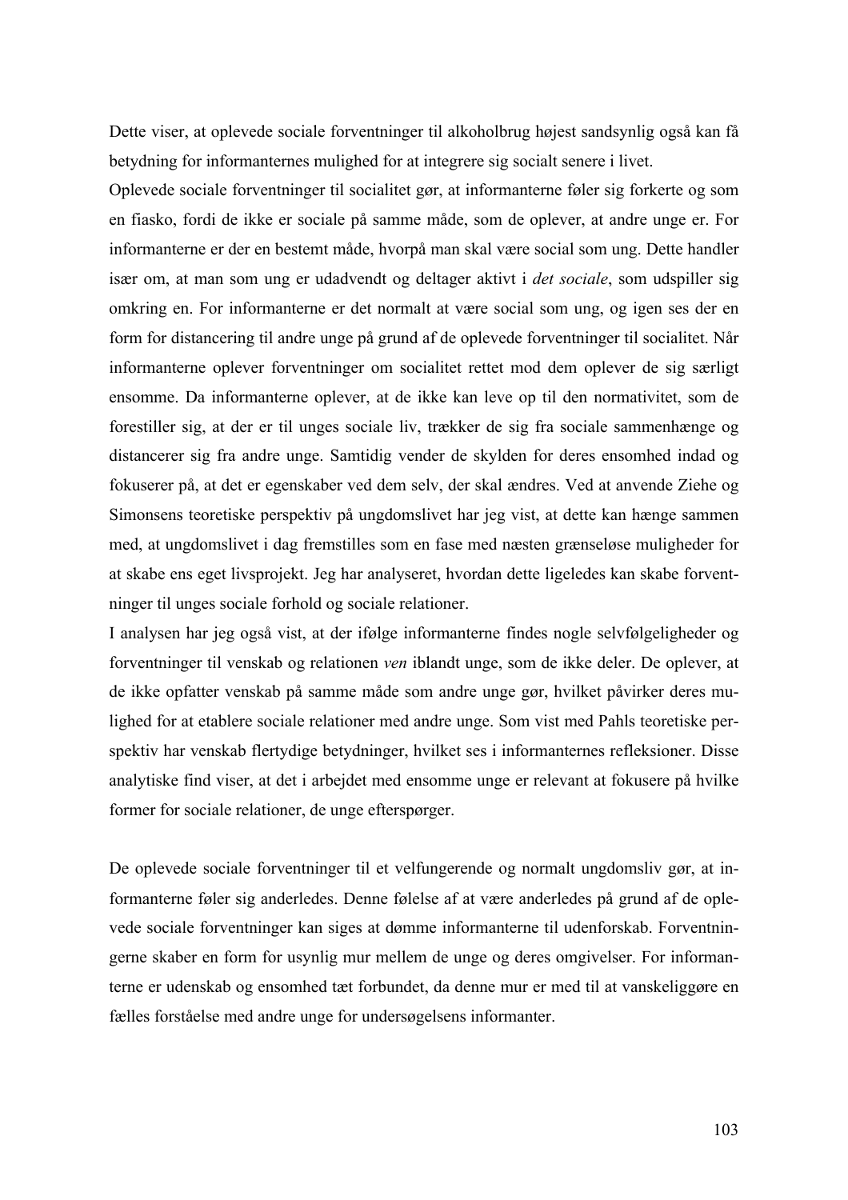Dette viser, at oplevede sociale forventninger til alkoholbrug højest sandsynlig også kan få betydning for informanternes mulighed for at integrere sig socialt senere i livet.

Oplevede sociale forventninger til socialitet gør, at informanterne føler sig forkerte og som en fiasko, fordi de ikke er sociale på samme måde, som de oplever, at andre unge er. For informanterne er der en bestemt måde, hvorpå man skal være social som ung. Dette handler især om, at man som ung er udadvendt og deltager aktivt i *det sociale*, som udspiller sig omkring en. For informanterne er det normalt at være social som ung, og igen ses der en form for distancering til andre unge på grund af de oplevede forventninger til socialitet. Når informanterne oplever forventninger om socialitet rettet mod dem oplever de sig særligt ensomme. Da informanterne oplever, at de ikke kan leve op til den normativitet, som de forestiller sig, at der er til unges sociale liv, trækker de sig fra sociale sammenhænge og distancerer sig fra andre unge. Samtidig vender de skylden for deres ensomhed indad og fokuserer på, at det er egenskaber ved dem selv, der skal ændres. Ved at anvende Ziehe og Simonsens teoretiske perspektiv på ungdomslivet har jeg vist, at dette kan hænge sammen med, at ungdomslivet i dag fremstilles som en fase med næsten grænseløse muligheder for at skabe ens eget livsprojekt. Jeg har analyseret, hvordan dette ligeledes kan skabe forventninger til unges sociale forhold og sociale relationer.

I analysen har jeg også vist, at der ifølge informanterne findes nogle selvfølgeligheder og forventninger til venskab og relationen *ven* iblandt unge, som de ikke deler. De oplever, at de ikke opfatter venskab på samme måde som andre unge gør, hvilket påvirker deres mulighed for at etablere sociale relationer med andre unge. Som vist med Pahls teoretiske perspektiv har venskab flertydige betydninger, hvilket ses i informanternes refleksioner. Disse analytiske find viser, at det i arbejdet med ensomme unge er relevant at fokusere på hvilke former for sociale relationer, de unge efterspørger.

De oplevede sociale forventninger til et velfungerende og normalt ungdomsliv gør, at informanterne føler sig anderledes. Denne følelse af at være anderledes på grund af de oplevede sociale forventninger kan siges at dømme informanterne til udenforskab. Forventningerne skaber en form for usynlig mur mellem de unge og deres omgivelser. For informanterne er udenskab og ensomhed tæt forbundet, da denne mur er med til at vanskeliggøre en fælles forståelse med andre unge for undersøgelsens informanter.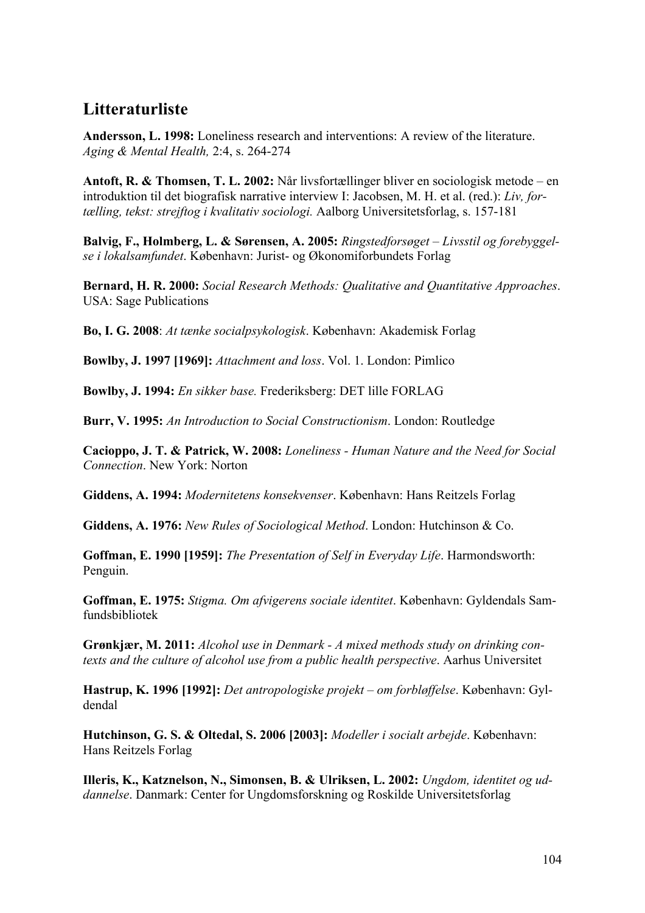## Litteraturliste

**Andersson, L. 1998:** Loneliness research and interventions: A review of the literature. *Aging & Mental Health,* 2:4, s. 264-274

**Antoft, R. & Thomsen, T. L. 2002:** Når livsfortællinger bliver en sociologisk metode – en introduktion til det biografisk narrative interview I: Jacobsen, M. H. et al. (red.): *Liv, fortælling, tekst: strejftog i kvalitativ sociologi.* Aalborg Universitetsforlag, s. 157-181

**Balvig, F., Holmberg, L. & Sørensen, A. 2005:** *Ringstedforsøget – Livsstil og forebyggelse i lokalsamfundet*. København: Jurist- og Økonomiforbundets Forlag

**Bernard, H. R. 2000:** *Social Research Methods: Qualitative and Quantitative Approaches*. USA: Sage Publications

**Bo, I. G. 2008**: *At tænke socialpsykologisk*. København: Akademisk Forlag

**Bowlby, J. 1997 [1969]:** *Attachment and loss*. Vol. 1. London: Pimlico

**Bowlby, J. 1994:** *En sikker base.* Frederiksberg: DET lille FORLAG

**Burr, V. 1995:** *An Introduction to Social Constructionism*. London: Routledge

**Cacioppo, J. T. & Patrick, W. 2008:** *Loneliness - Human Nature and the Need for Social Connection*. New York: Norton

**Giddens, A. 1994:** *Modernitetens konsekvenser*. København: Hans Reitzels Forlag

**Giddens, A. 1976:** *New Rules of Sociological Method*. London: Hutchinson & Co.

**Goffman, E. 1990 [1959]:** *The Presentation of Self in Everyday Life*. Harmondsworth: Penguin.

**Goffman, E. 1975:** *Stigma. Om afvigerens sociale identitet*. København: Gyldendals Samfundsbibliotek

**Grønkjær, M. 2011:** *Alcohol use in Denmark - A mixed methods study on drinking contexts and the culture of alcohol use from a public health perspective*. Aarhus Universitet

**Hastrup, K. 1996 [1992]:** *Det antropologiske projekt – om forbløffelse*. København: Gyldendal

**Hutchinson, G. S. & Oltedal, S. 2006 [2003]:** *Modeller i socialt arbejde*. København: Hans Reitzels Forlag

**Illeris, K., Katznelson, N., Simonsen, B. & Ulriksen, L. 2002:** *Ungdom, identitet og uddannelse*. Danmark: Center for Ungdomsforskning og Roskilde Universitetsforlag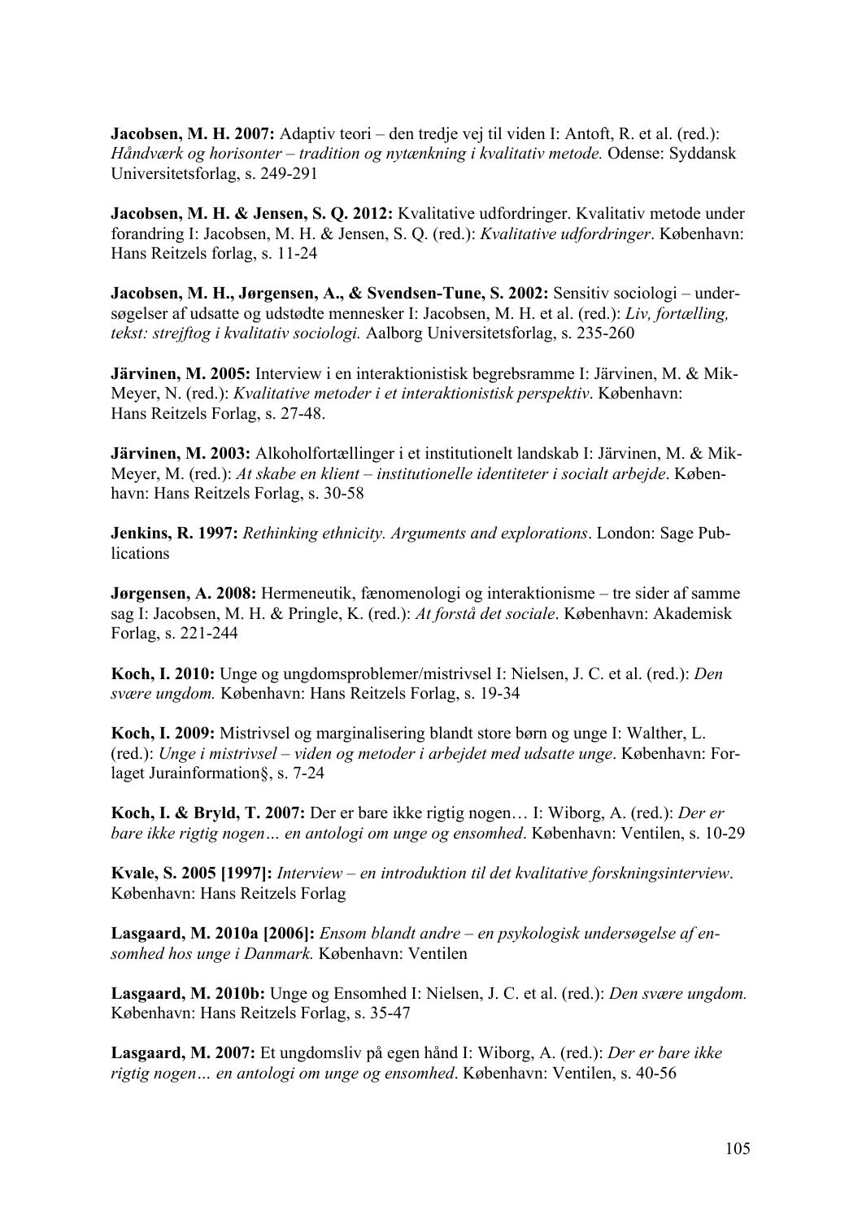**Jacobsen, M. H. 2007:** Adaptiv teori – den tredje vej til viden I: Antoft, R. et al. (red.): *Håndværk og horisonter – tradition og nytænkning i kvalitativ metode.* Odense: Syddansk Universitetsforlag, s. 249-291

**Jacobsen, M. H. & Jensen, S. Q. 2012:** Kvalitative udfordringer. Kvalitativ metode under forandring I: Jacobsen, M. H. & Jensen, S. Q. (red.): *Kvalitative udfordringer*. København: Hans Reitzels forlag, s. 11-24

**Jacobsen, M. H., Jørgensen, A., & Svendsen-Tune, S. 2002:** Sensitiv sociologi – undersøgelser af udsatte og udstødte mennesker I: Jacobsen, M. H. et al. (red.): *Liv, fortælling, tekst: strejftog i kvalitativ sociologi.* Aalborg Universitetsforlag, s. 235-260

**Järvinen, M. 2005:** Interview i en interaktionistisk begrebsramme I: Järvinen, M. & Mik-Meyer, N. (red.): *Kvalitative metoder i et interaktionistisk perspektiv*. København: Hans Reitzels Forlag, s. 27-48.

**Järvinen, M. 2003:** Alkoholfortællinger i et institutionelt landskab I: Järvinen, M. & Mik-Meyer, M. (red.): *At skabe en klient – institutionelle identiteter i socialt arbejde*. København: Hans Reitzels Forlag, s. 30-58

**Jenkins, R. 1997:** *Rethinking ethnicity. Arguments and explorations*. London: Sage Publications

**Jørgensen, A. 2008:** Hermeneutik, fænomenologi og interaktionisme – tre sider af samme sag I: Jacobsen, M. H. & Pringle, K. (red.): *At forstå det sociale*. København: Akademisk Forlag, s. 221-244

**Koch, I. 2010:** Unge og ungdomsproblemer/mistrivsel I: Nielsen, J. C. et al. (red.): *Den svære ungdom.* København: Hans Reitzels Forlag, s. 19-34

**Koch, I. 2009:** Mistrivsel og marginalisering blandt store børn og unge I: Walther, L. (red.): *Unge i mistrivsel – viden og metoder i arbejdet med udsatte unge*. København: Forlaget Jurainformation§, s. 7-24

**Koch, I. & Bryld, T. 2007:** Der er bare ikke rigtig nogen… I: Wiborg, A. (red.): *Der er bare ikke rigtig nogen… en antologi om unge og ensomhed*. København: Ventilen, s. 10-29

**Kvale, S. 2005 [1997]:** *Interview – en introduktion til det kvalitative forskningsinterview*. København: Hans Reitzels Forlag

**Lasgaard, M. 2010a [2006]:** *Ensom blandt andre – en psykologisk undersøgelse af ensomhed hos unge i Danmark.* København: Ventilen

**Lasgaard, M. 2010b:** Unge og Ensomhed I: Nielsen, J. C. et al. (red.): *Den svære ungdom.* København: Hans Reitzels Forlag, s. 35-47

**Lasgaard, M. 2007:** Et ungdomsliv på egen hånd I: Wiborg, A. (red.): *Der er bare ikke rigtig nogen… en antologi om unge og ensomhed*. København: Ventilen, s. 40-56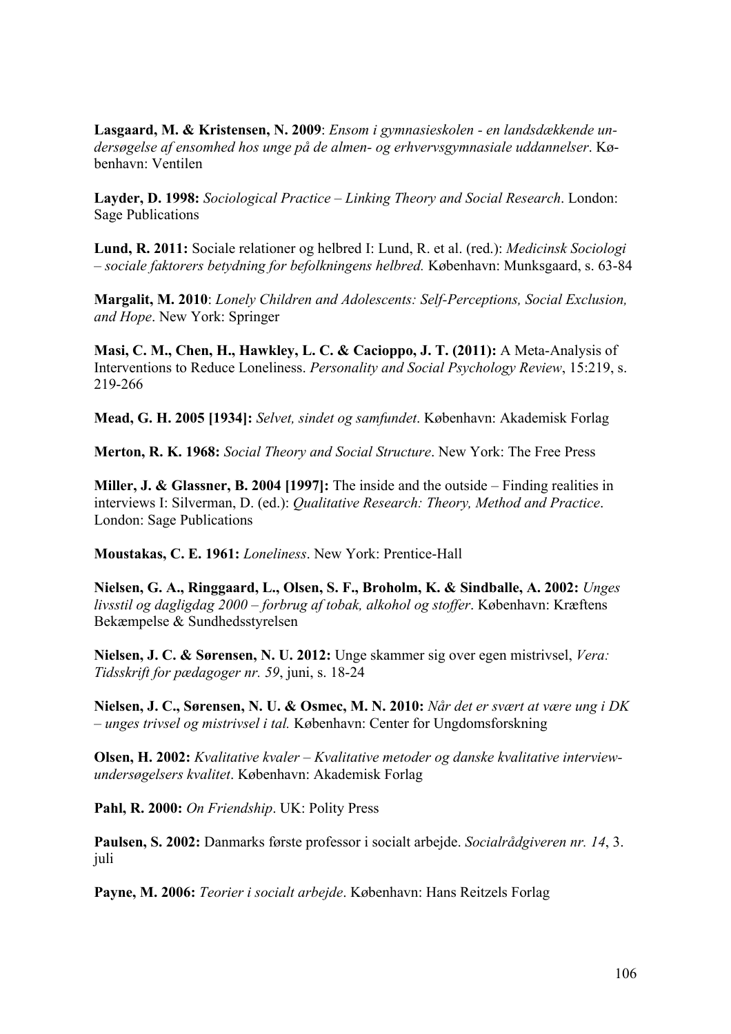**Lasgaard, M. & Kristensen, N. 2009**: *Ensom i gymnasieskolen - en landsdækkende undersøgelse af ensomhed hos unge på de almen- og erhvervsgymnasiale uddannelser*. København: Ventilen

**Layder, D. 1998:** *Sociological Practice – Linking Theory and Social Research*. London: Sage Publications

**Lund, R. 2011:** Sociale relationer og helbred I: Lund, R. et al. (red.): *Medicinsk Sociologi – sociale faktorers betydning for befolkningens helbred.* København: Munksgaard, s. 63-84

**Margalit, M. 2010**: *Lonely Children and Adolescents: Self-Perceptions, Social Exclusion, and Hope*. New York: Springer

**Masi, C. M., Chen, H., Hawkley, L. C. & Cacioppo, J. T. (2011):** A Meta-Analysis of Interventions to Reduce Loneliness. *Personality and Social Psychology Review*, 15:219, s. 219-266

**Mead, G. H. 2005 [1934]:** *Selvet, sindet og samfundet*. København: Akademisk Forlag

**Merton, R. K. 1968:** *Social Theory and Social Structure*. New York: The Free Press

**Miller, J. & Glassner, B. 2004 [1997]:** The inside and the outside – Finding realities in interviews I: Silverman, D. (ed.): *Qualitative Research: Theory, Method and Practice*. London: Sage Publications

**Moustakas, C. E. 1961:** *Loneliness*. New York: Prentice-Hall

**Nielsen, G. A., Ringgaard, L., Olsen, S. F., Broholm, K. & Sindballe, A. 2002:** *Unges livsstil og dagligdag 2000 – forbrug af tobak, alkohol og stoffer*. København: Kræftens Bekæmpelse & Sundhedsstyrelsen

**Nielsen, J. C. & Sørensen, N. U. 2012:** Unge skammer sig over egen mistrivsel, *Vera: Tidsskrift for pædagoger nr. 59*, juni, s. 18-24

**Nielsen, J. C., Sørensen, N. U. & Osmec, M. N. 2010:** *Når det er svært at være ung i DK – unges trivsel og mistrivsel i tal.* København: Center for Ungdomsforskning

**Olsen, H. 2002:** *Kvalitative kvaler – Kvalitative metoder og danske kvalitative interviewundersøgelsers kvalitet*. København: Akademisk Forlag

**Pahl, R. 2000:** *On Friendship*. UK: Polity Press

**Paulsen, S. 2002:** Danmarks første professor i socialt arbejde. *Socialrådgiveren nr. 14*, 3. juli

**Payne, M. 2006:** *Teorier i socialt arbejde*. København: Hans Reitzels Forlag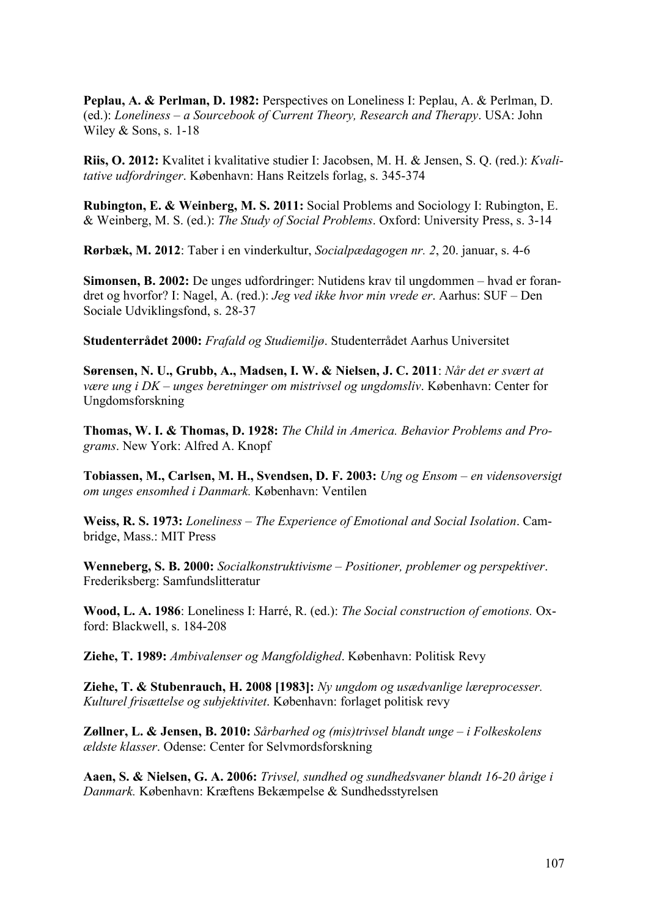**Peplau, A. & Perlman, D. 1982:** Perspectives on Loneliness I: Peplau, A. & Perlman, D. (ed.): *Loneliness – a Sourcebook of Current Theory, Research and Therapy*. USA: John Wiley & Sons, s. 1-18

**Riis, O. 2012:** Kvalitet i kvalitative studier I: Jacobsen, M. H. & Jensen, S. Q. (red.): *Kvalitative udfordringer*. København: Hans Reitzels forlag, s. 345-374

**Rubington, E. & Weinberg, M. S. 2011:** Social Problems and Sociology I: Rubington, E. & Weinberg, M. S. (ed.): *The Study of Social Problems*. Oxford: University Press, s. 3-14

**Rørbæk, M. 2012**: Taber i en vinderkultur, *Socialpædagogen nr. 2*, 20. januar, s. 4-6

**Simonsen, B. 2002:** De unges udfordringer: Nutidens krav til ungdommen – hvad er forandret og hvorfor? I: Nagel, A. (red.): *Jeg ved ikke hvor min vrede er*. Aarhus: SUF – Den Sociale Udviklingsfond, s. 28-37

**Studenterrådet 2000:** *Frafald og Studiemiljø*. Studenterrådet Aarhus Universitet

**Sørensen, N. U., Grubb, A., Madsen, I. W. & Nielsen, J. C. 2011**: *Når det er svært at være ung i DK – unges beretninger om mistrivsel og ungdomsliv*. København: Center for Ungdomsforskning

**Thomas, W. I. & Thomas, D. 1928:** *The Child in America. Behavior Problems and Programs*. New York: Alfred A. Knopf

**Tobiassen, M., Carlsen, M. H., Svendsen, D. F. 2003:** *Ung og Ensom – en vidensoversigt om unges ensomhed i Danmark.* København: Ventilen

**Weiss, R. S. 1973:** *Loneliness – The Experience of Emotional and Social Isolation*. Cambridge, Mass.: MIT Press

**Wenneberg, S. B. 2000:** *Socialkonstruktivisme – Positioner, problemer og perspektiver*. Frederiksberg: Samfundslitteratur

**Wood, L. A. 1986**: Loneliness I: Harré, R. (ed.): *The Social construction of emotions.* Oxford: Blackwell, s. 184-208

**Ziehe, T. 1989:** *Ambivalenser og Mangfoldighed*. København: Politisk Revy

**Ziehe, T. & Stubenrauch, H. 2008 [1983]:** *Ny ungdom og usædvanlige læreprocesser. Kulturel frisættelse og subjektivitet*. København: forlaget politisk revy

**Zøllner, L. & Jensen, B. 2010:** *Sårbarhed og (mis)trivsel blandt unge – i Folkeskolens ældste klasser*. Odense: Center for Selvmordsforskning

**Aaen, S. & Nielsen, G. A. 2006:** *Trivsel, sundhed og sundhedsvaner blandt 16-20 årige i Danmark.* København: Kræftens Bekæmpelse & Sundhedsstyrelsen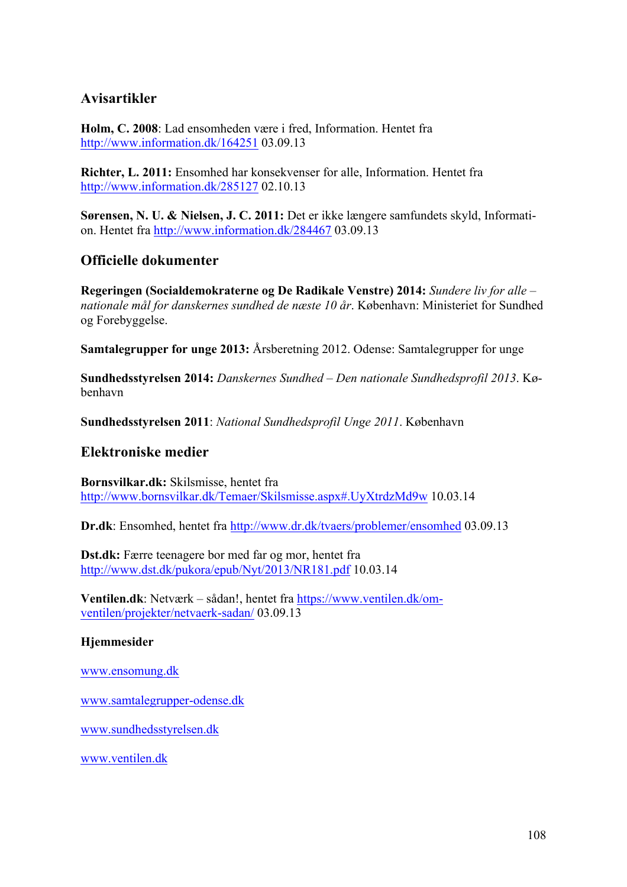## Avisartikler

**Holm, C. 2008**: Lad ensomheden være i fred, Information. Hentet fra http://www.information.dk/164251 03.09.13

**Richter, L. 2011:** Ensomhed har konsekvenser for alle, Information. Hentet fra http://www.information.dk/285127 02.10.13

**Sørensen, N. U. & Nielsen, J. C. 2011:** Det er ikke længere samfundets skyld, Information. Hentet fra http://www.information.dk/284467 03.09.13

## Officielle dokumenter

**Regeringen (Socialdemokraterne og De Radikale Venstre) 2014:** *Sundere liv for alle – nationale mål for danskernes sundhed de næste 10 år*. København: Ministeriet for Sundhed og Forebyggelse.

**Samtalegrupper for unge 2013:** Årsberetning 2012. Odense: Samtalegrupper for unge

**Sundhedsstyrelsen 2014:** *Danskernes Sundhed – Den nationale Sundhedsprofil 2013*. København

**Sundhedsstyrelsen 2011**: *National Sundhedsprofil Unge 2011*. København

## Elektroniske medier

**Bornsvilkar.dk:** Skilsmisse, hentet fra http://www.bornsvilkar.dk/Temaer/Skilsmisse.aspx#.UyXtrdzMd9w 10.03.14

**Dr.dk**: Ensomhed, hentet fra http://www.dr.dk/tvaers/problemer/ensomhed 03.09.13

**Dst.dk:** Færre teenagere bor med far og mor, hentet fra http://www.dst.dk/pukora/epub/Nyt/2013/NR181.pdf 10.03.14

**Ventilen.dk**: Netværk – sådan!, hentet fra https://www.ventilen.dk/om-ventilen/projekter/netvaerk-sadan/ 03.09.13

### Hjemmesider

www.ensomung.dk

www.samtalegrupper-odense.dk

www.sundhedsstyrelsen.dk

www.ventilen.dk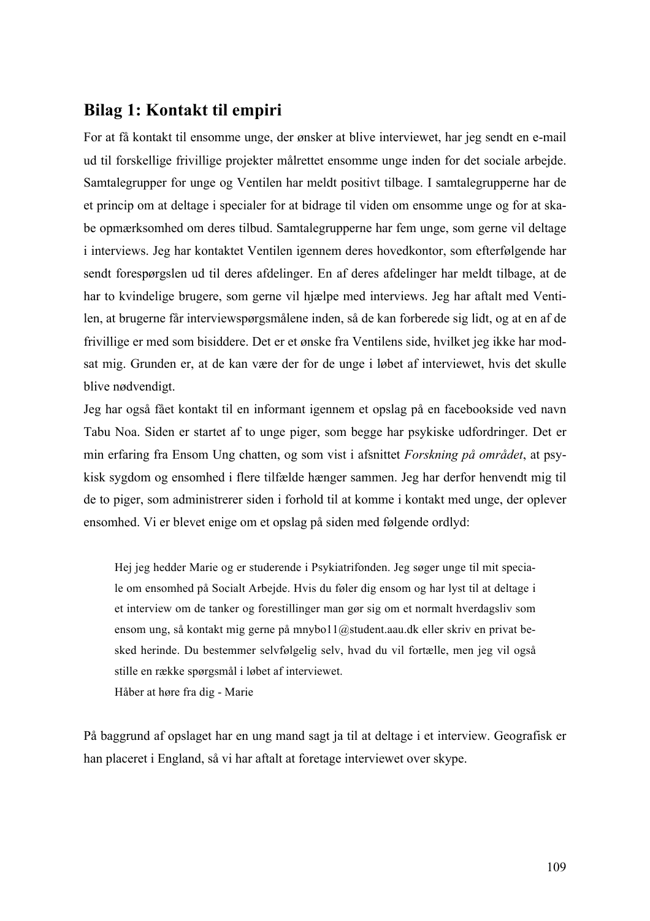## Bilag 1: Kontakt til empiri

For at få kontakt til ensomme unge, der ønsker at blive interviewet, har jeg sendt en e-mail ud til forskellige frivillige projekter målrettet ensomme unge inden for det sociale arbejde. Samtalegrupper for unge og Ventilen har meldt positivt tilbage. I samtalegrupperne har de et princip om at deltage i specialer for at bidrage til viden om ensomme unge og for at skabe opmærksomhed om deres tilbud. Samtalegrupperne har fem unge, som gerne vil deltage i interviews. Jeg har kontaktet Ventilen igennem deres hovedkontor, som efterfølgende har sendt forespørgslen ud til deres afdelinger. En af deres afdelinger har meldt tilbage, at de har to kvindelige brugere, som gerne vil hjælpe med interviews. Jeg har aftalt med Ventilen, at brugerne får interviewspørgsmålene inden, så de kan forberede sig lidt, og at en af de frivillige er med som bisiddere. Det er et ønske fra Ventilens side, hvilket jeg ikke har modsat mig. Grunden er, at de kan være der for de unge i løbet af interviewet, hvis det skulle blive nødvendigt.

Jeg har også fået kontakt til en informant igennem et opslag på en facebookside ved navn Tabu Noa. Siden er startet af to unge piger, som begge har psykiske udfordringer. Det er min erfaring fra Ensom Ung chatten, og som vist i afsnittet *Forskning på området*, at psykisk sygdom og ensomhed i flere tilfælde hænger sammen. Jeg har derfor henvendt mig til de to piger, som administrerer siden i forhold til at komme i kontakt med unge, der oplever ensomhed. Vi er blevet enige om et opslag på siden med følgende ordlyd:

> Hej jeg hedder Marie og er studerende i Psykiatrifonden. Jeg søger unge til mit speciale om ensomhed på Socialt Arbejde. Hvis du føler dig ensom og har lyst til at deltage i et interview om de tanker og forestillinger man gør sig om et normalt hverdagsliv som ensom ung, så kontakt mig gerne på mnybo11@student.aau.dk eller skriv en privat besked herinde. Du bestemmer selvfølgelig selv, hvad du vil fortælle, men jeg vil også stille en række spørgsmål i løbet af interviewet.
>
> Håber at høre fra dig - Marie

På baggrund af opslaget har en ung mand sagt ja til at deltage i et interview. Geografisk er han placeret i England, så vi har aftalt at foretage interviewet over skype.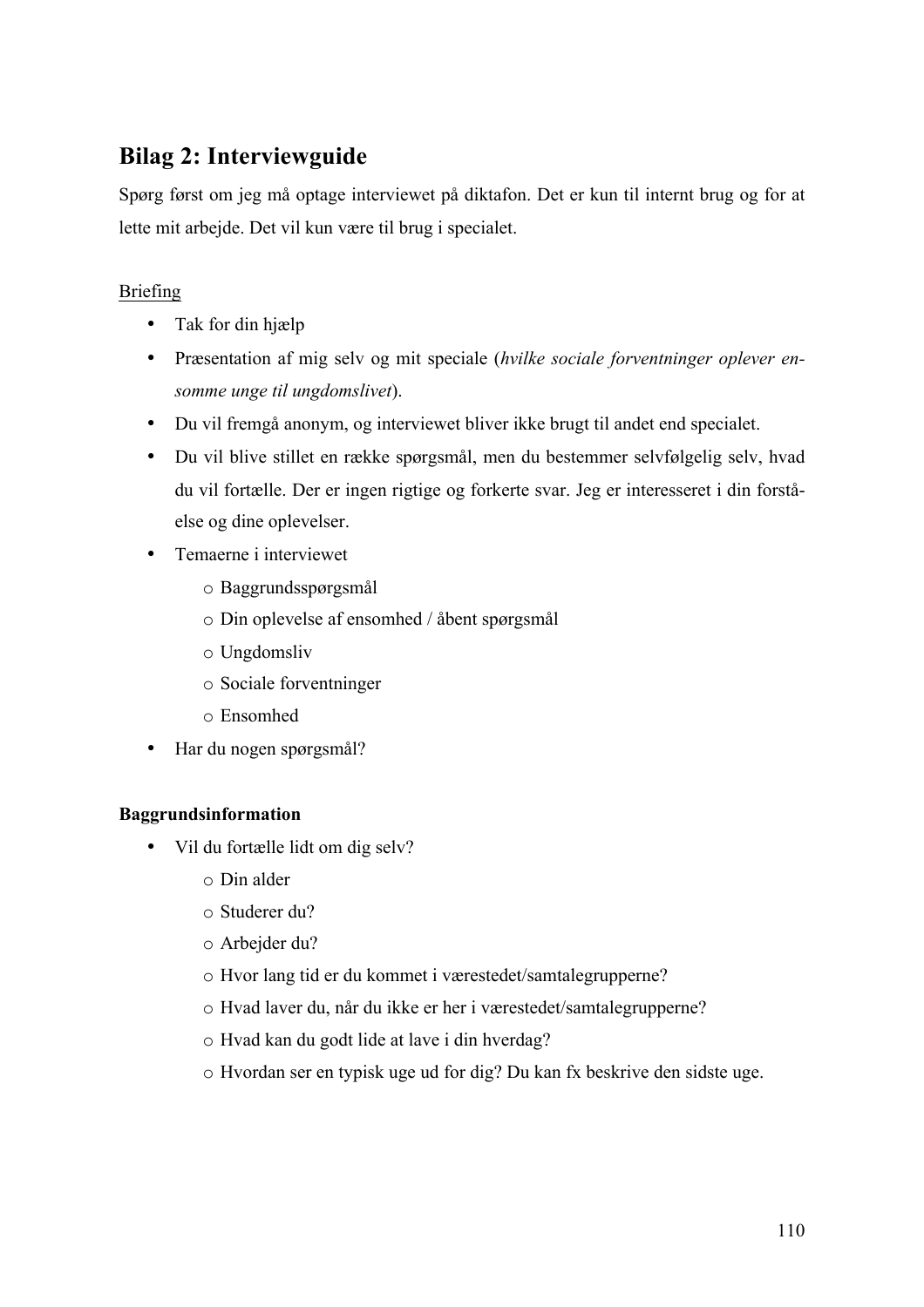## Bilag 2: Interviewguide

Spørg først om jeg må optage interviewet på diktafon. Det er kun til internt brug og for at lette mit arbejde. Det vil kun være til brug i specialet.

<u>Briefing</u>

- Tak for din hjælp
- Præsentation af mig selv og mit speciale (*hvilke sociale forventninger oplever ensomme unge til ungdomslivet*).
- Du vil fremgå anonym, og interviewet bliver ikke brugt til andet end specialet.
- Du vil blive stillet en række spørgsmål, men du bestemmer selvfølgelig selv, hvad du vil fortælle. Der er ingen rigtige og forkerte svar. Jeg er interesseret i din forståelse og dine oplevelser.
- Temaerne i interviewet
  - Baggrundsspørgsmål
  - Din oplevelse af ensomhed / åbent spørgsmål
  - Ungdomsliv
  - Sociale forventninger
  - Ensomhed
- Har du nogen spørgsmål?

**Baggrundsinformation**

- Vil du fortælle lidt om dig selv?
  - Din alder
  - Studerer du?
  - Arbejder du?
  - Hvor lang tid er du kommet i værestedet/samtalegrupperne?
  - Hvad laver du, når du ikke er her i værestedet/samtalegrupperne?
  - Hvad kan du godt lide at lave i din hverdag?
  - Hvordan ser en typisk uge ud for dig? Du kan fx beskrive den sidste uge.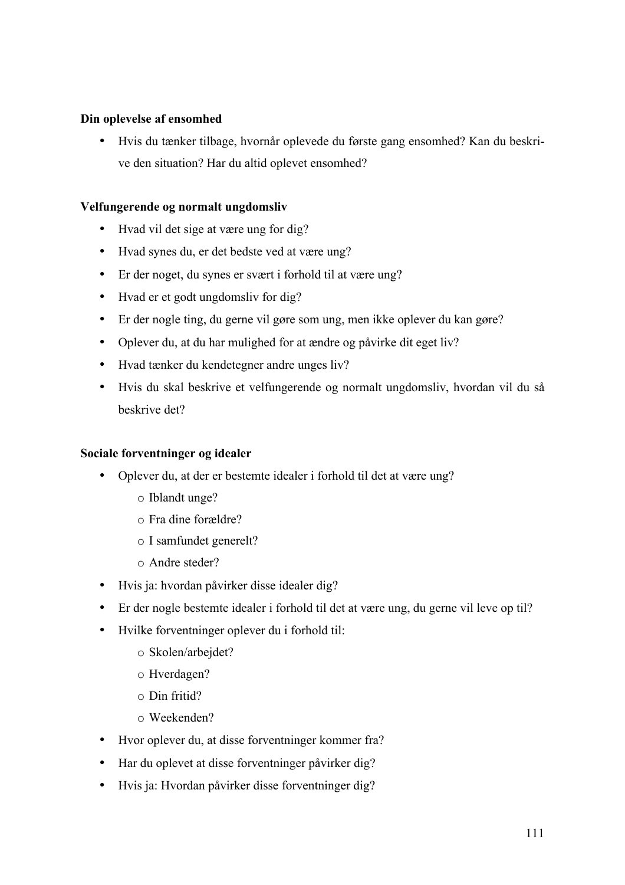**Din oplevelse af ensomhed**

- Hvis du tænker tilbage, hvornår oplevede du første gang ensomhed? Kan du beskrive den situation? Har du altid oplevet ensomhed?

**Velfungerende og normalt ungdomsliv**

- Hvad vil det sige at være ung for dig?
- Hvad synes du, er det bedste ved at være ung?
- Er der noget, du synes er svært i forhold til at være ung?
- Hvad er et godt ungdomsliv for dig?
- Er der nogle ting, du gerne vil gøre som ung, men ikke oplever du kan gøre?
- Oplever du, at du har mulighed for at ændre og påvirke dit eget liv?
- Hvad tænker du kendetegner andre unges liv?
- Hvis du skal beskrive et velfungerende og normalt ungdomsliv, hvordan vil du så beskrive det?

**Sociale forventninger og idealer**

- Oplever du, at der er bestemte idealer i forhold til det at være ung?
    - Iblandt unge?
    - Fra dine forældre?
    - I samfundet generelt?
    - Andre steder?
- Hvis ja: hvordan påvirker disse idealer dig?
- Er der nogle bestemte idealer i forhold til det at være ung, du gerne vil leve op til?
- Hvilke forventninger oplever du i forhold til:
    - Skolen/arbejdet?
    - Hverdagen?
    - Din fritid?
    - Weekenden?
- Hvor oplever du, at disse forventninger kommer fra?
- Har du oplevet at disse forventninger påvirker dig?
- Hvis ja: Hvordan påvirker disse forventninger dig?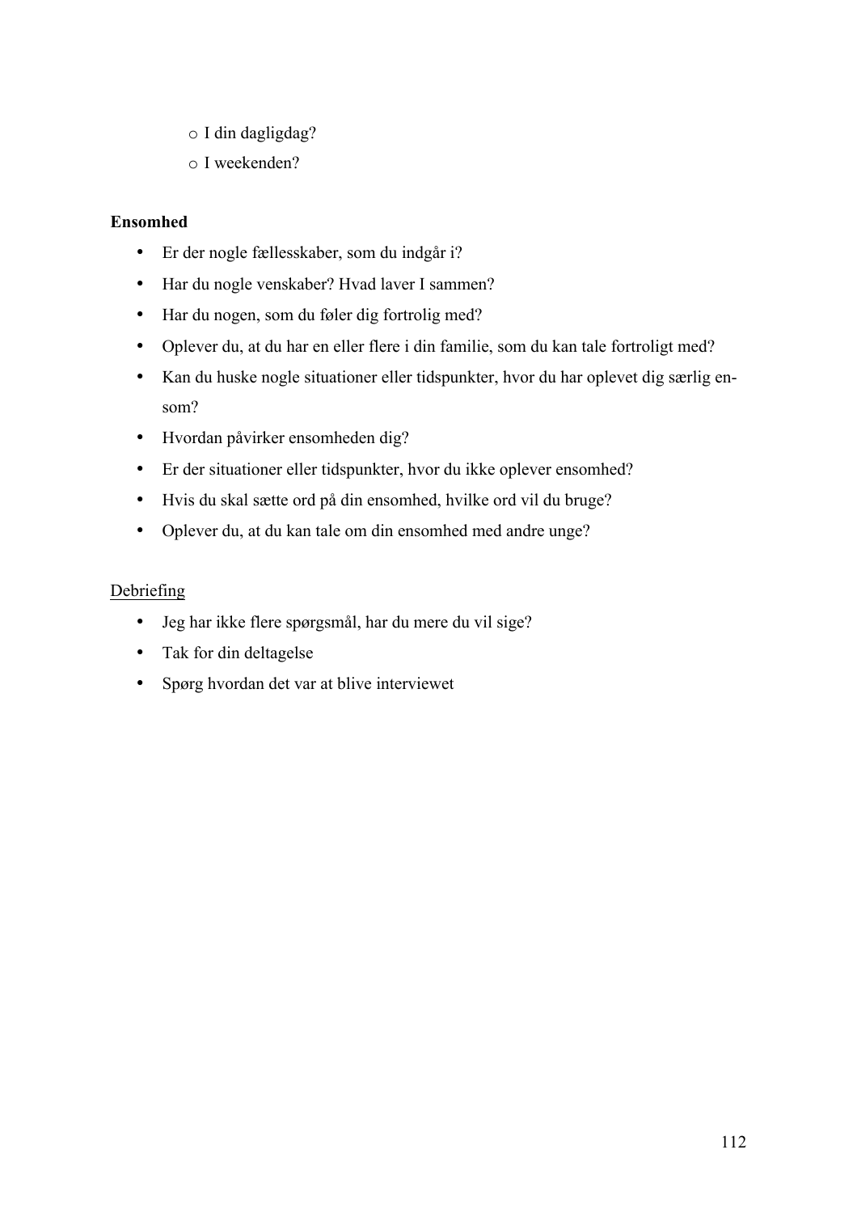- I din dagligdag?
  - I weekenden?

**Ensomhed**

- Er der nogle fællesskaber, som du indgår i?
- Har du nogle venskaber? Hvad laver I sammen?
- Har du nogen, som du føler dig fortrolig med?
- Oplever du, at du har en eller flere i din familie, som du kan tale fortroligt med?
- Kan du huske nogle situationer eller tidspunkter, hvor du har oplevet dig særlig ensom?
- Hvordan påvirker ensomheden dig?
- Er der situationer eller tidspunkter, hvor du ikke oplever ensomhed?
- Hvis du skal sætte ord på din ensomhed, hvilke ord vil du bruge?
- Oplever du, at du kan tale om din ensomhed med andre unge?

<u>Debriefing</u>

- Jeg har ikke flere spørgsmål, har du mere du vil sige?
- Tak for din deltagelse
- Spørg hvordan det var at blive interviewet